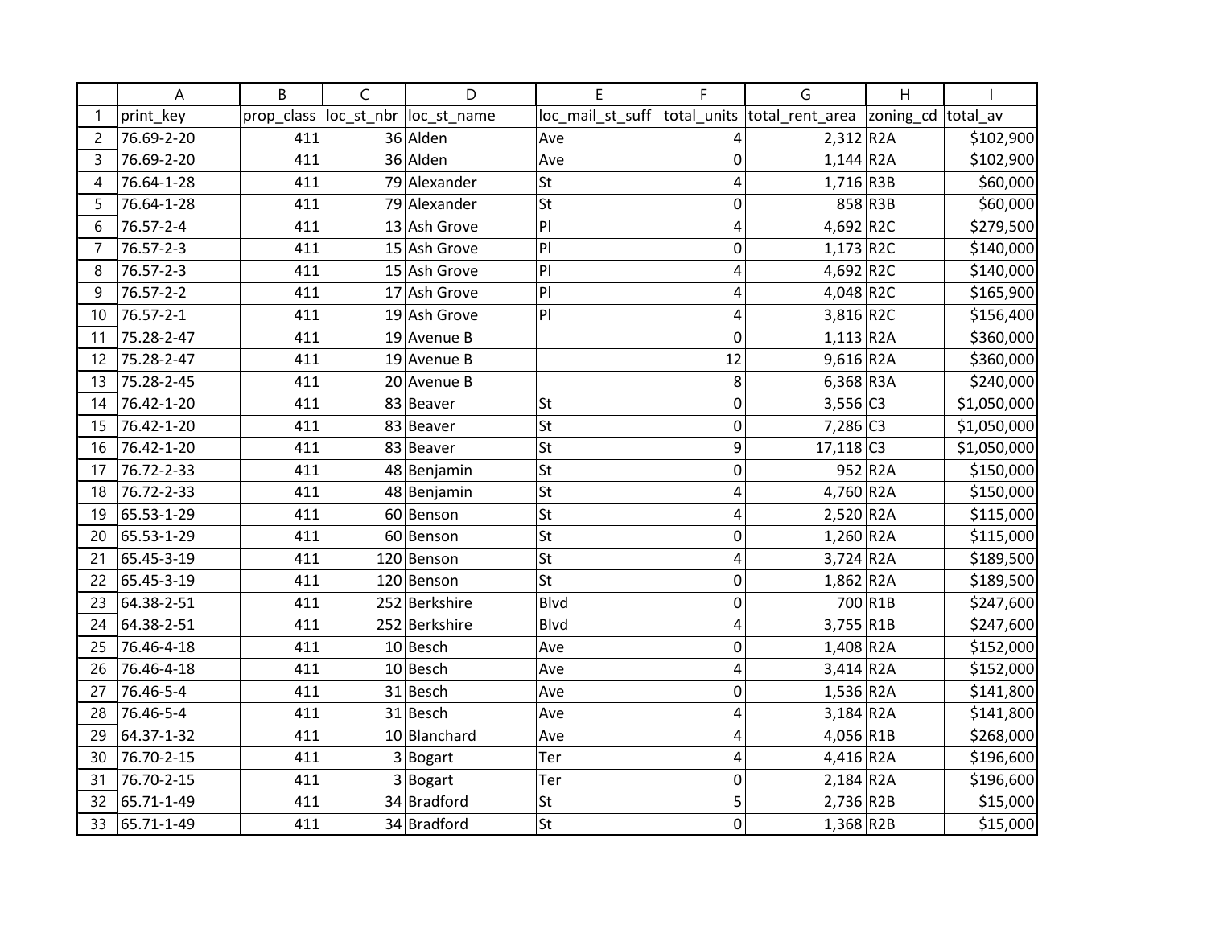| print_key | prop_class | loc_st_nbr | loc_st_name | loc_mail_st_suff | total_units | total_rent_area | zoning_cd | total_av |
|---|---|---|---|---|---|---|---|---|
| 76.69-2-20 | 411 | 36 | Alden | Ave | 4 | 2,312 | R2A | $102,900 |
| 76.69-2-20 | 411 | 36 | Alden | Ave | 0 | 1,144 | R2A | $102,900 |
| 76.64-1-28 | 411 | 79 | Alexander | St | 4 | 1,716 | R3B | $60,000 |
| 76.64-1-28 | 411 | 79 | Alexander | St | 0 | 858 | R3B | $60,000 |
| 76.57-2-4 | 411 | 13 | Ash Grove | Pl | 4 | 4,692 | R2C | $279,500 |
| 76.57-2-3 | 411 | 15 | Ash Grove | Pl | 0 | 1,173 | R2C | $140,000 |
| 76.57-2-3 | 411 | 15 | Ash Grove | Pl | 4 | 4,692 | R2C | $140,000 |
| 76.57-2-2 | 411 | 17 | Ash Grove | Pl | 4 | 4,048 | R2C | $165,900 |
| 76.57-2-1 | 411 | 19 | Ash Grove | Pl | 4 | 3,816 | R2C | $156,400 |
| 75.28-2-47 | 411 | 19 | Avenue B | | 0 | 1,113 | R2A | $360,000 |
| 75.28-2-47 | 411 | 19 | Avenue B | | 12 | 9,616 | R2A | $360,000 |
| 75.28-2-45 | 411 | 20 | Avenue B | | 8 | 6,368 | R3A | $240,000 |
| 76.42-1-20 | 411 | 83 | Beaver | St | 0 | 3,556 | C3 | $1,050,000 |
| 76.42-1-20 | 411 | 83 | Beaver | St | 0 | 7,286 | C3 | $1,050,000 |
| 76.42-1-20 | 411 | 83 | Beaver | St | 9 | 17,118 | C3 | $1,050,000 |
| 76.72-2-33 | 411 | 48 | Benjamin | St | 0 | 952 | R2A | $150,000 |
| 76.72-2-33 | 411 | 48 | Benjamin | St | 4 | 4,760 | R2A | $150,000 |
| 65.53-1-29 | 411 | 60 | Benson | St | 4 | 2,520 | R2A | $115,000 |
| 65.53-1-29 | 411 | 60 | Benson | St | 0 | 1,260 | R2A | $115,000 |
| 65.45-3-19 | 411 | 120 | Benson | St | 4 | 3,724 | R2A | $189,500 |
| 65.45-3-19 | 411 | 120 | Benson | St | 0 | 1,862 | R2A | $189,500 |
| 64.38-2-51 | 411 | 252 | Berkshire | Blvd | 0 | 700 | R1B | $247,600 |
| 64.38-2-51 | 411 | 252 | Berkshire | Blvd | 4 | 3,755 | R1B | $247,600 |
| 76.46-4-18 | 411 | 10 | Besch | Ave | 0 | 1,408 | R2A | $152,000 |
| 76.46-4-18 | 411 | 10 | Besch | Ave | 4 | 3,414 | R2A | $152,000 |
| 76.46-5-4 | 411 | 31 | Besch | Ave | 0 | 1,536 | R2A | $141,800 |
| 76.46-5-4 | 411 | 31 | Besch | Ave | 4 | 3,184 | R2A | $141,800 |
| 64.37-1-32 | 411 | 10 | Blanchard | Ave | 4 | 4,056 | R1B | $268,000 |
| 76.70-2-15 | 411 | 3 | Bogart | Ter | 4 | 4,416 | R2A | $196,600 |
| 76.70-2-15 | 411 | 3 | Bogart | Ter | 0 | 2,184 | R2A | $196,600 |
| 65.71-1-49 | 411 | 34 | Bradford | St | 5 | 2,736 | R2B | $15,000 |
| 65.71-1-49 | 411 | 34 | Bradford | St | 0 | 1,368 | R2B | $15,000 |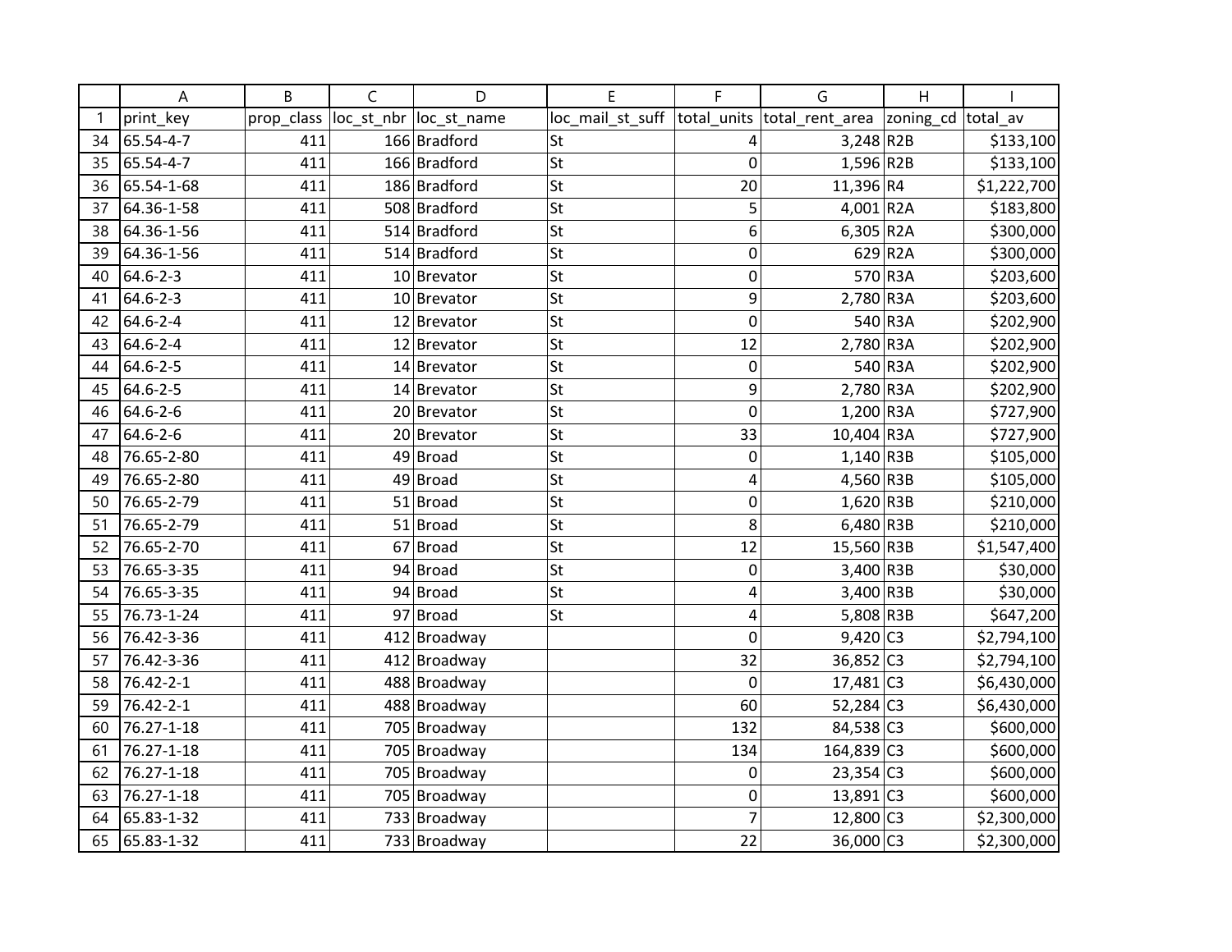| | A | B | C | D | E | F | G | H | I |
|---|---|---|---|---|---|---|---|---|---|
| 1 | print_key | prop_class | loc_st_nbr | loc_st_name | loc_mail_st_suff | total_units | total_rent_area | zoning_cd | total_av |
| 34 | 65.54-4-7 | 411 | 166 | Bradford | St | 4 | 3,248 | R2B | $133,100 |
| 35 | 65.54-4-7 | 411 | 166 | Bradford | St | 0 | 1,596 | R2B | $133,100 |
| 36 | 65.54-1-68 | 411 | 186 | Bradford | St | 20 | 11,396 | R4 | $1,222,700 |
| 37 | 64.36-1-58 | 411 | 508 | Bradford | St | 5 | 4,001 | R2A | $183,800 |
| 38 | 64.36-1-56 | 411 | 514 | Bradford | St | 6 | 6,305 | R2A | $300,000 |
| 39 | 64.36-1-56 | 411 | 514 | Bradford | St | 0 | 629 | R2A | $300,000 |
| 40 | 64.6-2-3 | 411 | 10 | Brevator | St | 0 | 570 | R3A | $203,600 |
| 41 | 64.6-2-3 | 411 | 10 | Brevator | St | 9 | 2,780 | R3A | $203,600 |
| 42 | 64.6-2-4 | 411 | 12 | Brevator | St | 0 | 540 | R3A | $202,900 |
| 43 | 64.6-2-4 | 411 | 12 | Brevator | St | 12 | 2,780 | R3A | $202,900 |
| 44 | 64.6-2-5 | 411 | 14 | Brevator | St | 0 | 540 | R3A | $202,900 |
| 45 | 64.6-2-5 | 411 | 14 | Brevator | St | 9 | 2,780 | R3A | $202,900 |
| 46 | 64.6-2-6 | 411 | 20 | Brevator | St | 0 | 1,200 | R3A | $727,900 |
| 47 | 64.6-2-6 | 411 | 20 | Brevator | St | 33 | 10,404 | R3A | $727,900 |
| 48 | 76.65-2-80 | 411 | 49 | Broad | St | 0 | 1,140 | R3B | $105,000 |
| 49 | 76.65-2-80 | 411 | 49 | Broad | St | 4 | 4,560 | R3B | $105,000 |
| 50 | 76.65-2-79 | 411 | 51 | Broad | St | 0 | 1,620 | R3B | $210,000 |
| 51 | 76.65-2-79 | 411 | 51 | Broad | St | 8 | 6,480 | R3B | $210,000 |
| 52 | 76.65-2-70 | 411 | 67 | Broad | St | 12 | 15,560 | R3B | $1,547,400 |
| 53 | 76.65-3-35 | 411 | 94 | Broad | St | 0 | 3,400 | R3B | $30,000 |
| 54 | 76.65-3-35 | 411 | 94 | Broad | St | 4 | 3,400 | R3B | $30,000 |
| 55 | 76.73-1-24 | 411 | 97 | Broad | St | 4 | 5,808 | R3B | $647,200 |
| 56 | 76.42-3-36 | 411 | 412 | Broadway | | 0 | 9,420 | C3 | $2,794,100 |
| 57 | 76.42-3-36 | 411 | 412 | Broadway | | 32 | 36,852 | C3 | $2,794,100 |
| 58 | 76.42-2-1 | 411 | 488 | Broadway | | 0 | 17,481 | C3 | $6,430,000 |
| 59 | 76.42-2-1 | 411 | 488 | Broadway | | 60 | 52,284 | C3 | $6,430,000 |
| 60 | 76.27-1-18 | 411 | 705 | Broadway | | 132 | 84,538 | C3 | $600,000 |
| 61 | 76.27-1-18 | 411 | 705 | Broadway | | 134 | 164,839 | C3 | $600,000 |
| 62 | 76.27-1-18 | 411 | 705 | Broadway | | 0 | 23,354 | C3 | $600,000 |
| 63 | 76.27-1-18 | 411 | 705 | Broadway | | 0 | 13,891 | C3 | $600,000 |
| 64 | 65.83-1-32 | 411 | 733 | Broadway | | 7 | 12,800 | C3 | $2,300,000 |
| 65 | 65.83-1-32 | 411 | 733 | Broadway | | 22 | 36,000 | C3 | $2,300,000 |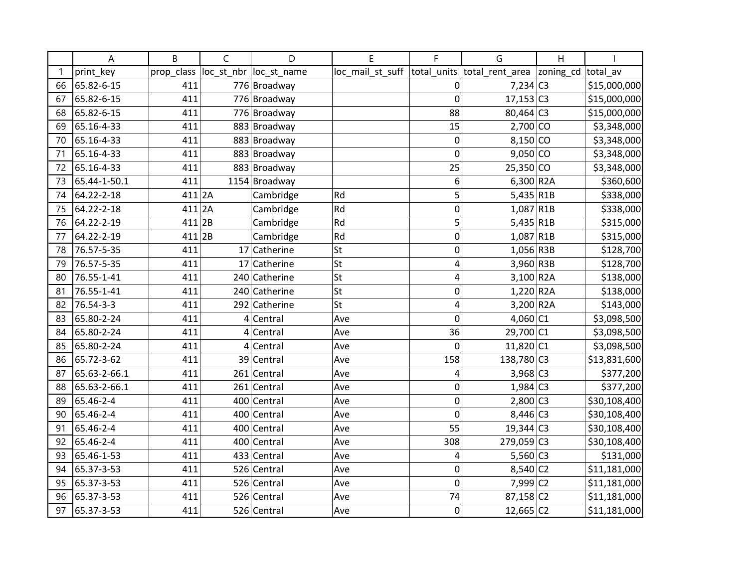| | A | B | C | D | E | F | G | H | I |
|---|---|---|---|---|---|---|---|---|---|
| 1 | print_key | prop_class | loc_st_nbr | loc_st_name | loc_mail_st_suff | total_units | total_rent_area | zoning_cd | total_av |
| 66 | 65.82-6-15 | 411 | 776 | Broadway | | 0 | 7,234 | C3 | $15,000,000 |
| 67 | 65.82-6-15 | 411 | 776 | Broadway | | 0 | 17,153 | C3 | $15,000,000 |
| 68 | 65.82-6-15 | 411 | 776 | Broadway | | 88 | 80,464 | C3 | $15,000,000 |
| 69 | 65.16-4-33 | 411 | 883 | Broadway | | 15 | 2,700 | CO | $3,348,000 |
| 70 | 65.16-4-33 | 411 | 883 | Broadway | | 0 | 8,150 | CO | $3,348,000 |
| 71 | 65.16-4-33 | 411 | 883 | Broadway | | 0 | 9,050 | CO | $3,348,000 |
| 72 | 65.16-4-33 | 411 | 883 | Broadway | | 25 | 25,350 | CO | $3,348,000 |
| 73 | 65.44-1-50.1 | 411 | 1154 | Broadway | | 6 | 6,300 | R2A | $360,600 |
| 74 | 64.22-2-18 | 411 | 2A | Cambridge | Rd | 5 | 5,435 | R1B | $338,000 |
| 75 | 64.22-2-18 | 411 | 2A | Cambridge | Rd | 0 | 1,087 | R1B | $338,000 |
| 76 | 64.22-2-19 | 411 | 2B | Cambridge | Rd | 5 | 5,435 | R1B | $315,000 |
| 77 | 64.22-2-19 | 411 | 2B | Cambridge | Rd | 0 | 1,087 | R1B | $315,000 |
| 78 | 76.57-5-35 | 411 | 17 | Catherine | St | 0 | 1,056 | R3B | $128,700 |
| 79 | 76.57-5-35 | 411 | 17 | Catherine | St | 4 | 3,960 | R3B | $128,700 |
| 80 | 76.55-1-41 | 411 | 240 | Catherine | St | 4 | 3,100 | R2A | $138,000 |
| 81 | 76.55-1-41 | 411 | 240 | Catherine | St | 0 | 1,220 | R2A | $138,000 |
| 82 | 76.54-3-3 | 411 | 292 | Catherine | St | 4 | 3,200 | R2A | $143,000 |
| 83 | 65.80-2-24 | 411 | 4 | Central | Ave | 0 | 4,060 | C1 | $3,098,500 |
| 84 | 65.80-2-24 | 411 | 4 | Central | Ave | 36 | 29,700 | C1 | $3,098,500 |
| 85 | 65.80-2-24 | 411 | 4 | Central | Ave | 0 | 11,820 | C1 | $3,098,500 |
| 86 | 65.72-3-62 | 411 | 39 | Central | Ave | 158 | 138,780 | C3 | $13,831,600 |
| 87 | 65.63-2-66.1 | 411 | 261 | Central | Ave | 4 | 3,968 | C3 | $377,200 |
| 88 | 65.63-2-66.1 | 411 | 261 | Central | Ave | 0 | 1,984 | C3 | $377,200 |
| 89 | 65.46-2-4 | 411 | 400 | Central | Ave | 0 | 2,800 | C3 | $30,108,400 |
| 90 | 65.46-2-4 | 411 | 400 | Central | Ave | 0 | 8,446 | C3 | $30,108,400 |
| 91 | 65.46-2-4 | 411 | 400 | Central | Ave | 55 | 19,344 | C3 | $30,108,400 |
| 92 | 65.46-2-4 | 411 | 400 | Central | Ave | 308 | 279,059 | C3 | $30,108,400 |
| 93 | 65.46-1-53 | 411 | 433 | Central | Ave | 4 | 5,560 | C3 | $131,000 |
| 94 | 65.37-3-53 | 411 | 526 | Central | Ave | 0 | 8,540 | C2 | $11,181,000 |
| 95 | 65.37-3-53 | 411 | 526 | Central | Ave | 0 | 7,999 | C2 | $11,181,000 |
| 96 | 65.37-3-53 | 411 | 526 | Central | Ave | 74 | 87,158 | C2 | $11,181,000 |
| 97 | 65.37-3-53 | 411 | 526 | Central | Ave | 0 | 12,665 | C2 | $11,181,000 |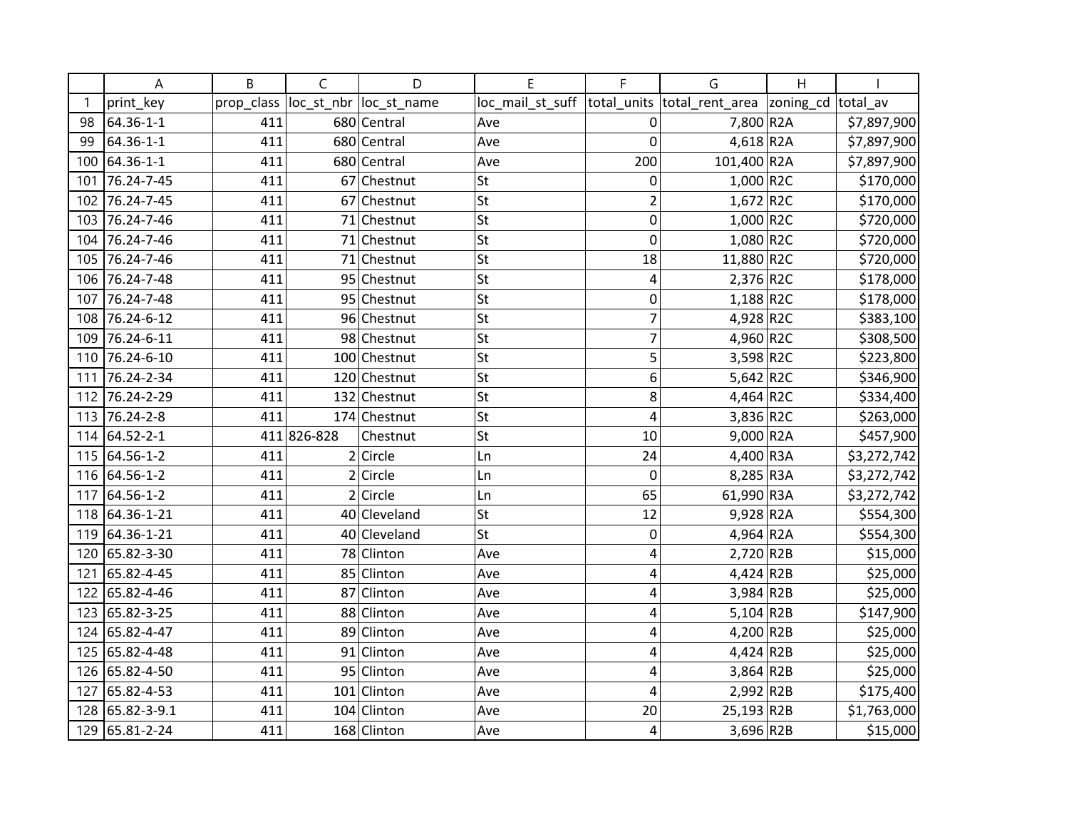| | A | B | C | D | E | F | G | H | I |
|---|---|---|---|---|---|---|---|---|---|
| 1 | print_key | prop_class | loc_st_nbr | loc_st_name | loc_mail_st_suff | total_units | total_rent_area | zoning_cd | total_av |
| 98 | 64.36-1-1 | 411 | 680 | Central | Ave | 0 | 7,800 | R2A | $7,897,900 |
| 99 | 64.36-1-1 | 411 | 680 | Central | Ave | 0 | 4,618 | R2A | $7,897,900 |
| 100 | 64.36-1-1 | 411 | 680 | Central | Ave | 200 | 101,400 | R2A | $7,897,900 |
| 101 | 76.24-7-45 | 411 | 67 | Chestnut | St | 0 | 1,000 | R2C | $170,000 |
| 102 | 76.24-7-45 | 411 | 67 | Chestnut | St | 2 | 1,672 | R2C | $170,000 |
| 103 | 76.24-7-46 | 411 | 71 | Chestnut | St | 0 | 1,000 | R2C | $720,000 |
| 104 | 76.24-7-46 | 411 | 71 | Chestnut | St | 0 | 1,080 | R2C | $720,000 |
| 105 | 76.24-7-46 | 411 | 71 | Chestnut | St | 18 | 11,880 | R2C | $720,000 |
| 106 | 76.24-7-48 | 411 | 95 | Chestnut | St | 4 | 2,376 | R2C | $178,000 |
| 107 | 76.24-7-48 | 411 | 95 | Chestnut | St | 0 | 1,188 | R2C | $178,000 |
| 108 | 76.24-6-12 | 411 | 96 | Chestnut | St | 7 | 4,928 | R2C | $383,100 |
| 109 | 76.24-6-11 | 411 | 98 | Chestnut | St | 7 | 4,960 | R2C | $308,500 |
| 110 | 76.24-6-10 | 411 | 100 | Chestnut | St | 5 | 3,598 | R2C | $223,800 |
| 111 | 76.24-2-34 | 411 | 120 | Chestnut | St | 6 | 5,642 | R2C | $346,900 |
| 112 | 76.24-2-29 | 411 | 132 | Chestnut | St | 8 | 4,464 | R2C | $334,400 |
| 113 | 76.24-2-8 | 411 | 174 | Chestnut | St | 4 | 3,836 | R2C | $263,000 |
| 114 | 64.52-2-1 | 411 | 826-828 | Chestnut | St | 10 | 9,000 | R2A | $457,900 |
| 115 | 64.56-1-2 | 411 | 2 | Circle | Ln | 24 | 4,400 | R3A | $3,272,742 |
| 116 | 64.56-1-2 | 411 | 2 | Circle | Ln | 0 | 8,285 | R3A | $3,272,742 |
| 117 | 64.56-1-2 | 411 | 2 | Circle | Ln | 65 | 61,990 | R3A | $3,272,742 |
| 118 | 64.36-1-21 | 411 | 40 | Cleveland | St | 12 | 9,928 | R2A | $554,300 |
| 119 | 64.36-1-21 | 411 | 40 | Cleveland | St | 0 | 4,964 | R2A | $554,300 |
| 120 | 65.82-3-30 | 411 | 78 | Clinton | Ave | 4 | 2,720 | R2B | $15,000 |
| 121 | 65.82-4-45 | 411 | 85 | Clinton | Ave | 4 | 4,424 | R2B | $25,000 |
| 122 | 65.82-4-46 | 411 | 87 | Clinton | Ave | 4 | 3,984 | R2B | $25,000 |
| 123 | 65.82-3-25 | 411 | 88 | Clinton | Ave | 4 | 5,104 | R2B | $147,900 |
| 124 | 65.82-4-47 | 411 | 89 | Clinton | Ave | 4 | 4,200 | R2B | $25,000 |
| 125 | 65.82-4-48 | 411 | 91 | Clinton | Ave | 4 | 4,424 | R2B | $25,000 |
| 126 | 65.82-4-50 | 411 | 95 | Clinton | Ave | 4 | 3,864 | R2B | $25,000 |
| 127 | 65.82-4-53 | 411 | 101 | Clinton | Ave | 4 | 2,992 | R2B | $175,400 |
| 128 | 65.82-3-9.1 | 411 | 104 | Clinton | Ave | 20 | 25,193 | R2B | $1,763,000 |
| 129 | 65.81-2-24 | 411 | 168 | Clinton | Ave | 4 | 3,696 | R2B | $15,000 |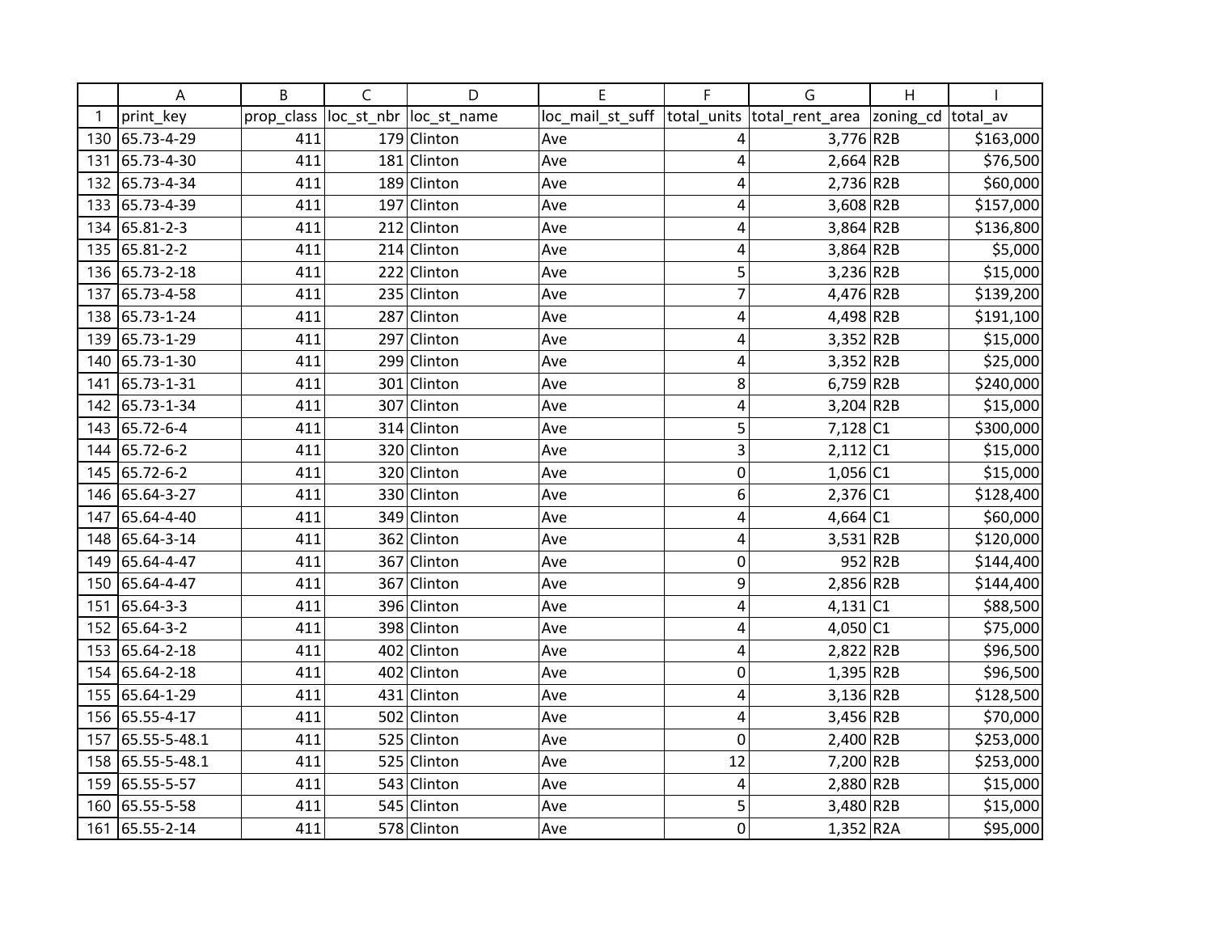| | A | B | C | D | E | F | G | H | I |
|---|---|---|---|---|---|---|---|---|---|
| 1 | print_key | prop_class | loc_st_nbr | loc_st_name | loc_mail_st_suff | total_units | total_rent_area | zoning_cd | total_av |
| 130 | 65.73-4-29 | 411 | 179 | Clinton | Ave | 4 | 3,776 | R2B | $163,000 |
| 131 | 65.73-4-30 | 411 | 181 | Clinton | Ave | 4 | 2,664 | R2B | $76,500 |
| 132 | 65.73-4-34 | 411 | 189 | Clinton | Ave | 4 | 2,736 | R2B | $60,000 |
| 133 | 65.73-4-39 | 411 | 197 | Clinton | Ave | 4 | 3,608 | R2B | $157,000 |
| 134 | 65.81-2-3 | 411 | 212 | Clinton | Ave | 4 | 3,864 | R2B | $136,800 |
| 135 | 65.81-2-2 | 411 | 214 | Clinton | Ave | 4 | 3,864 | R2B | $5,000 |
| 136 | 65.73-2-18 | 411 | 222 | Clinton | Ave | 5 | 3,236 | R2B | $15,000 |
| 137 | 65.73-4-58 | 411 | 235 | Clinton | Ave | 7 | 4,476 | R2B | $139,200 |
| 138 | 65.73-1-24 | 411 | 287 | Clinton | Ave | 4 | 4,498 | R2B | $191,100 |
| 139 | 65.73-1-29 | 411 | 297 | Clinton | Ave | 4 | 3,352 | R2B | $15,000 |
| 140 | 65.73-1-30 | 411 | 299 | Clinton | Ave | 4 | 3,352 | R2B | $25,000 |
| 141 | 65.73-1-31 | 411 | 301 | Clinton | Ave | 8 | 6,759 | R2B | $240,000 |
| 142 | 65.73-1-34 | 411 | 307 | Clinton | Ave | 4 | 3,204 | R2B | $15,000 |
| 143 | 65.72-6-4 | 411 | 314 | Clinton | Ave | 5 | 7,128 | C1 | $300,000 |
| 144 | 65.72-6-2 | 411 | 320 | Clinton | Ave | 3 | 2,112 | C1 | $15,000 |
| 145 | 65.72-6-2 | 411 | 320 | Clinton | Ave | 0 | 1,056 | C1 | $15,000 |
| 146 | 65.64-3-27 | 411 | 330 | Clinton | Ave | 6 | 2,376 | C1 | $128,400 |
| 147 | 65.64-4-40 | 411 | 349 | Clinton | Ave | 4 | 4,664 | C1 | $60,000 |
| 148 | 65.64-3-14 | 411 | 362 | Clinton | Ave | 4 | 3,531 | R2B | $120,000 |
| 149 | 65.64-4-47 | 411 | 367 | Clinton | Ave | 0 | 952 | R2B | $144,400 |
| 150 | 65.64-4-47 | 411 | 367 | Clinton | Ave | 9 | 2,856 | R2B | $144,400 |
| 151 | 65.64-3-3 | 411 | 396 | Clinton | Ave | 4 | 4,131 | C1 | $88,500 |
| 152 | 65.64-3-2 | 411 | 398 | Clinton | Ave | 4 | 4,050 | C1 | $75,000 |
| 153 | 65.64-2-18 | 411 | 402 | Clinton | Ave | 4 | 2,822 | R2B | $96,500 |
| 154 | 65.64-2-18 | 411 | 402 | Clinton | Ave | 0 | 1,395 | R2B | $96,500 |
| 155 | 65.64-1-29 | 411 | 431 | Clinton | Ave | 4 | 3,136 | R2B | $128,500 |
| 156 | 65.55-4-17 | 411 | 502 | Clinton | Ave | 4 | 3,456 | R2B | $70,000 |
| 157 | 65.55-5-48.1 | 411 | 525 | Clinton | Ave | 0 | 2,400 | R2B | $253,000 |
| 158 | 65.55-5-48.1 | 411 | 525 | Clinton | Ave | 12 | 7,200 | R2B | $253,000 |
| 159 | 65.55-5-57 | 411 | 543 | Clinton | Ave | 4 | 2,880 | R2B | $15,000 |
| 160 | 65.55-5-58 | 411 | 545 | Clinton | Ave | 5 | 3,480 | R2B | $15,000 |
| 161 | 65.55-2-14 | 411 | 578 | Clinton | Ave | 0 | 1,352 | R2A | $95,000 |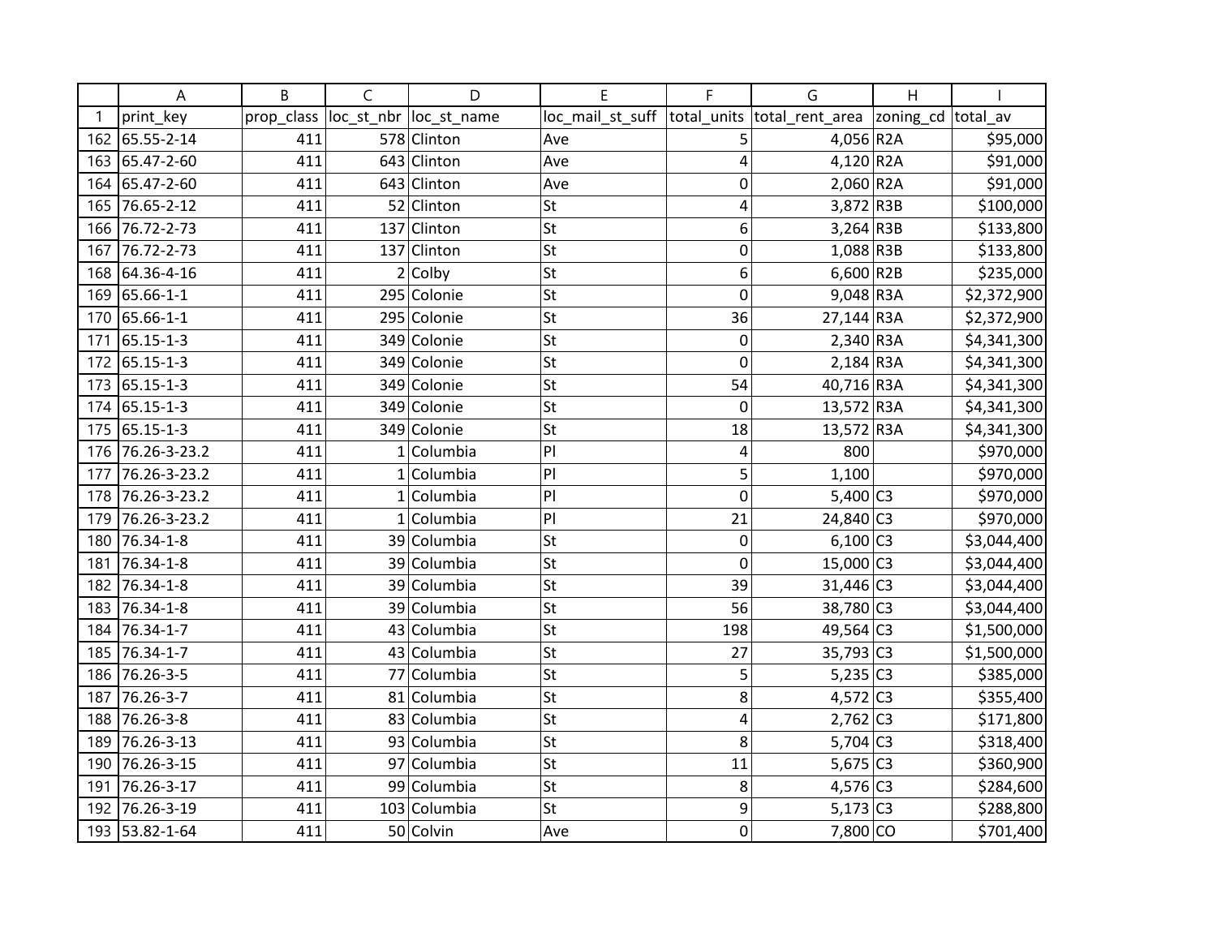| | A | B | C | D | E | F | G | H | I |
|---|---|---|---|---|---|---|---|---|---|
| 1 | print_key | prop_class | loc_st_nbr | loc_st_name | loc_mail_st_suff | total_units | total_rent_area | zoning_cd | total_av |
| 162 | 65.55-2-14 | 411 | 578 | Clinton | Ave | 5 | 4,056 | R2A | $95,000 |
| 163 | 65.47-2-60 | 411 | 643 | Clinton | Ave | 4 | 4,120 | R2A | $91,000 |
| 164 | 65.47-2-60 | 411 | 643 | Clinton | Ave | 0 | 2,060 | R2A | $91,000 |
| 165 | 76.65-2-12 | 411 | 52 | Clinton | St | 4 | 3,872 | R3B | $100,000 |
| 166 | 76.72-2-73 | 411 | 137 | Clinton | St | 6 | 3,264 | R3B | $133,800 |
| 167 | 76.72-2-73 | 411 | 137 | Clinton | St | 0 | 1,088 | R3B | $133,800 |
| 168 | 64.36-4-16 | 411 | 2 | Colby | St | 6 | 6,600 | R2B | $235,000 |
| 169 | 65.66-1-1 | 411 | 295 | Colonie | St | 0 | 9,048 | R3A | $2,372,900 |
| 170 | 65.66-1-1 | 411 | 295 | Colonie | St | 36 | 27,144 | R3A | $2,372,900 |
| 171 | 65.15-1-3 | 411 | 349 | Colonie | St | 0 | 2,340 | R3A | $4,341,300 |
| 172 | 65.15-1-3 | 411 | 349 | Colonie | St | 0 | 2,184 | R3A | $4,341,300 |
| 173 | 65.15-1-3 | 411 | 349 | Colonie | St | 54 | 40,716 | R3A | $4,341,300 |
| 174 | 65.15-1-3 | 411 | 349 | Colonie | St | 0 | 13,572 | R3A | $4,341,300 |
| 175 | 65.15-1-3 | 411 | 349 | Colonie | St | 18 | 13,572 | R3A | $4,341,300 |
| 176 | 76.26-3-23.2 | 411 | 1 | Columbia | Pl | 4 | 800 | | $970,000 |
| 177 | 76.26-3-23.2 | 411 | 1 | Columbia | Pl | 5 | 1,100 | | $970,000 |
| 178 | 76.26-3-23.2 | 411 | 1 | Columbia | Pl | 0 | 5,400 | C3 | $970,000 |
| 179 | 76.26-3-23.2 | 411 | 1 | Columbia | Pl | 21 | 24,840 | C3 | $970,000 |
| 180 | 76.34-1-8 | 411 | 39 | Columbia | St | 0 | 6,100 | C3 | $3,044,400 |
| 181 | 76.34-1-8 | 411 | 39 | Columbia | St | 0 | 15,000 | C3 | $3,044,400 |
| 182 | 76.34-1-8 | 411 | 39 | Columbia | St | 39 | 31,446 | C3 | $3,044,400 |
| 183 | 76.34-1-8 | 411 | 39 | Columbia | St | 56 | 38,780 | C3 | $3,044,400 |
| 184 | 76.34-1-7 | 411 | 43 | Columbia | St | 198 | 49,564 | C3 | $1,500,000 |
| 185 | 76.34-1-7 | 411 | 43 | Columbia | St | 27 | 35,793 | C3 | $1,500,000 |
| 186 | 76.26-3-5 | 411 | 77 | Columbia | St | 5 | 5,235 | C3 | $385,000 |
| 187 | 76.26-3-7 | 411 | 81 | Columbia | St | 8 | 4,572 | C3 | $355,400 |
| 188 | 76.26-3-8 | 411 | 83 | Columbia | St | 4 | 2,762 | C3 | $171,800 |
| 189 | 76.26-3-13 | 411 | 93 | Columbia | St | 8 | 5,704 | C3 | $318,400 |
| 190 | 76.26-3-15 | 411 | 97 | Columbia | St | 11 | 5,675 | C3 | $360,900 |
| 191 | 76.26-3-17 | 411 | 99 | Columbia | St | 8 | 4,576 | C3 | $284,600 |
| 192 | 76.26-3-19 | 411 | 103 | Columbia | St | 9 | 5,173 | C3 | $288,800 |
| 193 | 53.82-1-64 | 411 | 50 | Colvin | Ave | 0 | 7,800 | CO | $701,400 |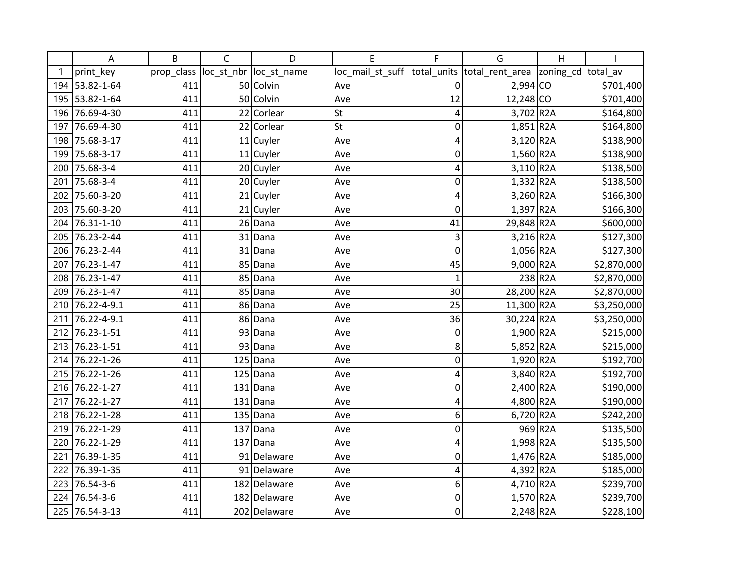| | A | B | C | D | E | F | G | H | I |
|---|---|---|---|---|---|---|---|---|---|
| 1 | print_key | prop_class | loc_st_nbr | loc_st_name | loc_mail_st_suff | total_units | total_rent_area | zoning_cd | total_av |
| 194 | 53.82-1-64 | 411 | 50 | Colvin | Ave | 0 | 2,994 | CO | $701,400 |
| 195 | 53.82-1-64 | 411 | 50 | Colvin | Ave | 12 | 12,248 | CO | $701,400 |
| 196 | 76.69-4-30 | 411 | 22 | Corlear | St | 4 | 3,702 | R2A | $164,800 |
| 197 | 76.69-4-30 | 411 | 22 | Corlear | St | 0 | 1,851 | R2A | $164,800 |
| 198 | 75.68-3-17 | 411 | 11 | Cuyler | Ave | 4 | 3,120 | R2A | $138,900 |
| 199 | 75.68-3-17 | 411 | 11 | Cuyler | Ave | 0 | 1,560 | R2A | $138,900 |
| 200 | 75.68-3-4 | 411 | 20 | Cuyler | Ave | 4 | 3,110 | R2A | $138,500 |
| 201 | 75.68-3-4 | 411 | 20 | Cuyler | Ave | 0 | 1,332 | R2A | $138,500 |
| 202 | 75.60-3-20 | 411 | 21 | Cuyler | Ave | 4 | 3,260 | R2A | $166,300 |
| 203 | 75.60-3-20 | 411 | 21 | Cuyler | Ave | 0 | 1,397 | R2A | $166,300 |
| 204 | 76.31-1-10 | 411 | 26 | Dana | Ave | 41 | 29,848 | R2A | $600,000 |
| 205 | 76.23-2-44 | 411 | 31 | Dana | Ave | 3 | 3,216 | R2A | $127,300 |
| 206 | 76.23-2-44 | 411 | 31 | Dana | Ave | 0 | 1,056 | R2A | $127,300 |
| 207 | 76.23-1-47 | 411 | 85 | Dana | Ave | 45 | 9,000 | R2A | $2,870,000 |
| 208 | 76.23-1-47 | 411 | 85 | Dana | Ave | 1 | 238 | R2A | $2,870,000 |
| 209 | 76.23-1-47 | 411 | 85 | Dana | Ave | 30 | 28,200 | R2A | $2,870,000 |
| 210 | 76.22-4-9.1 | 411 | 86 | Dana | Ave | 25 | 11,300 | R2A | $3,250,000 |
| 211 | 76.22-4-9.1 | 411 | 86 | Dana | Ave | 36 | 30,224 | R2A | $3,250,000 |
| 212 | 76.23-1-51 | 411 | 93 | Dana | Ave | 0 | 1,900 | R2A | $215,000 |
| 213 | 76.23-1-51 | 411 | 93 | Dana | Ave | 8 | 5,852 | R2A | $215,000 |
| 214 | 76.22-1-26 | 411 | 125 | Dana | Ave | 0 | 1,920 | R2A | $192,700 |
| 215 | 76.22-1-26 | 411 | 125 | Dana | Ave | 4 | 3,840 | R2A | $192,700 |
| 216 | 76.22-1-27 | 411 | 131 | Dana | Ave | 0 | 2,400 | R2A | $190,000 |
| 217 | 76.22-1-27 | 411 | 131 | Dana | Ave | 4 | 4,800 | R2A | $190,000 |
| 218 | 76.22-1-28 | 411 | 135 | Dana | Ave | 6 | 6,720 | R2A | $242,200 |
| 219 | 76.22-1-29 | 411 | 137 | Dana | Ave | 0 | 969 | R2A | $135,500 |
| 220 | 76.22-1-29 | 411 | 137 | Dana | Ave | 4 | 1,998 | R2A | $135,500 |
| 221 | 76.39-1-35 | 411 | 91 | Delaware | Ave | 0 | 1,476 | R2A | $185,000 |
| 222 | 76.39-1-35 | 411 | 91 | Delaware | Ave | 4 | 4,392 | R2A | $185,000 |
| 223 | 76.54-3-6 | 411 | 182 | Delaware | Ave | 6 | 4,710 | R2A | $239,700 |
| 224 | 76.54-3-6 | 411 | 182 | Delaware | Ave | 0 | 1,570 | R2A | $239,700 |
| 225 | 76.54-3-13 | 411 | 202 | Delaware | Ave | 0 | 2,248 | R2A | $228,100 |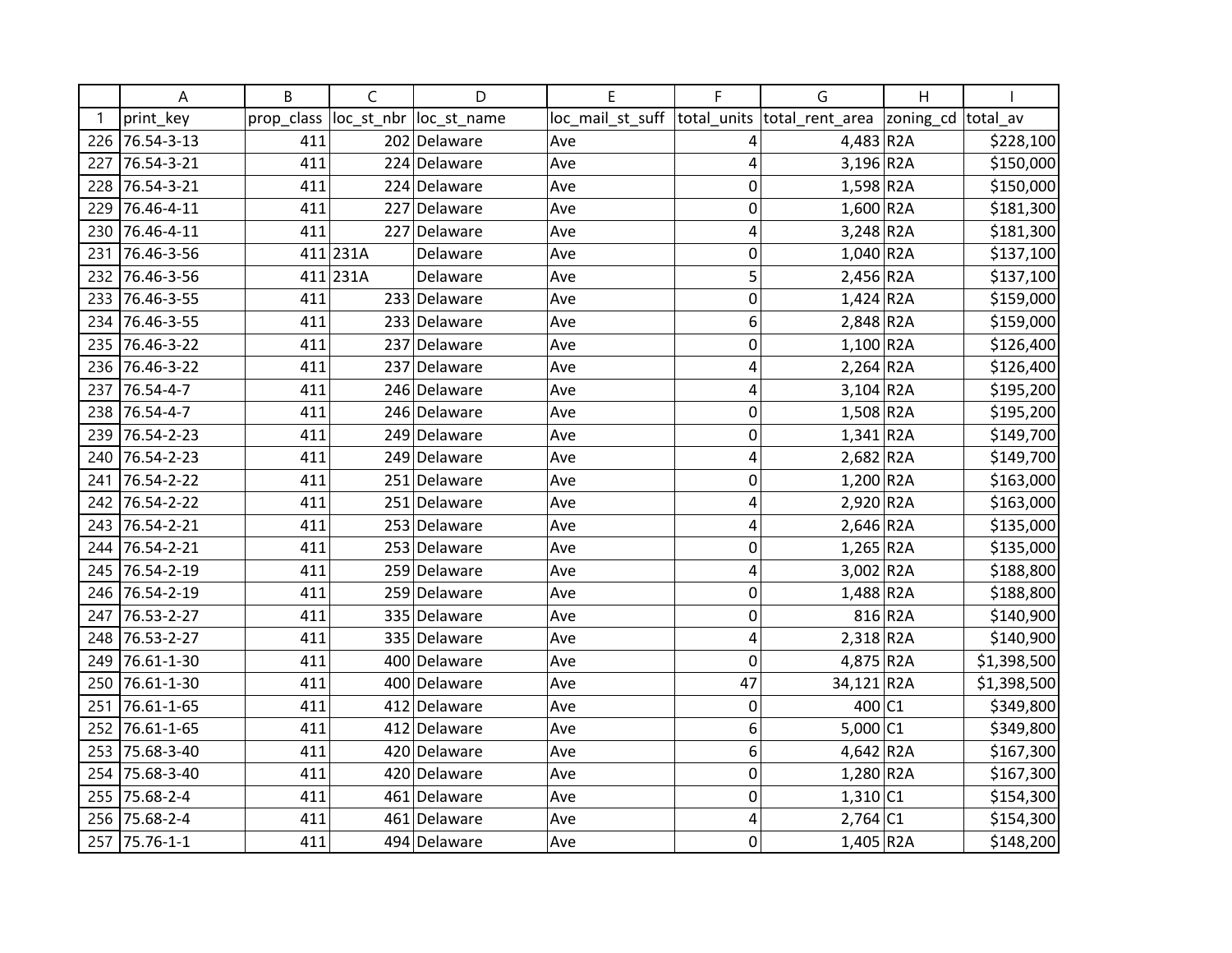| | A | B | C | D | E | F | G | H | I |
|---|---|---|---|---|---|---|---|---|---|
| 1 | print_key | prop_class | loc_st_nbr | loc_st_name | loc_mail_st_suff | total_units | total_rent_area | zoning_cd | total_av |
| 226 | 76.54-3-13 | 411 | 202 | Delaware | Ave | 4 | 4,483 | R2A | $228,100 |
| 227 | 76.54-3-21 | 411 | 224 | Delaware | Ave | 4 | 3,196 | R2A | $150,000 |
| 228 | 76.54-3-21 | 411 | 224 | Delaware | Ave | 0 | 1,598 | R2A | $150,000 |
| 229 | 76.46-4-11 | 411 | 227 | Delaware | Ave | 0 | 1,600 | R2A | $181,300 |
| 230 | 76.46-4-11 | 411 | 227 | Delaware | Ave | 4 | 3,248 | R2A | $181,300 |
| 231 | 76.46-3-56 | 411 | 231A | Delaware | Ave | 0 | 1,040 | R2A | $137,100 |
| 232 | 76.46-3-56 | 411 | 231A | Delaware | Ave | 5 | 2,456 | R2A | $137,100 |
| 233 | 76.46-3-55 | 411 | 233 | Delaware | Ave | 0 | 1,424 | R2A | $159,000 |
| 234 | 76.46-3-55 | 411 | 233 | Delaware | Ave | 6 | 2,848 | R2A | $159,000 |
| 235 | 76.46-3-22 | 411 | 237 | Delaware | Ave | 0 | 1,100 | R2A | $126,400 |
| 236 | 76.46-3-22 | 411 | 237 | Delaware | Ave | 4 | 2,264 | R2A | $126,400 |
| 237 | 76.54-4-7 | 411 | 246 | Delaware | Ave | 4 | 3,104 | R2A | $195,200 |
| 238 | 76.54-4-7 | 411 | 246 | Delaware | Ave | 0 | 1,508 | R2A | $195,200 |
| 239 | 76.54-2-23 | 411 | 249 | Delaware | Ave | 0 | 1,341 | R2A | $149,700 |
| 240 | 76.54-2-23 | 411 | 249 | Delaware | Ave | 4 | 2,682 | R2A | $149,700 |
| 241 | 76.54-2-22 | 411 | 251 | Delaware | Ave | 0 | 1,200 | R2A | $163,000 |
| 242 | 76.54-2-22 | 411 | 251 | Delaware | Ave | 4 | 2,920 | R2A | $163,000 |
| 243 | 76.54-2-21 | 411 | 253 | Delaware | Ave | 4 | 2,646 | R2A | $135,000 |
| 244 | 76.54-2-21 | 411 | 253 | Delaware | Ave | 0 | 1,265 | R2A | $135,000 |
| 245 | 76.54-2-19 | 411 | 259 | Delaware | Ave | 4 | 3,002 | R2A | $188,800 |
| 246 | 76.54-2-19 | 411 | 259 | Delaware | Ave | 0 | 1,488 | R2A | $188,800 |
| 247 | 76.53-2-27 | 411 | 335 | Delaware | Ave | 0 | 816 | R2A | $140,900 |
| 248 | 76.53-2-27 | 411 | 335 | Delaware | Ave | 4 | 2,318 | R2A | $140,900 |
| 249 | 76.61-1-30 | 411 | 400 | Delaware | Ave | 0 | 4,875 | R2A | $1,398,500 |
| 250 | 76.61-1-30 | 411 | 400 | Delaware | Ave | 47 | 34,121 | R2A | $1,398,500 |
| 251 | 76.61-1-65 | 411 | 412 | Delaware | Ave | 0 | 400 | C1 | $349,800 |
| 252 | 76.61-1-65 | 411 | 412 | Delaware | Ave | 6 | 5,000 | C1 | $349,800 |
| 253 | 75.68-3-40 | 411 | 420 | Delaware | Ave | 6 | 4,642 | R2A | $167,300 |
| 254 | 75.68-3-40 | 411 | 420 | Delaware | Ave | 0 | 1,280 | R2A | $167,300 |
| 255 | 75.68-2-4 | 411 | 461 | Delaware | Ave | 0 | 1,310 | C1 | $154,300 |
| 256 | 75.68-2-4 | 411 | 461 | Delaware | Ave | 4 | 2,764 | C1 | $154,300 |
| 257 | 75.76-1-1 | 411 | 494 | Delaware | Ave | 0 | 1,405 | R2A | $148,200 |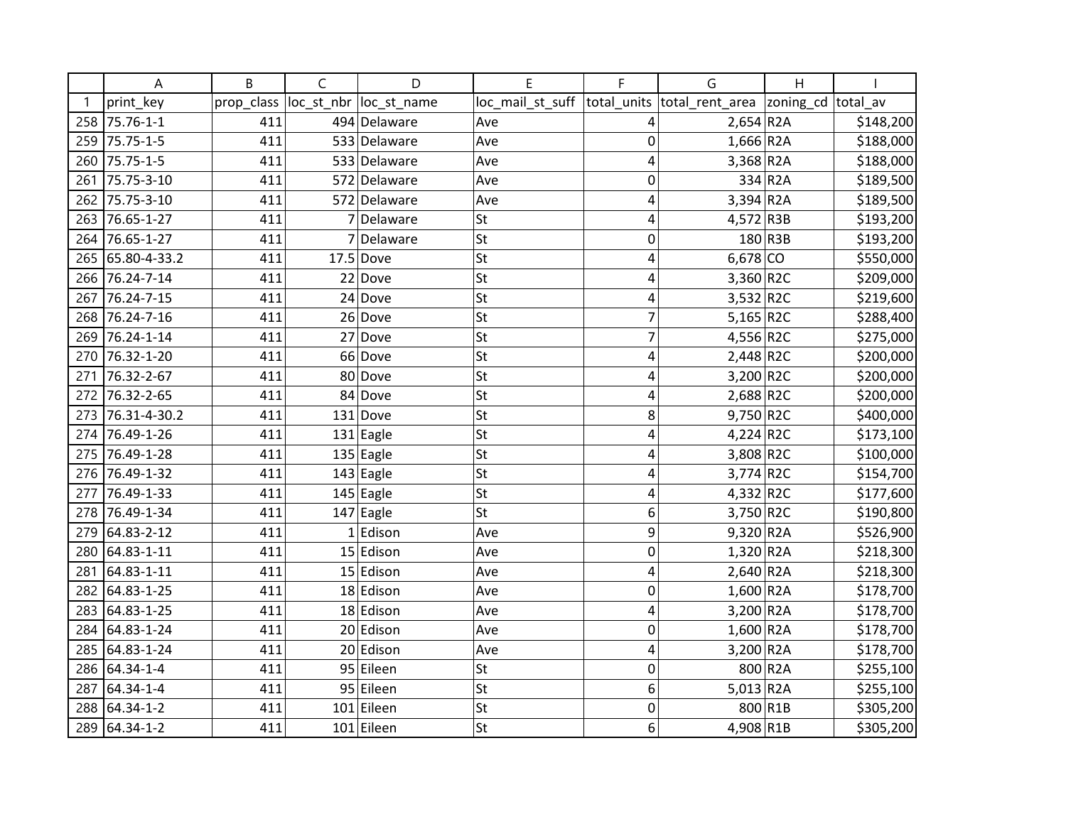| | A | B | C | D | E | F | G | H | I |
|---|---|---|---|---|---|---|---|---|---|
| 1 | print_key | prop_class | loc_st_nbr | loc_st_name | loc_mail_st_suff | total_units | total_rent_area | zoning_cd | total_av |
| 258 | 75.76-1-1 | 411 | 494 | Delaware | Ave | 4 | 2,654 | R2A | $148,200 |
| 259 | 75.75-1-5 | 411 | 533 | Delaware | Ave | 0 | 1,666 | R2A | $188,000 |
| 260 | 75.75-1-5 | 411 | 533 | Delaware | Ave | 4 | 3,368 | R2A | $188,000 |
| 261 | 75.75-3-10 | 411 | 572 | Delaware | Ave | 0 | 334 | R2A | $189,500 |
| 262 | 75.75-3-10 | 411 | 572 | Delaware | Ave | 4 | 3,394 | R2A | $189,500 |
| 263 | 76.65-1-27 | 411 | 7 | Delaware | St | 4 | 4,572 | R3B | $193,200 |
| 264 | 76.65-1-27 | 411 | 7 | Delaware | St | 0 | 180 | R3B | $193,200 |
| 265 | 65.80-4-33.2 | 411 | 17.5 | Dove | St | 4 | 6,678 | CO | $550,000 |
| 266 | 76.24-7-14 | 411 | 22 | Dove | St | 4 | 3,360 | R2C | $209,000 |
| 267 | 76.24-7-15 | 411 | 24 | Dove | St | 4 | 3,532 | R2C | $219,600 |
| 268 | 76.24-7-16 | 411 | 26 | Dove | St | 7 | 5,165 | R2C | $288,400 |
| 269 | 76.24-1-14 | 411 | 27 | Dove | St | 7 | 4,556 | R2C | $275,000 |
| 270 | 76.32-1-20 | 411 | 66 | Dove | St | 4 | 2,448 | R2C | $200,000 |
| 271 | 76.32-2-67 | 411 | 80 | Dove | St | 4 | 3,200 | R2C | $200,000 |
| 272 | 76.32-2-65 | 411 | 84 | Dove | St | 4 | 2,688 | R2C | $200,000 |
| 273 | 76.31-4-30.2 | 411 | 131 | Dove | St | 8 | 9,750 | R2C | $400,000 |
| 274 | 76.49-1-26 | 411 | 131 | Eagle | St | 4 | 4,224 | R2C | $173,100 |
| 275 | 76.49-1-28 | 411 | 135 | Eagle | St | 4 | 3,808 | R2C | $100,000 |
| 276 | 76.49-1-32 | 411 | 143 | Eagle | St | 4 | 3,774 | R2C | $154,700 |
| 277 | 76.49-1-33 | 411 | 145 | Eagle | St | 4 | 4,332 | R2C | $177,600 |
| 278 | 76.49-1-34 | 411 | 147 | Eagle | St | 6 | 3,750 | R2C | $190,800 |
| 279 | 64.83-2-12 | 411 | 1 | Edison | Ave | 9 | 9,320 | R2A | $526,900 |
| 280 | 64.83-1-11 | 411 | 15 | Edison | Ave | 0 | 1,320 | R2A | $218,300 |
| 281 | 64.83-1-11 | 411 | 15 | Edison | Ave | 4 | 2,640 | R2A | $218,300 |
| 282 | 64.83-1-25 | 411 | 18 | Edison | Ave | 0 | 1,600 | R2A | $178,700 |
| 283 | 64.83-1-25 | 411 | 18 | Edison | Ave | 4 | 3,200 | R2A | $178,700 |
| 284 | 64.83-1-24 | 411 | 20 | Edison | Ave | 0 | 1,600 | R2A | $178,700 |
| 285 | 64.83-1-24 | 411 | 20 | Edison | Ave | 4 | 3,200 | R2A | $178,700 |
| 286 | 64.34-1-4 | 411 | 95 | Eileen | St | 0 | 800 | R2A | $255,100 |
| 287 | 64.34-1-4 | 411 | 95 | Eileen | St | 6 | 5,013 | R2A | $255,100 |
| 288 | 64.34-1-2 | 411 | 101 | Eileen | St | 0 | 800 | R1B | $305,200 |
| 289 | 64.34-1-2 | 411 | 101 | Eileen | St | 6 | 4,908 | R1B | $305,200 |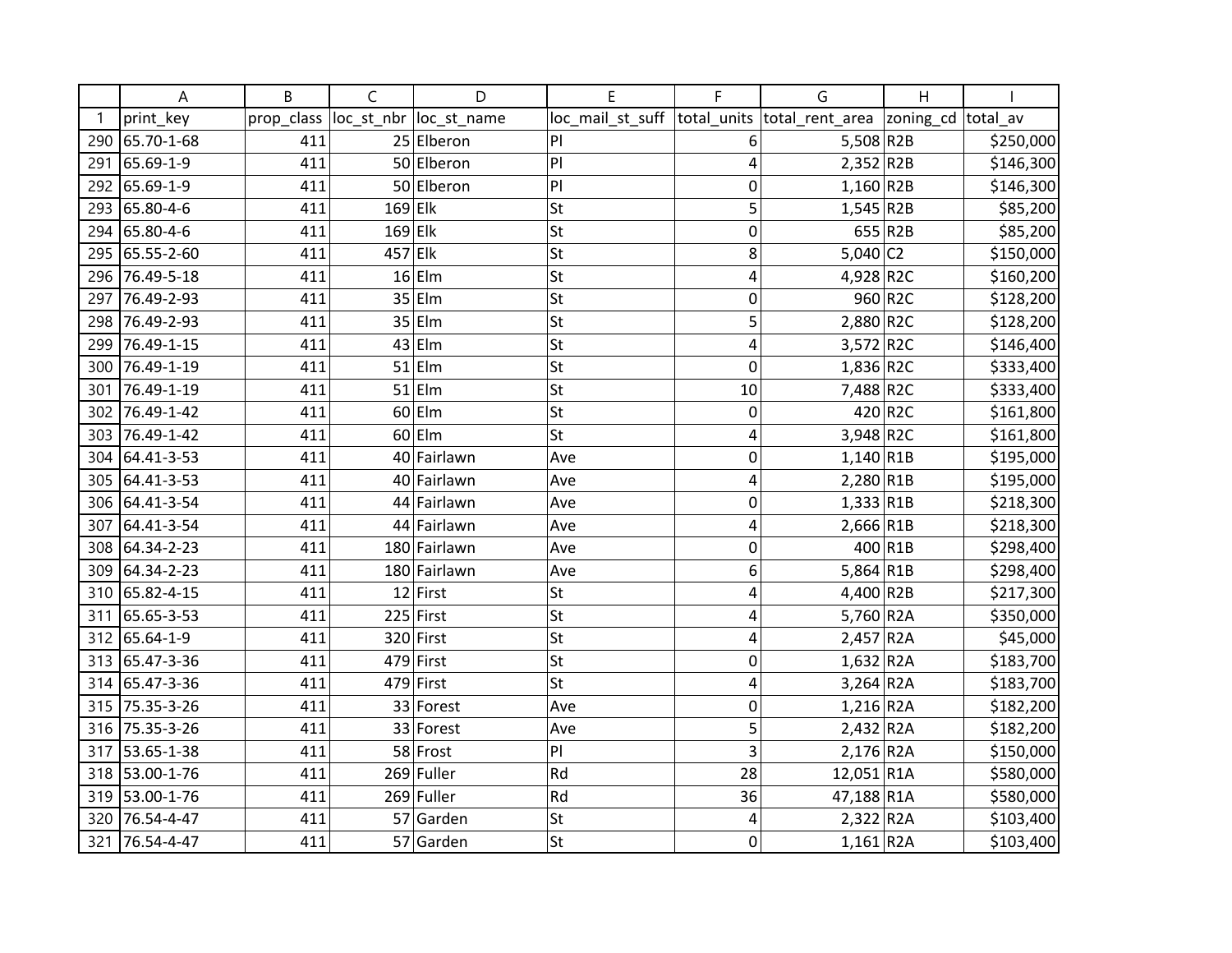| | A | B | C | D | E | F | G | H | I |
|---|---|---|---|---|---|---|---|---|---|
| 1 | print_key | prop_class | loc_st_nbr | loc_st_name | loc_mail_st_suff | total_units | total_rent_area | zoning_cd | total_av |
| 290 | 65.70-1-68 | 411 | 25 | Elberon | Pl | 6 | 5,508 | R2B | $250,000 |
| 291 | 65.69-1-9 | 411 | 50 | Elberon | Pl | 4 | 2,352 | R2B | $146,300 |
| 292 | 65.69-1-9 | 411 | 50 | Elberon | Pl | 0 | 1,160 | R2B | $146,300 |
| 293 | 65.80-4-6 | 411 | 169 | Elk | St | 5 | 1,545 | R2B | $85,200 |
| 294 | 65.80-4-6 | 411 | 169 | Elk | St | 0 | 655 | R2B | $85,200 |
| 295 | 65.55-2-60 | 411 | 457 | Elk | St | 8 | 5,040 | C2 | $150,000 |
| 296 | 76.49-5-18 | 411 | 16 | Elm | St | 4 | 4,928 | R2C | $160,200 |
| 297 | 76.49-2-93 | 411 | 35 | Elm | St | 0 | 960 | R2C | $128,200 |
| 298 | 76.49-2-93 | 411 | 35 | Elm | St | 5 | 2,880 | R2C | $128,200 |
| 299 | 76.49-1-15 | 411 | 43 | Elm | St | 4 | 3,572 | R2C | $146,400 |
| 300 | 76.49-1-19 | 411 | 51 | Elm | St | 0 | 1,836 | R2C | $333,400 |
| 301 | 76.49-1-19 | 411 | 51 | Elm | St | 10 | 7,488 | R2C | $333,400 |
| 302 | 76.49-1-42 | 411 | 60 | Elm | St | 0 | 420 | R2C | $161,800 |
| 303 | 76.49-1-42 | 411 | 60 | Elm | St | 4 | 3,948 | R2C | $161,800 |
| 304 | 64.41-3-53 | 411 | 40 | Fairlawn | Ave | 0 | 1,140 | R1B | $195,000 |
| 305 | 64.41-3-53 | 411 | 40 | Fairlawn | Ave | 4 | 2,280 | R1B | $195,000 |
| 306 | 64.41-3-54 | 411 | 44 | Fairlawn | Ave | 0 | 1,333 | R1B | $218,300 |
| 307 | 64.41-3-54 | 411 | 44 | Fairlawn | Ave | 4 | 2,666 | R1B | $218,300 |
| 308 | 64.34-2-23 | 411 | 180 | Fairlawn | Ave | 0 | 400 | R1B | $298,400 |
| 309 | 64.34-2-23 | 411 | 180 | Fairlawn | Ave | 6 | 5,864 | R1B | $298,400 |
| 310 | 65.82-4-15 | 411 | 12 | First | St | 4 | 4,400 | R2B | $217,300 |
| 311 | 65.65-3-53 | 411 | 225 | First | St | 4 | 5,760 | R2A | $350,000 |
| 312 | 65.64-1-9 | 411 | 320 | First | St | 4 | 2,457 | R2A | $45,000 |
| 313 | 65.47-3-36 | 411 | 479 | First | St | 0 | 1,632 | R2A | $183,700 |
| 314 | 65.47-3-36 | 411 | 479 | First | St | 4 | 3,264 | R2A | $183,700 |
| 315 | 75.35-3-26 | 411 | 33 | Forest | Ave | 0 | 1,216 | R2A | $182,200 |
| 316 | 75.35-3-26 | 411 | 33 | Forest | Ave | 5 | 2,432 | R2A | $182,200 |
| 317 | 53.65-1-38 | 411 | 58 | Frost | Pl | 3 | 2,176 | R2A | $150,000 |
| 318 | 53.00-1-76 | 411 | 269 | Fuller | Rd | 28 | 12,051 | R1A | $580,000 |
| 319 | 53.00-1-76 | 411 | 269 | Fuller | Rd | 36 | 47,188 | R1A | $580,000 |
| 320 | 76.54-4-47 | 411 | 57 | Garden | St | 4 | 2,322 | R2A | $103,400 |
| 321 | 76.54-4-47 | 411 | 57 | Garden | St | 0 | 1,161 | R2A | $103,400 |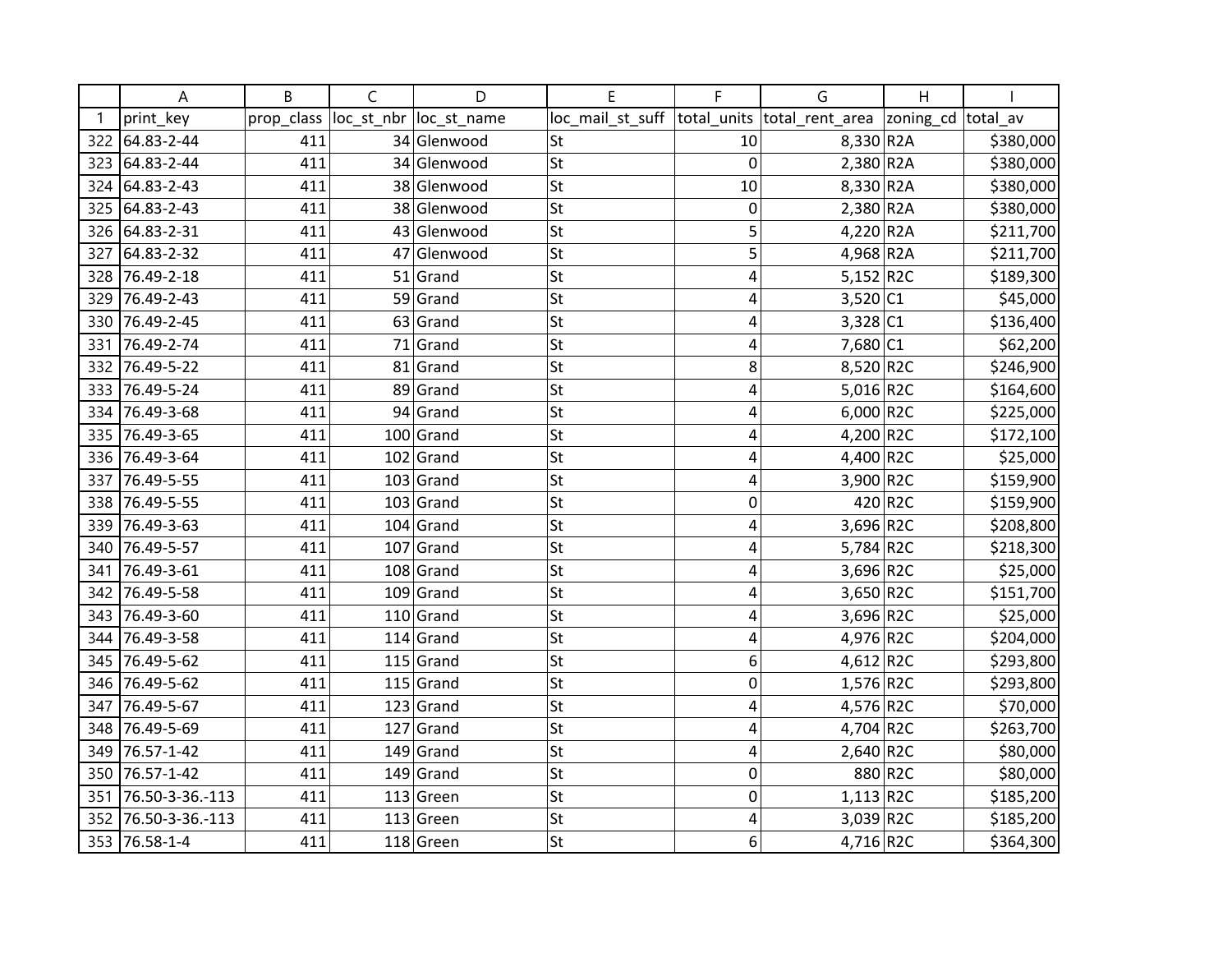| | A | B | C | D | E | F | G | H | I |
|---|---|---|---|---|---|---|---|---|---|
| 1 | print_key | prop_class | loc_st_nbr | loc_st_name | loc_mail_st_suff | total_units | total_rent_area | zoning_cd | total_av |
| 322 | 64.83-2-44 | 411 | 34 | Glenwood | St | 10 | 8,330 | R2A | $380,000 |
| 323 | 64.83-2-44 | 411 | 34 | Glenwood | St | 0 | 2,380 | R2A | $380,000 |
| 324 | 64.83-2-43 | 411 | 38 | Glenwood | St | 10 | 8,330 | R2A | $380,000 |
| 325 | 64.83-2-43 | 411 | 38 | Glenwood | St | 0 | 2,380 | R2A | $380,000 |
| 326 | 64.83-2-31 | 411 | 43 | Glenwood | St | 5 | 4,220 | R2A | $211,700 |
| 327 | 64.83-2-32 | 411 | 47 | Glenwood | St | 5 | 4,968 | R2A | $211,700 |
| 328 | 76.49-2-18 | 411 | 51 | Grand | St | 4 | 5,152 | R2C | $189,300 |
| 329 | 76.49-2-43 | 411 | 59 | Grand | St | 4 | 3,520 | C1 | $45,000 |
| 330 | 76.49-2-45 | 411 | 63 | Grand | St | 4 | 3,328 | C1 | $136,400 |
| 331 | 76.49-2-74 | 411 | 71 | Grand | St | 4 | 7,680 | C1 | $62,200 |
| 332 | 76.49-5-22 | 411 | 81 | Grand | St | 8 | 8,520 | R2C | $246,900 |
| 333 | 76.49-5-24 | 411 | 89 | Grand | St | 4 | 5,016 | R2C | $164,600 |
| 334 | 76.49-3-68 | 411 | 94 | Grand | St | 4 | 6,000 | R2C | $225,000 |
| 335 | 76.49-3-65 | 411 | 100 | Grand | St | 4 | 4,200 | R2C | $172,100 |
| 336 | 76.49-3-64 | 411 | 102 | Grand | St | 4 | 4,400 | R2C | $25,000 |
| 337 | 76.49-5-55 | 411 | 103 | Grand | St | 4 | 3,900 | R2C | $159,900 |
| 338 | 76.49-5-55 | 411 | 103 | Grand | St | 0 | 420 | R2C | $159,900 |
| 339 | 76.49-3-63 | 411 | 104 | Grand | St | 4 | 3,696 | R2C | $208,800 |
| 340 | 76.49-5-57 | 411 | 107 | Grand | St | 4 | 5,784 | R2C | $218,300 |
| 341 | 76.49-3-61 | 411 | 108 | Grand | St | 4 | 3,696 | R2C | $25,000 |
| 342 | 76.49-5-58 | 411 | 109 | Grand | St | 4 | 3,650 | R2C | $151,700 |
| 343 | 76.49-3-60 | 411 | 110 | Grand | St | 4 | 3,696 | R2C | $25,000 |
| 344 | 76.49-3-58 | 411 | 114 | Grand | St | 4 | 4,976 | R2C | $204,000 |
| 345 | 76.49-5-62 | 411 | 115 | Grand | St | 6 | 4,612 | R2C | $293,800 |
| 346 | 76.49-5-62 | 411 | 115 | Grand | St | 0 | 1,576 | R2C | $293,800 |
| 347 | 76.49-5-67 | 411 | 123 | Grand | St | 4 | 4,576 | R2C | $70,000 |
| 348 | 76.49-5-69 | 411 | 127 | Grand | St | 4 | 4,704 | R2C | $263,700 |
| 349 | 76.57-1-42 | 411 | 149 | Grand | St | 4 | 2,640 | R2C | $80,000 |
| 350 | 76.57-1-42 | 411 | 149 | Grand | St | 0 | 880 | R2C | $80,000 |
| 351 | 76.50-3-36.-113 | 411 | 113 | Green | St | 0 | 1,113 | R2C | $185,200 |
| 352 | 76.50-3-36.-113 | 411 | 113 | Green | St | 4 | 3,039 | R2C | $185,200 |
| 353 | 76.58-1-4 | 411 | 118 | Green | St | 6 | 4,716 | R2C | $364,300 |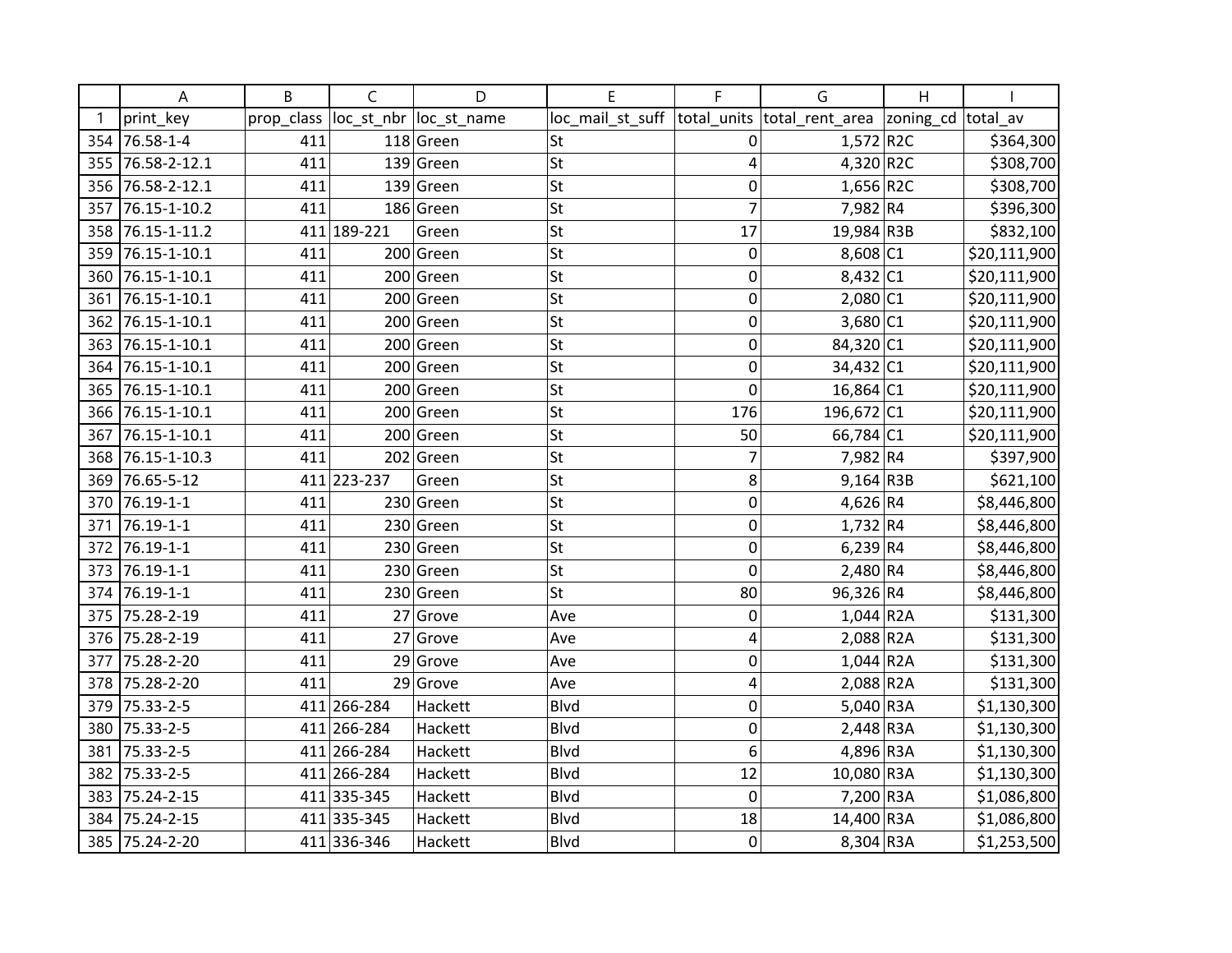| | A | B | C | D | E | F | G | H | I |
|---|---|---|---|---|---|---|---|---|---|
| 1 | print_key | prop_class | loc_st_nbr | loc_st_name | loc_mail_st_suff | total_units | total_rent_area | zoning_cd | total_av |
| 354 | 76.58-1-4 | 411 | 118 | Green | St | 0 | 1,572 | R2C | $364,300 |
| 355 | 76.58-2-12.1 | 411 | 139 | Green | St | 4 | 4,320 | R2C | $308,700 |
| 356 | 76.58-2-12.1 | 411 | 139 | Green | St | 0 | 1,656 | R2C | $308,700 |
| 357 | 76.15-1-10.2 | 411 | 186 | Green | St | 7 | 7,982 | R4 | $396,300 |
| 358 | 76.15-1-11.2 | 411 | 189-221 | Green | St | 17 | 19,984 | R3B | $832,100 |
| 359 | 76.15-1-10.1 | 411 | 200 | Green | St | 0 | 8,608 | C1 | $20,111,900 |
| 360 | 76.15-1-10.1 | 411 | 200 | Green | St | 0 | 8,432 | C1 | $20,111,900 |
| 361 | 76.15-1-10.1 | 411 | 200 | Green | St | 0 | 2,080 | C1 | $20,111,900 |
| 362 | 76.15-1-10.1 | 411 | 200 | Green | St | 0 | 3,680 | C1 | $20,111,900 |
| 363 | 76.15-1-10.1 | 411 | 200 | Green | St | 0 | 84,320 | C1 | $20,111,900 |
| 364 | 76.15-1-10.1 | 411 | 200 | Green | St | 0 | 34,432 | C1 | $20,111,900 |
| 365 | 76.15-1-10.1 | 411 | 200 | Green | St | 0 | 16,864 | C1 | $20,111,900 |
| 366 | 76.15-1-10.1 | 411 | 200 | Green | St | 176 | 196,672 | C1 | $20,111,900 |
| 367 | 76.15-1-10.1 | 411 | 200 | Green | St | 50 | 66,784 | C1 | $20,111,900 |
| 368 | 76.15-1-10.3 | 411 | 202 | Green | St | 7 | 7,982 | R4 | $397,900 |
| 369 | 76.65-5-12 | 411 | 223-237 | Green | St | 8 | 9,164 | R3B | $621,100 |
| 370 | 76.19-1-1 | 411 | 230 | Green | St | 0 | 4,626 | R4 | $8,446,800 |
| 371 | 76.19-1-1 | 411 | 230 | Green | St | 0 | 1,732 | R4 | $8,446,800 |
| 372 | 76.19-1-1 | 411 | 230 | Green | St | 0 | 6,239 | R4 | $8,446,800 |
| 373 | 76.19-1-1 | 411 | 230 | Green | St | 0 | 2,480 | R4 | $8,446,800 |
| 374 | 76.19-1-1 | 411 | 230 | Green | St | 80 | 96,326 | R4 | $8,446,800 |
| 375 | 75.28-2-19 | 411 | 27 | Grove | Ave | 0 | 1,044 | R2A | $131,300 |
| 376 | 75.28-2-19 | 411 | 27 | Grove | Ave | 4 | 2,088 | R2A | $131,300 |
| 377 | 75.28-2-20 | 411 | 29 | Grove | Ave | 0 | 1,044 | R2A | $131,300 |
| 378 | 75.28-2-20 | 411 | 29 | Grove | Ave | 4 | 2,088 | R2A | $131,300 |
| 379 | 75.33-2-5 | 411 | 266-284 | Hackett | Blvd | 0 | 5,040 | R3A | $1,130,300 |
| 380 | 75.33-2-5 | 411 | 266-284 | Hackett | Blvd | 0 | 2,448 | R3A | $1,130,300 |
| 381 | 75.33-2-5 | 411 | 266-284 | Hackett | Blvd | 6 | 4,896 | R3A | $1,130,300 |
| 382 | 75.33-2-5 | 411 | 266-284 | Hackett | Blvd | 12 | 10,080 | R3A | $1,130,300 |
| 383 | 75.24-2-15 | 411 | 335-345 | Hackett | Blvd | 0 | 7,200 | R3A | $1,086,800 |
| 384 | 75.24-2-15 | 411 | 335-345 | Hackett | Blvd | 18 | 14,400 | R3A | $1,086,800 |
| 385 | 75.24-2-20 | 411 | 336-346 | Hackett | Blvd | 0 | 8,304 | R3A | $1,253,500 |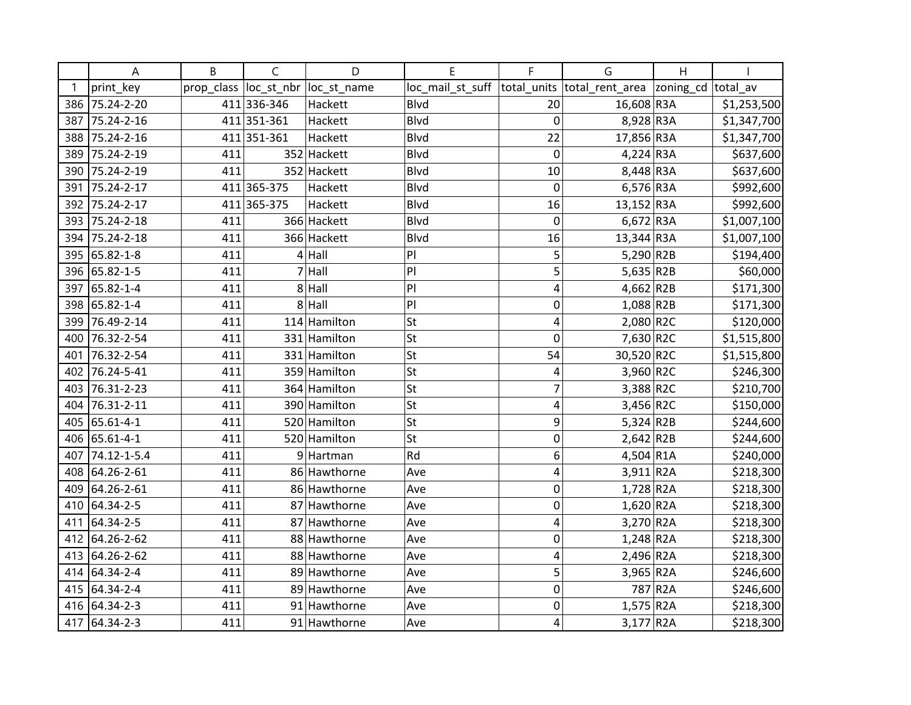| | A | B | C | D | E | F | G | H | I |
|---|---|---|---|---|---|---|---|---|---|
| 1 | print_key | prop_class | loc_st_nbr | loc_st_name | loc_mail_st_suff | total_units | total_rent_area | zoning_cd | total_av |
| 386 | 75.24-2-20 | 411 | 336-346 | Hackett | Blvd | 20 | 16,608 | R3A | $1,253,500 |
| 387 | 75.24-2-16 | 411 | 351-361 | Hackett | Blvd | 0 | 8,928 | R3A | $1,347,700 |
| 388 | 75.24-2-16 | 411 | 351-361 | Hackett | Blvd | 22 | 17,856 | R3A | $1,347,700 |
| 389 | 75.24-2-19 | 411 | 352 | Hackett | Blvd | 0 | 4,224 | R3A | $637,600 |
| 390 | 75.24-2-19 | 411 | 352 | Hackett | Blvd | 10 | 8,448 | R3A | $637,600 |
| 391 | 75.24-2-17 | 411 | 365-375 | Hackett | Blvd | 0 | 6,576 | R3A | $992,600 |
| 392 | 75.24-2-17 | 411 | 365-375 | Hackett | Blvd | 16 | 13,152 | R3A | $992,600 |
| 393 | 75.24-2-18 | 411 | 366 | Hackett | Blvd | 0 | 6,672 | R3A | $1,007,100 |
| 394 | 75.24-2-18 | 411 | 366 | Hackett | Blvd | 16 | 13,344 | R3A | $1,007,100 |
| 395 | 65.82-1-8 | 411 | 4 | Hall | Pl | 5 | 5,290 | R2B | $194,400 |
| 396 | 65.82-1-5 | 411 | 7 | Hall | Pl | 5 | 5,635 | R2B | $60,000 |
| 397 | 65.82-1-4 | 411 | 8 | Hall | Pl | 4 | 4,662 | R2B | $171,300 |
| 398 | 65.82-1-4 | 411 | 8 | Hall | Pl | 0 | 1,088 | R2B | $171,300 |
| 399 | 76.49-2-14 | 411 | 114 | Hamilton | St | 4 | 2,080 | R2C | $120,000 |
| 400 | 76.32-2-54 | 411 | 331 | Hamilton | St | 0 | 7,630 | R2C | $1,515,800 |
| 401 | 76.32-2-54 | 411 | 331 | Hamilton | St | 54 | 30,520 | R2C | $1,515,800 |
| 402 | 76.24-5-41 | 411 | 359 | Hamilton | St | 4 | 3,960 | R2C | $246,300 |
| 403 | 76.31-2-23 | 411 | 364 | Hamilton | St | 7 | 3,388 | R2C | $210,700 |
| 404 | 76.31-2-11 | 411 | 390 | Hamilton | St | 4 | 3,456 | R2C | $150,000 |
| 405 | 65.61-4-1 | 411 | 520 | Hamilton | St | 9 | 5,324 | R2B | $244,600 |
| 406 | 65.61-4-1 | 411 | 520 | Hamilton | St | 0 | 2,642 | R2B | $244,600 |
| 407 | 74.12-1-5.4 | 411 | 9 | Hartman | Rd | 6 | 4,504 | R1A | $240,000 |
| 408 | 64.26-2-61 | 411 | 86 | Hawthorne | Ave | 4 | 3,911 | R2A | $218,300 |
| 409 | 64.26-2-61 | 411 | 86 | Hawthorne | Ave | 0 | 1,728 | R2A | $218,300 |
| 410 | 64.34-2-5 | 411 | 87 | Hawthorne | Ave | 0 | 1,620 | R2A | $218,300 |
| 411 | 64.34-2-5 | 411 | 87 | Hawthorne | Ave | 4 | 3,270 | R2A | $218,300 |
| 412 | 64.26-2-62 | 411 | 88 | Hawthorne | Ave | 0 | 1,248 | R2A | $218,300 |
| 413 | 64.26-2-62 | 411 | 88 | Hawthorne | Ave | 4 | 2,496 | R2A | $218,300 |
| 414 | 64.34-2-4 | 411 | 89 | Hawthorne | Ave | 5 | 3,965 | R2A | $246,600 |
| 415 | 64.34-2-4 | 411 | 89 | Hawthorne | Ave | 0 | 787 | R2A | $246,600 |
| 416 | 64.34-2-3 | 411 | 91 | Hawthorne | Ave | 0 | 1,575 | R2A | $218,300 |
| 417 | 64.34-2-3 | 411 | 91 | Hawthorne | Ave | 4 | 3,177 | R2A | $218,300 |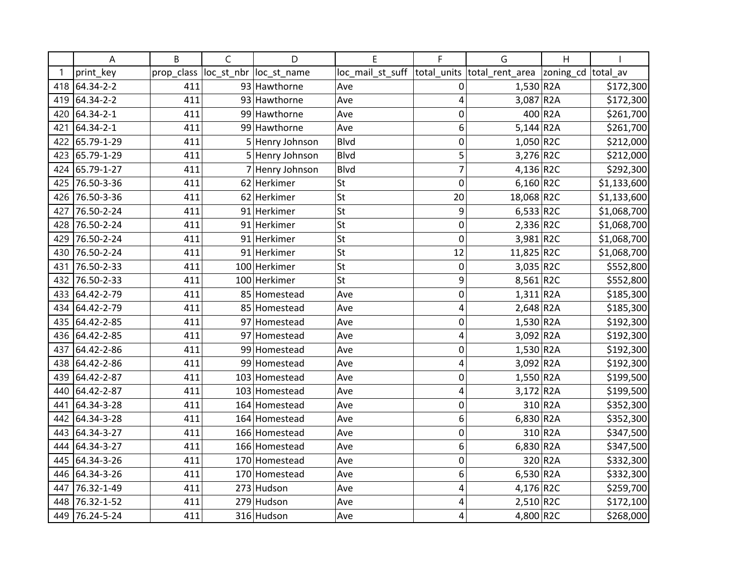|  | A | B | C | D | E | F | G | H | I |
|---|---|---|---|---|---|---|---|---|---|
| 1 | print_key | prop_class | loc_st_nbr | loc_st_name | loc_mail_st_suff | total_units | total_rent_area | zoning_cd | total_av |
| 418 | 64.34-2-2 | 411 | 93 | Hawthorne | Ave | 0 | 1,530 | R2A | $172,300 |
| 419 | 64.34-2-2 | 411 | 93 | Hawthorne | Ave | 4 | 3,087 | R2A | $172,300 |
| 420 | 64.34-2-1 | 411 | 99 | Hawthorne | Ave | 0 | 400 | R2A | $261,700 |
| 421 | 64.34-2-1 | 411 | 99 | Hawthorne | Ave | 6 | 5,144 | R2A | $261,700 |
| 422 | 65.79-1-29 | 411 | 5 | Henry Johnson | Blvd | 0 | 1,050 | R2C | $212,000 |
| 423 | 65.79-1-29 | 411 | 5 | Henry Johnson | Blvd | 5 | 3,276 | R2C | $212,000 |
| 424 | 65.79-1-27 | 411 | 7 | Henry Johnson | Blvd | 7 | 4,136 | R2C | $292,300 |
| 425 | 76.50-3-36 | 411 | 62 | Herkimer | St | 0 | 6,160 | R2C | $1,133,600 |
| 426 | 76.50-3-36 | 411 | 62 | Herkimer | St | 20 | 18,068 | R2C | $1,133,600 |
| 427 | 76.50-2-24 | 411 | 91 | Herkimer | St | 9 | 6,533 | R2C | $1,068,700 |
| 428 | 76.50-2-24 | 411 | 91 | Herkimer | St | 0 | 2,336 | R2C | $1,068,700 |
| 429 | 76.50-2-24 | 411 | 91 | Herkimer | St | 0 | 3,981 | R2C | $1,068,700 |
| 430 | 76.50-2-24 | 411 | 91 | Herkimer | St | 12 | 11,825 | R2C | $1,068,700 |
| 431 | 76.50-2-33 | 411 | 100 | Herkimer | St | 0 | 3,035 | R2C | $552,800 |
| 432 | 76.50-2-33 | 411 | 100 | Herkimer | St | 9 | 8,561 | R2C | $552,800 |
| 433 | 64.42-2-79 | 411 | 85 | Homestead | Ave | 0 | 1,311 | R2A | $185,300 |
| 434 | 64.42-2-79 | 411 | 85 | Homestead | Ave | 4 | 2,648 | R2A | $185,300 |
| 435 | 64.42-2-85 | 411 | 97 | Homestead | Ave | 0 | 1,530 | R2A | $192,300 |
| 436 | 64.42-2-85 | 411 | 97 | Homestead | Ave | 4 | 3,092 | R2A | $192,300 |
| 437 | 64.42-2-86 | 411 | 99 | Homestead | Ave | 0 | 1,530 | R2A | $192,300 |
| 438 | 64.42-2-86 | 411 | 99 | Homestead | Ave | 4 | 3,092 | R2A | $192,300 |
| 439 | 64.42-2-87 | 411 | 103 | Homestead | Ave | 0 | 1,550 | R2A | $199,500 |
| 440 | 64.42-2-87 | 411 | 103 | Homestead | Ave | 4 | 3,172 | R2A | $199,500 |
| 441 | 64.34-3-28 | 411 | 164 | Homestead | Ave | 0 | 310 | R2A | $352,300 |
| 442 | 64.34-3-28 | 411 | 164 | Homestead | Ave | 6 | 6,830 | R2A | $352,300 |
| 443 | 64.34-3-27 | 411 | 166 | Homestead | Ave | 0 | 310 | R2A | $347,500 |
| 444 | 64.34-3-27 | 411 | 166 | Homestead | Ave | 6 | 6,830 | R2A | $347,500 |
| 445 | 64.34-3-26 | 411 | 170 | Homestead | Ave | 0 | 320 | R2A | $332,300 |
| 446 | 64.34-3-26 | 411 | 170 | Homestead | Ave | 6 | 6,530 | R2A | $332,300 |
| 447 | 76.32-1-49 | 411 | 273 | Hudson | Ave | 4 | 4,176 | R2C | $259,700 |
| 448 | 76.32-1-52 | 411 | 279 | Hudson | Ave | 4 | 2,510 | R2C | $172,100 |
| 449 | 76.24-5-24 | 411 | 316 | Hudson | Ave | 4 | 4,800 | R2C | $268,000 |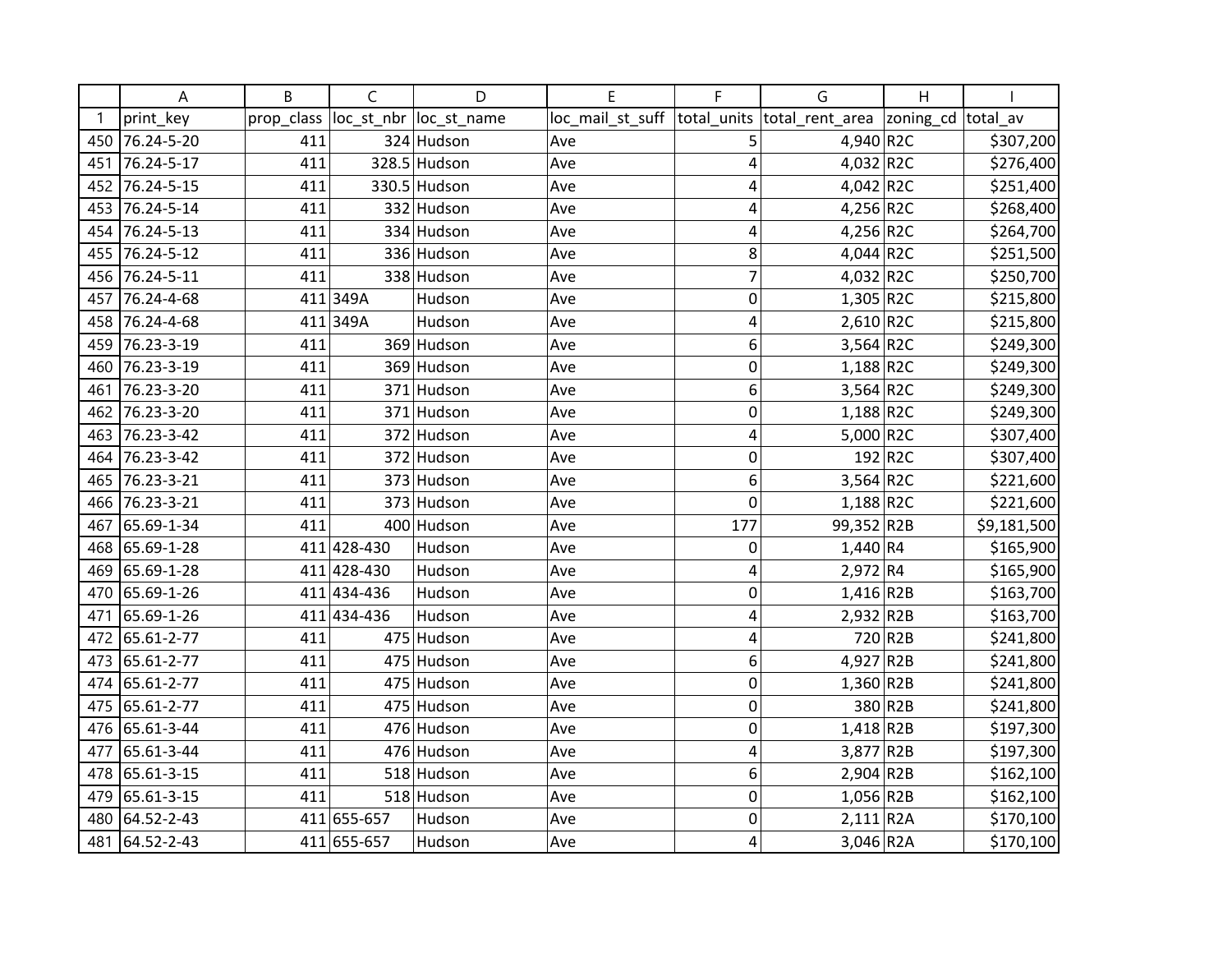| | A | B | C | D | E | F | G | H | I |
|---|---|---|---|---|---|---|---|---|---|
| 1 | print_key | prop_class | loc_st_nbr | loc_st_name | loc_mail_st_suff | total_units | total_rent_area | zoning_cd | total_av |
| 450 | 76.24-5-20 | 411 | 324 | Hudson | Ave | 5 | 4,940 | R2C | $307,200 |
| 451 | 76.24-5-17 | 411 | 328.5 | Hudson | Ave | 4 | 4,032 | R2C | $276,400 |
| 452 | 76.24-5-15 | 411 | 330.5 | Hudson | Ave | 4 | 4,042 | R2C | $251,400 |
| 453 | 76.24-5-14 | 411 | 332 | Hudson | Ave | 4 | 4,256 | R2C | $268,400 |
| 454 | 76.24-5-13 | 411 | 334 | Hudson | Ave | 4 | 4,256 | R2C | $264,700 |
| 455 | 76.24-5-12 | 411 | 336 | Hudson | Ave | 8 | 4,044 | R2C | $251,500 |
| 456 | 76.24-5-11 | 411 | 338 | Hudson | Ave | 7 | 4,032 | R2C | $250,700 |
| 457 | 76.24-4-68 | 411 | 349A | Hudson | Ave | 0 | 1,305 | R2C | $215,800 |
| 458 | 76.24-4-68 | 411 | 349A | Hudson | Ave | 4 | 2,610 | R2C | $215,800 |
| 459 | 76.23-3-19 | 411 | 369 | Hudson | Ave | 6 | 3,564 | R2C | $249,300 |
| 460 | 76.23-3-19 | 411 | 369 | Hudson | Ave | 0 | 1,188 | R2C | $249,300 |
| 461 | 76.23-3-20 | 411 | 371 | Hudson | Ave | 6 | 3,564 | R2C | $249,300 |
| 462 | 76.23-3-20 | 411 | 371 | Hudson | Ave | 0 | 1,188 | R2C | $249,300 |
| 463 | 76.23-3-42 | 411 | 372 | Hudson | Ave | 4 | 5,000 | R2C | $307,400 |
| 464 | 76.23-3-42 | 411 | 372 | Hudson | Ave | 0 | 192 | R2C | $307,400 |
| 465 | 76.23-3-21 | 411 | 373 | Hudson | Ave | 6 | 3,564 | R2C | $221,600 |
| 466 | 76.23-3-21 | 411 | 373 | Hudson | Ave | 0 | 1,188 | R2C | $221,600 |
| 467 | 65.69-1-34 | 411 | 400 | Hudson | Ave | 177 | 99,352 | R2B | $9,181,500 |
| 468 | 65.69-1-28 | 411 | 428-430 | Hudson | Ave | 0 | 1,440 | R4 | $165,900 |
| 469 | 65.69-1-28 | 411 | 428-430 | Hudson | Ave | 4 | 2,972 | R4 | $165,900 |
| 470 | 65.69-1-26 | 411 | 434-436 | Hudson | Ave | 0 | 1,416 | R2B | $163,700 |
| 471 | 65.69-1-26 | 411 | 434-436 | Hudson | Ave | 4 | 2,932 | R2B | $163,700 |
| 472 | 65.61-2-77 | 411 | 475 | Hudson | Ave | 4 | 720 | R2B | $241,800 |
| 473 | 65.61-2-77 | 411 | 475 | Hudson | Ave | 6 | 4,927 | R2B | $241,800 |
| 474 | 65.61-2-77 | 411 | 475 | Hudson | Ave | 0 | 1,360 | R2B | $241,800 |
| 475 | 65.61-2-77 | 411 | 475 | Hudson | Ave | 0 | 380 | R2B | $241,800 |
| 476 | 65.61-3-44 | 411 | 476 | Hudson | Ave | 0 | 1,418 | R2B | $197,300 |
| 477 | 65.61-3-44 | 411 | 476 | Hudson | Ave | 4 | 3,877 | R2B | $197,300 |
| 478 | 65.61-3-15 | 411 | 518 | Hudson | Ave | 6 | 2,904 | R2B | $162,100 |
| 479 | 65.61-3-15 | 411 | 518 | Hudson | Ave | 0 | 1,056 | R2B | $162,100 |
| 480 | 64.52-2-43 | 411 | 655-657 | Hudson | Ave | 0 | 2,111 | R2A | $170,100 |
| 481 | 64.52-2-43 | 411 | 655-657 | Hudson | Ave | 4 | 3,046 | R2A | $170,100 |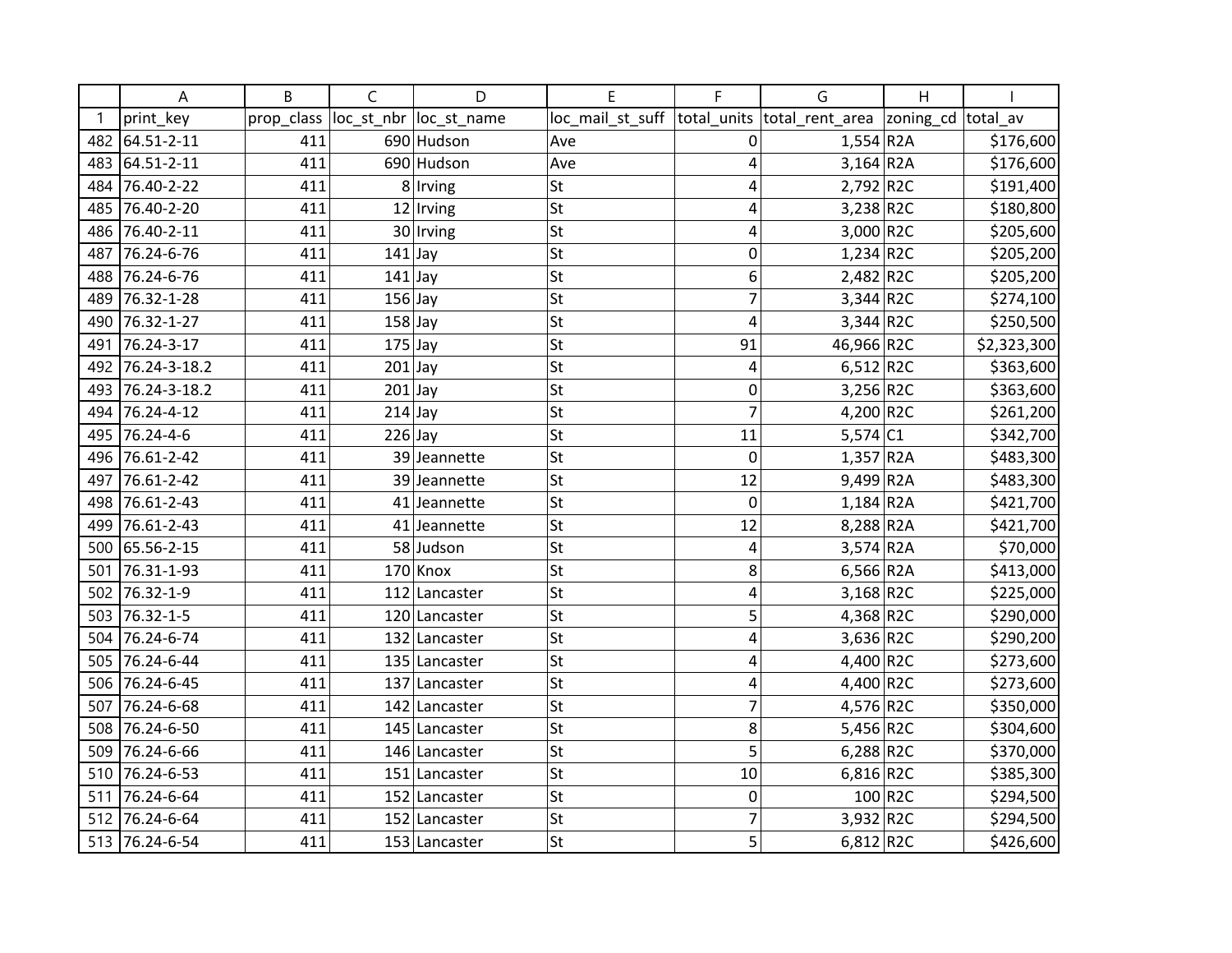| | A | B | C | D | E | F | G | H | I |
|---|---|---|---|---|---|---|---|---|---|
| 1 | print_key | prop_class | loc_st_nbr | loc_st_name | loc_mail_st_suff | total_units | total_rent_area | zoning_cd | total_av |
| 482 | 64.51-2-11 | 411 | 690 | Hudson | Ave | 0 | 1,554 | R2A | $176,600 |
| 483 | 64.51-2-11 | 411 | 690 | Hudson | Ave | 4 | 3,164 | R2A | $176,600 |
| 484 | 76.40-2-22 | 411 | 8 | Irving | St | 4 | 2,792 | R2C | $191,400 |
| 485 | 76.40-2-20 | 411 | 12 | Irving | St | 4 | 3,238 | R2C | $180,800 |
| 486 | 76.40-2-11 | 411 | 30 | Irving | St | 4 | 3,000 | R2C | $205,600 |
| 487 | 76.24-6-76 | 411 | 141 | Jay | St | 0 | 1,234 | R2C | $205,200 |
| 488 | 76.24-6-76 | 411 | 141 | Jay | St | 6 | 2,482 | R2C | $205,200 |
| 489 | 76.32-1-28 | 411 | 156 | Jay | St | 7 | 3,344 | R2C | $274,100 |
| 490 | 76.32-1-27 | 411 | 158 | Jay | St | 4 | 3,344 | R2C | $250,500 |
| 491 | 76.24-3-17 | 411 | 175 | Jay | St | 91 | 46,966 | R2C | $2,323,300 |
| 492 | 76.24-3-18.2 | 411 | 201 | Jay | St | 4 | 6,512 | R2C | $363,600 |
| 493 | 76.24-3-18.2 | 411 | 201 | Jay | St | 0 | 3,256 | R2C | $363,600 |
| 494 | 76.24-4-12 | 411 | 214 | Jay | St | 7 | 4,200 | R2C | $261,200 |
| 495 | 76.24-4-6 | 411 | 226 | Jay | St | 11 | 5,574 | C1 | $342,700 |
| 496 | 76.61-2-42 | 411 | 39 | Jeannette | St | 0 | 1,357 | R2A | $483,300 |
| 497 | 76.61-2-42 | 411 | 39 | Jeannette | St | 12 | 9,499 | R2A | $483,300 |
| 498 | 76.61-2-43 | 411 | 41 | Jeannette | St | 0 | 1,184 | R2A | $421,700 |
| 499 | 76.61-2-43 | 411 | 41 | Jeannette | St | 12 | 8,288 | R2A | $421,700 |
| 500 | 65.56-2-15 | 411 | 58 | Judson | St | 4 | 3,574 | R2A | $70,000 |
| 501 | 76.31-1-93 | 411 | 170 | Knox | St | 8 | 6,566 | R2A | $413,000 |
| 502 | 76.32-1-9 | 411 | 112 | Lancaster | St | 4 | 3,168 | R2C | $225,000 |
| 503 | 76.32-1-5 | 411 | 120 | Lancaster | St | 5 | 4,368 | R2C | $290,000 |
| 504 | 76.24-6-74 | 411 | 132 | Lancaster | St | 4 | 3,636 | R2C | $290,200 |
| 505 | 76.24-6-44 | 411 | 135 | Lancaster | St | 4 | 4,400 | R2C | $273,600 |
| 506 | 76.24-6-45 | 411 | 137 | Lancaster | St | 4 | 4,400 | R2C | $273,600 |
| 507 | 76.24-6-68 | 411 | 142 | Lancaster | St | 7 | 4,576 | R2C | $350,000 |
| 508 | 76.24-6-50 | 411 | 145 | Lancaster | St | 8 | 5,456 | R2C | $304,600 |
| 509 | 76.24-6-66 | 411 | 146 | Lancaster | St | 5 | 6,288 | R2C | $370,000 |
| 510 | 76.24-6-53 | 411 | 151 | Lancaster | St | 10 | 6,816 | R2C | $385,300 |
| 511 | 76.24-6-64 | 411 | 152 | Lancaster | St | 0 | 100 | R2C | $294,500 |
| 512 | 76.24-6-64 | 411 | 152 | Lancaster | St | 7 | 3,932 | R2C | $294,500 |
| 513 | 76.24-6-54 | 411 | 153 | Lancaster | St | 5 | 6,812 | R2C | $426,600 |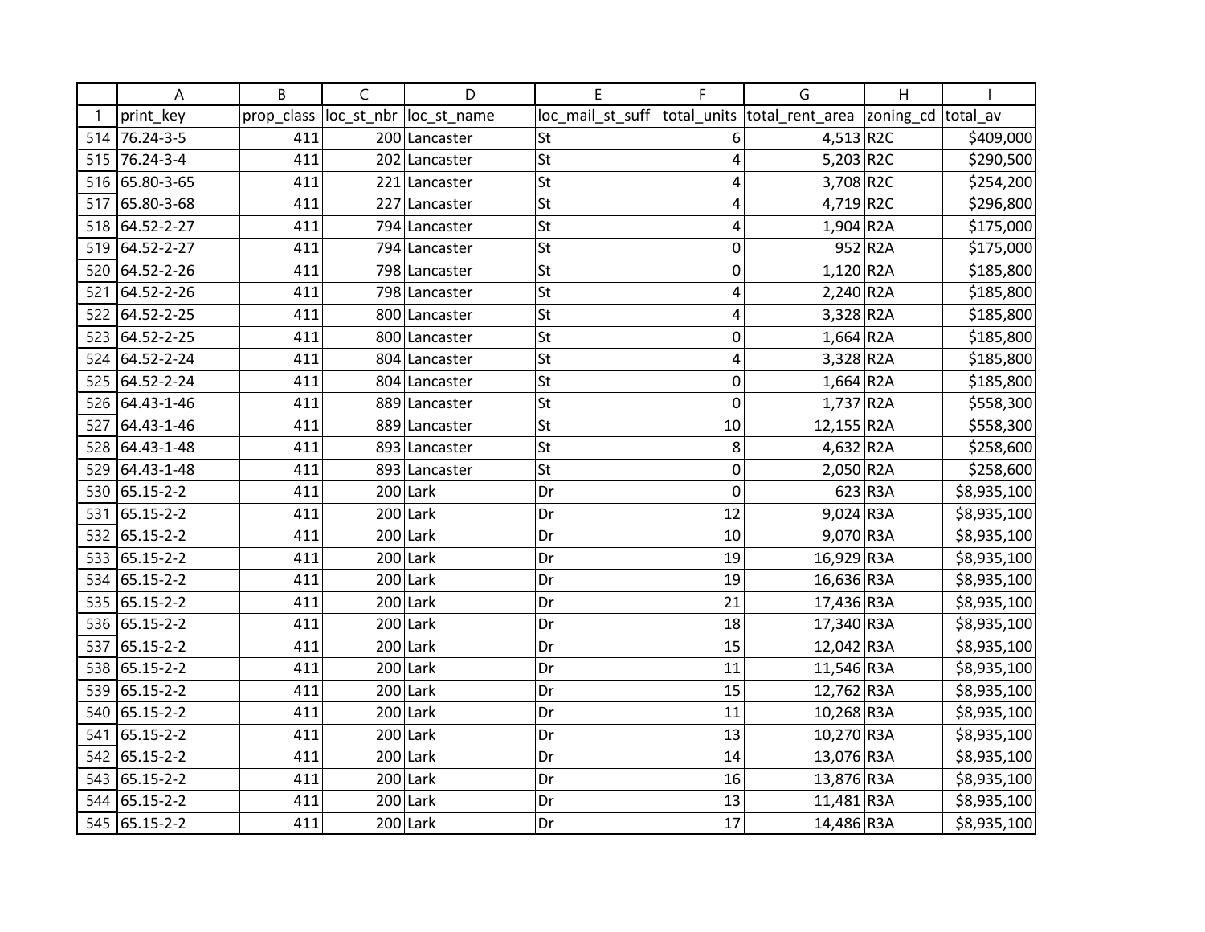| | A | B | C | D | E | F | G | H | I |
|---|---|---|---|---|---|---|---|---|---|
| 1 | print_key | prop_class | loc_st_nbr | loc_st_name | loc_mail_st_suff | total_units | total_rent_area | zoning_cd | total_av |
| 514 | 76.24-3-5 | 411 | 200 | Lancaster | St | 6 | 4,513 | R2C | $409,000 |
| 515 | 76.24-3-4 | 411 | 202 | Lancaster | St | 4 | 5,203 | R2C | $290,500 |
| 516 | 65.80-3-65 | 411 | 221 | Lancaster | St | 4 | 3,708 | R2C | $254,200 |
| 517 | 65.80-3-68 | 411 | 227 | Lancaster | St | 4 | 4,719 | R2C | $296,800 |
| 518 | 64.52-2-27 | 411 | 794 | Lancaster | St | 4 | 1,904 | R2A | $175,000 |
| 519 | 64.52-2-27 | 411 | 794 | Lancaster | St | 0 | 952 | R2A | $175,000 |
| 520 | 64.52-2-26 | 411 | 798 | Lancaster | St | 0 | 1,120 | R2A | $185,800 |
| 521 | 64.52-2-26 | 411 | 798 | Lancaster | St | 4 | 2,240 | R2A | $185,800 |
| 522 | 64.52-2-25 | 411 | 800 | Lancaster | St | 4 | 3,328 | R2A | $185,800 |
| 523 | 64.52-2-25 | 411 | 800 | Lancaster | St | 0 | 1,664 | R2A | $185,800 |
| 524 | 64.52-2-24 | 411 | 804 | Lancaster | St | 4 | 3,328 | R2A | $185,800 |
| 525 | 64.52-2-24 | 411 | 804 | Lancaster | St | 0 | 1,664 | R2A | $185,800 |
| 526 | 64.43-1-46 | 411 | 889 | Lancaster | St | 0 | 1,737 | R2A | $558,300 |
| 527 | 64.43-1-46 | 411 | 889 | Lancaster | St | 10 | 12,155 | R2A | $558,300 |
| 528 | 64.43-1-48 | 411 | 893 | Lancaster | St | 8 | 4,632 | R2A | $258,600 |
| 529 | 64.43-1-48 | 411 | 893 | Lancaster | St | 0 | 2,050 | R2A | $258,600 |
| 530 | 65.15-2-2 | 411 | 200 | Lark | Dr | 0 | 623 | R3A | $8,935,100 |
| 531 | 65.15-2-2 | 411 | 200 | Lark | Dr | 12 | 9,024 | R3A | $8,935,100 |
| 532 | 65.15-2-2 | 411 | 200 | Lark | Dr | 10 | 9,070 | R3A | $8,935,100 |
| 533 | 65.15-2-2 | 411 | 200 | Lark | Dr | 19 | 16,929 | R3A | $8,935,100 |
| 534 | 65.15-2-2 | 411 | 200 | Lark | Dr | 19 | 16,636 | R3A | $8,935,100 |
| 535 | 65.15-2-2 | 411 | 200 | Lark | Dr | 21 | 17,436 | R3A | $8,935,100 |
| 536 | 65.15-2-2 | 411 | 200 | Lark | Dr | 18 | 17,340 | R3A | $8,935,100 |
| 537 | 65.15-2-2 | 411 | 200 | Lark | Dr | 15 | 12,042 | R3A | $8,935,100 |
| 538 | 65.15-2-2 | 411 | 200 | Lark | Dr | 11 | 11,546 | R3A | $8,935,100 |
| 539 | 65.15-2-2 | 411 | 200 | Lark | Dr | 15 | 12,762 | R3A | $8,935,100 |
| 540 | 65.15-2-2 | 411 | 200 | Lark | Dr | 11 | 10,268 | R3A | $8,935,100 |
| 541 | 65.15-2-2 | 411 | 200 | Lark | Dr | 13 | 10,270 | R3A | $8,935,100 |
| 542 | 65.15-2-2 | 411 | 200 | Lark | Dr | 14 | 13,076 | R3A | $8,935,100 |
| 543 | 65.15-2-2 | 411 | 200 | Lark | Dr | 16 | 13,876 | R3A | $8,935,100 |
| 544 | 65.15-2-2 | 411 | 200 | Lark | Dr | 13 | 11,481 | R3A | $8,935,100 |
| 545 | 65.15-2-2 | 411 | 200 | Lark | Dr | 17 | 14,486 | R3A | $8,935,100 |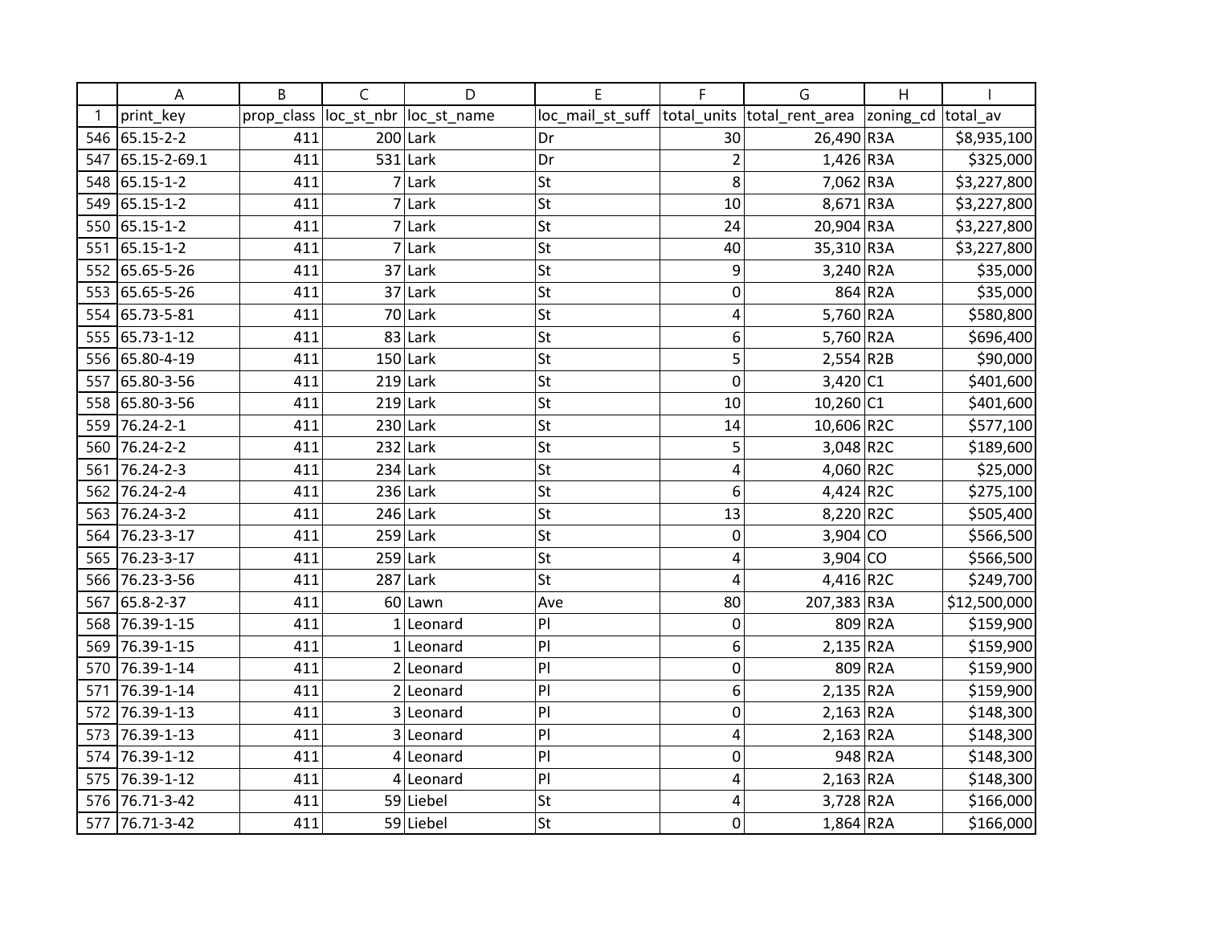| | A | B | C | D | E | F | G | H | I |
|---|---|---|---|---|---|---|---|---|---|
| 1 | print_key | prop_class | loc_st_nbr | loc_st_name | loc_mail_st_suff | total_units | total_rent_area | zoning_cd | total_av |
| 546 | 65.15-2-2 | 411 | 200 | Lark | Dr | 30 | 26,490 | R3A | $8,935,100 |
| 547 | 65.15-2-69.1 | 411 | 531 | Lark | Dr | 2 | 1,426 | R3A | $325,000 |
| 548 | 65.15-1-2 | 411 | 7 | Lark | St | 8 | 7,062 | R3A | $3,227,800 |
| 549 | 65.15-1-2 | 411 | 7 | Lark | St | 10 | 8,671 | R3A | $3,227,800 |
| 550 | 65.15-1-2 | 411 | 7 | Lark | St | 24 | 20,904 | R3A | $3,227,800 |
| 551 | 65.15-1-2 | 411 | 7 | Lark | St | 40 | 35,310 | R3A | $3,227,800 |
| 552 | 65.65-5-26 | 411 | 37 | Lark | St | 9 | 3,240 | R2A | $35,000 |
| 553 | 65.65-5-26 | 411 | 37 | Lark | St | 0 | 864 | R2A | $35,000 |
| 554 | 65.73-5-81 | 411 | 70 | Lark | St | 4 | 5,760 | R2A | $580,800 |
| 555 | 65.73-1-12 | 411 | 83 | Lark | St | 6 | 5,760 | R2A | $696,400 |
| 556 | 65.80-4-19 | 411 | 150 | Lark | St | 5 | 2,554 | R2B | $90,000 |
| 557 | 65.80-3-56 | 411 | 219 | Lark | St | 0 | 3,420 | C1 | $401,600 |
| 558 | 65.80-3-56 | 411 | 219 | Lark | St | 10 | 10,260 | C1 | $401,600 |
| 559 | 76.24-2-1 | 411 | 230 | Lark | St | 14 | 10,606 | R2C | $577,100 |
| 560 | 76.24-2-2 | 411 | 232 | Lark | St | 5 | 3,048 | R2C | $189,600 |
| 561 | 76.24-2-3 | 411 | 234 | Lark | St | 4 | 4,060 | R2C | $25,000 |
| 562 | 76.24-2-4 | 411 | 236 | Lark | St | 6 | 4,424 | R2C | $275,100 |
| 563 | 76.24-3-2 | 411 | 246 | Lark | St | 13 | 8,220 | R2C | $505,400 |
| 564 | 76.23-3-17 | 411 | 259 | Lark | St | 0 | 3,904 | CO | $566,500 |
| 565 | 76.23-3-17 | 411 | 259 | Lark | St | 4 | 3,904 | CO | $566,500 |
| 566 | 76.23-3-56 | 411 | 287 | Lark | St | 4 | 4,416 | R2C | $249,700 |
| 567 | 65.8-2-37 | 411 | 60 | Lawn | Ave | 80 | 207,383 | R3A | $12,500,000 |
| 568 | 76.39-1-15 | 411 | 1 | Leonard | Pl | 0 | 809 | R2A | $159,900 |
| 569 | 76.39-1-15 | 411 | 1 | Leonard | Pl | 6 | 2,135 | R2A | $159,900 |
| 570 | 76.39-1-14 | 411 | 2 | Leonard | Pl | 0 | 809 | R2A | $159,900 |
| 571 | 76.39-1-14 | 411 | 2 | Leonard | Pl | 6 | 2,135 | R2A | $159,900 |
| 572 | 76.39-1-13 | 411 | 3 | Leonard | Pl | 0 | 2,163 | R2A | $148,300 |
| 573 | 76.39-1-13 | 411 | 3 | Leonard | Pl | 4 | 2,163 | R2A | $148,300 |
| 574 | 76.39-1-12 | 411 | 4 | Leonard | Pl | 0 | 948 | R2A | $148,300 |
| 575 | 76.39-1-12 | 411 | 4 | Leonard | Pl | 4 | 2,163 | R2A | $148,300 |
| 576 | 76.71-3-42 | 411 | 59 | Liebel | St | 4 | 3,728 | R2A | $166,000 |
| 577 | 76.71-3-42 | 411 | 59 | Liebel | St | 0 | 1,864 | R2A | $166,000 |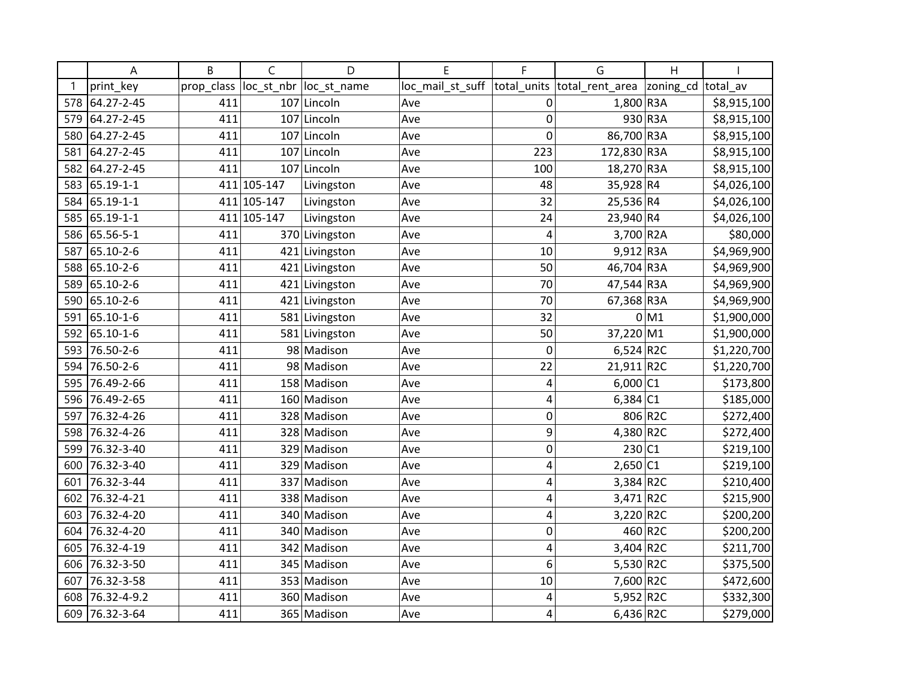| | A | B | C | D | E | F | G | H | I |
|---|---|---|---|---|---|---|---|---|---|
| 1 | print_key | prop_class | loc_st_nbr | loc_st_name | loc_mail_st_suff | total_units | total_rent_area | zoning_cd | total_av |
| 578 | 64.27-2-45 | 411 | 107 | Lincoln | Ave | 0 | 1,800 | R3A | $8,915,100 |
| 579 | 64.27-2-45 | 411 | 107 | Lincoln | Ave | 0 | 930 | R3A | $8,915,100 |
| 580 | 64.27-2-45 | 411 | 107 | Lincoln | Ave | 0 | 86,700 | R3A | $8,915,100 |
| 581 | 64.27-2-45 | 411 | 107 | Lincoln | Ave | 223 | 172,830 | R3A | $8,915,100 |
| 582 | 64.27-2-45 | 411 | 107 | Lincoln | Ave | 100 | 18,270 | R3A | $8,915,100 |
| 583 | 65.19-1-1 | 411 | 105-147 | Livingston | Ave | 48 | 35,928 | R4 | $4,026,100 |
| 584 | 65.19-1-1 | 411 | 105-147 | Livingston | Ave | 32 | 25,536 | R4 | $4,026,100 |
| 585 | 65.19-1-1 | 411 | 105-147 | Livingston | Ave | 24 | 23,940 | R4 | $4,026,100 |
| 586 | 65.56-5-1 | 411 | 370 | Livingston | Ave | 4 | 3,700 | R2A | $80,000 |
| 587 | 65.10-2-6 | 411 | 421 | Livingston | Ave | 10 | 9,912 | R3A | $4,969,900 |
| 588 | 65.10-2-6 | 411 | 421 | Livingston | Ave | 50 | 46,704 | R3A | $4,969,900 |
| 589 | 65.10-2-6 | 411 | 421 | Livingston | Ave | 70 | 47,544 | R3A | $4,969,900 |
| 590 | 65.10-2-6 | 411 | 421 | Livingston | Ave | 70 | 67,368 | R3A | $4,969,900 |
| 591 | 65.10-1-6 | 411 | 581 | Livingston | Ave | 32 | 0 | M1 | $1,900,000 |
| 592 | 65.10-1-6 | 411 | 581 | Livingston | Ave | 50 | 37,220 | M1 | $1,900,000 |
| 593 | 76.50-2-6 | 411 | 98 | Madison | Ave | 0 | 6,524 | R2C | $1,220,700 |
| 594 | 76.50-2-6 | 411 | 98 | Madison | Ave | 22 | 21,911 | R2C | $1,220,700 |
| 595 | 76.49-2-66 | 411 | 158 | Madison | Ave | 4 | 6,000 | C1 | $173,800 |
| 596 | 76.49-2-65 | 411 | 160 | Madison | Ave | 4 | 6,384 | C1 | $185,000 |
| 597 | 76.32-4-26 | 411 | 328 | Madison | Ave | 0 | 806 | R2C | $272,400 |
| 598 | 76.32-4-26 | 411 | 328 | Madison | Ave | 9 | 4,380 | R2C | $272,400 |
| 599 | 76.32-3-40 | 411 | 329 | Madison | Ave | 0 | 230 | C1 | $219,100 |
| 600 | 76.32-3-40 | 411 | 329 | Madison | Ave | 4 | 2,650 | C1 | $219,100 |
| 601 | 76.32-3-44 | 411 | 337 | Madison | Ave | 4 | 3,384 | R2C | $210,400 |
| 602 | 76.32-4-21 | 411 | 338 | Madison | Ave | 4 | 3,471 | R2C | $215,900 |
| 603 | 76.32-4-20 | 411 | 340 | Madison | Ave | 4 | 3,220 | R2C | $200,200 |
| 604 | 76.32-4-20 | 411 | 340 | Madison | Ave | 0 | 460 | R2C | $200,200 |
| 605 | 76.32-4-19 | 411 | 342 | Madison | Ave | 4 | 3,404 | R2C | $211,700 |
| 606 | 76.32-3-50 | 411 | 345 | Madison | Ave | 6 | 5,530 | R2C | $375,500 |
| 607 | 76.32-3-58 | 411 | 353 | Madison | Ave | 10 | 7,600 | R2C | $472,600 |
| 608 | 76.32-4-9.2 | 411 | 360 | Madison | Ave | 4 | 5,952 | R2C | $332,300 |
| 609 | 76.32-3-64 | 411 | 365 | Madison | Ave | 4 | 6,436 | R2C | $279,000 |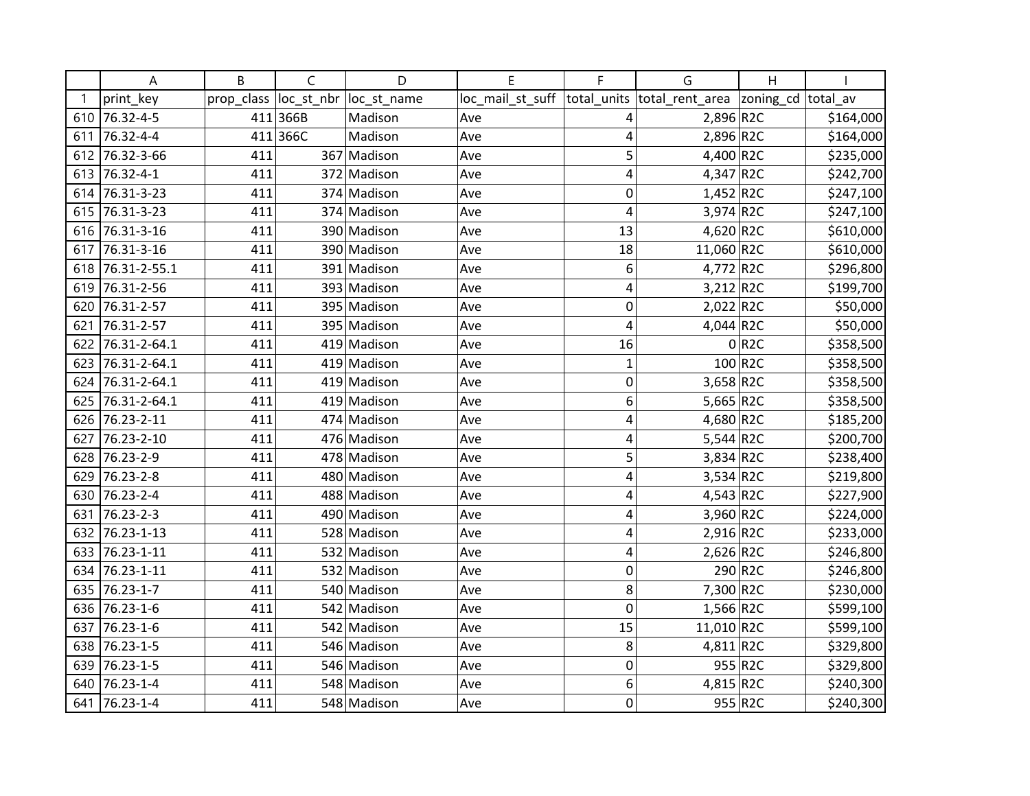| | A | B | C | D | E | F | G | H | I |
|---|---|---|---|---|---|---|---|---|---|
| 1 | print_key | prop_class | loc_st_nbr | loc_st_name | loc_mail_st_suff | total_units | total_rent_area | zoning_cd | total_av |
| 610 | 76.32-4-5 | 411 | 366B | Madison | Ave | 4 | 2,896 | R2C | $164,000 |
| 611 | 76.32-4-4 | 411 | 366C | Madison | Ave | 4 | 2,896 | R2C | $164,000 |
| 612 | 76.32-3-66 | 411 | 367 | Madison | Ave | 5 | 4,400 | R2C | $235,000 |
| 613 | 76.32-4-1 | 411 | 372 | Madison | Ave | 4 | 4,347 | R2C | $242,700 |
| 614 | 76.31-3-23 | 411 | 374 | Madison | Ave | 0 | 1,452 | R2C | $247,100 |
| 615 | 76.31-3-23 | 411 | 374 | Madison | Ave | 4 | 3,974 | R2C | $247,100 |
| 616 | 76.31-3-16 | 411 | 390 | Madison | Ave | 13 | 4,620 | R2C | $610,000 |
| 617 | 76.31-3-16 | 411 | 390 | Madison | Ave | 18 | 11,060 | R2C | $610,000 |
| 618 | 76.31-2-55.1 | 411 | 391 | Madison | Ave | 6 | 4,772 | R2C | $296,800 |
| 619 | 76.31-2-56 | 411 | 393 | Madison | Ave | 4 | 3,212 | R2C | $199,700 |
| 620 | 76.31-2-57 | 411 | 395 | Madison | Ave | 0 | 2,022 | R2C | $50,000 |
| 621 | 76.31-2-57 | 411 | 395 | Madison | Ave | 4 | 4,044 | R2C | $50,000 |
| 622 | 76.31-2-64.1 | 411 | 419 | Madison | Ave | 16 | 0 | R2C | $358,500 |
| 623 | 76.31-2-64.1 | 411 | 419 | Madison | Ave | 1 | 100 | R2C | $358,500 |
| 624 | 76.31-2-64.1 | 411 | 419 | Madison | Ave | 0 | 3,658 | R2C | $358,500 |
| 625 | 76.31-2-64.1 | 411 | 419 | Madison | Ave | 6 | 5,665 | R2C | $358,500 |
| 626 | 76.23-2-11 | 411 | 474 | Madison | Ave | 4 | 4,680 | R2C | $185,200 |
| 627 | 76.23-2-10 | 411 | 476 | Madison | Ave | 4 | 5,544 | R2C | $200,700 |
| 628 | 76.23-2-9 | 411 | 478 | Madison | Ave | 5 | 3,834 | R2C | $238,400 |
| 629 | 76.23-2-8 | 411 | 480 | Madison | Ave | 4 | 3,534 | R2C | $219,800 |
| 630 | 76.23-2-4 | 411 | 488 | Madison | Ave | 4 | 4,543 | R2C | $227,900 |
| 631 | 76.23-2-3 | 411 | 490 | Madison | Ave | 4 | 3,960 | R2C | $224,000 |
| 632 | 76.23-1-13 | 411 | 528 | Madison | Ave | 4 | 2,916 | R2C | $233,000 |
| 633 | 76.23-1-11 | 411 | 532 | Madison | Ave | 4 | 2,626 | R2C | $246,800 |
| 634 | 76.23-1-11 | 411 | 532 | Madison | Ave | 0 | 290 | R2C | $246,800 |
| 635 | 76.23-1-7 | 411 | 540 | Madison | Ave | 8 | 7,300 | R2C | $230,000 |
| 636 | 76.23-1-6 | 411 | 542 | Madison | Ave | 0 | 1,566 | R2C | $599,100 |
| 637 | 76.23-1-6 | 411 | 542 | Madison | Ave | 15 | 11,010 | R2C | $599,100 |
| 638 | 76.23-1-5 | 411 | 546 | Madison | Ave | 8 | 4,811 | R2C | $329,800 |
| 639 | 76.23-1-5 | 411 | 546 | Madison | Ave | 0 | 955 | R2C | $329,800 |
| 640 | 76.23-1-4 | 411 | 548 | Madison | Ave | 6 | 4,815 | R2C | $240,300 |
| 641 | 76.23-1-4 | 411 | 548 | Madison | Ave | 0 | 955 | R2C | $240,300 |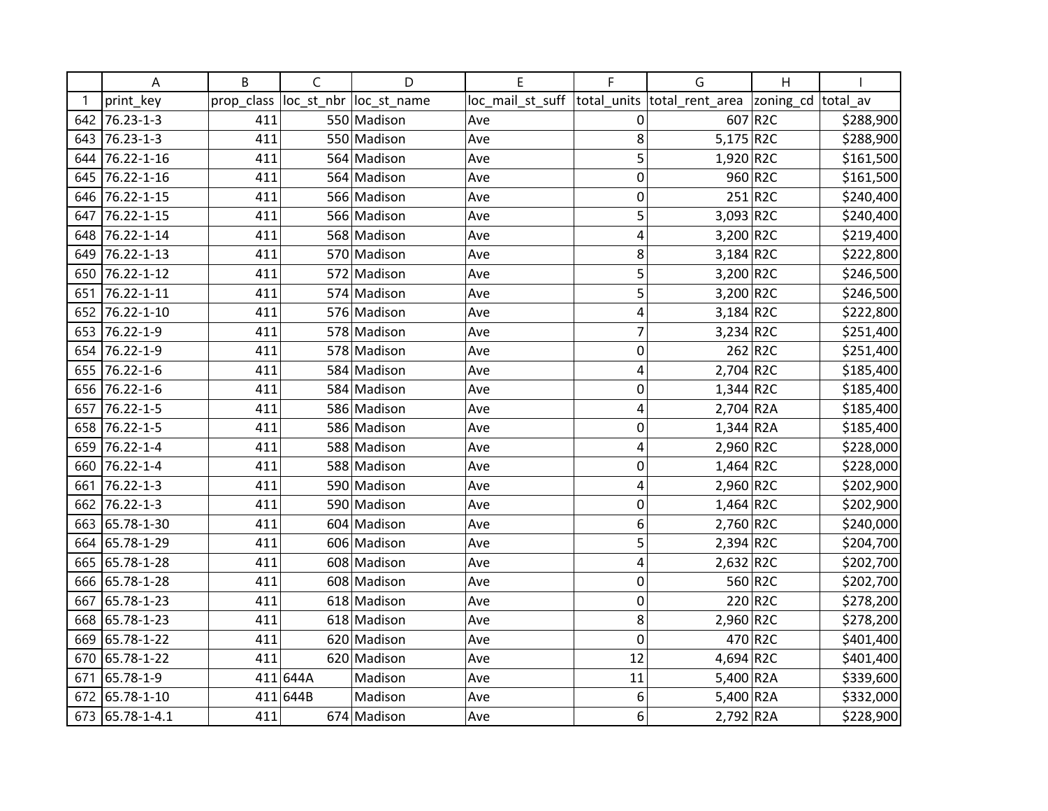| | A | B | C | D | E | F | G | H | I |
|---|---|---|---|---|---|---|---|---|---|
| 1 | print_key | prop_class | loc_st_nbr | loc_st_name | loc_mail_st_suff | total_units | total_rent_area | zoning_cd | total_av |
| 642 | 76.23-1-3 | 411 | 550 | Madison | Ave | 0 | 607 | R2C | $288,900 |
| 643 | 76.23-1-3 | 411 | 550 | Madison | Ave | 8 | 5,175 | R2C | $288,900 |
| 644 | 76.22-1-16 | 411 | 564 | Madison | Ave | 5 | 1,920 | R2C | $161,500 |
| 645 | 76.22-1-16 | 411 | 564 | Madison | Ave | 0 | 960 | R2C | $161,500 |
| 646 | 76.22-1-15 | 411 | 566 | Madison | Ave | 0 | 251 | R2C | $240,400 |
| 647 | 76.22-1-15 | 411 | 566 | Madison | Ave | 5 | 3,093 | R2C | $240,400 |
| 648 | 76.22-1-14 | 411 | 568 | Madison | Ave | 4 | 3,200 | R2C | $219,400 |
| 649 | 76.22-1-13 | 411 | 570 | Madison | Ave | 8 | 3,184 | R2C | $222,800 |
| 650 | 76.22-1-12 | 411 | 572 | Madison | Ave | 5 | 3,200 | R2C | $246,500 |
| 651 | 76.22-1-11 | 411 | 574 | Madison | Ave | 5 | 3,200 | R2C | $246,500 |
| 652 | 76.22-1-10 | 411 | 576 | Madison | Ave | 4 | 3,184 | R2C | $222,800 |
| 653 | 76.22-1-9 | 411 | 578 | Madison | Ave | 7 | 3,234 | R2C | $251,400 |
| 654 | 76.22-1-9 | 411 | 578 | Madison | Ave | 0 | 262 | R2C | $251,400 |
| 655 | 76.22-1-6 | 411 | 584 | Madison | Ave | 4 | 2,704 | R2C | $185,400 |
| 656 | 76.22-1-6 | 411 | 584 | Madison | Ave | 0 | 1,344 | R2C | $185,400 |
| 657 | 76.22-1-5 | 411 | 586 | Madison | Ave | 4 | 2,704 | R2A | $185,400 |
| 658 | 76.22-1-5 | 411 | 586 | Madison | Ave | 0 | 1,344 | R2A | $185,400 |
| 659 | 76.22-1-4 | 411 | 588 | Madison | Ave | 4 | 2,960 | R2C | $228,000 |
| 660 | 76.22-1-4 | 411 | 588 | Madison | Ave | 0 | 1,464 | R2C | $228,000 |
| 661 | 76.22-1-3 | 411 | 590 | Madison | Ave | 4 | 2,960 | R2C | $202,900 |
| 662 | 76.22-1-3 | 411 | 590 | Madison | Ave | 0 | 1,464 | R2C | $202,900 |
| 663 | 65.78-1-30 | 411 | 604 | Madison | Ave | 6 | 2,760 | R2C | $240,000 |
| 664 | 65.78-1-29 | 411 | 606 | Madison | Ave | 5 | 2,394 | R2C | $204,700 |
| 665 | 65.78-1-28 | 411 | 608 | Madison | Ave | 4 | 2,632 | R2C | $202,700 |
| 666 | 65.78-1-28 | 411 | 608 | Madison | Ave | 0 | 560 | R2C | $202,700 |
| 667 | 65.78-1-23 | 411 | 618 | Madison | Ave | 0 | 220 | R2C | $278,200 |
| 668 | 65.78-1-23 | 411 | 618 | Madison | Ave | 8 | 2,960 | R2C | $278,200 |
| 669 | 65.78-1-22 | 411 | 620 | Madison | Ave | 0 | 470 | R2C | $401,400 |
| 670 | 65.78-1-22 | 411 | 620 | Madison | Ave | 12 | 4,694 | R2C | $401,400 |
| 671 | 65.78-1-9 | 411 | 644A | Madison | Ave | 11 | 5,400 | R2A | $339,600 |
| 672 | 65.78-1-10 | 411 | 644B | Madison | Ave | 6 | 5,400 | R2A | $332,000 |
| 673 | 65.78-1-4.1 | 411 | 674 | Madison | Ave | 6 | 2,792 | R2A | $228,900 |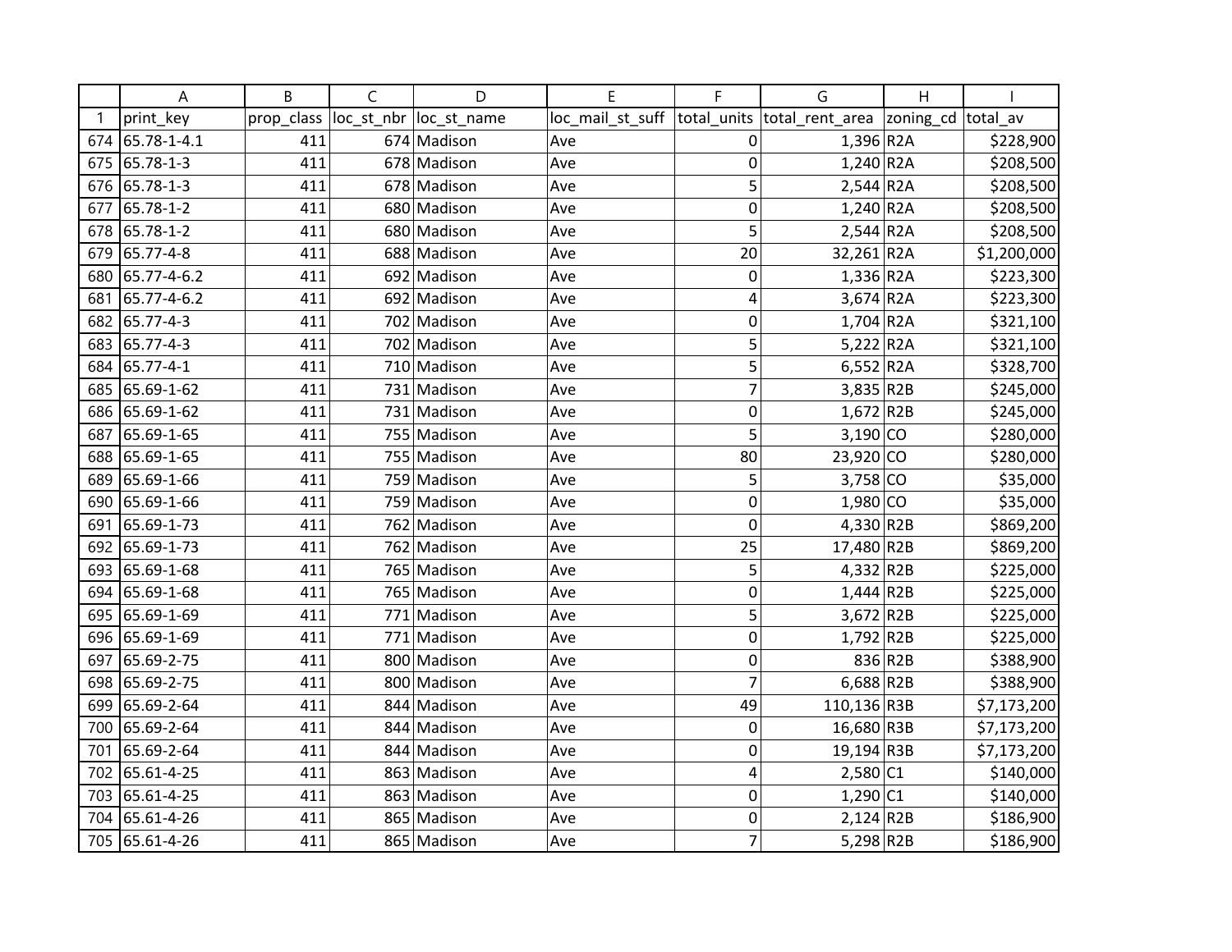| | A | B | C | D | E | F | G | H | I |
|---|---|---|---|---|---|---|---|---|---|
| 1 | print_key | prop_class | loc_st_nbr | loc_st_name | loc_mail_st_suff | total_units | total_rent_area | zoning_cd | total_av |
| 674 | 65.78-1-4.1 | 411 | 674 | Madison | Ave | 0 | 1,396 | R2A | $228,900 |
| 675 | 65.78-1-3 | 411 | 678 | Madison | Ave | 0 | 1,240 | R2A | $208,500 |
| 676 | 65.78-1-3 | 411 | 678 | Madison | Ave | 5 | 2,544 | R2A | $208,500 |
| 677 | 65.78-1-2 | 411 | 680 | Madison | Ave | 0 | 1,240 | R2A | $208,500 |
| 678 | 65.78-1-2 | 411 | 680 | Madison | Ave | 5 | 2,544 | R2A | $208,500 |
| 679 | 65.77-4-8 | 411 | 688 | Madison | Ave | 20 | 32,261 | R2A | $1,200,000 |
| 680 | 65.77-4-6.2 | 411 | 692 | Madison | Ave | 0 | 1,336 | R2A | $223,300 |
| 681 | 65.77-4-6.2 | 411 | 692 | Madison | Ave | 4 | 3,674 | R2A | $223,300 |
| 682 | 65.77-4-3 | 411 | 702 | Madison | Ave | 0 | 1,704 | R2A | $321,100 |
| 683 | 65.77-4-3 | 411 | 702 | Madison | Ave | 5 | 5,222 | R2A | $321,100 |
| 684 | 65.77-4-1 | 411 | 710 | Madison | Ave | 5 | 6,552 | R2A | $328,700 |
| 685 | 65.69-1-62 | 411 | 731 | Madison | Ave | 7 | 3,835 | R2B | $245,000 |
| 686 | 65.69-1-62 | 411 | 731 | Madison | Ave | 0 | 1,672 | R2B | $245,000 |
| 687 | 65.69-1-65 | 411 | 755 | Madison | Ave | 5 | 3,190 | CO | $280,000 |
| 688 | 65.69-1-65 | 411 | 755 | Madison | Ave | 80 | 23,920 | CO | $280,000 |
| 689 | 65.69-1-66 | 411 | 759 | Madison | Ave | 5 | 3,758 | CO | $35,000 |
| 690 | 65.69-1-66 | 411 | 759 | Madison | Ave | 0 | 1,980 | CO | $35,000 |
| 691 | 65.69-1-73 | 411 | 762 | Madison | Ave | 0 | 4,330 | R2B | $869,200 |
| 692 | 65.69-1-73 | 411 | 762 | Madison | Ave | 25 | 17,480 | R2B | $869,200 |
| 693 | 65.69-1-68 | 411 | 765 | Madison | Ave | 5 | 4,332 | R2B | $225,000 |
| 694 | 65.69-1-68 | 411 | 765 | Madison | Ave | 0 | 1,444 | R2B | $225,000 |
| 695 | 65.69-1-69 | 411 | 771 | Madison | Ave | 5 | 3,672 | R2B | $225,000 |
| 696 | 65.69-1-69 | 411 | 771 | Madison | Ave | 0 | 1,792 | R2B | $225,000 |
| 697 | 65.69-2-75 | 411 | 800 | Madison | Ave | 0 | 836 | R2B | $388,900 |
| 698 | 65.69-2-75 | 411 | 800 | Madison | Ave | 7 | 6,688 | R2B | $388,900 |
| 699 | 65.69-2-64 | 411 | 844 | Madison | Ave | 49 | 110,136 | R3B | $7,173,200 |
| 700 | 65.69-2-64 | 411 | 844 | Madison | Ave | 0 | 16,680 | R3B | $7,173,200 |
| 701 | 65.69-2-64 | 411 | 844 | Madison | Ave | 0 | 19,194 | R3B | $7,173,200 |
| 702 | 65.61-4-25 | 411 | 863 | Madison | Ave | 4 | 2,580 | C1 | $140,000 |
| 703 | 65.61-4-25 | 411 | 863 | Madison | Ave | 0 | 1,290 | C1 | $140,000 |
| 704 | 65.61-4-26 | 411 | 865 | Madison | Ave | 0 | 2,124 | R2B | $186,900 |
| 705 | 65.61-4-26 | 411 | 865 | Madison | Ave | 7 | 5,298 | R2B | $186,900 |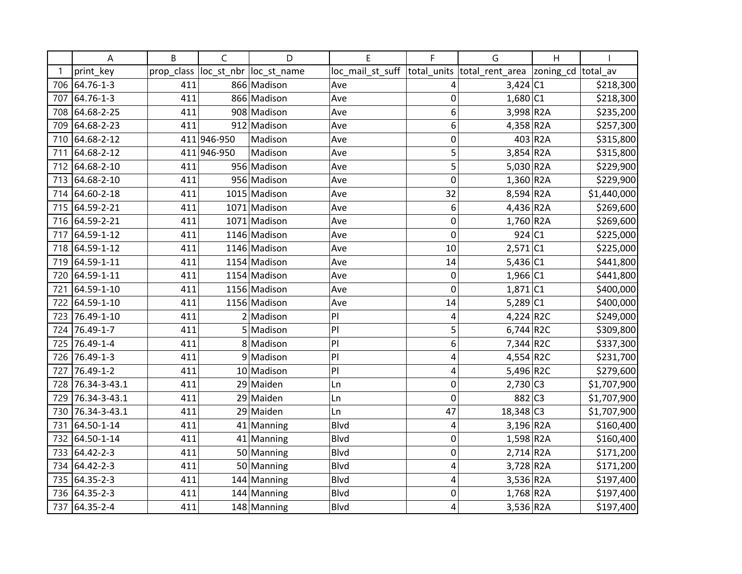| | A | B | C | D | E | F | G | H | I |
|---|---|---|---|---|---|---|---|---|---|
| 1 | print_key | prop_class | loc_st_nbr | loc_st_name | loc_mail_st_suff | total_units | total_rent_area | zoning_cd | total_av |
| 706 | 64.76-1-3 | 411 | 866 | Madison | Ave | 4 | 3,424 | C1 | $218,300 |
| 707 | 64.76-1-3 | 411 | 866 | Madison | Ave | 0 | 1,680 | C1 | $218,300 |
| 708 | 64.68-2-25 | 411 | 908 | Madison | Ave | 6 | 3,998 | R2A | $235,200 |
| 709 | 64.68-2-23 | 411 | 912 | Madison | Ave | 6 | 4,358 | R2A | $257,300 |
| 710 | 64.68-2-12 | 411 | 946-950 | Madison | Ave | 0 | 403 | R2A | $315,800 |
| 711 | 64.68-2-12 | 411 | 946-950 | Madison | Ave | 5 | 3,854 | R2A | $315,800 |
| 712 | 64.68-2-10 | 411 | 956 | Madison | Ave | 5 | 5,030 | R2A | $229,900 |
| 713 | 64.68-2-10 | 411 | 956 | Madison | Ave | 0 | 1,360 | R2A | $229,900 |
| 714 | 64.60-2-18 | 411 | 1015 | Madison | Ave | 32 | 8,594 | R2A | $1,440,000 |
| 715 | 64.59-2-21 | 411 | 1071 | Madison | Ave | 6 | 4,436 | R2A | $269,600 |
| 716 | 64.59-2-21 | 411 | 1071 | Madison | Ave | 0 | 1,760 | R2A | $269,600 |
| 717 | 64.59-1-12 | 411 | 1146 | Madison | Ave | 0 | 924 | C1 | $225,000 |
| 718 | 64.59-1-12 | 411 | 1146 | Madison | Ave | 10 | 2,571 | C1 | $225,000 |
| 719 | 64.59-1-11 | 411 | 1154 | Madison | Ave | 14 | 5,436 | C1 | $441,800 |
| 720 | 64.59-1-11 | 411 | 1154 | Madison | Ave | 0 | 1,966 | C1 | $441,800 |
| 721 | 64.59-1-10 | 411 | 1156 | Madison | Ave | 0 | 1,871 | C1 | $400,000 |
| 722 | 64.59-1-10 | 411 | 1156 | Madison | Ave | 14 | 5,289 | C1 | $400,000 |
| 723 | 76.49-1-10 | 411 | 2 | Madison | Pl | 4 | 4,224 | R2C | $249,000 |
| 724 | 76.49-1-7 | 411 | 5 | Madison | Pl | 5 | 6,744 | R2C | $309,800 |
| 725 | 76.49-1-4 | 411 | 8 | Madison | Pl | 6 | 7,344 | R2C | $337,300 |
| 726 | 76.49-1-3 | 411 | 9 | Madison | Pl | 4 | 4,554 | R2C | $231,700 |
| 727 | 76.49-1-2 | 411 | 10 | Madison | Pl | 4 | 5,496 | R2C | $279,600 |
| 728 | 76.34-3-43.1 | 411 | 29 | Maiden | Ln | 0 | 2,730 | C3 | $1,707,900 |
| 729 | 76.34-3-43.1 | 411 | 29 | Maiden | Ln | 0 | 882 | C3 | $1,707,900 |
| 730 | 76.34-3-43.1 | 411 | 29 | Maiden | Ln | 47 | 18,348 | C3 | $1,707,900 |
| 731 | 64.50-1-14 | 411 | 41 | Manning | Blvd | 4 | 3,196 | R2A | $160,400 |
| 732 | 64.50-1-14 | 411 | 41 | Manning | Blvd | 0 | 1,598 | R2A | $160,400 |
| 733 | 64.42-2-3 | 411 | 50 | Manning | Blvd | 0 | 2,714 | R2A | $171,200 |
| 734 | 64.42-2-3 | 411 | 50 | Manning | Blvd | 4 | 3,728 | R2A | $171,200 |
| 735 | 64.35-2-3 | 411 | 144 | Manning | Blvd | 4 | 3,536 | R2A | $197,400 |
| 736 | 64.35-2-3 | 411 | 144 | Manning | Blvd | 0 | 1,768 | R2A | $197,400 |
| 737 | 64.35-2-4 | 411 | 148 | Manning | Blvd | 4 | 3,536 | R2A | $197,400 |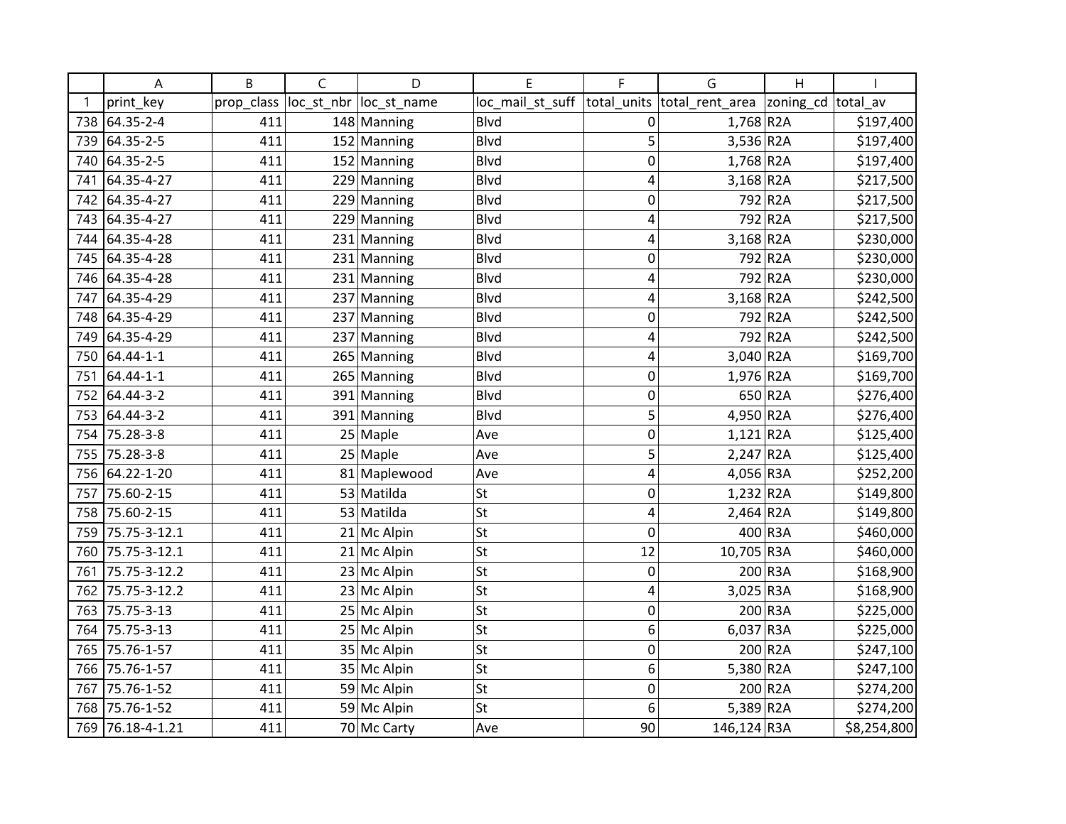| | A | B | C | D | E | F | G | H | I |
|---|---|---|---|---|---|---|---|---|---|
| 1 | print_key | prop_class | loc_st_nbr | loc_st_name | loc_mail_st_suff | total_units | total_rent_area | zoning_cd | total_av |
| 738 | 64.35-2-4 | 411 | 148 | Manning | Blvd | 0 | 1,768 | R2A | $197,400 |
| 739 | 64.35-2-5 | 411 | 152 | Manning | Blvd | 5 | 3,536 | R2A | $197,400 |
| 740 | 64.35-2-5 | 411 | 152 | Manning | Blvd | 0 | 1,768 | R2A | $197,400 |
| 741 | 64.35-4-27 | 411 | 229 | Manning | Blvd | 4 | 3,168 | R2A | $217,500 |
| 742 | 64.35-4-27 | 411 | 229 | Manning | Blvd | 0 | 792 | R2A | $217,500 |
| 743 | 64.35-4-27 | 411 | 229 | Manning | Blvd | 4 | 792 | R2A | $217,500 |
| 744 | 64.35-4-28 | 411 | 231 | Manning | Blvd | 4 | 3,168 | R2A | $230,000 |
| 745 | 64.35-4-28 | 411 | 231 | Manning | Blvd | 0 | 792 | R2A | $230,000 |
| 746 | 64.35-4-28 | 411 | 231 | Manning | Blvd | 4 | 792 | R2A | $230,000 |
| 747 | 64.35-4-29 | 411 | 237 | Manning | Blvd | 4 | 3,168 | R2A | $242,500 |
| 748 | 64.35-4-29 | 411 | 237 | Manning | Blvd | 0 | 792 | R2A | $242,500 |
| 749 | 64.35-4-29 | 411 | 237 | Manning | Blvd | 4 | 792 | R2A | $242,500 |
| 750 | 64.44-1-1 | 411 | 265 | Manning | Blvd | 4 | 3,040 | R2A | $169,700 |
| 751 | 64.44-1-1 | 411 | 265 | Manning | Blvd | 0 | 1,976 | R2A | $169,700 |
| 752 | 64.44-3-2 | 411 | 391 | Manning | Blvd | 0 | 650 | R2A | $276,400 |
| 753 | 64.44-3-2 | 411 | 391 | Manning | Blvd | 5 | 4,950 | R2A | $276,400 |
| 754 | 75.28-3-8 | 411 | 25 | Maple | Ave | 0 | 1,121 | R2A | $125,400 |
| 755 | 75.28-3-8 | 411 | 25 | Maple | Ave | 5 | 2,247 | R2A | $125,400 |
| 756 | 64.22-1-20 | 411 | 81 | Maplewood | Ave | 4 | 4,056 | R3A | $252,200 |
| 757 | 75.60-2-15 | 411 | 53 | Matilda | St | 0 | 1,232 | R2A | $149,800 |
| 758 | 75.60-2-15 | 411 | 53 | Matilda | St | 4 | 2,464 | R2A | $149,800 |
| 759 | 75.75-3-12.1 | 411 | 21 | Mc Alpin | St | 0 | 400 | R3A | $460,000 |
| 760 | 75.75-3-12.1 | 411 | 21 | Mc Alpin | St | 12 | 10,705 | R3A | $460,000 |
| 761 | 75.75-3-12.2 | 411 | 23 | Mc Alpin | St | 0 | 200 | R3A | $168,900 |
| 762 | 75.75-3-12.2 | 411 | 23 | Mc Alpin | St | 4 | 3,025 | R3A | $168,900 |
| 763 | 75.75-3-13 | 411 | 25 | Mc Alpin | St | 0 | 200 | R3A | $225,000 |
| 764 | 75.75-3-13 | 411 | 25 | Mc Alpin | St | 6 | 6,037 | R3A | $225,000 |
| 765 | 75.76-1-57 | 411 | 35 | Mc Alpin | St | 0 | 200 | R2A | $247,100 |
| 766 | 75.76-1-57 | 411 | 35 | Mc Alpin | St | 6 | 5,380 | R2A | $247,100 |
| 767 | 75.76-1-52 | 411 | 59 | Mc Alpin | St | 0 | 200 | R2A | $274,200 |
| 768 | 75.76-1-52 | 411 | 59 | Mc Alpin | St | 6 | 5,389 | R2A | $274,200 |
| 769 | 76.18-4-1.21 | 411 | 70 | Mc Carty | Ave | 90 | 146,124 | R3A | $8,254,800 |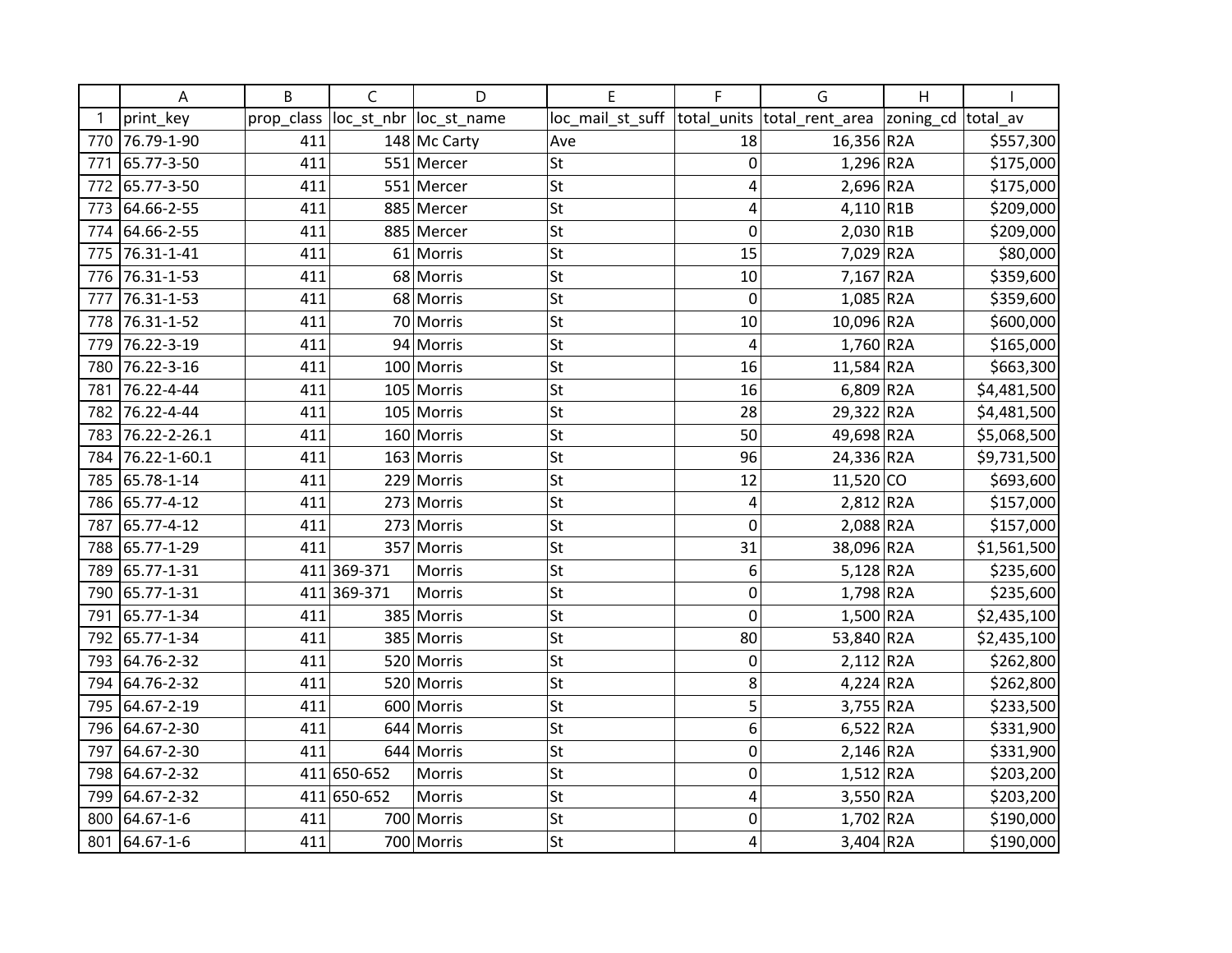| | A | B | C | D | E | F | G | H | I |
|---|---|---|---|---|---|---|---|---|---|
| 1 | print_key | prop_class | loc_st_nbr | loc_st_name | loc_mail_st_suff | total_units | total_rent_area | zoning_cd | total_av |
| 770 | 76.79-1-90 | 411 | 148 | Mc Carty | Ave | 18 | 16,356 | R2A | $557,300 |
| 771 | 65.77-3-50 | 411 | 551 | Mercer | St | 0 | 1,296 | R2A | $175,000 |
| 772 | 65.77-3-50 | 411 | 551 | Mercer | St | 4 | 2,696 | R2A | $175,000 |
| 773 | 64.66-2-55 | 411 | 885 | Mercer | St | 4 | 4,110 | R1B | $209,000 |
| 774 | 64.66-2-55 | 411 | 885 | Mercer | St | 0 | 2,030 | R1B | $209,000 |
| 775 | 76.31-1-41 | 411 | 61 | Morris | St | 15 | 7,029 | R2A | $80,000 |
| 776 | 76.31-1-53 | 411 | 68 | Morris | St | 10 | 7,167 | R2A | $359,600 |
| 777 | 76.31-1-53 | 411 | 68 | Morris | St | 0 | 1,085 | R2A | $359,600 |
| 778 | 76.31-1-52 | 411 | 70 | Morris | St | 10 | 10,096 | R2A | $600,000 |
| 779 | 76.22-3-19 | 411 | 94 | Morris | St | 4 | 1,760 | R2A | $165,000 |
| 780 | 76.22-3-16 | 411 | 100 | Morris | St | 16 | 11,584 | R2A | $663,300 |
| 781 | 76.22-4-44 | 411 | 105 | Morris | St | 16 | 6,809 | R2A | $4,481,500 |
| 782 | 76.22-4-44 | 411 | 105 | Morris | St | 28 | 29,322 | R2A | $4,481,500 |
| 783 | 76.22-2-26.1 | 411 | 160 | Morris | St | 50 | 49,698 | R2A | $5,068,500 |
| 784 | 76.22-1-60.1 | 411 | 163 | Morris | St | 96 | 24,336 | R2A | $9,731,500 |
| 785 | 65.78-1-14 | 411 | 229 | Morris | St | 12 | 11,520 | CO | $693,600 |
| 786 | 65.77-4-12 | 411 | 273 | Morris | St | 4 | 2,812 | R2A | $157,000 |
| 787 | 65.77-4-12 | 411 | 273 | Morris | St | 0 | 2,088 | R2A | $157,000 |
| 788 | 65.77-1-29 | 411 | 357 | Morris | St | 31 | 38,096 | R2A | $1,561,500 |
| 789 | 65.77-1-31 | 411 | 369-371 | Morris | St | 6 | 5,128 | R2A | $235,600 |
| 790 | 65.77-1-31 | 411 | 369-371 | Morris | St | 0 | 1,798 | R2A | $235,600 |
| 791 | 65.77-1-34 | 411 | 385 | Morris | St | 0 | 1,500 | R2A | $2,435,100 |
| 792 | 65.77-1-34 | 411 | 385 | Morris | St | 80 | 53,840 | R2A | $2,435,100 |
| 793 | 64.76-2-32 | 411 | 520 | Morris | St | 0 | 2,112 | R2A | $262,800 |
| 794 | 64.76-2-32 | 411 | 520 | Morris | St | 8 | 4,224 | R2A | $262,800 |
| 795 | 64.67-2-19 | 411 | 600 | Morris | St | 5 | 3,755 | R2A | $233,500 |
| 796 | 64.67-2-30 | 411 | 644 | Morris | St | 6 | 6,522 | R2A | $331,900 |
| 797 | 64.67-2-30 | 411 | 644 | Morris | St | 0 | 2,146 | R2A | $331,900 |
| 798 | 64.67-2-32 | 411 | 650-652 | Morris | St | 0 | 1,512 | R2A | $203,200 |
| 799 | 64.67-2-32 | 411 | 650-652 | Morris | St | 4 | 3,550 | R2A | $203,200 |
| 800 | 64.67-1-6 | 411 | 700 | Morris | St | 0 | 1,702 | R2A | $190,000 |
| 801 | 64.67-1-6 | 411 | 700 | Morris | St | 4 | 3,404 | R2A | $190,000 |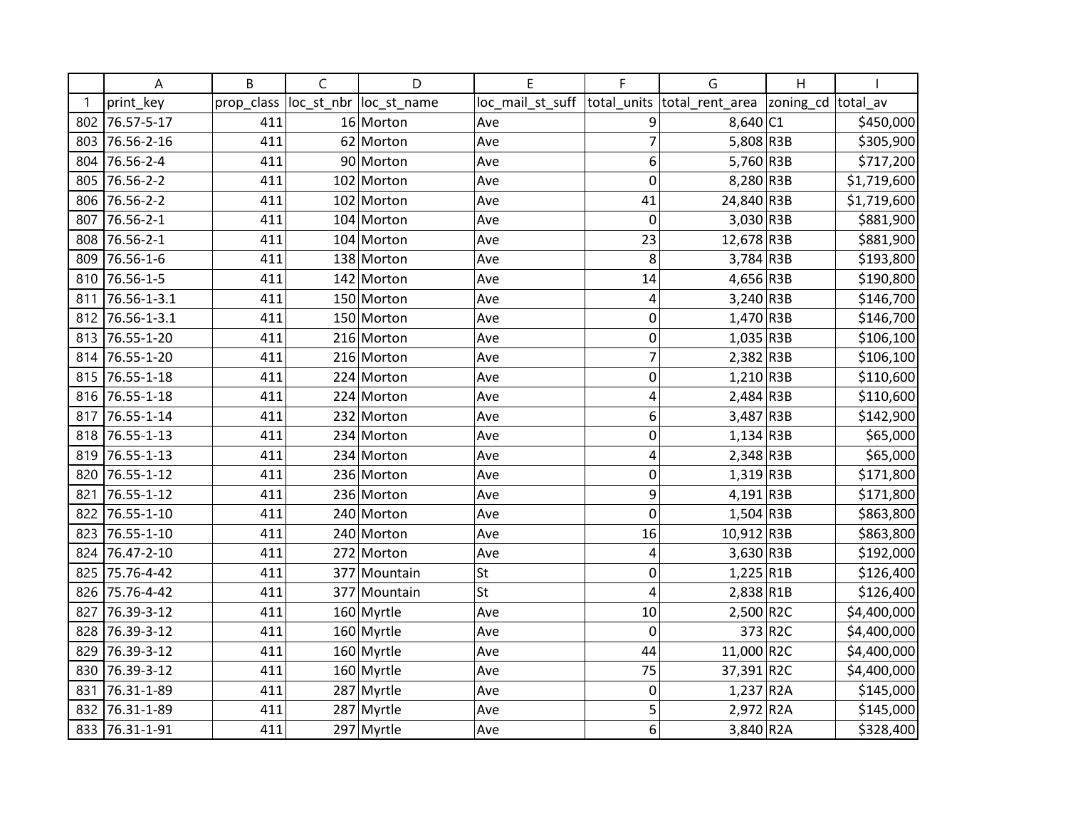| | A | B | C | D | E | F | G | H | I |
|---|---|---|---|---|---|---|---|---|---|
| 1 | print_key | prop_class | loc_st_nbr | loc_st_name | loc_mail_st_suff | total_units | total_rent_area | zoning_cd | total_av |
| 802 | 76.57-5-17 | 411 | 16 | Morton | Ave | 9 | 8,640 | C1 | $450,000 |
| 803 | 76.56-2-16 | 411 | 62 | Morton | Ave | 7 | 5,808 | R3B | $305,900 |
| 804 | 76.56-2-4 | 411 | 90 | Morton | Ave | 6 | 5,760 | R3B | $717,200 |
| 805 | 76.56-2-2 | 411 | 102 | Morton | Ave | 0 | 8,280 | R3B | $1,719,600 |
| 806 | 76.56-2-2 | 411 | 102 | Morton | Ave | 41 | 24,840 | R3B | $1,719,600 |
| 807 | 76.56-2-1 | 411 | 104 | Morton | Ave | 0 | 3,030 | R3B | $881,900 |
| 808 | 76.56-2-1 | 411 | 104 | Morton | Ave | 23 | 12,678 | R3B | $881,900 |
| 809 | 76.56-1-6 | 411 | 138 | Morton | Ave | 8 | 3,784 | R3B | $193,800 |
| 810 | 76.56-1-5 | 411 | 142 | Morton | Ave | 14 | 4,656 | R3B | $190,800 |
| 811 | 76.56-1-3.1 | 411 | 150 | Morton | Ave | 4 | 3,240 | R3B | $146,700 |
| 812 | 76.56-1-3.1 | 411 | 150 | Morton | Ave | 0 | 1,470 | R3B | $146,700 |
| 813 | 76.55-1-20 | 411 | 216 | Morton | Ave | 0 | 1,035 | R3B | $106,100 |
| 814 | 76.55-1-20 | 411 | 216 | Morton | Ave | 7 | 2,382 | R3B | $106,100 |
| 815 | 76.55-1-18 | 411 | 224 | Morton | Ave | 0 | 1,210 | R3B | $110,600 |
| 816 | 76.55-1-18 | 411 | 224 | Morton | Ave | 4 | 2,484 | R3B | $110,600 |
| 817 | 76.55-1-14 | 411 | 232 | Morton | Ave | 6 | 3,487 | R3B | $142,900 |
| 818 | 76.55-1-13 | 411 | 234 | Morton | Ave | 0 | 1,134 | R3B | $65,000 |
| 819 | 76.55-1-13 | 411 | 234 | Morton | Ave | 4 | 2,348 | R3B | $65,000 |
| 820 | 76.55-1-12 | 411 | 236 | Morton | Ave | 0 | 1,319 | R3B | $171,800 |
| 821 | 76.55-1-12 | 411 | 236 | Morton | Ave | 9 | 4,191 | R3B | $171,800 |
| 822 | 76.55-1-10 | 411 | 240 | Morton | Ave | 0 | 1,504 | R3B | $863,800 |
| 823 | 76.55-1-10 | 411 | 240 | Morton | Ave | 16 | 10,912 | R3B | $863,800 |
| 824 | 76.47-2-10 | 411 | 272 | Morton | Ave | 4 | 3,630 | R3B | $192,000 |
| 825 | 75.76-4-42 | 411 | 377 | Mountain | St | 0 | 1,225 | R1B | $126,400 |
| 826 | 75.76-4-42 | 411 | 377 | Mountain | St | 4 | 2,838 | R1B | $126,400 |
| 827 | 76.39-3-12 | 411 | 160 | Myrtle | Ave | 10 | 2,500 | R2C | $4,400,000 |
| 828 | 76.39-3-12 | 411 | 160 | Myrtle | Ave | 0 | 373 | R2C | $4,400,000 |
| 829 | 76.39-3-12 | 411 | 160 | Myrtle | Ave | 44 | 11,000 | R2C | $4,400,000 |
| 830 | 76.39-3-12 | 411 | 160 | Myrtle | Ave | 75 | 37,391 | R2C | $4,400,000 |
| 831 | 76.31-1-89 | 411 | 287 | Myrtle | Ave | 0 | 1,237 | R2A | $145,000 |
| 832 | 76.31-1-89 | 411 | 287 | Myrtle | Ave | 5 | 2,972 | R2A | $145,000 |
| 833 | 76.31-1-91 | 411 | 297 | Myrtle | Ave | 6 | 3,840 | R2A | $328,400 |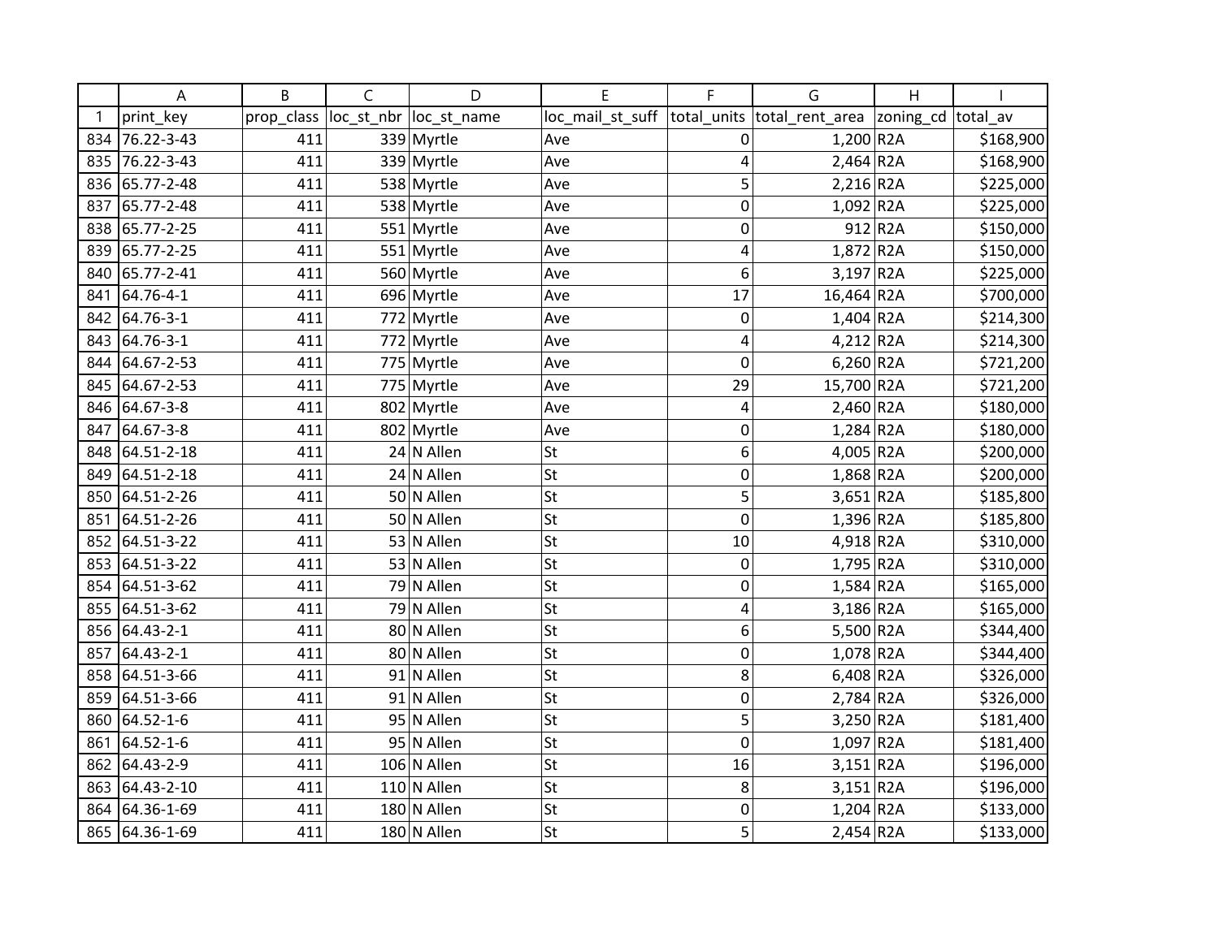| | A | B | C | D | E | F | G | H | I |
|---|---|---|---|---|---|---|---|---|---|
| 1 | print_key | prop_class | loc_st_nbr | loc_st_name | loc_mail_st_suff | total_units | total_rent_area | zoning_cd | total_av |
| 834 | 76.22-3-43 | 411 | 339 | Myrtle | Ave | 0 | 1,200 | R2A | $168,900 |
| 835 | 76.22-3-43 | 411 | 339 | Myrtle | Ave | 4 | 2,464 | R2A | $168,900 |
| 836 | 65.77-2-48 | 411 | 538 | Myrtle | Ave | 5 | 2,216 | R2A | $225,000 |
| 837 | 65.77-2-48 | 411 | 538 | Myrtle | Ave | 0 | 1,092 | R2A | $225,000 |
| 838 | 65.77-2-25 | 411 | 551 | Myrtle | Ave | 0 | 912 | R2A | $150,000 |
| 839 | 65.77-2-25 | 411 | 551 | Myrtle | Ave | 4 | 1,872 | R2A | $150,000 |
| 840 | 65.77-2-41 | 411 | 560 | Myrtle | Ave | 6 | 3,197 | R2A | $225,000 |
| 841 | 64.76-4-1 | 411 | 696 | Myrtle | Ave | 17 | 16,464 | R2A | $700,000 |
| 842 | 64.76-3-1 | 411 | 772 | Myrtle | Ave | 0 | 1,404 | R2A | $214,300 |
| 843 | 64.76-3-1 | 411 | 772 | Myrtle | Ave | 4 | 4,212 | R2A | $214,300 |
| 844 | 64.67-2-53 | 411 | 775 | Myrtle | Ave | 0 | 6,260 | R2A | $721,200 |
| 845 | 64.67-2-53 | 411 | 775 | Myrtle | Ave | 29 | 15,700 | R2A | $721,200 |
| 846 | 64.67-3-8 | 411 | 802 | Myrtle | Ave | 4 | 2,460 | R2A | $180,000 |
| 847 | 64.67-3-8 | 411 | 802 | Myrtle | Ave | 0 | 1,284 | R2A | $180,000 |
| 848 | 64.51-2-18 | 411 | 24 | N Allen | St | 6 | 4,005 | R2A | $200,000 |
| 849 | 64.51-2-18 | 411 | 24 | N Allen | St | 0 | 1,868 | R2A | $200,000 |
| 850 | 64.51-2-26 | 411 | 50 | N Allen | St | 5 | 3,651 | R2A | $185,800 |
| 851 | 64.51-2-26 | 411 | 50 | N Allen | St | 0 | 1,396 | R2A | $185,800 |
| 852 | 64.51-3-22 | 411 | 53 | N Allen | St | 10 | 4,918 | R2A | $310,000 |
| 853 | 64.51-3-22 | 411 | 53 | N Allen | St | 0 | 1,795 | R2A | $310,000 |
| 854 | 64.51-3-62 | 411 | 79 | N Allen | St | 0 | 1,584 | R2A | $165,000 |
| 855 | 64.51-3-62 | 411 | 79 | N Allen | St | 4 | 3,186 | R2A | $165,000 |
| 856 | 64.43-2-1 | 411 | 80 | N Allen | St | 6 | 5,500 | R2A | $344,400 |
| 857 | 64.43-2-1 | 411 | 80 | N Allen | St | 0 | 1,078 | R2A | $344,400 |
| 858 | 64.51-3-66 | 411 | 91 | N Allen | St | 8 | 6,408 | R2A | $326,000 |
| 859 | 64.51-3-66 | 411 | 91 | N Allen | St | 0 | 2,784 | R2A | $326,000 |
| 860 | 64.52-1-6 | 411 | 95 | N Allen | St | 5 | 3,250 | R2A | $181,400 |
| 861 | 64.52-1-6 | 411 | 95 | N Allen | St | 0 | 1,097 | R2A | $181,400 |
| 862 | 64.43-2-9 | 411 | 106 | N Allen | St | 16 | 3,151 | R2A | $196,000 |
| 863 | 64.43-2-10 | 411 | 110 | N Allen | St | 8 | 3,151 | R2A | $196,000 |
| 864 | 64.36-1-69 | 411 | 180 | N Allen | St | 0 | 1,204 | R2A | $133,000 |
| 865 | 64.36-1-69 | 411 | 180 | N Allen | St | 5 | 2,454 | R2A | $133,000 |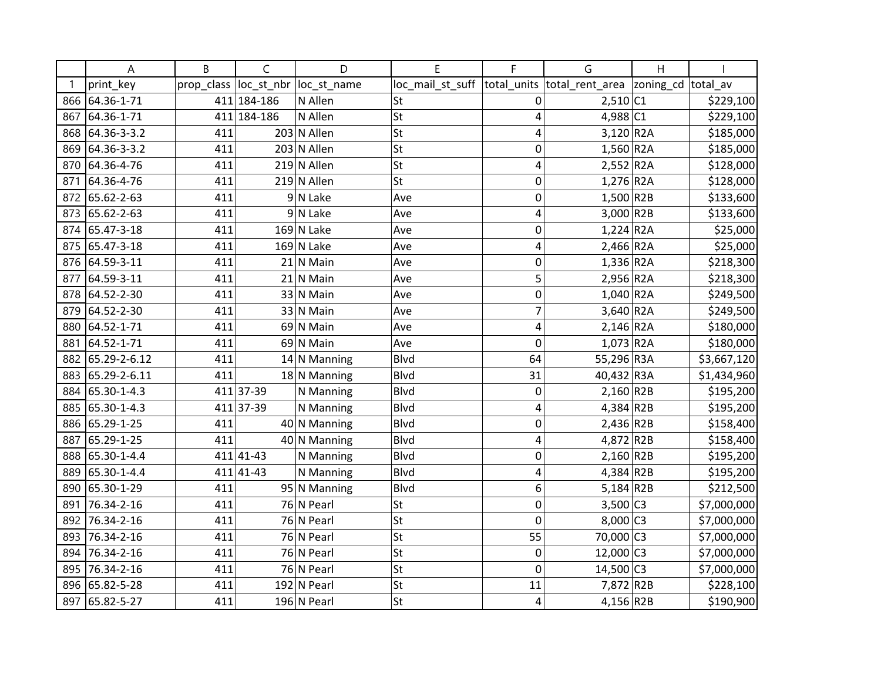| | A | B | C | D | E | F | G | H | I |
|---|---|---|---|---|---|---|---|---|---|
| 1 | print_key | prop_class | loc_st_nbr | loc_st_name | loc_mail_st_suff | total_units | total_rent_area | zoning_cd | total_av |
| 866 | 64.36-1-71 | 411 | 184-186 | N Allen | St | 0 | 2,510 | C1 | $229,100 |
| 867 | 64.36-1-71 | 411 | 184-186 | N Allen | St | 4 | 4,988 | C1 | $229,100 |
| 868 | 64.36-3-3.2 | 411 | 203 | N Allen | St | 4 | 3,120 | R2A | $185,000 |
| 869 | 64.36-3-3.2 | 411 | 203 | N Allen | St | 0 | 1,560 | R2A | $185,000 |
| 870 | 64.36-4-76 | 411 | 219 | N Allen | St | 4 | 2,552 | R2A | $128,000 |
| 871 | 64.36-4-76 | 411 | 219 | N Allen | St | 0 | 1,276 | R2A | $128,000 |
| 872 | 65.62-2-63 | 411 | 9 | N Lake | Ave | 0 | 1,500 | R2B | $133,600 |
| 873 | 65.62-2-63 | 411 | 9 | N Lake | Ave | 4 | 3,000 | R2B | $133,600 |
| 874 | 65.47-3-18 | 411 | 169 | N Lake | Ave | 0 | 1,224 | R2A | $25,000 |
| 875 | 65.47-3-18 | 411 | 169 | N Lake | Ave | 4 | 2,466 | R2A | $25,000 |
| 876 | 64.59-3-11 | 411 | 21 | N Main | Ave | 0 | 1,336 | R2A | $218,300 |
| 877 | 64.59-3-11 | 411 | 21 | N Main | Ave | 5 | 2,956 | R2A | $218,300 |
| 878 | 64.52-2-30 | 411 | 33 | N Main | Ave | 0 | 1,040 | R2A | $249,500 |
| 879 | 64.52-2-30 | 411 | 33 | N Main | Ave | 7 | 3,640 | R2A | $249,500 |
| 880 | 64.52-1-71 | 411 | 69 | N Main | Ave | 4 | 2,146 | R2A | $180,000 |
| 881 | 64.52-1-71 | 411 | 69 | N Main | Ave | 0 | 1,073 | R2A | $180,000 |
| 882 | 65.29-2-6.12 | 411 | 14 | N Manning | Blvd | 64 | 55,296 | R3A | $3,667,120 |
| 883 | 65.29-2-6.11 | 411 | 18 | N Manning | Blvd | 31 | 40,432 | R3A | $1,434,960 |
| 884 | 65.30-1-4.3 | 411 | 37-39 | N Manning | Blvd | 0 | 2,160 | R2B | $195,200 |
| 885 | 65.30-1-4.3 | 411 | 37-39 | N Manning | Blvd | 4 | 4,384 | R2B | $195,200 |
| 886 | 65.29-1-25 | 411 | 40 | N Manning | Blvd | 0 | 2,436 | R2B | $158,400 |
| 887 | 65.29-1-25 | 411 | 40 | N Manning | Blvd | 4 | 4,872 | R2B | $158,400 |
| 888 | 65.30-1-4.4 | 411 | 41-43 | N Manning | Blvd | 0 | 2,160 | R2B | $195,200 |
| 889 | 65.30-1-4.4 | 411 | 41-43 | N Manning | Blvd | 4 | 4,384 | R2B | $195,200 |
| 890 | 65.30-1-29 | 411 | 95 | N Manning | Blvd | 6 | 5,184 | R2B | $212,500 |
| 891 | 76.34-2-16 | 411 | 76 | N Pearl | St | 0 | 3,500 | C3 | $7,000,000 |
| 892 | 76.34-2-16 | 411 | 76 | N Pearl | St | 0 | 8,000 | C3 | $7,000,000 |
| 893 | 76.34-2-16 | 411 | 76 | N Pearl | St | 55 | 70,000 | C3 | $7,000,000 |
| 894 | 76.34-2-16 | 411 | 76 | N Pearl | St | 0 | 12,000 | C3 | $7,000,000 |
| 895 | 76.34-2-16 | 411 | 76 | N Pearl | St | 0 | 14,500 | C3 | $7,000,000 |
| 896 | 65.82-5-28 | 411 | 192 | N Pearl | St | 11 | 7,872 | R2B | $228,100 |
| 897 | 65.82-5-27 | 411 | 196 | N Pearl | St | 4 | 4,156 | R2B | $190,900 |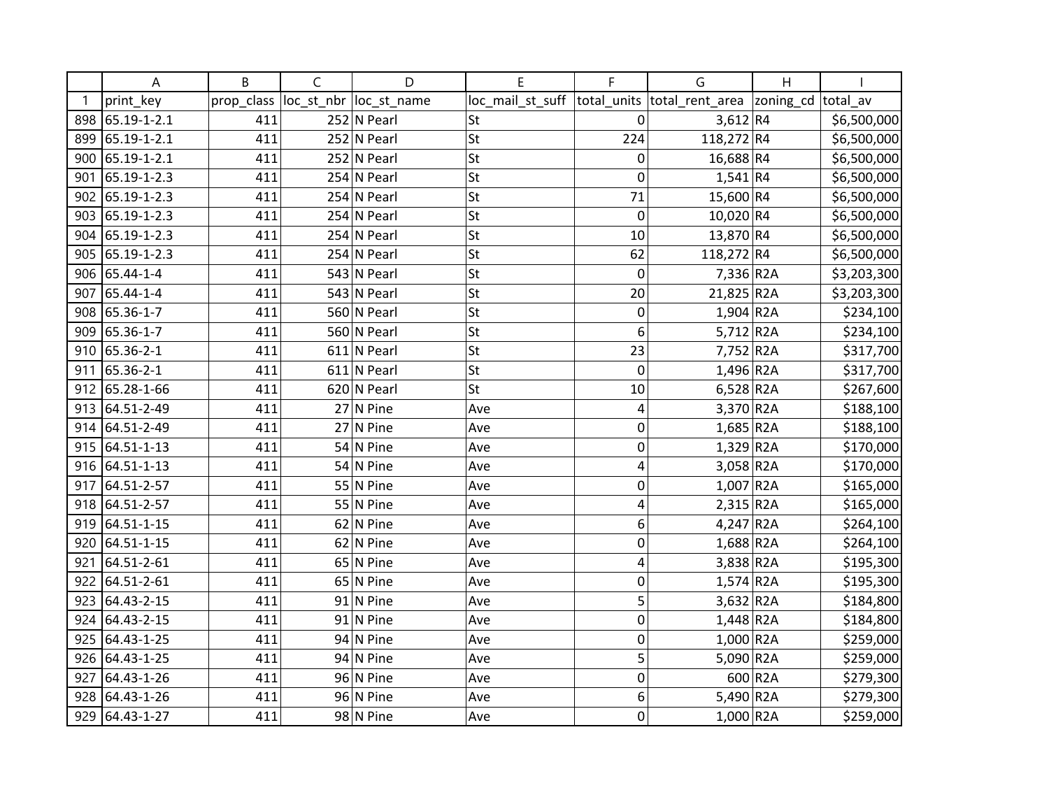| | A | B | C | D | E | F | G | H | I |
|---|---|---|---|---|---|---|---|---|---|
| 1 | print_key | prop_class | loc_st_nbr | loc_st_name | loc_mail_st_suff | total_units | total_rent_area | zoning_cd | total_av |
| 898 | 65.19-1-2.1 | 411 | 252 | N Pearl | St | 0 | 3,612 | R4 | $6,500,000 |
| 899 | 65.19-1-2.1 | 411 | 252 | N Pearl | St | 224 | 118,272 | R4 | $6,500,000 |
| 900 | 65.19-1-2.1 | 411 | 252 | N Pearl | St | 0 | 16,688 | R4 | $6,500,000 |
| 901 | 65.19-1-2.3 | 411 | 254 | N Pearl | St | 0 | 1,541 | R4 | $6,500,000 |
| 902 | 65.19-1-2.3 | 411 | 254 | N Pearl | St | 71 | 15,600 | R4 | $6,500,000 |
| 903 | 65.19-1-2.3 | 411 | 254 | N Pearl | St | 0 | 10,020 | R4 | $6,500,000 |
| 904 | 65.19-1-2.3 | 411 | 254 | N Pearl | St | 10 | 13,870 | R4 | $6,500,000 |
| 905 | 65.19-1-2.3 | 411 | 254 | N Pearl | St | 62 | 118,272 | R4 | $6,500,000 |
| 906 | 65.44-1-4 | 411 | 543 | N Pearl | St | 0 | 7,336 | R2A | $3,203,300 |
| 907 | 65.44-1-4 | 411 | 543 | N Pearl | St | 20 | 21,825 | R2A | $3,203,300 |
| 908 | 65.36-1-7 | 411 | 560 | N Pearl | St | 0 | 1,904 | R2A | $234,100 |
| 909 | 65.36-1-7 | 411 | 560 | N Pearl | St | 6 | 5,712 | R2A | $234,100 |
| 910 | 65.36-2-1 | 411 | 611 | N Pearl | St | 23 | 7,752 | R2A | $317,700 |
| 911 | 65.36-2-1 | 411 | 611 | N Pearl | St | 0 | 1,496 | R2A | $317,700 |
| 912 | 65.28-1-66 | 411 | 620 | N Pearl | St | 10 | 6,528 | R2A | $267,600 |
| 913 | 64.51-2-49 | 411 | 27 | N Pine | Ave | 4 | 3,370 | R2A | $188,100 |
| 914 | 64.51-2-49 | 411 | 27 | N Pine | Ave | 0 | 1,685 | R2A | $188,100 |
| 915 | 64.51-1-13 | 411 | 54 | N Pine | Ave | 0 | 1,329 | R2A | $170,000 |
| 916 | 64.51-1-13 | 411 | 54 | N Pine | Ave | 4 | 3,058 | R2A | $170,000 |
| 917 | 64.51-2-57 | 411 | 55 | N Pine | Ave | 0 | 1,007 | R2A | $165,000 |
| 918 | 64.51-2-57 | 411 | 55 | N Pine | Ave | 4 | 2,315 | R2A | $165,000 |
| 919 | 64.51-1-15 | 411 | 62 | N Pine | Ave | 6 | 4,247 | R2A | $264,100 |
| 920 | 64.51-1-15 | 411 | 62 | N Pine | Ave | 0 | 1,688 | R2A | $264,100 |
| 921 | 64.51-2-61 | 411 | 65 | N Pine | Ave | 4 | 3,838 | R2A | $195,300 |
| 922 | 64.51-2-61 | 411 | 65 | N Pine | Ave | 0 | 1,574 | R2A | $195,300 |
| 923 | 64.43-2-15 | 411 | 91 | N Pine | Ave | 5 | 3,632 | R2A | $184,800 |
| 924 | 64.43-2-15 | 411 | 91 | N Pine | Ave | 0 | 1,448 | R2A | $184,800 |
| 925 | 64.43-1-25 | 411 | 94 | N Pine | Ave | 0 | 1,000 | R2A | $259,000 |
| 926 | 64.43-1-25 | 411 | 94 | N Pine | Ave | 5 | 5,090 | R2A | $259,000 |
| 927 | 64.43-1-26 | 411 | 96 | N Pine | Ave | 0 | 600 | R2A | $279,300 |
| 928 | 64.43-1-26 | 411 | 96 | N Pine | Ave | 6 | 5,490 | R2A | $279,300 |
| 929 | 64.43-1-27 | 411 | 98 | N Pine | Ave | 0 | 1,000 | R2A | $259,000 |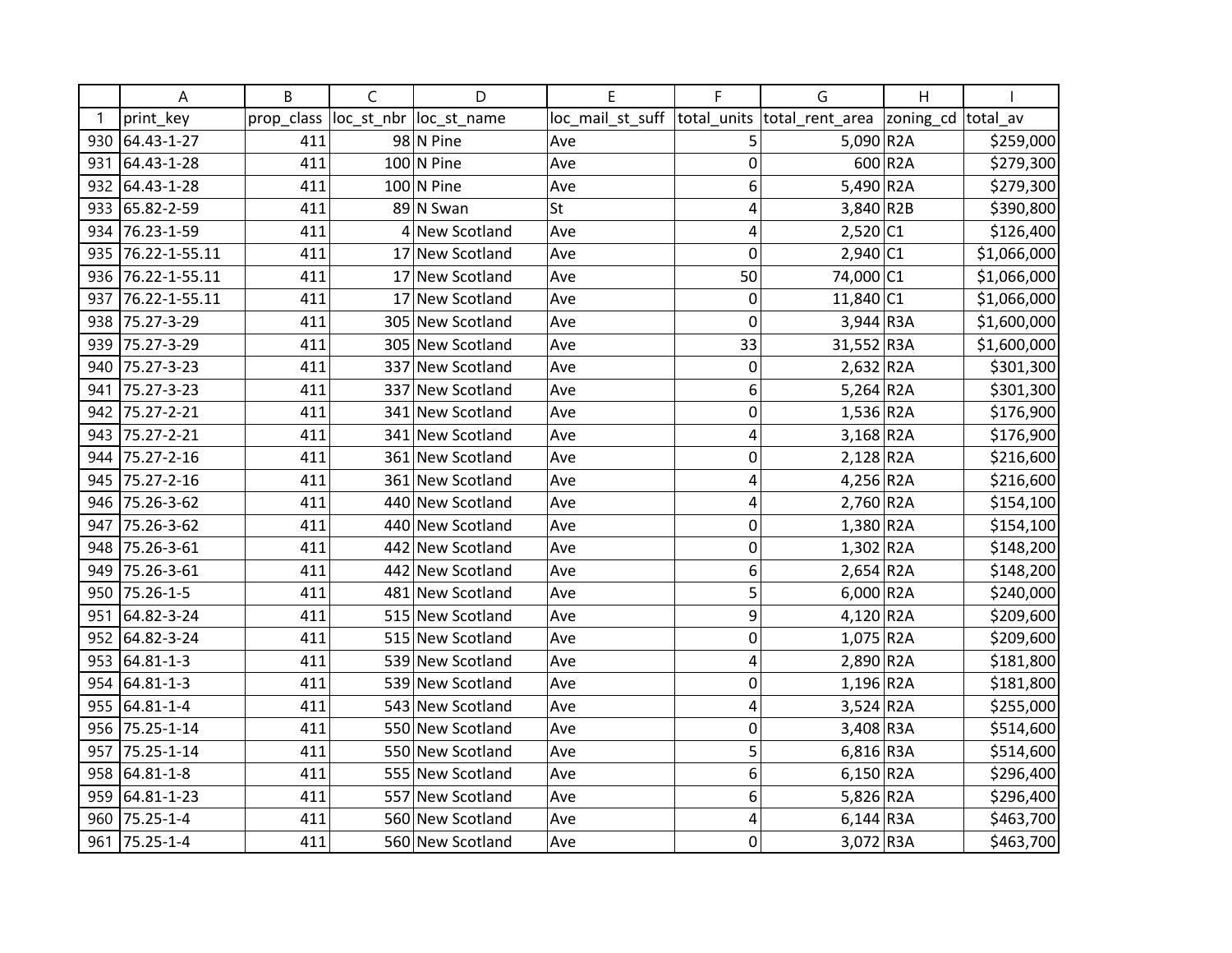| | A | B | C | D | E | F | G | H | I |
|---|---|---|---|---|---|---|---|---|---|
| 1 | print_key | prop_class | loc_st_nbr | loc_st_name | loc_mail_st_suff | total_units | total_rent_area | zoning_cd | total_av |
| 930 | 64.43-1-27 | 411 | 98 | N Pine | Ave | 5 | 5,090 | R2A | $259,000 |
| 931 | 64.43-1-28 | 411 | 100 | N Pine | Ave | 0 | 600 | R2A | $279,300 |
| 932 | 64.43-1-28 | 411 | 100 | N Pine | Ave | 6 | 5,490 | R2A | $279,300 |
| 933 | 65.82-2-59 | 411 | 89 | N Swan | St | 4 | 3,840 | R2B | $390,800 |
| 934 | 76.23-1-59 | 411 | 4 | New Scotland | Ave | 4 | 2,520 | C1 | $126,400 |
| 935 | 76.22-1-55.11 | 411 | 17 | New Scotland | Ave | 0 | 2,940 | C1 | $1,066,000 |
| 936 | 76.22-1-55.11 | 411 | 17 | New Scotland | Ave | 50 | 74,000 | C1 | $1,066,000 |
| 937 | 76.22-1-55.11 | 411 | 17 | New Scotland | Ave | 0 | 11,840 | C1 | $1,066,000 |
| 938 | 75.27-3-29 | 411 | 305 | New Scotland | Ave | 0 | 3,944 | R3A | $1,600,000 |
| 939 | 75.27-3-29 | 411 | 305 | New Scotland | Ave | 33 | 31,552 | R3A | $1,600,000 |
| 940 | 75.27-3-23 | 411 | 337 | New Scotland | Ave | 0 | 2,632 | R2A | $301,300 |
| 941 | 75.27-3-23 | 411 | 337 | New Scotland | Ave | 6 | 5,264 | R2A | $301,300 |
| 942 | 75.27-2-21 | 411 | 341 | New Scotland | Ave | 0 | 1,536 | R2A | $176,900 |
| 943 | 75.27-2-21 | 411 | 341 | New Scotland | Ave | 4 | 3,168 | R2A | $176,900 |
| 944 | 75.27-2-16 | 411 | 361 | New Scotland | Ave | 0 | 2,128 | R2A | $216,600 |
| 945 | 75.27-2-16 | 411 | 361 | New Scotland | Ave | 4 | 4,256 | R2A | $216,600 |
| 946 | 75.26-3-62 | 411 | 440 | New Scotland | Ave | 4 | 2,760 | R2A | $154,100 |
| 947 | 75.26-3-62 | 411 | 440 | New Scotland | Ave | 0 | 1,380 | R2A | $154,100 |
| 948 | 75.26-3-61 | 411 | 442 | New Scotland | Ave | 0 | 1,302 | R2A | $148,200 |
| 949 | 75.26-3-61 | 411 | 442 | New Scotland | Ave | 6 | 2,654 | R2A | $148,200 |
| 950 | 75.26-1-5 | 411 | 481 | New Scotland | Ave | 5 | 6,000 | R2A | $240,000 |
| 951 | 64.82-3-24 | 411 | 515 | New Scotland | Ave | 9 | 4,120 | R2A | $209,600 |
| 952 | 64.82-3-24 | 411 | 515 | New Scotland | Ave | 0 | 1,075 | R2A | $209,600 |
| 953 | 64.81-1-3 | 411 | 539 | New Scotland | Ave | 4 | 2,890 | R2A | $181,800 |
| 954 | 64.81-1-3 | 411 | 539 | New Scotland | Ave | 0 | 1,196 | R2A | $181,800 |
| 955 | 64.81-1-4 | 411 | 543 | New Scotland | Ave | 4 | 3,524 | R2A | $255,000 |
| 956 | 75.25-1-14 | 411 | 550 | New Scotland | Ave | 0 | 3,408 | R3A | $514,600 |
| 957 | 75.25-1-14 | 411 | 550 | New Scotland | Ave | 5 | 6,816 | R3A | $514,600 |
| 958 | 64.81-1-8 | 411 | 555 | New Scotland | Ave | 6 | 6,150 | R2A | $296,400 |
| 959 | 64.81-1-23 | 411 | 557 | New Scotland | Ave | 6 | 5,826 | R2A | $296,400 |
| 960 | 75.25-1-4 | 411 | 560 | New Scotland | Ave | 4 | 6,144 | R3A | $463,700 |
| 961 | 75.25-1-4 | 411 | 560 | New Scotland | Ave | 0 | 3,072 | R3A | $463,700 |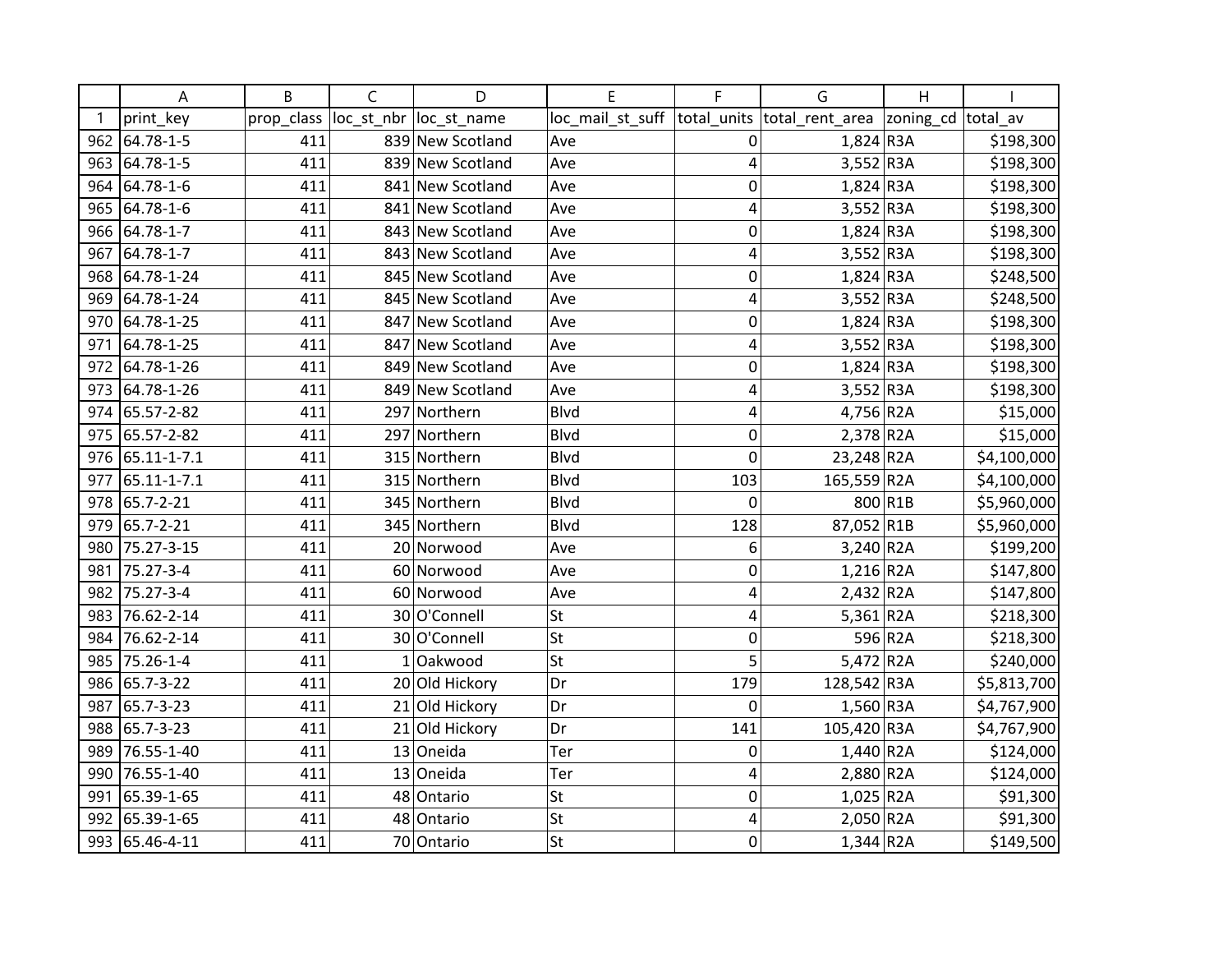| | A | B | C | D | E | F | G | H | I |
|---|---|---|---|---|---|---|---|---|---|
| 1 | print_key | prop_class | loc_st_nbr | loc_st_name | loc_mail_st_suff | total_units | total_rent_area | zoning_cd | total_av |
| 962 | 64.78-1-5 | 411 | 839 | New Scotland | Ave | 0 | 1,824 | R3A | $198,300 |
| 963 | 64.78-1-5 | 411 | 839 | New Scotland | Ave | 4 | 3,552 | R3A | $198,300 |
| 964 | 64.78-1-6 | 411 | 841 | New Scotland | Ave | 0 | 1,824 | R3A | $198,300 |
| 965 | 64.78-1-6 | 411 | 841 | New Scotland | Ave | 4 | 3,552 | R3A | $198,300 |
| 966 | 64.78-1-7 | 411 | 843 | New Scotland | Ave | 0 | 1,824 | R3A | $198,300 |
| 967 | 64.78-1-7 | 411 | 843 | New Scotland | Ave | 4 | 3,552 | R3A | $198,300 |
| 968 | 64.78-1-24 | 411 | 845 | New Scotland | Ave | 0 | 1,824 | R3A | $248,500 |
| 969 | 64.78-1-24 | 411 | 845 | New Scotland | Ave | 4 | 3,552 | R3A | $248,500 |
| 970 | 64.78-1-25 | 411 | 847 | New Scotland | Ave | 0 | 1,824 | R3A | $198,300 |
| 971 | 64.78-1-25 | 411 | 847 | New Scotland | Ave | 4 | 3,552 | R3A | $198,300 |
| 972 | 64.78-1-26 | 411 | 849 | New Scotland | Ave | 0 | 1,824 | R3A | $198,300 |
| 973 | 64.78-1-26 | 411 | 849 | New Scotland | Ave | 4 | 3,552 | R3A | $198,300 |
| 974 | 65.57-2-82 | 411 | 297 | Northern | Blvd | 4 | 4,756 | R2A | $15,000 |
| 975 | 65.57-2-82 | 411 | 297 | Northern | Blvd | 0 | 2,378 | R2A | $15,000 |
| 976 | 65.11-1-7.1 | 411 | 315 | Northern | Blvd | 0 | 23,248 | R2A | $4,100,000 |
| 977 | 65.11-1-7.1 | 411 | 315 | Northern | Blvd | 103 | 165,559 | R2A | $4,100,000 |
| 978 | 65.7-2-21 | 411 | 345 | Northern | Blvd | 0 | 800 | R1B | $5,960,000 |
| 979 | 65.7-2-21 | 411 | 345 | Northern | Blvd | 128 | 87,052 | R1B | $5,960,000 |
| 980 | 75.27-3-15 | 411 | 20 | Norwood | Ave | 6 | 3,240 | R2A | $199,200 |
| 981 | 75.27-3-4 | 411 | 60 | Norwood | Ave | 0 | 1,216 | R2A | $147,800 |
| 982 | 75.27-3-4 | 411 | 60 | Norwood | Ave | 4 | 2,432 | R2A | $147,800 |
| 983 | 76.62-2-14 | 411 | 30 | O'Connell | St | 4 | 5,361 | R2A | $218,300 |
| 984 | 76.62-2-14 | 411 | 30 | O'Connell | St | 0 | 596 | R2A | $218,300 |
| 985 | 75.26-1-4 | 411 | 1 | Oakwood | St | 5 | 5,472 | R2A | $240,000 |
| 986 | 65.7-3-22 | 411 | 20 | Old Hickory | Dr | 179 | 128,542 | R3A | $5,813,700 |
| 987 | 65.7-3-23 | 411 | 21 | Old Hickory | Dr | 0 | 1,560 | R3A | $4,767,900 |
| 988 | 65.7-3-23 | 411 | 21 | Old Hickory | Dr | 141 | 105,420 | R3A | $4,767,900 |
| 989 | 76.55-1-40 | 411 | 13 | Oneida | Ter | 0 | 1,440 | R2A | $124,000 |
| 990 | 76.55-1-40 | 411 | 13 | Oneida | Ter | 4 | 2,880 | R2A | $124,000 |
| 991 | 65.39-1-65 | 411 | 48 | Ontario | St | 0 | 1,025 | R2A | $91,300 |
| 992 | 65.39-1-65 | 411 | 48 | Ontario | St | 4 | 2,050 | R2A | $91,300 |
| 993 | 65.46-4-11 | 411 | 70 | Ontario | St | 0 | 1,344 | R2A | $149,500 |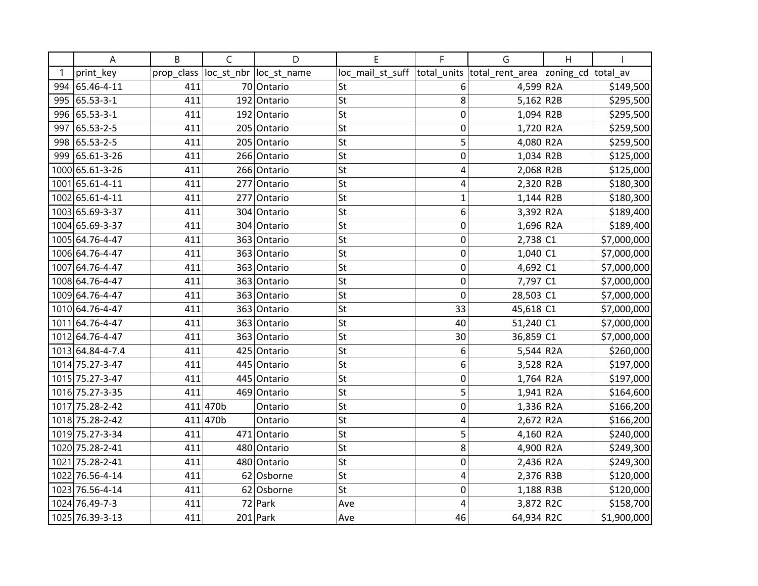| | A | B | C | D | E | F | G | H | I |
|---|---|---|---|---|---|---|---|---|---|
| 1 | print_key | prop_class | loc_st_nbr | loc_st_name | loc_mail_st_suff | total_units | total_rent_area | zoning_cd | total_av |
| 994 | 65.46-4-11 | 411 | 70 | Ontario | St | 6 | 4,599 | R2A | $149,500 |
| 995 | 65.53-3-1 | 411 | 192 | Ontario | St | 8 | 5,162 | R2B | $295,500 |
| 996 | 65.53-3-1 | 411 | 192 | Ontario | St | 0 | 1,094 | R2B | $295,500 |
| 997 | 65.53-2-5 | 411 | 205 | Ontario | St | 0 | 1,720 | R2A | $259,500 |
| 998 | 65.53-2-5 | 411 | 205 | Ontario | St | 5 | 4,080 | R2A | $259,500 |
| 999 | 65.61-3-26 | 411 | 266 | Ontario | St | 0 | 1,034 | R2B | $125,000 |
| 1000 | 65.61-3-26 | 411 | 266 | Ontario | St | 4 | 2,068 | R2B | $125,000 |
| 1001 | 65.61-4-11 | 411 | 277 | Ontario | St | 4 | 2,320 | R2B | $180,300 |
| 1002 | 65.61-4-11 | 411 | 277 | Ontario | St | 1 | 1,144 | R2B | $180,300 |
| 1003 | 65.69-3-37 | 411 | 304 | Ontario | St | 6 | 3,392 | R2A | $189,400 |
| 1004 | 65.69-3-37 | 411 | 304 | Ontario | St | 0 | 1,696 | R2A | $189,400 |
| 1005 | 64.76-4-47 | 411 | 363 | Ontario | St | 0 | 2,738 | C1 | $7,000,000 |
| 1006 | 64.76-4-47 | 411 | 363 | Ontario | St | 0 | 1,040 | C1 | $7,000,000 |
| 1007 | 64.76-4-47 | 411 | 363 | Ontario | St | 0 | 4,692 | C1 | $7,000,000 |
| 1008 | 64.76-4-47 | 411 | 363 | Ontario | St | 0 | 7,797 | C1 | $7,000,000 |
| 1009 | 64.76-4-47 | 411 | 363 | Ontario | St | 0 | 28,503 | C1 | $7,000,000 |
| 1010 | 64.76-4-47 | 411 | 363 | Ontario | St | 33 | 45,618 | C1 | $7,000,000 |
| 1011 | 64.76-4-47 | 411 | 363 | Ontario | St | 40 | 51,240 | C1 | $7,000,000 |
| 1012 | 64.76-4-47 | 411 | 363 | Ontario | St | 30 | 36,859 | C1 | $7,000,000 |
| 1013 | 64.84-4-7.4 | 411 | 425 | Ontario | St | 6 | 5,544 | R2A | $260,000 |
| 1014 | 75.27-3-47 | 411 | 445 | Ontario | St | 6 | 3,528 | R2A | $197,000 |
| 1015 | 75.27-3-47 | 411 | 445 | Ontario | St | 0 | 1,764 | R2A | $197,000 |
| 1016 | 75.27-3-35 | 411 | 469 | Ontario | St | 5 | 1,941 | R2A | $164,600 |
| 1017 | 75.28-2-42 | 411 | 470b | Ontario | St | 0 | 1,336 | R2A | $166,200 |
| 1018 | 75.28-2-42 | 411 | 470b | Ontario | St | 4 | 2,672 | R2A | $166,200 |
| 1019 | 75.27-3-34 | 411 | 471 | Ontario | St | 5 | 4,160 | R2A | $240,000 |
| 1020 | 75.28-2-41 | 411 | 480 | Ontario | St | 8 | 4,900 | R2A | $249,300 |
| 1021 | 75.28-2-41 | 411 | 480 | Ontario | St | 0 | 2,436 | R2A | $249,300 |
| 1022 | 76.56-4-14 | 411 | 62 | Osborne | St | 4 | 2,376 | R3B | $120,000 |
| 1023 | 76.56-4-14 | 411 | 62 | Osborne | St | 0 | 1,188 | R3B | $120,000 |
| 1024 | 76.49-7-3 | 411 | 72 | Park | Ave | 4 | 3,872 | R2C | $158,700 |
| 1025 | 76.39-3-13 | 411 | 201 | Park | Ave | 46 | 64,934 | R2C | $1,900,000 |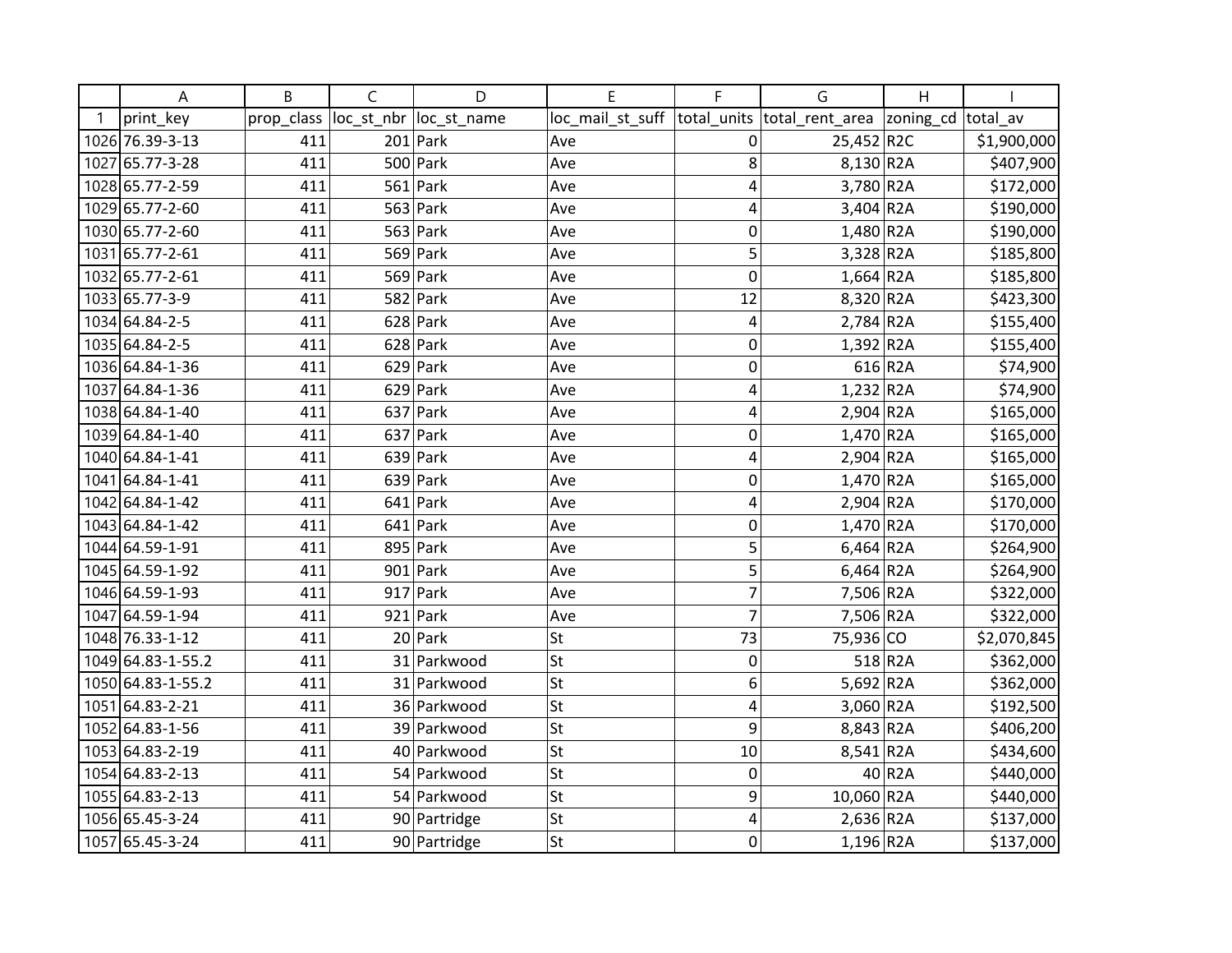| | A | B | C | D | E | F | G | H | I |
|---|---|---|---|---|---|---|---|---|---|
| 1 | print_key | prop_class | loc_st_nbr | loc_st_name | loc_mail_st_suff | total_units | total_rent_area | zoning_cd | total_av |
| 1026 | 76.39-3-13 | 411 | 201 | Park | Ave | 0 | 25,452 | R2C | $1,900,000 |
| 1027 | 65.77-3-28 | 411 | 500 | Park | Ave | 8 | 8,130 | R2A | $407,900 |
| 1028 | 65.77-2-59 | 411 | 561 | Park | Ave | 4 | 3,780 | R2A | $172,000 |
| 1029 | 65.77-2-60 | 411 | 563 | Park | Ave | 4 | 3,404 | R2A | $190,000 |
| 1030 | 65.77-2-60 | 411 | 563 | Park | Ave | 0 | 1,480 | R2A | $190,000 |
| 1031 | 65.77-2-61 | 411 | 569 | Park | Ave | 5 | 3,328 | R2A | $185,800 |
| 1032 | 65.77-2-61 | 411 | 569 | Park | Ave | 0 | 1,664 | R2A | $185,800 |
| 1033 | 65.77-3-9 | 411 | 582 | Park | Ave | 12 | 8,320 | R2A | $423,300 |
| 1034 | 64.84-2-5 | 411 | 628 | Park | Ave | 4 | 2,784 | R2A | $155,400 |
| 1035 | 64.84-2-5 | 411 | 628 | Park | Ave | 0 | 1,392 | R2A | $155,400 |
| 1036 | 64.84-1-36 | 411 | 629 | Park | Ave | 0 | 616 | R2A | $74,900 |
| 1037 | 64.84-1-36 | 411 | 629 | Park | Ave | 4 | 1,232 | R2A | $74,900 |
| 1038 | 64.84-1-40 | 411 | 637 | Park | Ave | 4 | 2,904 | R2A | $165,000 |
| 1039 | 64.84-1-40 | 411 | 637 | Park | Ave | 0 | 1,470 | R2A | $165,000 |
| 1040 | 64.84-1-41 | 411 | 639 | Park | Ave | 4 | 2,904 | R2A | $165,000 |
| 1041 | 64.84-1-41 | 411 | 639 | Park | Ave | 0 | 1,470 | R2A | $165,000 |
| 1042 | 64.84-1-42 | 411 | 641 | Park | Ave | 4 | 2,904 | R2A | $170,000 |
| 1043 | 64.84-1-42 | 411 | 641 | Park | Ave | 0 | 1,470 | R2A | $170,000 |
| 1044 | 64.59-1-91 | 411 | 895 | Park | Ave | 5 | 6,464 | R2A | $264,900 |
| 1045 | 64.59-1-92 | 411 | 901 | Park | Ave | 5 | 6,464 | R2A | $264,900 |
| 1046 | 64.59-1-93 | 411 | 917 | Park | Ave | 7 | 7,506 | R2A | $322,000 |
| 1047 | 64.59-1-94 | 411 | 921 | Park | Ave | 7 | 7,506 | R2A | $322,000 |
| 1048 | 76.33-1-12 | 411 | 20 | Park | St | 73 | 75,936 | CO | $2,070,845 |
| 1049 | 64.83-1-55.2 | 411 | 31 | Parkwood | St | 0 | 518 | R2A | $362,000 |
| 1050 | 64.83-1-55.2 | 411 | 31 | Parkwood | St | 6 | 5,692 | R2A | $362,000 |
| 1051 | 64.83-2-21 | 411 | 36 | Parkwood | St | 4 | 3,060 | R2A | $192,500 |
| 1052 | 64.83-1-56 | 411 | 39 | Parkwood | St | 9 | 8,843 | R2A | $406,200 |
| 1053 | 64.83-2-19 | 411 | 40 | Parkwood | St | 10 | 8,541 | R2A | $434,600 |
| 1054 | 64.83-2-13 | 411 | 54 | Parkwood | St | 0 | 40 | R2A | $440,000 |
| 1055 | 64.83-2-13 | 411 | 54 | Parkwood | St | 9 | 10,060 | R2A | $440,000 |
| 1056 | 65.45-3-24 | 411 | 90 | Partridge | St | 4 | 2,636 | R2A | $137,000 |
| 1057 | 65.45-3-24 | 411 | 90 | Partridge | St | 0 | 1,196 | R2A | $137,000 |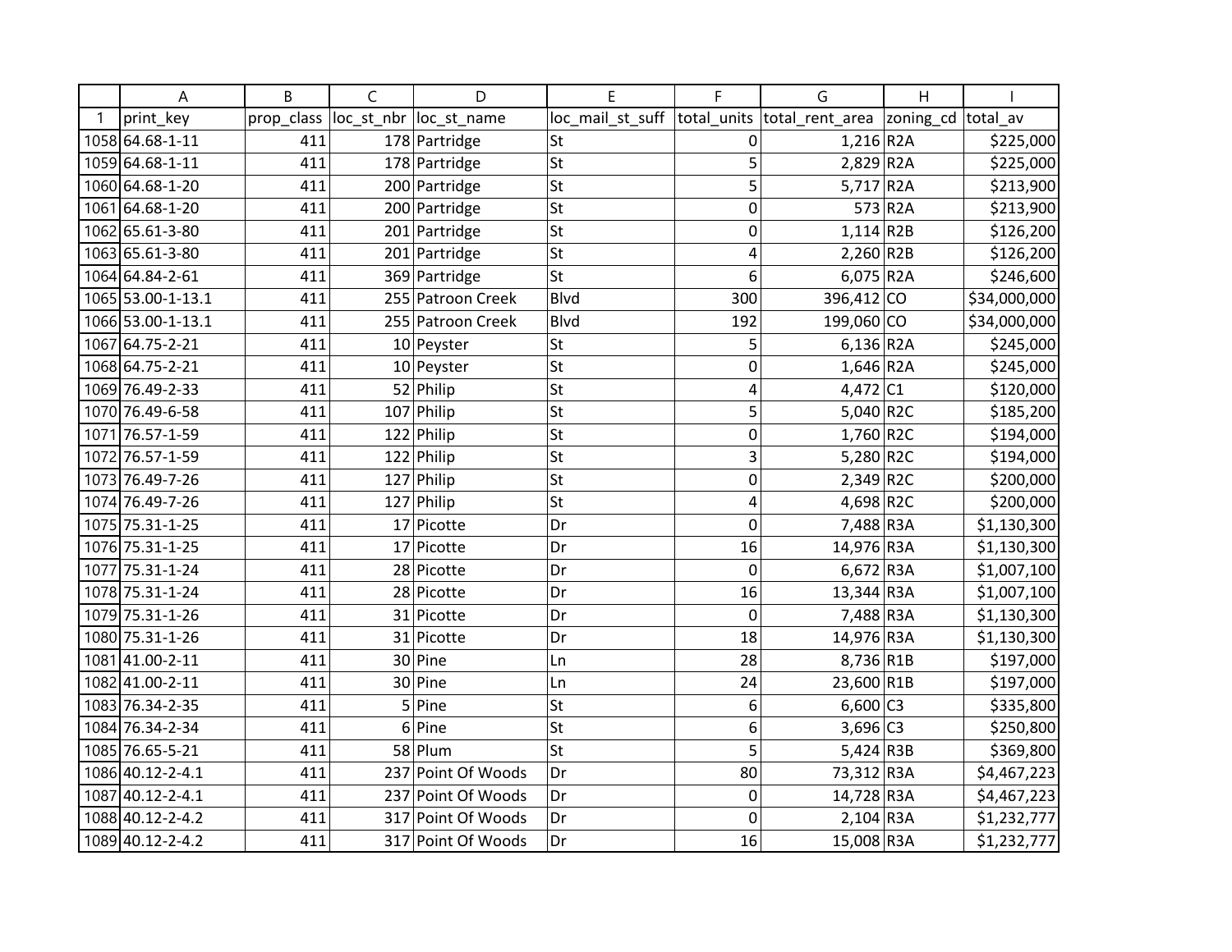| | A | B | C | D | E | F | G | H | I |
|---|---|---|---|---|---|---|---|---|---|
| 1 | print_key | prop_class | loc_st_nbr | loc_st_name | loc_mail_st_suff | total_units | total_rent_area | zoning_cd | total_av |
| 1058 | 64.68-1-11 | 411 | 178 | Partridge | St | 0 | 1,216 | R2A | $225,000 |
| 1059 | 64.68-1-11 | 411 | 178 | Partridge | St | 5 | 2,829 | R2A | $225,000 |
| 1060 | 64.68-1-20 | 411 | 200 | Partridge | St | 5 | 5,717 | R2A | $213,900 |
| 1061 | 64.68-1-20 | 411 | 200 | Partridge | St | 0 | 573 | R2A | $213,900 |
| 1062 | 65.61-3-80 | 411 | 201 | Partridge | St | 0 | 1,114 | R2B | $126,200 |
| 1063 | 65.61-3-80 | 411 | 201 | Partridge | St | 4 | 2,260 | R2B | $126,200 |
| 1064 | 64.84-2-61 | 411 | 369 | Partridge | St | 6 | 6,075 | R2A | $246,600 |
| 1065 | 53.00-1-13.1 | 411 | 255 | Patroon Creek | Blvd | 300 | 396,412 | CO | $34,000,000 |
| 1066 | 53.00-1-13.1 | 411 | 255 | Patroon Creek | Blvd | 192 | 199,060 | CO | $34,000,000 |
| 1067 | 64.75-2-21 | 411 | 10 | Peyster | St | 5 | 6,136 | R2A | $245,000 |
| 1068 | 64.75-2-21 | 411 | 10 | Peyster | St | 0 | 1,646 | R2A | $245,000 |
| 1069 | 76.49-2-33 | 411 | 52 | Philip | St | 4 | 4,472 | C1 | $120,000 |
| 1070 | 76.49-6-58 | 411 | 107 | Philip | St | 5 | 5,040 | R2C | $185,200 |
| 1071 | 76.57-1-59 | 411 | 122 | Philip | St | 0 | 1,760 | R2C | $194,000 |
| 1072 | 76.57-1-59 | 411 | 122 | Philip | St | 3 | 5,280 | R2C | $194,000 |
| 1073 | 76.49-7-26 | 411 | 127 | Philip | St | 0 | 2,349 | R2C | $200,000 |
| 1074 | 76.49-7-26 | 411 | 127 | Philip | St | 4 | 4,698 | R2C | $200,000 |
| 1075 | 75.31-1-25 | 411 | 17 | Picotte | Dr | 0 | 7,488 | R3A | $1,130,300 |
| 1076 | 75.31-1-25 | 411 | 17 | Picotte | Dr | 16 | 14,976 | R3A | $1,130,300 |
| 1077 | 75.31-1-24 | 411 | 28 | Picotte | Dr | 0 | 6,672 | R3A | $1,007,100 |
| 1078 | 75.31-1-24 | 411 | 28 | Picotte | Dr | 16 | 13,344 | R3A | $1,007,100 |
| 1079 | 75.31-1-26 | 411 | 31 | Picotte | Dr | 0 | 7,488 | R3A | $1,130,300 |
| 1080 | 75.31-1-26 | 411 | 31 | Picotte | Dr | 18 | 14,976 | R3A | $1,130,300 |
| 1081 | 41.00-2-11 | 411 | 30 | Pine | Ln | 28 | 8,736 | R1B | $197,000 |
| 1082 | 41.00-2-11 | 411 | 30 | Pine | Ln | 24 | 23,600 | R1B | $197,000 |
| 1083 | 76.34-2-35 | 411 | 5 | Pine | St | 6 | 6,600 | C3 | $335,800 |
| 1084 | 76.34-2-34 | 411 | 6 | Pine | St | 6 | 3,696 | C3 | $250,800 |
| 1085 | 76.65-5-21 | 411 | 58 | Plum | St | 5 | 5,424 | R3B | $369,800 |
| 1086 | 40.12-2-4.1 | 411 | 237 | Point Of Woods | Dr | 80 | 73,312 | R3A | $4,467,223 |
| 1087 | 40.12-2-4.1 | 411 | 237 | Point Of Woods | Dr | 0 | 14,728 | R3A | $4,467,223 |
| 1088 | 40.12-2-4.2 | 411 | 317 | Point Of Woods | Dr | 0 | 2,104 | R3A | $1,232,777 |
| 1089 | 40.12-2-4.2 | 411 | 317 | Point Of Woods | Dr | 16 | 15,008 | R3A | $1,232,777 |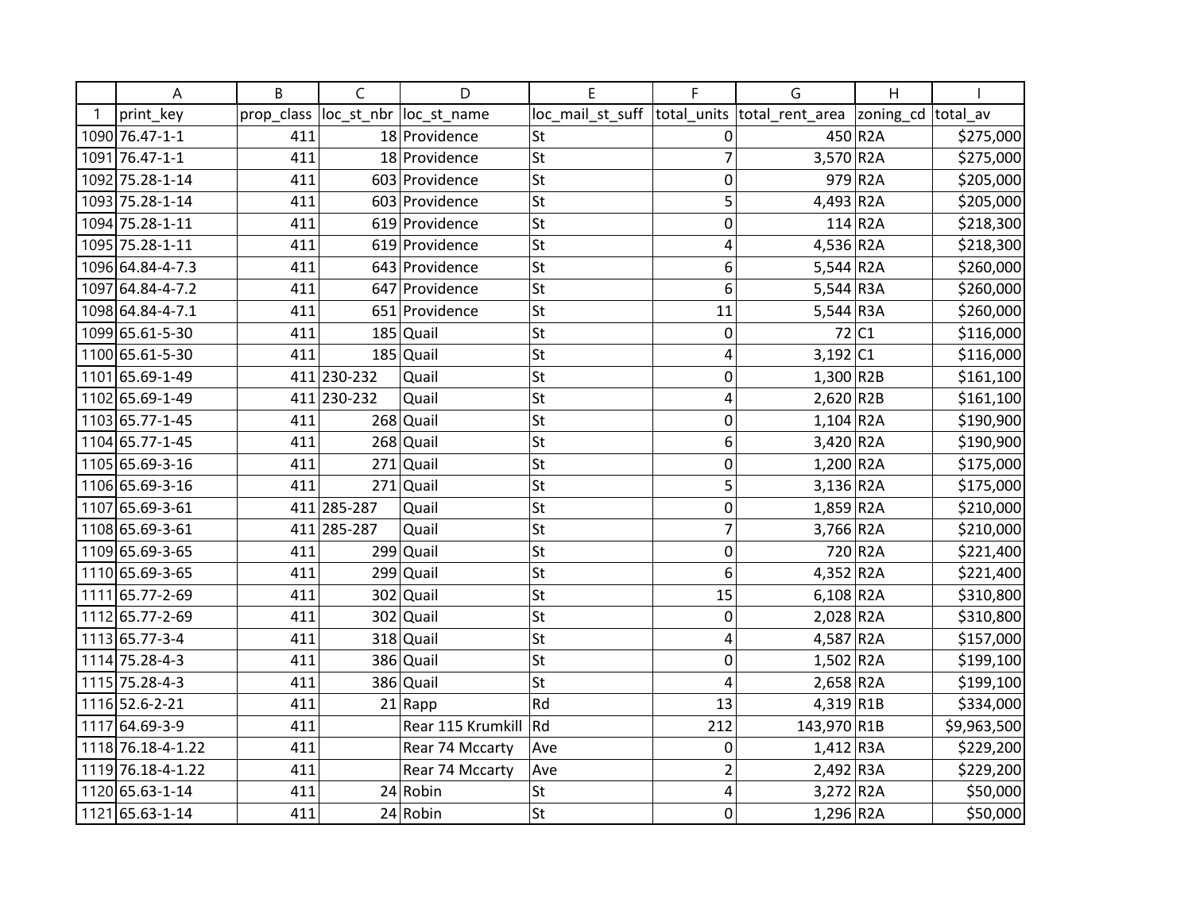| | A | B | C | D | E | F | G | H | I |
|---|---|---|---|---|---|---|---|---|---|
| 1 | print_key | prop_class | loc_st_nbr | loc_st_name | loc_mail_st_suff | total_units | total_rent_area | zoning_cd | total_av |
| 1090 | 76.47-1-1 | 411 | 18 | Providence | St | 0 | 450 | R2A | $275,000 |
| 1091 | 76.47-1-1 | 411 | 18 | Providence | St | 7 | 3,570 | R2A | $275,000 |
| 1092 | 75.28-1-14 | 411 | 603 | Providence | St | 0 | 979 | R2A | $205,000 |
| 1093 | 75.28-1-14 | 411 | 603 | Providence | St | 5 | 4,493 | R2A | $205,000 |
| 1094 | 75.28-1-11 | 411 | 619 | Providence | St | 0 | 114 | R2A | $218,300 |
| 1095 | 75.28-1-11 | 411 | 619 | Providence | St | 4 | 4,536 | R2A | $218,300 |
| 1096 | 64.84-4-7.3 | 411 | 643 | Providence | St | 6 | 5,544 | R2A | $260,000 |
| 1097 | 64.84-4-7.2 | 411 | 647 | Providence | St | 6 | 5,544 | R3A | $260,000 |
| 1098 | 64.84-4-7.1 | 411 | 651 | Providence | St | 11 | 5,544 | R3A | $260,000 |
| 1099 | 65.61-5-30 | 411 | 185 | Quail | St | 0 | 72 | C1 | $116,000 |
| 1100 | 65.61-5-30 | 411 | 185 | Quail | St | 4 | 3,192 | C1 | $116,000 |
| 1101 | 65.69-1-49 | 411 | 230-232 | Quail | St | 0 | 1,300 | R2B | $161,100 |
| 1102 | 65.69-1-49 | 411 | 230-232 | Quail | St | 4 | 2,620 | R2B | $161,100 |
| 1103 | 65.77-1-45 | 411 | 268 | Quail | St | 0 | 1,104 | R2A | $190,900 |
| 1104 | 65.77-1-45 | 411 | 268 | Quail | St | 6 | 3,420 | R2A | $190,900 |
| 1105 | 65.69-3-16 | 411 | 271 | Quail | St | 0 | 1,200 | R2A | $175,000 |
| 1106 | 65.69-3-16 | 411 | 271 | Quail | St | 5 | 3,136 | R2A | $175,000 |
| 1107 | 65.69-3-61 | 411 | 285-287 | Quail | St | 0 | 1,859 | R2A | $210,000 |
| 1108 | 65.69-3-61 | 411 | 285-287 | Quail | St | 7 | 3,766 | R2A | $210,000 |
| 1109 | 65.69-3-65 | 411 | 299 | Quail | St | 0 | 720 | R2A | $221,400 |
| 1110 | 65.69-3-65 | 411 | 299 | Quail | St | 6 | 4,352 | R2A | $221,400 |
| 1111 | 65.77-2-69 | 411 | 302 | Quail | St | 15 | 6,108 | R2A | $310,800 |
| 1112 | 65.77-2-69 | 411 | 302 | Quail | St | 0 | 2,028 | R2A | $310,800 |
| 1113 | 65.77-3-4 | 411 | 318 | Quail | St | 4 | 4,587 | R2A | $157,000 |
| 1114 | 75.28-4-3 | 411 | 386 | Quail | St | 0 | 1,502 | R2A | $199,100 |
| 1115 | 75.28-4-3 | 411 | 386 | Quail | St | 4 | 2,658 | R2A | $199,100 |
| 1116 | 52.6-2-21 | 411 | 21 | Rapp | Rd | 13 | 4,319 | R1B | $334,000 |
| 1117 | 64.69-3-9 | 411 | | Rear 115 Krumkill | Rd | 212 | 143,970 | R1B | $9,963,500 |
| 1118 | 76.18-4-1.22 | 411 | | Rear 74 Mccarty | Ave | 0 | 1,412 | R3A | $229,200 |
| 1119 | 76.18-4-1.22 | 411 | | Rear 74 Mccarty | Ave | 2 | 2,492 | R3A | $229,200 |
| 1120 | 65.63-1-14 | 411 | 24 | Robin | St | 4 | 3,272 | R2A | $50,000 |
| 1121 | 65.63-1-14 | 411 | 24 | Robin | St | 0 | 1,296 | R2A | $50,000 |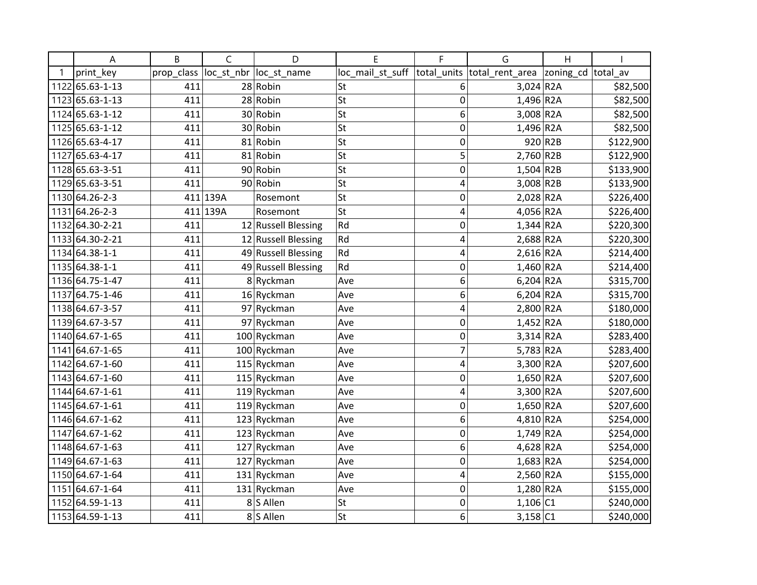| | A | B | C | D | E | F | G | H | I |
|---|---|---|---|---|---|---|---|---|---|
| 1 | print_key | prop_class | loc_st_nbr | loc_st_name | loc_mail_st_suff | total_units | total_rent_area | zoning_cd | total_av |
| 1122 | 65.63-1-13 | 411 | 28 | Robin | St | 6 | 3,024 | R2A | $82,500 |
| 1123 | 65.63-1-13 | 411 | 28 | Robin | St | 0 | 1,496 | R2A | $82,500 |
| 1124 | 65.63-1-12 | 411 | 30 | Robin | St | 6 | 3,008 | R2A | $82,500 |
| 1125 | 65.63-1-12 | 411 | 30 | Robin | St | 0 | 1,496 | R2A | $82,500 |
| 1126 | 65.63-4-17 | 411 | 81 | Robin | St | 0 | 920 | R2B | $122,900 |
| 1127 | 65.63-4-17 | 411 | 81 | Robin | St | 5 | 2,760 | R2B | $122,900 |
| 1128 | 65.63-3-51 | 411 | 90 | Robin | St | 0 | 1,504 | R2B | $133,900 |
| 1129 | 65.63-3-51 | 411 | 90 | Robin | St | 4 | 3,008 | R2B | $133,900 |
| 1130 | 64.26-2-3 | 411 | 139A | Rosemont | St | 0 | 2,028 | R2A | $226,400 |
| 1131 | 64.26-2-3 | 411 | 139A | Rosemont | St | 4 | 4,056 | R2A | $226,400 |
| 1132 | 64.30-2-21 | 411 | 12 | Russell Blessing | Rd | 0 | 1,344 | R2A | $220,300 |
| 1133 | 64.30-2-21 | 411 | 12 | Russell Blessing | Rd | 4 | 2,688 | R2A | $220,300 |
| 1134 | 64.38-1-1 | 411 | 49 | Russell Blessing | Rd | 4 | 2,616 | R2A | $214,400 |
| 1135 | 64.38-1-1 | 411 | 49 | Russell Blessing | Rd | 0 | 1,460 | R2A | $214,400 |
| 1136 | 64.75-1-47 | 411 | 8 | Ryckman | Ave | 6 | 6,204 | R2A | $315,700 |
| 1137 | 64.75-1-46 | 411 | 16 | Ryckman | Ave | 6 | 6,204 | R2A | $315,700 |
| 1138 | 64.67-3-57 | 411 | 97 | Ryckman | Ave | 4 | 2,800 | R2A | $180,000 |
| 1139 | 64.67-3-57 | 411 | 97 | Ryckman | Ave | 0 | 1,452 | R2A | $180,000 |
| 1140 | 64.67-1-65 | 411 | 100 | Ryckman | Ave | 0 | 3,314 | R2A | $283,400 |
| 1141 | 64.67-1-65 | 411 | 100 | Ryckman | Ave | 7 | 5,783 | R2A | $283,400 |
| 1142 | 64.67-1-60 | 411 | 115 | Ryckman | Ave | 4 | 3,300 | R2A | $207,600 |
| 1143 | 64.67-1-60 | 411 | 115 | Ryckman | Ave | 0 | 1,650 | R2A | $207,600 |
| 1144 | 64.67-1-61 | 411 | 119 | Ryckman | Ave | 4 | 3,300 | R2A | $207,600 |
| 1145 | 64.67-1-61 | 411 | 119 | Ryckman | Ave | 0 | 1,650 | R2A | $207,600 |
| 1146 | 64.67-1-62 | 411 | 123 | Ryckman | Ave | 6 | 4,810 | R2A | $254,000 |
| 1147 | 64.67-1-62 | 411 | 123 | Ryckman | Ave | 0 | 1,749 | R2A | $254,000 |
| 1148 | 64.67-1-63 | 411 | 127 | Ryckman | Ave | 6 | 4,628 | R2A | $254,000 |
| 1149 | 64.67-1-63 | 411 | 127 | Ryckman | Ave | 0 | 1,683 | R2A | $254,000 |
| 1150 | 64.67-1-64 | 411 | 131 | Ryckman | Ave | 4 | 2,560 | R2A | $155,000 |
| 1151 | 64.67-1-64 | 411 | 131 | Ryckman | Ave | 0 | 1,280 | R2A | $155,000 |
| 1152 | 64.59-1-13 | 411 | 8 | S Allen | St | 0 | 1,106 | C1 | $240,000 |
| 1153 | 64.59-1-13 | 411 | 8 | S Allen | St | 6 | 3,158 | C1 | $240,000 |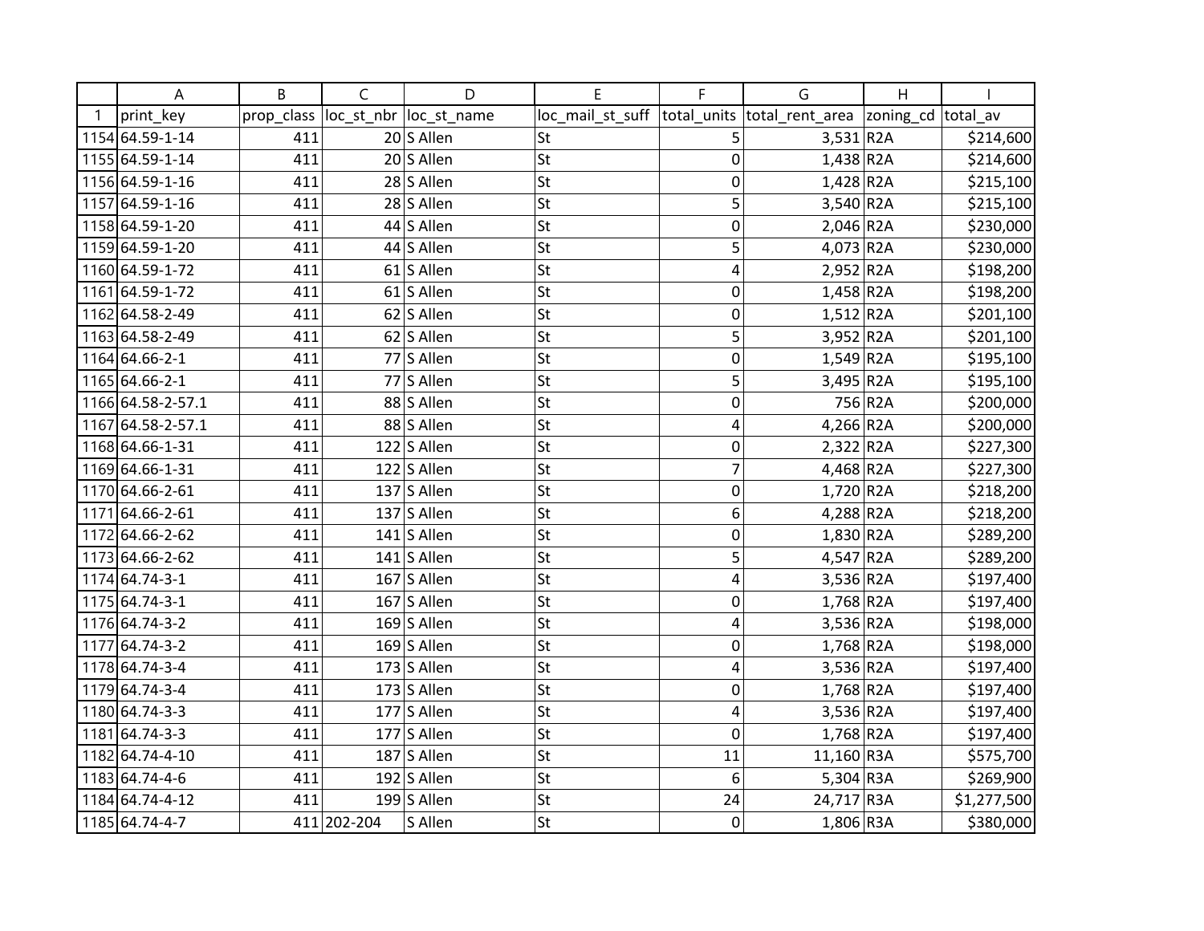| | A | B | C | D | E | F | G | H | I |
|---|---|---|---|---|---|---|---|---|---|
| 1 | print_key | prop_class | loc_st_nbr | loc_st_name | loc_mail_st_suff | total_units | total_rent_area | zoning_cd | total_av |
| 1154 | 64.59-1-14 | 411 | 20 | S Allen | St | 5 | 3,531 | R2A | $214,600 |
| 1155 | 64.59-1-14 | 411 | 20 | S Allen | St | 0 | 1,438 | R2A | $214,600 |
| 1156 | 64.59-1-16 | 411 | 28 | S Allen | St | 0 | 1,428 | R2A | $215,100 |
| 1157 | 64.59-1-16 | 411 | 28 | S Allen | St | 5 | 3,540 | R2A | $215,100 |
| 1158 | 64.59-1-20 | 411 | 44 | S Allen | St | 0 | 2,046 | R2A | $230,000 |
| 1159 | 64.59-1-20 | 411 | 44 | S Allen | St | 5 | 4,073 | R2A | $230,000 |
| 1160 | 64.59-1-72 | 411 | 61 | S Allen | St | 4 | 2,952 | R2A | $198,200 |
| 1161 | 64.59-1-72 | 411 | 61 | S Allen | St | 0 | 1,458 | R2A | $198,200 |
| 1162 | 64.58-2-49 | 411 | 62 | S Allen | St | 0 | 1,512 | R2A | $201,100 |
| 1163 | 64.58-2-49 | 411 | 62 | S Allen | St | 5 | 3,952 | R2A | $201,100 |
| 1164 | 64.66-2-1 | 411 | 77 | S Allen | St | 0 | 1,549 | R2A | $195,100 |
| 1165 | 64.66-2-1 | 411 | 77 | S Allen | St | 5 | 3,495 | R2A | $195,100 |
| 1166 | 64.58-2-57.1 | 411 | 88 | S Allen | St | 0 | 756 | R2A | $200,000 |
| 1167 | 64.58-2-57.1 | 411 | 88 | S Allen | St | 4 | 4,266 | R2A | $200,000 |
| 1168 | 64.66-1-31 | 411 | 122 | S Allen | St | 0 | 2,322 | R2A | $227,300 |
| 1169 | 64.66-1-31 | 411 | 122 | S Allen | St | 7 | 4,468 | R2A | $227,300 |
| 1170 | 64.66-2-61 | 411 | 137 | S Allen | St | 0 | 1,720 | R2A | $218,200 |
| 1171 | 64.66-2-61 | 411 | 137 | S Allen | St | 6 | 4,288 | R2A | $218,200 |
| 1172 | 64.66-2-62 | 411 | 141 | S Allen | St | 0 | 1,830 | R2A | $289,200 |
| 1173 | 64.66-2-62 | 411 | 141 | S Allen | St | 5 | 4,547 | R2A | $289,200 |
| 1174 | 64.74-3-1 | 411 | 167 | S Allen | St | 4 | 3,536 | R2A | $197,400 |
| 1175 | 64.74-3-1 | 411 | 167 | S Allen | St | 0 | 1,768 | R2A | $197,400 |
| 1176 | 64.74-3-2 | 411 | 169 | S Allen | St | 4 | 3,536 | R2A | $198,000 |
| 1177 | 64.74-3-2 | 411 | 169 | S Allen | St | 0 | 1,768 | R2A | $198,000 |
| 1178 | 64.74-3-4 | 411 | 173 | S Allen | St | 4 | 3,536 | R2A | $197,400 |
| 1179 | 64.74-3-4 | 411 | 173 | S Allen | St | 0 | 1,768 | R2A | $197,400 |
| 1180 | 64.74-3-3 | 411 | 177 | S Allen | St | 4 | 3,536 | R2A | $197,400 |
| 1181 | 64.74-3-3 | 411 | 177 | S Allen | St | 0 | 1,768 | R2A | $197,400 |
| 1182 | 64.74-4-10 | 411 | 187 | S Allen | St | 11 | 11,160 | R3A | $575,700 |
| 1183 | 64.74-4-6 | 411 | 192 | S Allen | St | 6 | 5,304 | R3A | $269,900 |
| 1184 | 64.74-4-12 | 411 | 199 | S Allen | St | 24 | 24,717 | R3A | $1,277,500 |
| 1185 | 64.74-4-7 | 411 | 202-204 | S Allen | St | 0 | 1,806 | R3A | $380,000 |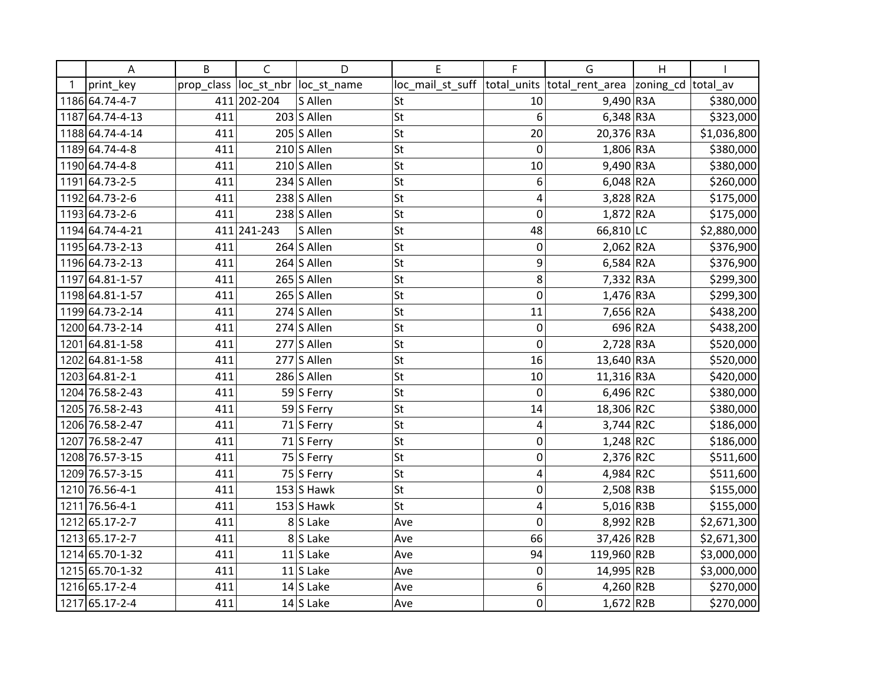| | A | B | C | D | E | F | G | H | I |
|---|---|---|---|---|---|---|---|---|---|
| 1 | print_key | prop_class | loc_st_nbr | loc_st_name | loc_mail_st_suff | total_units | total_rent_area | zoning_cd | total_av |
| 1186 | 64.74-4-7 | 411 | 202-204 | S Allen | St | 10 | 9,490 | R3A | $380,000 |
| 1187 | 64.74-4-13 | 411 | 203 | S Allen | St | 6 | 6,348 | R3A | $323,000 |
| 1188 | 64.74-4-14 | 411 | 205 | S Allen | St | 20 | 20,376 | R3A | $1,036,800 |
| 1189 | 64.74-4-8 | 411 | 210 | S Allen | St | 0 | 1,806 | R3A | $380,000 |
| 1190 | 64.74-4-8 | 411 | 210 | S Allen | St | 10 | 9,490 | R3A | $380,000 |
| 1191 | 64.73-2-5 | 411 | 234 | S Allen | St | 6 | 6,048 | R2A | $260,000 |
| 1192 | 64.73-2-6 | 411 | 238 | S Allen | St | 4 | 3,828 | R2A | $175,000 |
| 1193 | 64.73-2-6 | 411 | 238 | S Allen | St | 0 | 1,872 | R2A | $175,000 |
| 1194 | 64.74-4-21 | 411 | 241-243 | S Allen | St | 48 | 66,810 | LC | $2,880,000 |
| 1195 | 64.73-2-13 | 411 | 264 | S Allen | St | 0 | 2,062 | R2A | $376,900 |
| 1196 | 64.73-2-13 | 411 | 264 | S Allen | St | 9 | 6,584 | R2A | $376,900 |
| 1197 | 64.81-1-57 | 411 | 265 | S Allen | St | 8 | 7,332 | R3A | $299,300 |
| 1198 | 64.81-1-57 | 411 | 265 | S Allen | St | 0 | 1,476 | R3A | $299,300 |
| 1199 | 64.73-2-14 | 411 | 274 | S Allen | St | 11 | 7,656 | R2A | $438,200 |
| 1200 | 64.73-2-14 | 411 | 274 | S Allen | St | 0 | 696 | R2A | $438,200 |
| 1201 | 64.81-1-58 | 411 | 277 | S Allen | St | 0 | 2,728 | R3A | $520,000 |
| 1202 | 64.81-1-58 | 411 | 277 | S Allen | St | 16 | 13,640 | R3A | $520,000 |
| 1203 | 64.81-2-1 | 411 | 286 | S Allen | St | 10 | 11,316 | R3A | $420,000 |
| 1204 | 76.58-2-43 | 411 | 59 | S Ferry | St | 0 | 6,496 | R2C | $380,000 |
| 1205 | 76.58-2-43 | 411 | 59 | S Ferry | St | 14 | 18,306 | R2C | $380,000 |
| 1206 | 76.58-2-47 | 411 | 71 | S Ferry | St | 4 | 3,744 | R2C | $186,000 |
| 1207 | 76.58-2-47 | 411 | 71 | S Ferry | St | 0 | 1,248 | R2C | $186,000 |
| 1208 | 76.57-3-15 | 411 | 75 | S Ferry | St | 0 | 2,376 | R2C | $511,600 |
| 1209 | 76.57-3-15 | 411 | 75 | S Ferry | St | 4 | 4,984 | R2C | $511,600 |
| 1210 | 76.56-4-1 | 411 | 153 | S Hawk | St | 0 | 2,508 | R3B | $155,000 |
| 1211 | 76.56-4-1 | 411 | 153 | S Hawk | St | 4 | 5,016 | R3B | $155,000 |
| 1212 | 65.17-2-7 | 411 | 8 | S Lake | Ave | 0 | 8,992 | R2B | $2,671,300 |
| 1213 | 65.17-2-7 | 411 | 8 | S Lake | Ave | 66 | 37,426 | R2B | $2,671,300 |
| 1214 | 65.70-1-32 | 411 | 11 | S Lake | Ave | 94 | 119,960 | R2B | $3,000,000 |
| 1215 | 65.70-1-32 | 411 | 11 | S Lake | Ave | 0 | 14,995 | R2B | $3,000,000 |
| 1216 | 65.17-2-4 | 411 | 14 | S Lake | Ave | 6 | 4,260 | R2B | $270,000 |
| 1217 | 65.17-2-4 | 411 | 14 | S Lake | Ave | 0 | 1,672 | R2B | $270,000 |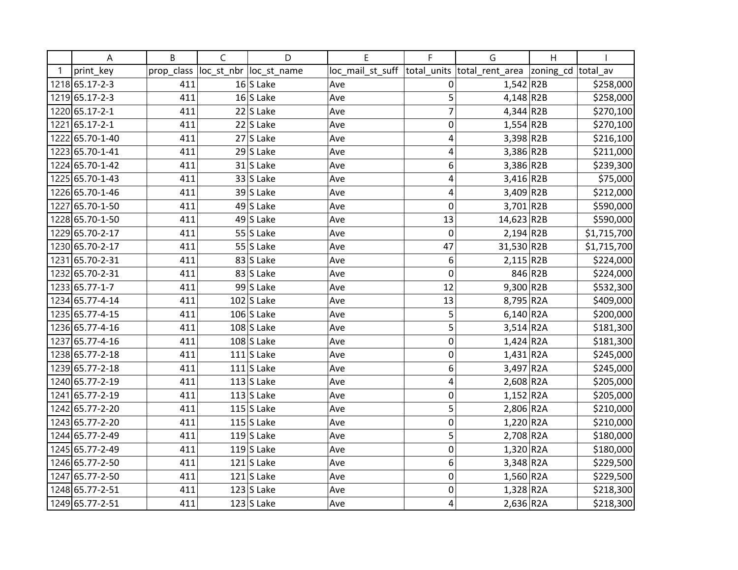| | A | B | C | D | E | F | G | H | I |
|---|---|---|---|---|---|---|---|---|---|
| 1 | print_key | prop_class | loc_st_nbr | loc_st_name | loc_mail_st_suff | total_units | total_rent_area | zoning_cd | total_av |
| 1218 | 65.17-2-3 | 411 | 16 | S Lake | Ave | 0 | 1,542 | R2B | $258,000 |
| 1219 | 65.17-2-3 | 411 | 16 | S Lake | Ave | 5 | 4,148 | R2B | $258,000 |
| 1220 | 65.17-2-1 | 411 | 22 | S Lake | Ave | 7 | 4,344 | R2B | $270,100 |
| 1221 | 65.17-2-1 | 411 | 22 | S Lake | Ave | 0 | 1,554 | R2B | $270,100 |
| 1222 | 65.70-1-40 | 411 | 27 | S Lake | Ave | 4 | 3,398 | R2B | $216,100 |
| 1223 | 65.70-1-41 | 411 | 29 | S Lake | Ave | 4 | 3,386 | R2B | $211,000 |
| 1224 | 65.70-1-42 | 411 | 31 | S Lake | Ave | 6 | 3,386 | R2B | $239,300 |
| 1225 | 65.70-1-43 | 411 | 33 | S Lake | Ave | 4 | 3,416 | R2B | $75,000 |
| 1226 | 65.70-1-46 | 411 | 39 | S Lake | Ave | 4 | 3,409 | R2B | $212,000 |
| 1227 | 65.70-1-50 | 411 | 49 | S Lake | Ave | 0 | 3,701 | R2B | $590,000 |
| 1228 | 65.70-1-50 | 411 | 49 | S Lake | Ave | 13 | 14,623 | R2B | $590,000 |
| 1229 | 65.70-2-17 | 411 | 55 | S Lake | Ave | 0 | 2,194 | R2B | $1,715,700 |
| 1230 | 65.70-2-17 | 411 | 55 | S Lake | Ave | 47 | 31,530 | R2B | $1,715,700 |
| 1231 | 65.70-2-31 | 411 | 83 | S Lake | Ave | 6 | 2,115 | R2B | $224,000 |
| 1232 | 65.70-2-31 | 411 | 83 | S Lake | Ave | 0 | 846 | R2B | $224,000 |
| 1233 | 65.77-1-7 | 411 | 99 | S Lake | Ave | 12 | 9,300 | R2B | $532,300 |
| 1234 | 65.77-4-14 | 411 | 102 | S Lake | Ave | 13 | 8,795 | R2A | $409,000 |
| 1235 | 65.77-4-15 | 411 | 106 | S Lake | Ave | 5 | 6,140 | R2A | $200,000 |
| 1236 | 65.77-4-16 | 411 | 108 | S Lake | Ave | 5 | 3,514 | R2A | $181,300 |
| 1237 | 65.77-4-16 | 411 | 108 | S Lake | Ave | 0 | 1,424 | R2A | $181,300 |
| 1238 | 65.77-2-18 | 411 | 111 | S Lake | Ave | 0 | 1,431 | R2A | $245,000 |
| 1239 | 65.77-2-18 | 411 | 111 | S Lake | Ave | 6 | 3,497 | R2A | $245,000 |
| 1240 | 65.77-2-19 | 411 | 113 | S Lake | Ave | 4 | 2,608 | R2A | $205,000 |
| 1241 | 65.77-2-19 | 411 | 113 | S Lake | Ave | 0 | 1,152 | R2A | $205,000 |
| 1242 | 65.77-2-20 | 411 | 115 | S Lake | Ave | 5 | 2,806 | R2A | $210,000 |
| 1243 | 65.77-2-20 | 411 | 115 | S Lake | Ave | 0 | 1,220 | R2A | $210,000 |
| 1244 | 65.77-2-49 | 411 | 119 | S Lake | Ave | 5 | 2,708 | R2A | $180,000 |
| 1245 | 65.77-2-49 | 411 | 119 | S Lake | Ave | 0 | 1,320 | R2A | $180,000 |
| 1246 | 65.77-2-50 | 411 | 121 | S Lake | Ave | 6 | 3,348 | R2A | $229,500 |
| 1247 | 65.77-2-50 | 411 | 121 | S Lake | Ave | 0 | 1,560 | R2A | $229,500 |
| 1248 | 65.77-2-51 | 411 | 123 | S Lake | Ave | 0 | 1,328 | R2A | $218,300 |
| 1249 | 65.77-2-51 | 411 | 123 | S Lake | Ave | 4 | 2,636 | R2A | $218,300 |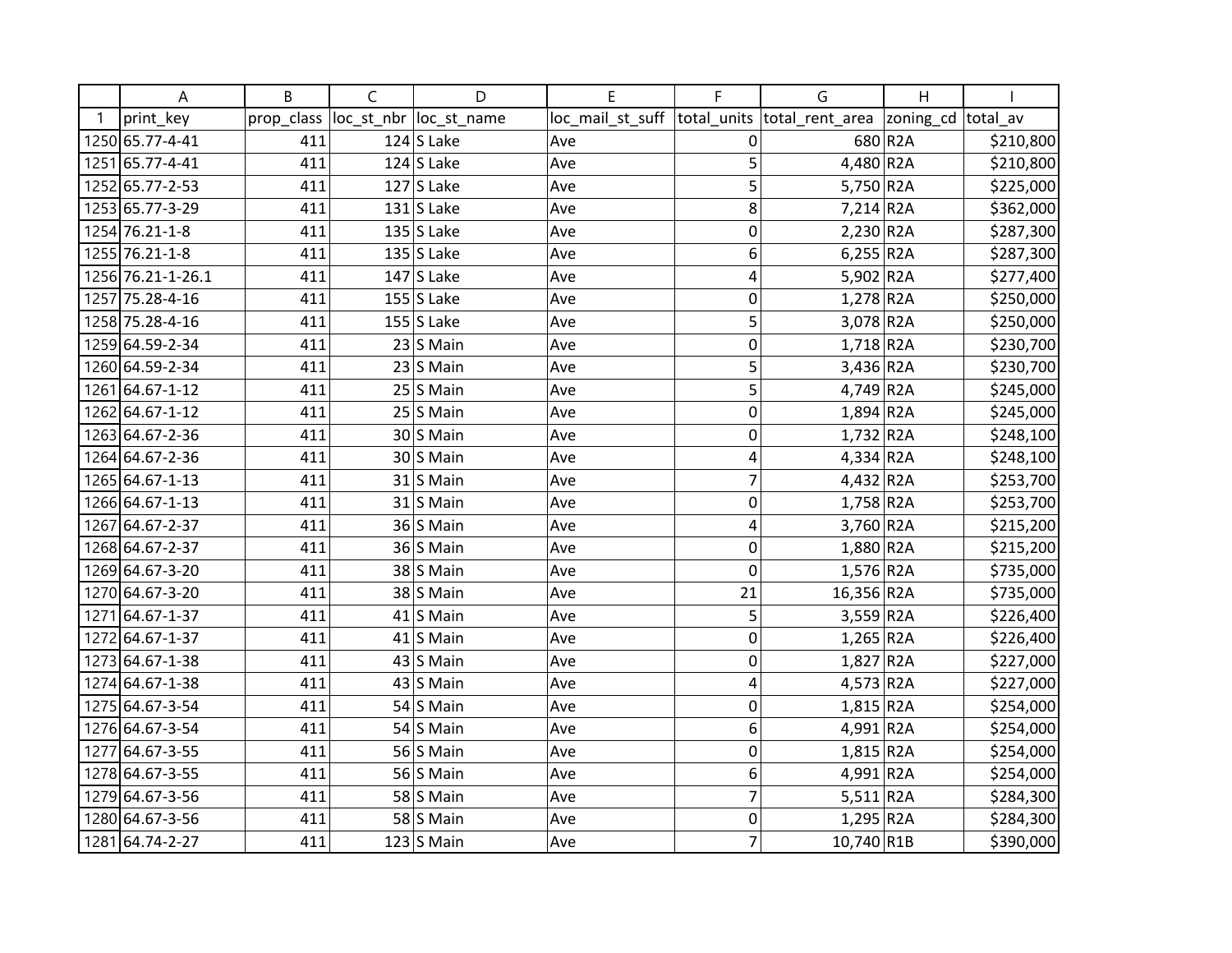| | A | B | C | D | E | F | G | H | I |
|---|---|---|---|---|---|---|---|---|---|
| 1 | print_key | prop_class | loc_st_nbr | loc_st_name | loc_mail_st_suff | total_units | total_rent_area | zoning_cd | total_av |
| 1250 | 65.77-4-41 | 411 | 124 | S Lake | Ave | 0 | 680 | R2A | $210,800 |
| 1251 | 65.77-4-41 | 411 | 124 | S Lake | Ave | 5 | 4,480 | R2A | $210,800 |
| 1252 | 65.77-2-53 | 411 | 127 | S Lake | Ave | 5 | 5,750 | R2A | $225,000 |
| 1253 | 65.77-3-29 | 411 | 131 | S Lake | Ave | 8 | 7,214 | R2A | $362,000 |
| 1254 | 76.21-1-8 | 411 | 135 | S Lake | Ave | 0 | 2,230 | R2A | $287,300 |
| 1255 | 76.21-1-8 | 411 | 135 | S Lake | Ave | 6 | 6,255 | R2A | $287,300 |
| 1256 | 76.21-1-26.1 | 411 | 147 | S Lake | Ave | 4 | 5,902 | R2A | $277,400 |
| 1257 | 75.28-4-16 | 411 | 155 | S Lake | Ave | 0 | 1,278 | R2A | $250,000 |
| 1258 | 75.28-4-16 | 411 | 155 | S Lake | Ave | 5 | 3,078 | R2A | $250,000 |
| 1259 | 64.59-2-34 | 411 | 23 | S Main | Ave | 0 | 1,718 | R2A | $230,700 |
| 1260 | 64.59-2-34 | 411 | 23 | S Main | Ave | 5 | 3,436 | R2A | $230,700 |
| 1261 | 64.67-1-12 | 411 | 25 | S Main | Ave | 5 | 4,749 | R2A | $245,000 |
| 1262 | 64.67-1-12 | 411 | 25 | S Main | Ave | 0 | 1,894 | R2A | $245,000 |
| 1263 | 64.67-2-36 | 411 | 30 | S Main | Ave | 0 | 1,732 | R2A | $248,100 |
| 1264 | 64.67-2-36 | 411 | 30 | S Main | Ave | 4 | 4,334 | R2A | $248,100 |
| 1265 | 64.67-1-13 | 411 | 31 | S Main | Ave | 7 | 4,432 | R2A | $253,700 |
| 1266 | 64.67-1-13 | 411 | 31 | S Main | Ave | 0 | 1,758 | R2A | $253,700 |
| 1267 | 64.67-2-37 | 411 | 36 | S Main | Ave | 4 | 3,760 | R2A | $215,200 |
| 1268 | 64.67-2-37 | 411 | 36 | S Main | Ave | 0 | 1,880 | R2A | $215,200 |
| 1269 | 64.67-3-20 | 411 | 38 | S Main | Ave | 0 | 1,576 | R2A | $735,000 |
| 1270 | 64.67-3-20 | 411 | 38 | S Main | Ave | 21 | 16,356 | R2A | $735,000 |
| 1271 | 64.67-1-37 | 411 | 41 | S Main | Ave | 5 | 3,559 | R2A | $226,400 |
| 1272 | 64.67-1-37 | 411 | 41 | S Main | Ave | 0 | 1,265 | R2A | $226,400 |
| 1273 | 64.67-1-38 | 411 | 43 | S Main | Ave | 0 | 1,827 | R2A | $227,000 |
| 1274 | 64.67-1-38 | 411 | 43 | S Main | Ave | 4 | 4,573 | R2A | $227,000 |
| 1275 | 64.67-3-54 | 411 | 54 | S Main | Ave | 0 | 1,815 | R2A | $254,000 |
| 1276 | 64.67-3-54 | 411 | 54 | S Main | Ave | 6 | 4,991 | R2A | $254,000 |
| 1277 | 64.67-3-55 | 411 | 56 | S Main | Ave | 0 | 1,815 | R2A | $254,000 |
| 1278 | 64.67-3-55 | 411 | 56 | S Main | Ave | 6 | 4,991 | R2A | $254,000 |
| 1279 | 64.67-3-56 | 411 | 58 | S Main | Ave | 7 | 5,511 | R2A | $284,300 |
| 1280 | 64.67-3-56 | 411 | 58 | S Main | Ave | 0 | 1,295 | R2A | $284,300 |
| 1281 | 64.74-2-27 | 411 | 123 | S Main | Ave | 7 | 10,740 | R1B | $390,000 |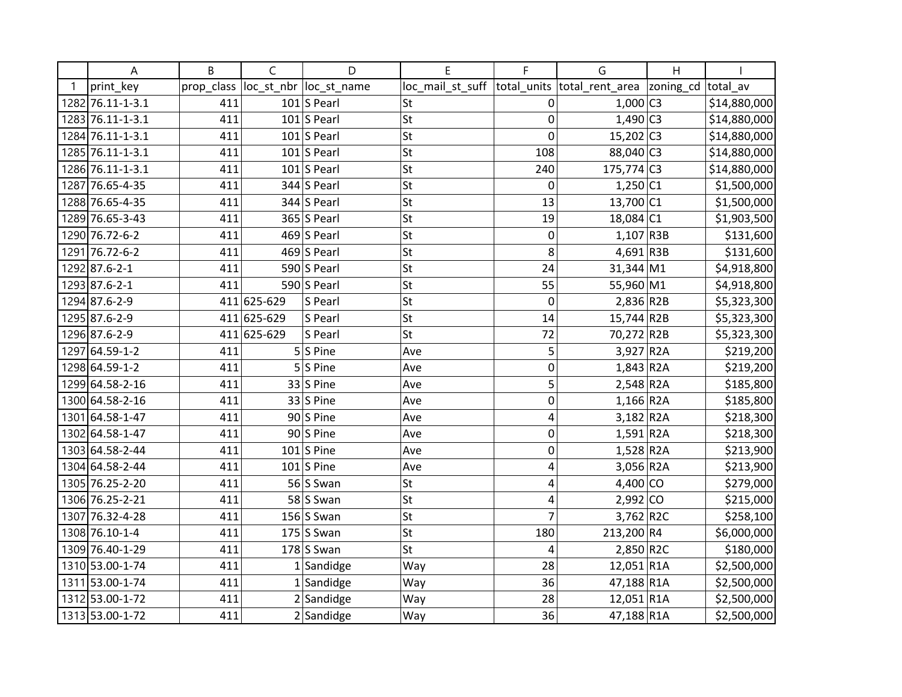| | A | B | C | D | E | F | G | H | I |
|---|---|---|---|---|---|---|---|---|---|
| 1 | print_key | prop_class | loc_st_nbr | loc_st_name | loc_mail_st_suff | total_units | total_rent_area | zoning_cd | total_av |
| 1282 | 76.11-1-3.1 | 411 | 101 | S Pearl | St | 0 | 1,000 | C3 | $14,880,000 |
| 1283 | 76.11-1-3.1 | 411 | 101 | S Pearl | St | 0 | 1,490 | C3 | $14,880,000 |
| 1284 | 76.11-1-3.1 | 411 | 101 | S Pearl | St | 0 | 15,202 | C3 | $14,880,000 |
| 1285 | 76.11-1-3.1 | 411 | 101 | S Pearl | St | 108 | 88,040 | C3 | $14,880,000 |
| 1286 | 76.11-1-3.1 | 411 | 101 | S Pearl | St | 240 | 175,774 | C3 | $14,880,000 |
| 1287 | 76.65-4-35 | 411 | 344 | S Pearl | St | 0 | 1,250 | C1 | $1,500,000 |
| 1288 | 76.65-4-35 | 411 | 344 | S Pearl | St | 13 | 13,700 | C1 | $1,500,000 |
| 1289 | 76.65-3-43 | 411 | 365 | S Pearl | St | 19 | 18,084 | C1 | $1,903,500 |
| 1290 | 76.72-6-2 | 411 | 469 | S Pearl | St | 0 | 1,107 | R3B | $131,600 |
| 1291 | 76.72-6-2 | 411 | 469 | S Pearl | St | 8 | 4,691 | R3B | $131,600 |
| 1292 | 87.6-2-1 | 411 | 590 | S Pearl | St | 24 | 31,344 | M1 | $4,918,800 |
| 1293 | 87.6-2-1 | 411 | 590 | S Pearl | St | 55 | 55,960 | M1 | $4,918,800 |
| 1294 | 87.6-2-9 | 411 | 625-629 | S Pearl | St | 0 | 2,836 | R2B | $5,323,300 |
| 1295 | 87.6-2-9 | 411 | 625-629 | S Pearl | St | 14 | 15,744 | R2B | $5,323,300 |
| 1296 | 87.6-2-9 | 411 | 625-629 | S Pearl | St | 72 | 70,272 | R2B | $5,323,300 |
| 1297 | 64.59-1-2 | 411 | 5 | S Pine | Ave | 5 | 3,927 | R2A | $219,200 |
| 1298 | 64.59-1-2 | 411 | 5 | S Pine | Ave | 0 | 1,843 | R2A | $219,200 |
| 1299 | 64.58-2-16 | 411 | 33 | S Pine | Ave | 5 | 2,548 | R2A | $185,800 |
| 1300 | 64.58-2-16 | 411 | 33 | S Pine | Ave | 0 | 1,166 | R2A | $185,800 |
| 1301 | 64.58-1-47 | 411 | 90 | S Pine | Ave | 4 | 3,182 | R2A | $218,300 |
| 1302 | 64.58-1-47 | 411 | 90 | S Pine | Ave | 0 | 1,591 | R2A | $218,300 |
| 1303 | 64.58-2-44 | 411 | 101 | S Pine | Ave | 0 | 1,528 | R2A | $213,900 |
| 1304 | 64.58-2-44 | 411 | 101 | S Pine | Ave | 4 | 3,056 | R2A | $213,900 |
| 1305 | 76.25-2-20 | 411 | 56 | S Swan | St | 4 | 4,400 | CO | $279,000 |
| 1306 | 76.25-2-21 | 411 | 58 | S Swan | St | 4 | 2,992 | CO | $215,000 |
| 1307 | 76.32-4-28 | 411 | 156 | S Swan | St | 7 | 3,762 | R2C | $258,100 |
| 1308 | 76.10-1-4 | 411 | 175 | S Swan | St | 180 | 213,200 | R4 | $6,000,000 |
| 1309 | 76.40-1-29 | 411 | 178 | S Swan | St | 4 | 2,850 | R2C | $180,000 |
| 1310 | 53.00-1-74 | 411 | 1 | Sandidge | Way | 28 | 12,051 | R1A | $2,500,000 |
| 1311 | 53.00-1-74 | 411 | 1 | Sandidge | Way | 36 | 47,188 | R1A | $2,500,000 |
| 1312 | 53.00-1-72 | 411 | 2 | Sandidge | Way | 28 | 12,051 | R1A | $2,500,000 |
| 1313 | 53.00-1-72 | 411 | 2 | Sandidge | Way | 36 | 47,188 | R1A | $2,500,000 |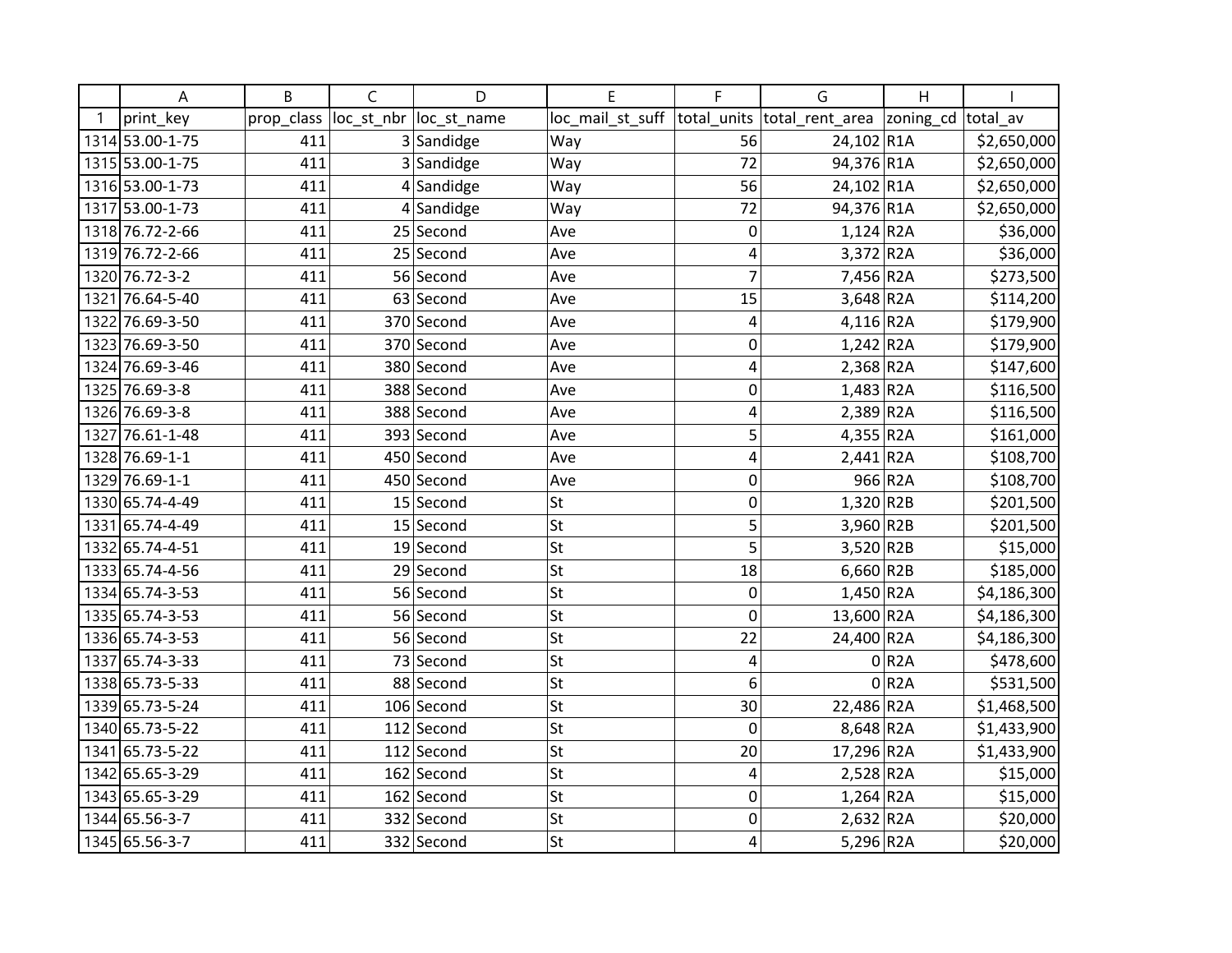| | A | B | C | D | E | F | G | H | I |
|---|---|---|---|---|---|---|---|---|---|
| 1 | print_key | prop_class | loc_st_nbr | loc_st_name | loc_mail_st_suff | total_units | total_rent_area | zoning_cd | total_av |
| 1314 | 53.00-1-75 | 411 | 3 | Sandidge | Way | 56 | 24,102 | R1A | $2,650,000 |
| 1315 | 53.00-1-75 | 411 | 3 | Sandidge | Way | 72 | 94,376 | R1A | $2,650,000 |
| 1316 | 53.00-1-73 | 411 | 4 | Sandidge | Way | 56 | 24,102 | R1A | $2,650,000 |
| 1317 | 53.00-1-73 | 411 | 4 | Sandidge | Way | 72 | 94,376 | R1A | $2,650,000 |
| 1318 | 76.72-2-66 | 411 | 25 | Second | Ave | 0 | 1,124 | R2A | $36,000 |
| 1319 | 76.72-2-66 | 411 | 25 | Second | Ave | 4 | 3,372 | R2A | $36,000 |
| 1320 | 76.72-3-2 | 411 | 56 | Second | Ave | 7 | 7,456 | R2A | $273,500 |
| 1321 | 76.64-5-40 | 411 | 63 | Second | Ave | 15 | 3,648 | R2A | $114,200 |
| 1322 | 76.69-3-50 | 411 | 370 | Second | Ave | 4 | 4,116 | R2A | $179,900 |
| 1323 | 76.69-3-50 | 411 | 370 | Second | Ave | 0 | 1,242 | R2A | $179,900 |
| 1324 | 76.69-3-46 | 411 | 380 | Second | Ave | 4 | 2,368 | R2A | $147,600 |
| 1325 | 76.69-3-8 | 411 | 388 | Second | Ave | 0 | 1,483 | R2A | $116,500 |
| 1326 | 76.69-3-8 | 411 | 388 | Second | Ave | 4 | 2,389 | R2A | $116,500 |
| 1327 | 76.61-1-48 | 411 | 393 | Second | Ave | 5 | 4,355 | R2A | $161,000 |
| 1328 | 76.69-1-1 | 411 | 450 | Second | Ave | 4 | 2,441 | R2A | $108,700 |
| 1329 | 76.69-1-1 | 411 | 450 | Second | Ave | 0 | 966 | R2A | $108,700 |
| 1330 | 65.74-4-49 | 411 | 15 | Second | St | 0 | 1,320 | R2B | $201,500 |
| 1331 | 65.74-4-49 | 411 | 15 | Second | St | 5 | 3,960 | R2B | $201,500 |
| 1332 | 65.74-4-51 | 411 | 19 | Second | St | 5 | 3,520 | R2B | $15,000 |
| 1333 | 65.74-4-56 | 411 | 29 | Second | St | 18 | 6,660 | R2B | $185,000 |
| 1334 | 65.74-3-53 | 411 | 56 | Second | St | 0 | 1,450 | R2A | $4,186,300 |
| 1335 | 65.74-3-53 | 411 | 56 | Second | St | 0 | 13,600 | R2A | $4,186,300 |
| 1336 | 65.74-3-53 | 411 | 56 | Second | St | 22 | 24,400 | R2A | $4,186,300 |
| 1337 | 65.74-3-33 | 411 | 73 | Second | St | 4 | 0 | R2A | $478,600 |
| 1338 | 65.73-5-33 | 411 | 88 | Second | St | 6 | 0 | R2A | $531,500 |
| 1339 | 65.73-5-24 | 411 | 106 | Second | St | 30 | 22,486 | R2A | $1,468,500 |
| 1340 | 65.73-5-22 | 411 | 112 | Second | St | 0 | 8,648 | R2A | $1,433,900 |
| 1341 | 65.73-5-22 | 411 | 112 | Second | St | 20 | 17,296 | R2A | $1,433,900 |
| 1342 | 65.65-3-29 | 411 | 162 | Second | St | 4 | 2,528 | R2A | $15,000 |
| 1343 | 65.65-3-29 | 411 | 162 | Second | St | 0 | 1,264 | R2A | $15,000 |
| 1344 | 65.56-3-7 | 411 | 332 | Second | St | 0 | 2,632 | R2A | $20,000 |
| 1345 | 65.56-3-7 | 411 | 332 | Second | St | 4 | 5,296 | R2A | $20,000 |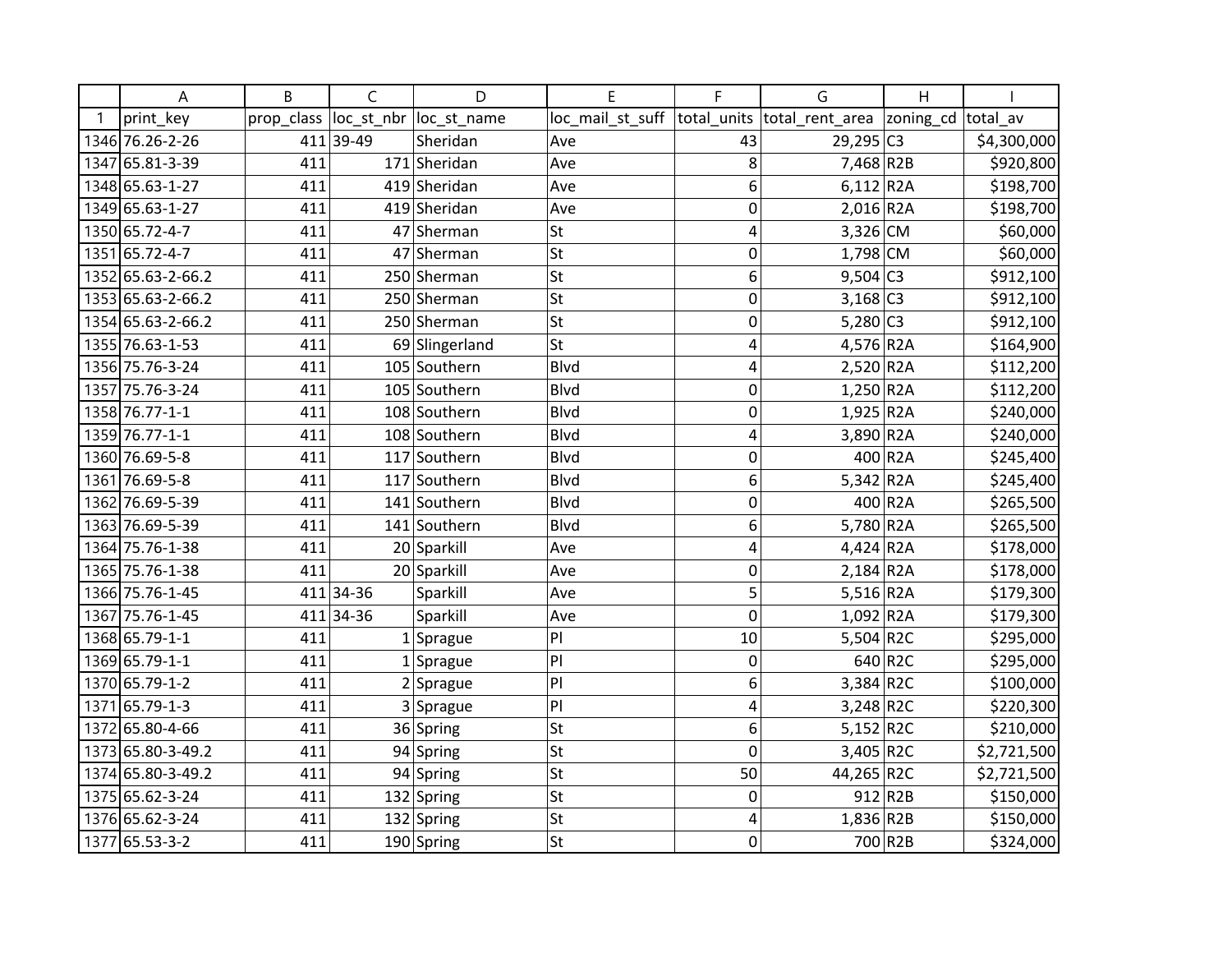| | A | B | C | D | E | F | G | H | I |
|---|---|---|---|---|---|---|---|---|---|
| 1 | print_key | prop_class | loc_st_nbr | loc_st_name | loc_mail_st_suff | total_units | total_rent_area | zoning_cd | total_av |
| 1346 | 76.26-2-26 | 411 | 39-49 | Sheridan | Ave | 43 | 29,295 | C3 | $4,300,000 |
| 1347 | 65.81-3-39 | 411 | 171 | Sheridan | Ave | 8 | 7,468 | R2B | $920,800 |
| 1348 | 65.63-1-27 | 411 | 419 | Sheridan | Ave | 6 | 6,112 | R2A | $198,700 |
| 1349 | 65.63-1-27 | 411 | 419 | Sheridan | Ave | 0 | 2,016 | R2A | $198,700 |
| 1350 | 65.72-4-7 | 411 | 47 | Sherman | St | 4 | 3,326 | CM | $60,000 |
| 1351 | 65.72-4-7 | 411 | 47 | Sherman | St | 0 | 1,798 | CM | $60,000 |
| 1352 | 65.63-2-66.2 | 411 | 250 | Sherman | St | 6 | 9,504 | C3 | $912,100 |
| 1353 | 65.63-2-66.2 | 411 | 250 | Sherman | St | 0 | 3,168 | C3 | $912,100 |
| 1354 | 65.63-2-66.2 | 411 | 250 | Sherman | St | 0 | 5,280 | C3 | $912,100 |
| 1355 | 76.63-1-53 | 411 | 69 | Slingerland | St | 4 | 4,576 | R2A | $164,900 |
| 1356 | 75.76-3-24 | 411 | 105 | Southern | Blvd | 4 | 2,520 | R2A | $112,200 |
| 1357 | 75.76-3-24 | 411 | 105 | Southern | Blvd | 0 | 1,250 | R2A | $112,200 |
| 1358 | 76.77-1-1 | 411 | 108 | Southern | Blvd | 0 | 1,925 | R2A | $240,000 |
| 1359 | 76.77-1-1 | 411 | 108 | Southern | Blvd | 4 | 3,890 | R2A | $240,000 |
| 1360 | 76.69-5-8 | 411 | 117 | Southern | Blvd | 0 | 400 | R2A | $245,400 |
| 1361 | 76.69-5-8 | 411 | 117 | Southern | Blvd | 6 | 5,342 | R2A | $245,400 |
| 1362 | 76.69-5-39 | 411 | 141 | Southern | Blvd | 0 | 400 | R2A | $265,500 |
| 1363 | 76.69-5-39 | 411 | 141 | Southern | Blvd | 6 | 5,780 | R2A | $265,500 |
| 1364 | 75.76-1-38 | 411 | 20 | Sparkill | Ave | 4 | 4,424 | R2A | $178,000 |
| 1365 | 75.76-1-38 | 411 | 20 | Sparkill | Ave | 0 | 2,184 | R2A | $178,000 |
| 1366 | 75.76-1-45 | 411 | 34-36 | Sparkill | Ave | 5 | 5,516 | R2A | $179,300 |
| 1367 | 75.76-1-45 | 411 | 34-36 | Sparkill | Ave | 0 | 1,092 | R2A | $179,300 |
| 1368 | 65.79-1-1 | 411 | 1 | Sprague | Pl | 10 | 5,504 | R2C | $295,000 |
| 1369 | 65.79-1-1 | 411 | 1 | Sprague | Pl | 0 | 640 | R2C | $295,000 |
| 1370 | 65.79-1-2 | 411 | 2 | Sprague | Pl | 6 | 3,384 | R2C | $100,000 |
| 1371 | 65.79-1-3 | 411 | 3 | Sprague | Pl | 4 | 3,248 | R2C | $220,300 |
| 1372 | 65.80-4-66 | 411 | 36 | Spring | St | 6 | 5,152 | R2C | $210,000 |
| 1373 | 65.80-3-49.2 | 411 | 94 | Spring | St | 0 | 3,405 | R2C | $2,721,500 |
| 1374 | 65.80-3-49.2 | 411 | 94 | Spring | St | 50 | 44,265 | R2C | $2,721,500 |
| 1375 | 65.62-3-24 | 411 | 132 | Spring | St | 0 | 912 | R2B | $150,000 |
| 1376 | 65.62-3-24 | 411 | 132 | Spring | St | 4 | 1,836 | R2B | $150,000 |
| 1377 | 65.53-3-2 | 411 | 190 | Spring | St | 0 | 700 | R2B | $324,000 |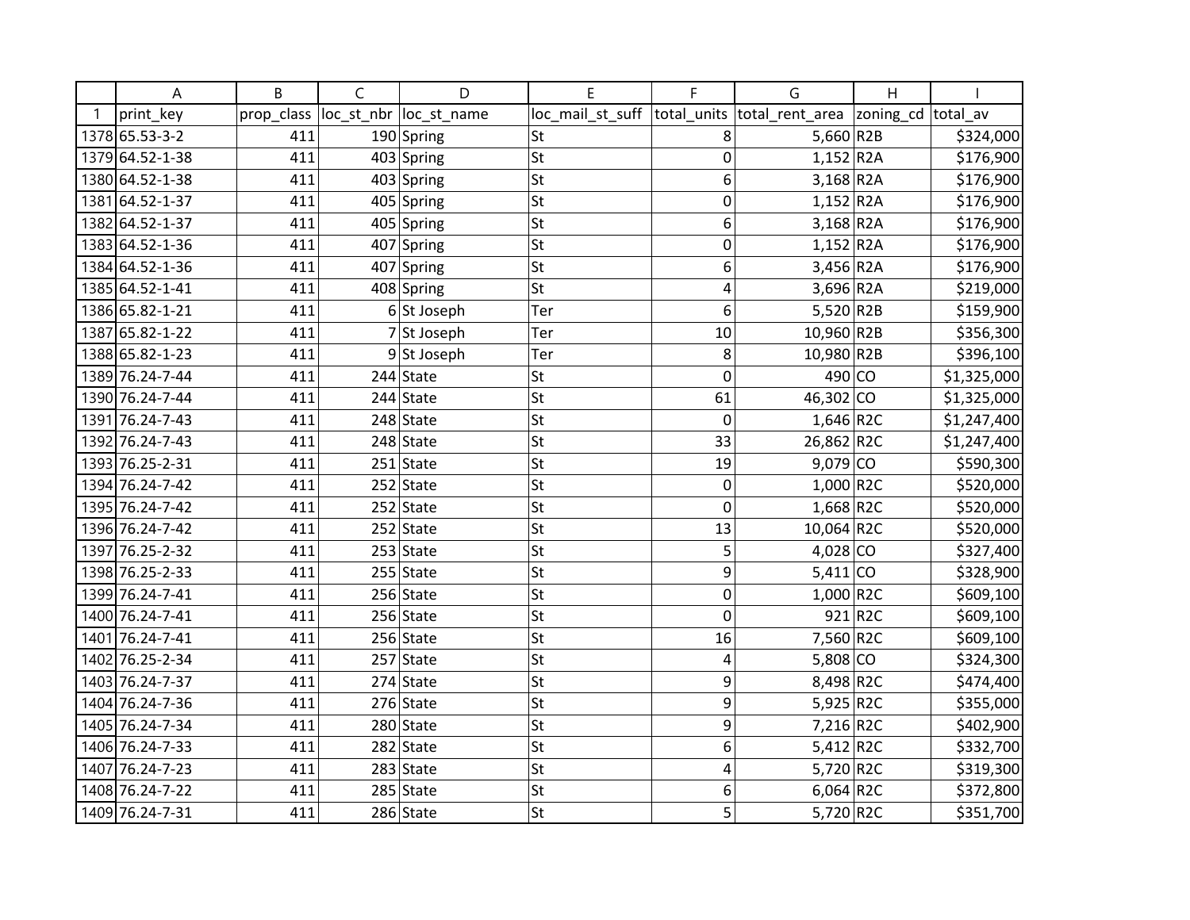| | A | B | C | D | E | F | G | H | I |
|---|---|---|---|---|---|---|---|---|---|
| 1 | print_key | prop_class | loc_st_nbr | loc_st_name | loc_mail_st_suff | total_units | total_rent_area | zoning_cd | total_av |
| 1378 | 65.53-3-2 | 411 | 190 | Spring | St | 8 | 5,660 | R2B | $324,000 |
| 1379 | 64.52-1-38 | 411 | 403 | Spring | St | 0 | 1,152 | R2A | $176,900 |
| 1380 | 64.52-1-38 | 411 | 403 | Spring | St | 6 | 3,168 | R2A | $176,900 |
| 1381 | 64.52-1-37 | 411 | 405 | Spring | St | 0 | 1,152 | R2A | $176,900 |
| 1382 | 64.52-1-37 | 411 | 405 | Spring | St | 6 | 3,168 | R2A | $176,900 |
| 1383 | 64.52-1-36 | 411 | 407 | Spring | St | 0 | 1,152 | R2A | $176,900 |
| 1384 | 64.52-1-36 | 411 | 407 | Spring | St | 6 | 3,456 | R2A | $176,900 |
| 1385 | 64.52-1-41 | 411 | 408 | Spring | St | 4 | 3,696 | R2A | $219,000 |
| 1386 | 65.82-1-21 | 411 | 6 | St Joseph | Ter | 6 | 5,520 | R2B | $159,900 |
| 1387 | 65.82-1-22 | 411 | 7 | St Joseph | Ter | 10 | 10,960 | R2B | $356,300 |
| 1388 | 65.82-1-23 | 411 | 9 | St Joseph | Ter | 8 | 10,980 | R2B | $396,100 |
| 1389 | 76.24-7-44 | 411 | 244 | State | St | 0 | 490 | CO | $1,325,000 |
| 1390 | 76.24-7-44 | 411 | 244 | State | St | 61 | 46,302 | CO | $1,325,000 |
| 1391 | 76.24-7-43 | 411 | 248 | State | St | 0 | 1,646 | R2C | $1,247,400 |
| 1392 | 76.24-7-43 | 411 | 248 | State | St | 33 | 26,862 | R2C | $1,247,400 |
| 1393 | 76.25-2-31 | 411 | 251 | State | St | 19 | 9,079 | CO | $590,300 |
| 1394 | 76.24-7-42 | 411 | 252 | State | St | 0 | 1,000 | R2C | $520,000 |
| 1395 | 76.24-7-42 | 411 | 252 | State | St | 0 | 1,668 | R2C | $520,000 |
| 1396 | 76.24-7-42 | 411 | 252 | State | St | 13 | 10,064 | R2C | $520,000 |
| 1397 | 76.25-2-32 | 411 | 253 | State | St | 5 | 4,028 | CO | $327,400 |
| 1398 | 76.25-2-33 | 411 | 255 | State | St | 9 | 5,411 | CO | $328,900 |
| 1399 | 76.24-7-41 | 411 | 256 | State | St | 0 | 1,000 | R2C | $609,100 |
| 1400 | 76.24-7-41 | 411 | 256 | State | St | 0 | 921 | R2C | $609,100 |
| 1401 | 76.24-7-41 | 411 | 256 | State | St | 16 | 7,560 | R2C | $609,100 |
| 1402 | 76.25-2-34 | 411 | 257 | State | St | 4 | 5,808 | CO | $324,300 |
| 1403 | 76.24-7-37 | 411 | 274 | State | St | 9 | 8,498 | R2C | $474,400 |
| 1404 | 76.24-7-36 | 411 | 276 | State | St | 9 | 5,925 | R2C | $355,000 |
| 1405 | 76.24-7-34 | 411 | 280 | State | St | 9 | 7,216 | R2C | $402,900 |
| 1406 | 76.24-7-33 | 411 | 282 | State | St | 6 | 5,412 | R2C | $332,700 |
| 1407 | 76.24-7-23 | 411 | 283 | State | St | 4 | 5,720 | R2C | $319,300 |
| 1408 | 76.24-7-22 | 411 | 285 | State | St | 6 | 6,064 | R2C | $372,800 |
| 1409 | 76.24-7-31 | 411 | 286 | State | St | 5 | 5,720 | R2C | $351,700 |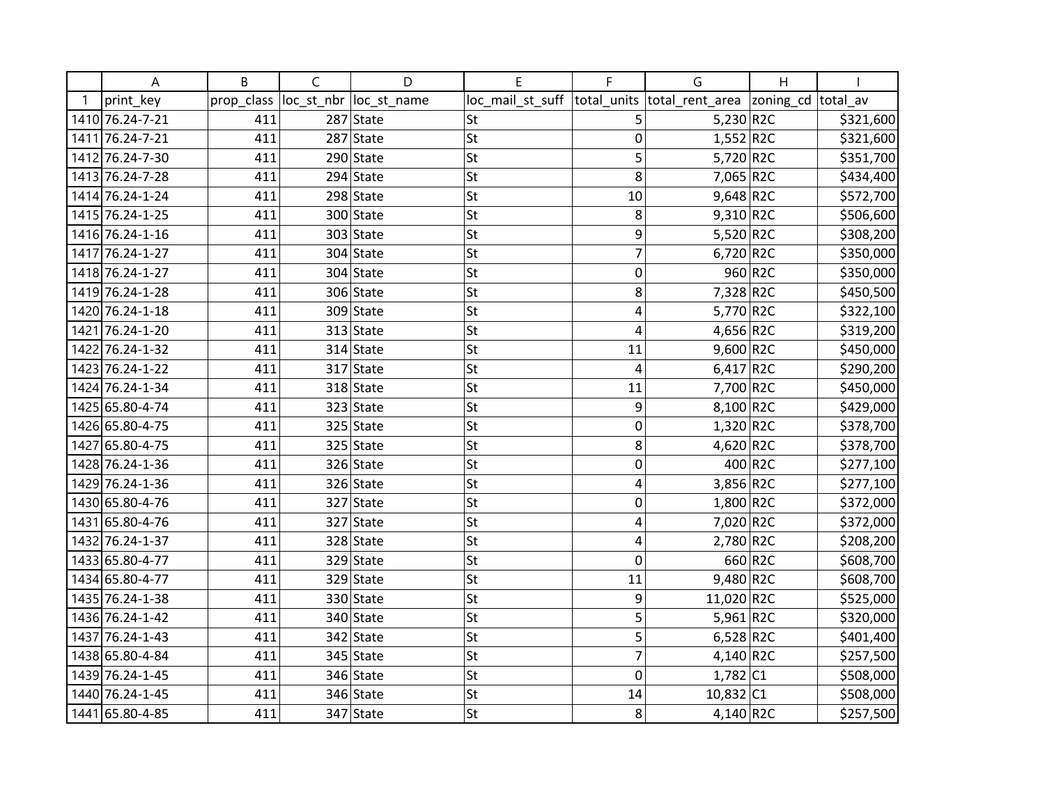| | A | B | C | D | E | F | G | H | I |
|---|---|---|---|---|---|---|---|---|---|
| 1 | print_key | prop_class | loc_st_nbr | loc_st_name | loc_mail_st_suff | total_units | total_rent_area | zoning_cd | total_av |
| 1410 | 76.24-7-21 | 411 | 287 | State | St | 5 | 5,230 | R2C | $321,600 |
| 1411 | 76.24-7-21 | 411 | 287 | State | St | 0 | 1,552 | R2C | $321,600 |
| 1412 | 76.24-7-30 | 411 | 290 | State | St | 5 | 5,720 | R2C | $351,700 |
| 1413 | 76.24-7-28 | 411 | 294 | State | St | 8 | 7,065 | R2C | $434,400 |
| 1414 | 76.24-1-24 | 411 | 298 | State | St | 10 | 9,648 | R2C | $572,700 |
| 1415 | 76.24-1-25 | 411 | 300 | State | St | 8 | 9,310 | R2C | $506,600 |
| 1416 | 76.24-1-16 | 411 | 303 | State | St | 9 | 5,520 | R2C | $308,200 |
| 1417 | 76.24-1-27 | 411 | 304 | State | St | 7 | 6,720 | R2C | $350,000 |
| 1418 | 76.24-1-27 | 411 | 304 | State | St | 0 | 960 | R2C | $350,000 |
| 1419 | 76.24-1-28 | 411 | 306 | State | St | 8 | 7,328 | R2C | $450,500 |
| 1420 | 76.24-1-18 | 411 | 309 | State | St | 4 | 5,770 | R2C | $322,100 |
| 1421 | 76.24-1-20 | 411 | 313 | State | St | 4 | 4,656 | R2C | $319,200 |
| 1422 | 76.24-1-32 | 411 | 314 | State | St | 11 | 9,600 | R2C | $450,000 |
| 1423 | 76.24-1-22 | 411 | 317 | State | St | 4 | 6,417 | R2C | $290,200 |
| 1424 | 76.24-1-34 | 411 | 318 | State | St | 11 | 7,700 | R2C | $450,000 |
| 1425 | 65.80-4-74 | 411 | 323 | State | St | 9 | 8,100 | R2C | $429,000 |
| 1426 | 65.80-4-75 | 411 | 325 | State | St | 0 | 1,320 | R2C | $378,700 |
| 1427 | 65.80-4-75 | 411 | 325 | State | St | 8 | 4,620 | R2C | $378,700 |
| 1428 | 76.24-1-36 | 411 | 326 | State | St | 0 | 400 | R2C | $277,100 |
| 1429 | 76.24-1-36 | 411 | 326 | State | St | 4 | 3,856 | R2C | $277,100 |
| 1430 | 65.80-4-76 | 411 | 327 | State | St | 0 | 1,800 | R2C | $372,000 |
| 1431 | 65.80-4-76 | 411 | 327 | State | St | 4 | 7,020 | R2C | $372,000 |
| 1432 | 76.24-1-37 | 411 | 328 | State | St | 4 | 2,780 | R2C | $208,200 |
| 1433 | 65.80-4-77 | 411 | 329 | State | St | 0 | 660 | R2C | $608,700 |
| 1434 | 65.80-4-77 | 411 | 329 | State | St | 11 | 9,480 | R2C | $608,700 |
| 1435 | 76.24-1-38 | 411 | 330 | State | St | 9 | 11,020 | R2C | $525,000 |
| 1436 | 76.24-1-42 | 411 | 340 | State | St | 5 | 5,961 | R2C | $320,000 |
| 1437 | 76.24-1-43 | 411 | 342 | State | St | 5 | 6,528 | R2C | $401,400 |
| 1438 | 65.80-4-84 | 411 | 345 | State | St | 7 | 4,140 | R2C | $257,500 |
| 1439 | 76.24-1-45 | 411 | 346 | State | St | 0 | 1,782 | C1 | $508,000 |
| 1440 | 76.24-1-45 | 411 | 346 | State | St | 14 | 10,832 | C1 | $508,000 |
| 1441 | 65.80-4-85 | 411 | 347 | State | St | 8 | 4,140 | R2C | $257,500 |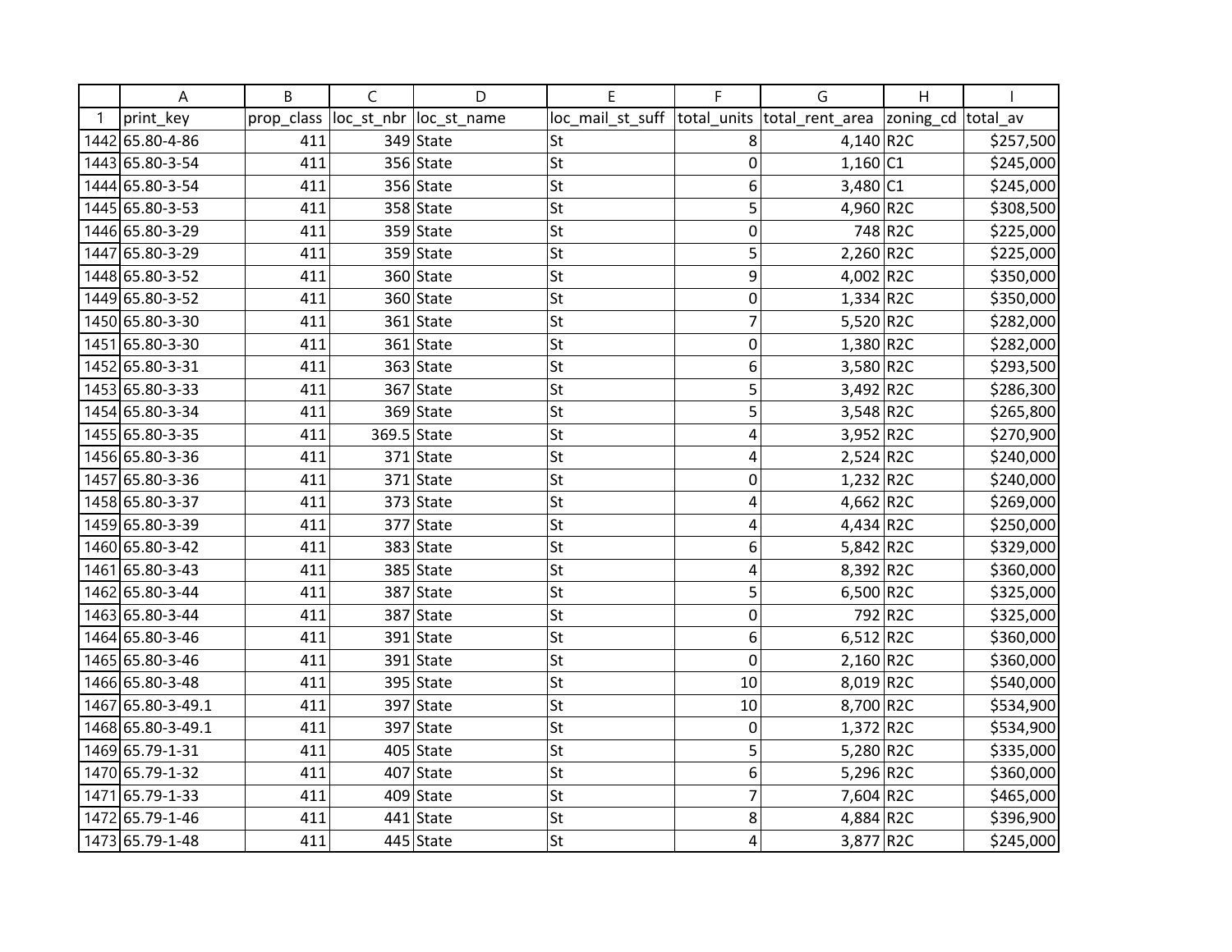| | A | B | C | D | E | F | G | H | I |
|---|---|---|---|---|---|---|---|---|---|
| 1 | print_key | prop_class | loc_st_nbr | loc_st_name | loc_mail_st_suff | total_units | total_rent_area | zoning_cd | total_av |
| 1442 | 65.80-4-86 | 411 | 349 | State | St | 8 | 4,140 | R2C | $257,500 |
| 1443 | 65.80-3-54 | 411 | 356 | State | St | 0 | 1,160 | C1 | $245,000 |
| 1444 | 65.80-3-54 | 411 | 356 | State | St | 6 | 3,480 | C1 | $245,000 |
| 1445 | 65.80-3-53 | 411 | 358 | State | St | 5 | 4,960 | R2C | $308,500 |
| 1446 | 65.80-3-29 | 411 | 359 | State | St | 0 | 748 | R2C | $225,000 |
| 1447 | 65.80-3-29 | 411 | 359 | State | St | 5 | 2,260 | R2C | $225,000 |
| 1448 | 65.80-3-52 | 411 | 360 | State | St | 9 | 4,002 | R2C | $350,000 |
| 1449 | 65.80-3-52 | 411 | 360 | State | St | 0 | 1,334 | R2C | $350,000 |
| 1450 | 65.80-3-30 | 411 | 361 | State | St | 7 | 5,520 | R2C | $282,000 |
| 1451 | 65.80-3-30 | 411 | 361 | State | St | 0 | 1,380 | R2C | $282,000 |
| 1452 | 65.80-3-31 | 411 | 363 | State | St | 6 | 3,580 | R2C | $293,500 |
| 1453 | 65.80-3-33 | 411 | 367 | State | St | 5 | 3,492 | R2C | $286,300 |
| 1454 | 65.80-3-34 | 411 | 369 | State | St | 5 | 3,548 | R2C | $265,800 |
| 1455 | 65.80-3-35 | 411 | 369.5 | State | St | 4 | 3,952 | R2C | $270,900 |
| 1456 | 65.80-3-36 | 411 | 371 | State | St | 4 | 2,524 | R2C | $240,000 |
| 1457 | 65.80-3-36 | 411 | 371 | State | St | 0 | 1,232 | R2C | $240,000 |
| 1458 | 65.80-3-37 | 411 | 373 | State | St | 4 | 4,662 | R2C | $269,000 |
| 1459 | 65.80-3-39 | 411 | 377 | State | St | 4 | 4,434 | R2C | $250,000 |
| 1460 | 65.80-3-42 | 411 | 383 | State | St | 6 | 5,842 | R2C | $329,000 |
| 1461 | 65.80-3-43 | 411 | 385 | State | St | 4 | 8,392 | R2C | $360,000 |
| 1462 | 65.80-3-44 | 411 | 387 | State | St | 5 | 6,500 | R2C | $325,000 |
| 1463 | 65.80-3-44 | 411 | 387 | State | St | 0 | 792 | R2C | $325,000 |
| 1464 | 65.80-3-46 | 411 | 391 | State | St | 6 | 6,512 | R2C | $360,000 |
| 1465 | 65.80-3-46 | 411 | 391 | State | St | 0 | 2,160 | R2C | $360,000 |
| 1466 | 65.80-3-48 | 411 | 395 | State | St | 10 | 8,019 | R2C | $540,000 |
| 1467 | 65.80-3-49.1 | 411 | 397 | State | St | 10 | 8,700 | R2C | $534,900 |
| 1468 | 65.80-3-49.1 | 411 | 397 | State | St | 0 | 1,372 | R2C | $534,900 |
| 1469 | 65.79-1-31 | 411 | 405 | State | St | 5 | 5,280 | R2C | $335,000 |
| 1470 | 65.79-1-32 | 411 | 407 | State | St | 6 | 5,296 | R2C | $360,000 |
| 1471 | 65.79-1-33 | 411 | 409 | State | St | 7 | 7,604 | R2C | $465,000 |
| 1472 | 65.79-1-46 | 411 | 441 | State | St | 8 | 4,884 | R2C | $396,900 |
| 1473 | 65.79-1-48 | 411 | 445 | State | St | 4 | 3,877 | R2C | $245,000 |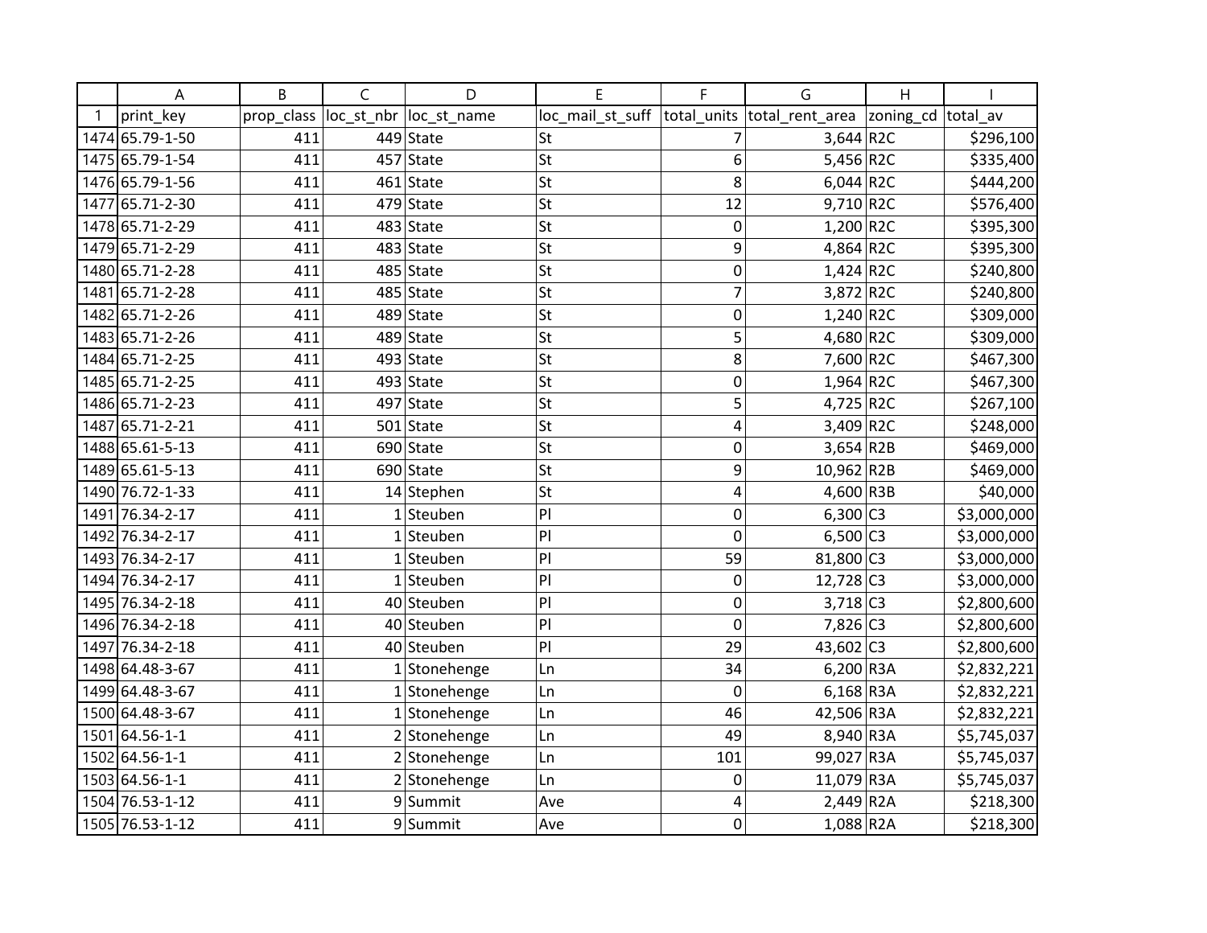| | A | B | C | D | E | F | G | H | I |
|---|---|---|---|---|---|---|---|---|---|
| 1 | print_key | prop_class | loc_st_nbr | loc_st_name | loc_mail_st_suff | total_units | total_rent_area | zoning_cd | total_av |
| 1474 | 65.79-1-50 | 411 | 449 | State | St | 7 | 3,644 | R2C | $296,100 |
| 1475 | 65.79-1-54 | 411 | 457 | State | St | 6 | 5,456 | R2C | $335,400 |
| 1476 | 65.79-1-56 | 411 | 461 | State | St | 8 | 6,044 | R2C | $444,200 |
| 1477 | 65.71-2-30 | 411 | 479 | State | St | 12 | 9,710 | R2C | $576,400 |
| 1478 | 65.71-2-29 | 411 | 483 | State | St | 0 | 1,200 | R2C | $395,300 |
| 1479 | 65.71-2-29 | 411 | 483 | State | St | 9 | 4,864 | R2C | $395,300 |
| 1480 | 65.71-2-28 | 411 | 485 | State | St | 0 | 1,424 | R2C | $240,800 |
| 1481 | 65.71-2-28 | 411 | 485 | State | St | 7 | 3,872 | R2C | $240,800 |
| 1482 | 65.71-2-26 | 411 | 489 | State | St | 0 | 1,240 | R2C | $309,000 |
| 1483 | 65.71-2-26 | 411 | 489 | State | St | 5 | 4,680 | R2C | $309,000 |
| 1484 | 65.71-2-25 | 411 | 493 | State | St | 8 | 7,600 | R2C | $467,300 |
| 1485 | 65.71-2-25 | 411 | 493 | State | St | 0 | 1,964 | R2C | $467,300 |
| 1486 | 65.71-2-23 | 411 | 497 | State | St | 5 | 4,725 | R2C | $267,100 |
| 1487 | 65.71-2-21 | 411 | 501 | State | St | 4 | 3,409 | R2C | $248,000 |
| 1488 | 65.61-5-13 | 411 | 690 | State | St | 0 | 3,654 | R2B | $469,000 |
| 1489 | 65.61-5-13 | 411 | 690 | State | St | 9 | 10,962 | R2B | $469,000 |
| 1490 | 76.72-1-33 | 411 | 14 | Stephen | St | 4 | 4,600 | R3B | $40,000 |
| 1491 | 76.34-2-17 | 411 | 1 | Steuben | Pl | 0 | 6,300 | C3 | $3,000,000 |
| 1492 | 76.34-2-17 | 411 | 1 | Steuben | Pl | 0 | 6,500 | C3 | $3,000,000 |
| 1493 | 76.34-2-17 | 411 | 1 | Steuben | Pl | 59 | 81,800 | C3 | $3,000,000 |
| 1494 | 76.34-2-17 | 411 | 1 | Steuben | Pl | 0 | 12,728 | C3 | $3,000,000 |
| 1495 | 76.34-2-18 | 411 | 40 | Steuben | Pl | 0 | 3,718 | C3 | $2,800,600 |
| 1496 | 76.34-2-18 | 411 | 40 | Steuben | Pl | 0 | 7,826 | C3 | $2,800,600 |
| 1497 | 76.34-2-18 | 411 | 40 | Steuben | Pl | 29 | 43,602 | C3 | $2,800,600 |
| 1498 | 64.48-3-67 | 411 | 1 | Stonehenge | Ln | 34 | 6,200 | R3A | $2,832,221 |
| 1499 | 64.48-3-67 | 411 | 1 | Stonehenge | Ln | 0 | 6,168 | R3A | $2,832,221 |
| 1500 | 64.48-3-67 | 411 | 1 | Stonehenge | Ln | 46 | 42,506 | R3A | $2,832,221 |
| 1501 | 64.56-1-1 | 411 | 2 | Stonehenge | Ln | 49 | 8,940 | R3A | $5,745,037 |
| 1502 | 64.56-1-1 | 411 | 2 | Stonehenge | Ln | 101 | 99,027 | R3A | $5,745,037 |
| 1503 | 64.56-1-1 | 411 | 2 | Stonehenge | Ln | 0 | 11,079 | R3A | $5,745,037 |
| 1504 | 76.53-1-12 | 411 | 9 | Summit | Ave | 4 | 2,449 | R2A | $218,300 |
| 1505 | 76.53-1-12 | 411 | 9 | Summit | Ave | 0 | 1,088 | R2A | $218,300 |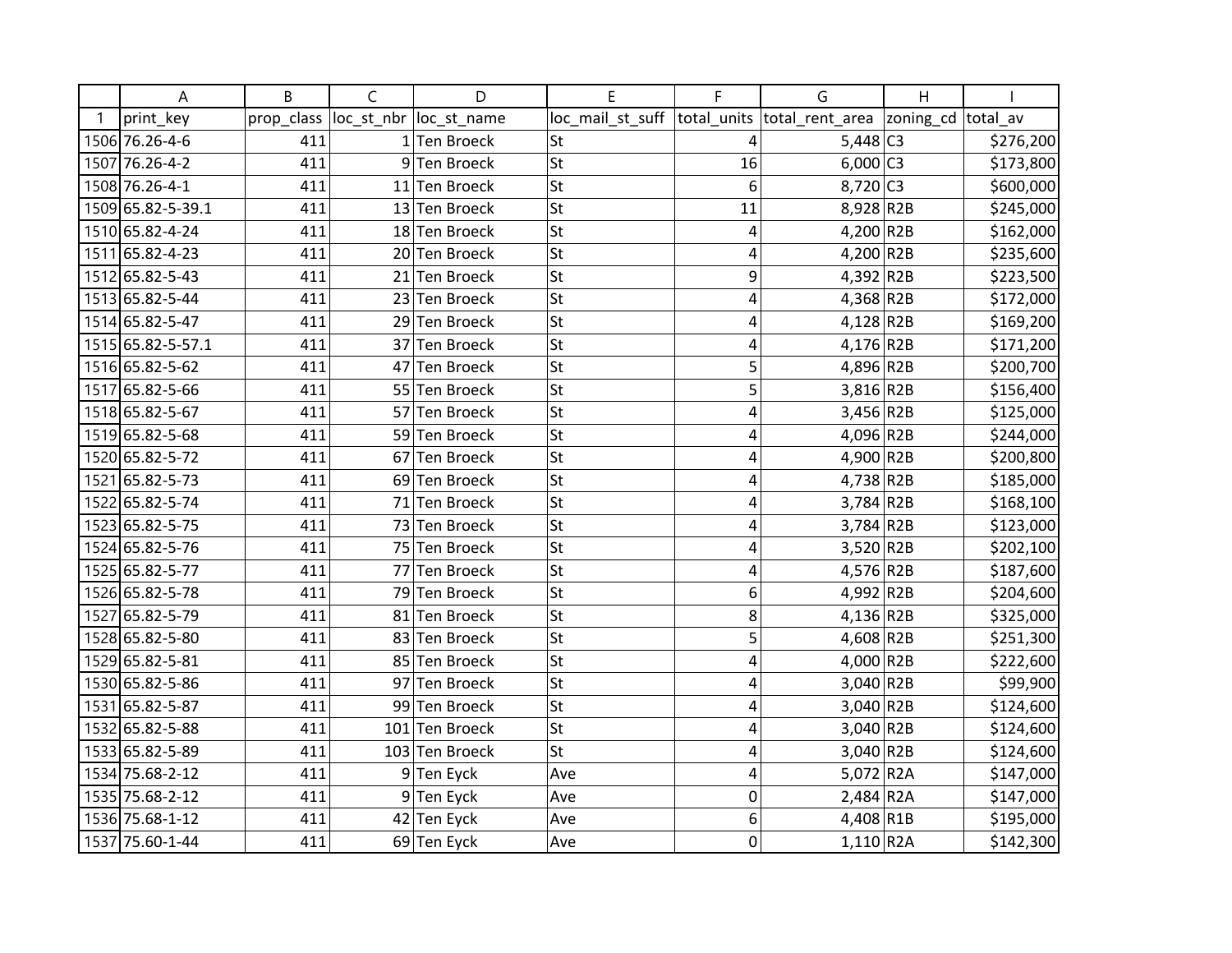| | A | B | C | D | E | F | G | H | I |
|---|---|---|---|---|---|---|---|---|---|
| 1 | print_key | prop_class | loc_st_nbr | loc_st_name | loc_mail_st_suff | total_units | total_rent_area | zoning_cd | total_av |
| 1506 | 76.26-4-6 | 411 | 1 | Ten Broeck | St | 4 | 5,448 | C3 | $276,200 |
| 1507 | 76.26-4-2 | 411 | 9 | Ten Broeck | St | 16 | 6,000 | C3 | $173,800 |
| 1508 | 76.26-4-1 | 411 | 11 | Ten Broeck | St | 6 | 8,720 | C3 | $600,000 |
| 1509 | 65.82-5-39.1 | 411 | 13 | Ten Broeck | St | 11 | 8,928 | R2B | $245,000 |
| 1510 | 65.82-4-24 | 411 | 18 | Ten Broeck | St | 4 | 4,200 | R2B | $162,000 |
| 1511 | 65.82-4-23 | 411 | 20 | Ten Broeck | St | 4 | 4,200 | R2B | $235,600 |
| 1512 | 65.82-5-43 | 411 | 21 | Ten Broeck | St | 9 | 4,392 | R2B | $223,500 |
| 1513 | 65.82-5-44 | 411 | 23 | Ten Broeck | St | 4 | 4,368 | R2B | $172,000 |
| 1514 | 65.82-5-47 | 411 | 29 | Ten Broeck | St | 4 | 4,128 | R2B | $169,200 |
| 1515 | 65.82-5-57.1 | 411 | 37 | Ten Broeck | St | 4 | 4,176 | R2B | $171,200 |
| 1516 | 65.82-5-62 | 411 | 47 | Ten Broeck | St | 5 | 4,896 | R2B | $200,700 |
| 1517 | 65.82-5-66 | 411 | 55 | Ten Broeck | St | 5 | 3,816 | R2B | $156,400 |
| 1518 | 65.82-5-67 | 411 | 57 | Ten Broeck | St | 4 | 3,456 | R2B | $125,000 |
| 1519 | 65.82-5-68 | 411 | 59 | Ten Broeck | St | 4 | 4,096 | R2B | $244,000 |
| 1520 | 65.82-5-72 | 411 | 67 | Ten Broeck | St | 4 | 4,900 | R2B | $200,800 |
| 1521 | 65.82-5-73 | 411 | 69 | Ten Broeck | St | 4 | 4,738 | R2B | $185,000 |
| 1522 | 65.82-5-74 | 411 | 71 | Ten Broeck | St | 4 | 3,784 | R2B | $168,100 |
| 1523 | 65.82-5-75 | 411 | 73 | Ten Broeck | St | 4 | 3,784 | R2B | $123,000 |
| 1524 | 65.82-5-76 | 411 | 75 | Ten Broeck | St | 4 | 3,520 | R2B | $202,100 |
| 1525 | 65.82-5-77 | 411 | 77 | Ten Broeck | St | 4 | 4,576 | R2B | $187,600 |
| 1526 | 65.82-5-78 | 411 | 79 | Ten Broeck | St | 6 | 4,992 | R2B | $204,600 |
| 1527 | 65.82-5-79 | 411 | 81 | Ten Broeck | St | 8 | 4,136 | R2B | $325,000 |
| 1528 | 65.82-5-80 | 411 | 83 | Ten Broeck | St | 5 | 4,608 | R2B | $251,300 |
| 1529 | 65.82-5-81 | 411 | 85 | Ten Broeck | St | 4 | 4,000 | R2B | $222,600 |
| 1530 | 65.82-5-86 | 411 | 97 | Ten Broeck | St | 4 | 3,040 | R2B | $99,900 |
| 1531 | 65.82-5-87 | 411 | 99 | Ten Broeck | St | 4 | 3,040 | R2B | $124,600 |
| 1532 | 65.82-5-88 | 411 | 101 | Ten Broeck | St | 4 | 3,040 | R2B | $124,600 |
| 1533 | 65.82-5-89 | 411 | 103 | Ten Broeck | St | 4 | 3,040 | R2B | $124,600 |
| 1534 | 75.68-2-12 | 411 | 9 | Ten Eyck | Ave | 4 | 5,072 | R2A | $147,000 |
| 1535 | 75.68-2-12 | 411 | 9 | Ten Eyck | Ave | 0 | 2,484 | R2A | $147,000 |
| 1536 | 75.68-1-12 | 411 | 42 | Ten Eyck | Ave | 6 | 4,408 | R1B | $195,000 |
| 1537 | 75.60-1-44 | 411 | 69 | Ten Eyck | Ave | 0 | 1,110 | R2A | $142,300 |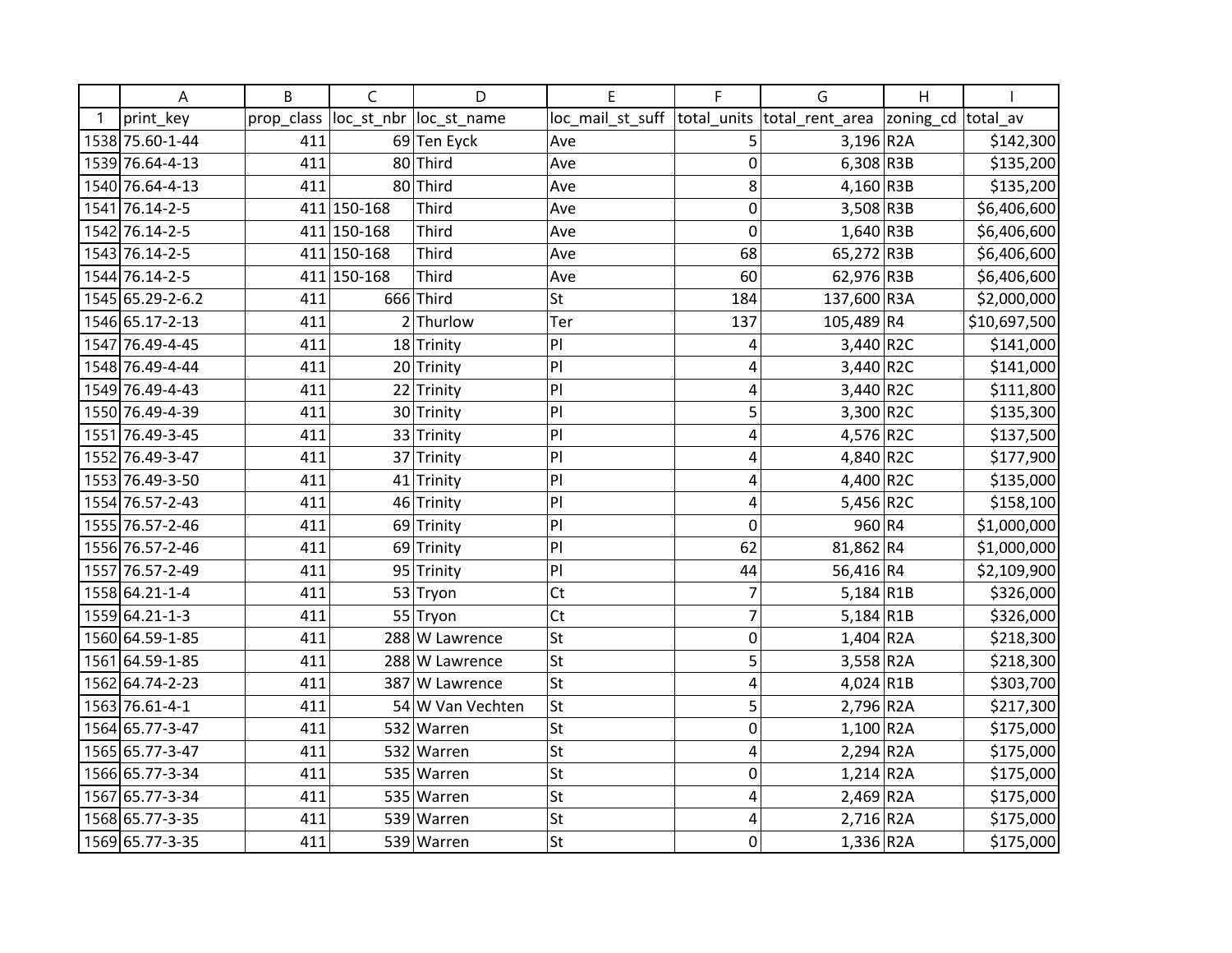| | A | B | C | D | E | F | G | H | I |
|---|---|---|---|---|---|---|---|---|---|
| 1 | print_key | prop_class | loc_st_nbr | loc_st_name | loc_mail_st_suff | total_units | total_rent_area | zoning_cd | total_av |
| 1538 | 75.60-1-44 | 411 | 69 | Ten Eyck | Ave | 5 | 3,196 | R2A | $142,300 |
| 1539 | 76.64-4-13 | 411 | 80 | Third | Ave | 0 | 6,308 | R3B | $135,200 |
| 1540 | 76.64-4-13 | 411 | 80 | Third | Ave | 8 | 4,160 | R3B | $135,200 |
| 1541 | 76.14-2-5 | 411 | 150-168 | Third | Ave | 0 | 3,508 | R3B | $6,406,600 |
| 1542 | 76.14-2-5 | 411 | 150-168 | Third | Ave | 0 | 1,640 | R3B | $6,406,600 |
| 1543 | 76.14-2-5 | 411 | 150-168 | Third | Ave | 68 | 65,272 | R3B | $6,406,600 |
| 1544 | 76.14-2-5 | 411 | 150-168 | Third | Ave | 60 | 62,976 | R3B | $6,406,600 |
| 1545 | 65.29-2-6.2 | 411 | 666 | Third | St | 184 | 137,600 | R3A | $2,000,000 |
| 1546 | 65.17-2-13 | 411 | 2 | Thurlow | Ter | 137 | 105,489 | R4 | $10,697,500 |
| 1547 | 76.49-4-45 | 411 | 18 | Trinity | Pl | 4 | 3,440 | R2C | $141,000 |
| 1548 | 76.49-4-44 | 411 | 20 | Trinity | Pl | 4 | 3,440 | R2C | $141,000 |
| 1549 | 76.49-4-43 | 411 | 22 | Trinity | Pl | 4 | 3,440 | R2C | $111,800 |
| 1550 | 76.49-4-39 | 411 | 30 | Trinity | Pl | 5 | 3,300 | R2C | $135,300 |
| 1551 | 76.49-3-45 | 411 | 33 | Trinity | Pl | 4 | 4,576 | R2C | $137,500 |
| 1552 | 76.49-3-47 | 411 | 37 | Trinity | Pl | 4 | 4,840 | R2C | $177,900 |
| 1553 | 76.49-3-50 | 411 | 41 | Trinity | Pl | 4 | 4,400 | R2C | $135,000 |
| 1554 | 76.57-2-43 | 411 | 46 | Trinity | Pl | 4 | 5,456 | R2C | $158,100 |
| 1555 | 76.57-2-46 | 411 | 69 | Trinity | Pl | 0 | 960 | R4 | $1,000,000 |
| 1556 | 76.57-2-46 | 411 | 69 | Trinity | Pl | 62 | 81,862 | R4 | $1,000,000 |
| 1557 | 76.57-2-49 | 411 | 95 | Trinity | Pl | 44 | 56,416 | R4 | $2,109,900 |
| 1558 | 64.21-1-4 | 411 | 53 | Tryon | Ct | 7 | 5,184 | R1B | $326,000 |
| 1559 | 64.21-1-3 | 411 | 55 | Tryon | Ct | 7 | 5,184 | R1B | $326,000 |
| 1560 | 64.59-1-85 | 411 | 288 | W Lawrence | St | 0 | 1,404 | R2A | $218,300 |
| 1561 | 64.59-1-85 | 411 | 288 | W Lawrence | St | 5 | 3,558 | R2A | $218,300 |
| 1562 | 64.74-2-23 | 411 | 387 | W Lawrence | St | 4 | 4,024 | R1B | $303,700 |
| 1563 | 76.61-4-1 | 411 | 54 | W Van Vechten | St | 5 | 2,796 | R2A | $217,300 |
| 1564 | 65.77-3-47 | 411 | 532 | Warren | St | 0 | 1,100 | R2A | $175,000 |
| 1565 | 65.77-3-47 | 411 | 532 | Warren | St | 4 | 2,294 | R2A | $175,000 |
| 1566 | 65.77-3-34 | 411 | 535 | Warren | St | 0 | 1,214 | R2A | $175,000 |
| 1567 | 65.77-3-34 | 411 | 535 | Warren | St | 4 | 2,469 | R2A | $175,000 |
| 1568 | 65.77-3-35 | 411 | 539 | Warren | St | 4 | 2,716 | R2A | $175,000 |
| 1569 | 65.77-3-35 | 411 | 539 | Warren | St | 0 | 1,336 | R2A | $175,000 |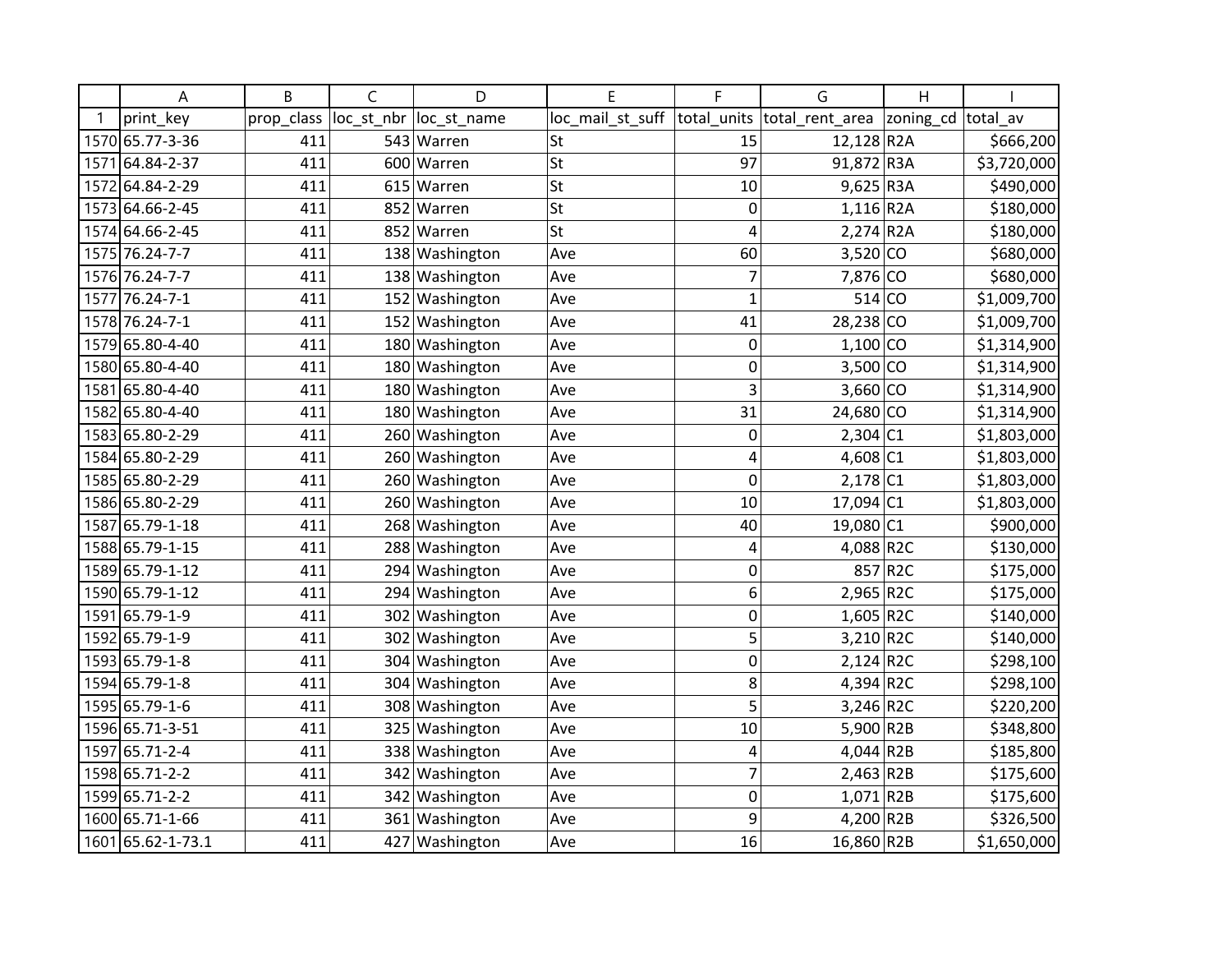| | A | B | C | D | E | F | G | H | I |
|---|---|---|---|---|---|---|---|---|---|
| 1 | print_key | prop_class | loc_st_nbr | loc_st_name | loc_mail_st_suff | total_units | total_rent_area | zoning_cd | total_av |
| 1570 | 65.77-3-36 | 411 | 543 | Warren | St | 15 | 12,128 | R2A | $666,200 |
| 1571 | 64.84-2-37 | 411 | 600 | Warren | St | 97 | 91,872 | R3A | $3,720,000 |
| 1572 | 64.84-2-29 | 411 | 615 | Warren | St | 10 | 9,625 | R3A | $490,000 |
| 1573 | 64.66-2-45 | 411 | 852 | Warren | St | 0 | 1,116 | R2A | $180,000 |
| 1574 | 64.66-2-45 | 411 | 852 | Warren | St | 4 | 2,274 | R2A | $180,000 |
| 1575 | 76.24-7-7 | 411 | 138 | Washington | Ave | 60 | 3,520 | CO | $680,000 |
| 1576 | 76.24-7-7 | 411 | 138 | Washington | Ave | 7 | 7,876 | CO | $680,000 |
| 1577 | 76.24-7-1 | 411 | 152 | Washington | Ave | 1 | 514 | CO | $1,009,700 |
| 1578 | 76.24-7-1 | 411 | 152 | Washington | Ave | 41 | 28,238 | CO | $1,009,700 |
| 1579 | 65.80-4-40 | 411 | 180 | Washington | Ave | 0 | 1,100 | CO | $1,314,900 |
| 1580 | 65.80-4-40 | 411 | 180 | Washington | Ave | 0 | 3,500 | CO | $1,314,900 |
| 1581 | 65.80-4-40 | 411 | 180 | Washington | Ave | 3 | 3,660 | CO | $1,314,900 |
| 1582 | 65.80-4-40 | 411 | 180 | Washington | Ave | 31 | 24,680 | CO | $1,314,900 |
| 1583 | 65.80-2-29 | 411 | 260 | Washington | Ave | 0 | 2,304 | C1 | $1,803,000 |
| 1584 | 65.80-2-29 | 411 | 260 | Washington | Ave | 4 | 4,608 | C1 | $1,803,000 |
| 1585 | 65.80-2-29 | 411 | 260 | Washington | Ave | 0 | 2,178 | C1 | $1,803,000 |
| 1586 | 65.80-2-29 | 411 | 260 | Washington | Ave | 10 | 17,094 | C1 | $1,803,000 |
| 1587 | 65.79-1-18 | 411 | 268 | Washington | Ave | 40 | 19,080 | C1 | $900,000 |
| 1588 | 65.79-1-15 | 411 | 288 | Washington | Ave | 4 | 4,088 | R2C | $130,000 |
| 1589 | 65.79-1-12 | 411 | 294 | Washington | Ave | 0 | 857 | R2C | $175,000 |
| 1590 | 65.79-1-12 | 411 | 294 | Washington | Ave | 6 | 2,965 | R2C | $175,000 |
| 1591 | 65.79-1-9 | 411 | 302 | Washington | Ave | 0 | 1,605 | R2C | $140,000 |
| 1592 | 65.79-1-9 | 411 | 302 | Washington | Ave | 5 | 3,210 | R2C | $140,000 |
| 1593 | 65.79-1-8 | 411 | 304 | Washington | Ave | 0 | 2,124 | R2C | $298,100 |
| 1594 | 65.79-1-8 | 411 | 304 | Washington | Ave | 8 | 4,394 | R2C | $298,100 |
| 1595 | 65.79-1-6 | 411 | 308 | Washington | Ave | 5 | 3,246 | R2C | $220,200 |
| 1596 | 65.71-3-51 | 411 | 325 | Washington | Ave | 10 | 5,900 | R2B | $348,800 |
| 1597 | 65.71-2-4 | 411 | 338 | Washington | Ave | 4 | 4,044 | R2B | $185,800 |
| 1598 | 65.71-2-2 | 411 | 342 | Washington | Ave | 7 | 2,463 | R2B | $175,600 |
| 1599 | 65.71-2-2 | 411 | 342 | Washington | Ave | 0 | 1,071 | R2B | $175,600 |
| 1600 | 65.71-1-66 | 411 | 361 | Washington | Ave | 9 | 4,200 | R2B | $326,500 |
| 1601 | 65.62-1-73.1 | 411 | 427 | Washington | Ave | 16 | 16,860 | R2B | $1,650,000 |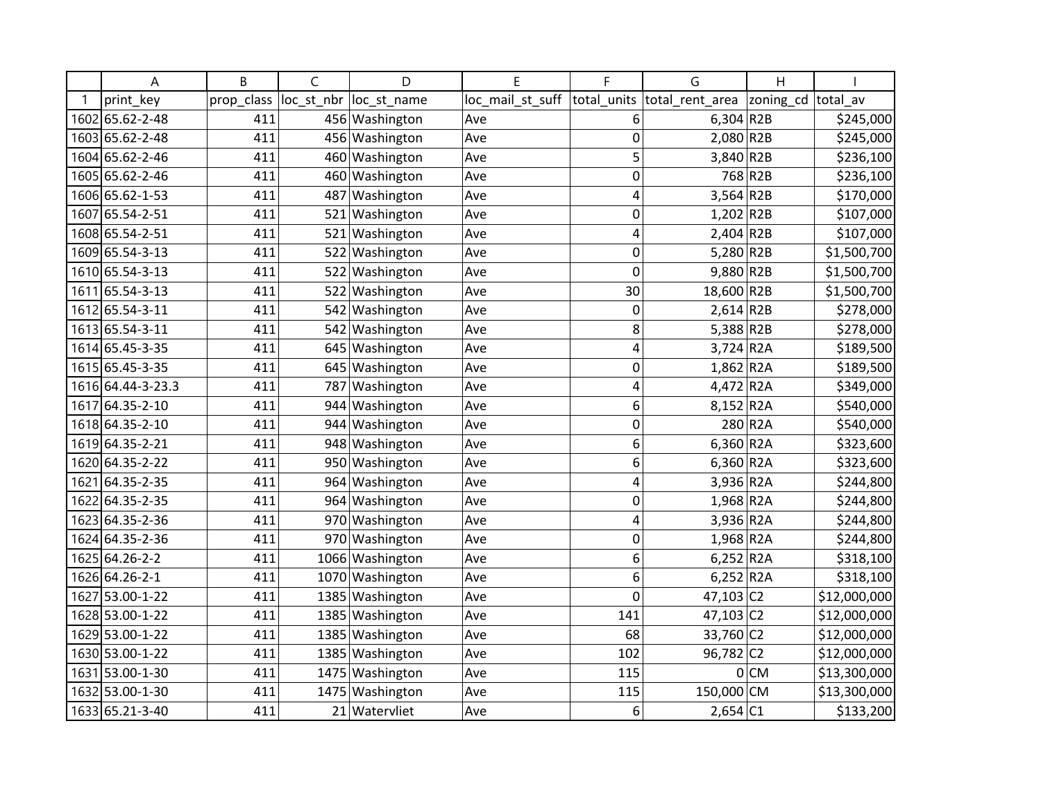| | A | B | C | D | E | F | G | H | I |
|---|---|---|---|---|---|---|---|---|---|
| 1 | print_key | prop_class | loc_st_nbr | loc_st_name | loc_mail_st_suff | total_units | total_rent_area | zoning_cd | total_av |
| 1602 | 65.62-2-48 | 411 | 456 | Washington | Ave | 6 | 6,304 | R2B | $245,000 |
| 1603 | 65.62-2-48 | 411 | 456 | Washington | Ave | 0 | 2,080 | R2B | $245,000 |
| 1604 | 65.62-2-46 | 411 | 460 | Washington | Ave | 5 | 3,840 | R2B | $236,100 |
| 1605 | 65.62-2-46 | 411 | 460 | Washington | Ave | 0 | 768 | R2B | $236,100 |
| 1606 | 65.62-1-53 | 411 | 487 | Washington | Ave | 4 | 3,564 | R2B | $170,000 |
| 1607 | 65.54-2-51 | 411 | 521 | Washington | Ave | 0 | 1,202 | R2B | $107,000 |
| 1608 | 65.54-2-51 | 411 | 521 | Washington | Ave | 4 | 2,404 | R2B | $107,000 |
| 1609 | 65.54-3-13 | 411 | 522 | Washington | Ave | 0 | 5,280 | R2B | $1,500,700 |
| 1610 | 65.54-3-13 | 411 | 522 | Washington | Ave | 0 | 9,880 | R2B | $1,500,700 |
| 1611 | 65.54-3-13 | 411 | 522 | Washington | Ave | 30 | 18,600 | R2B | $1,500,700 |
| 1612 | 65.54-3-11 | 411 | 542 | Washington | Ave | 0 | 2,614 | R2B | $278,000 |
| 1613 | 65.54-3-11 | 411 | 542 | Washington | Ave | 8 | 5,388 | R2B | $278,000 |
| 1614 | 65.45-3-35 | 411 | 645 | Washington | Ave | 4 | 3,724 | R2A | $189,500 |
| 1615 | 65.45-3-35 | 411 | 645 | Washington | Ave | 0 | 1,862 | R2A | $189,500 |
| 1616 | 64.44-3-23.3 | 411 | 787 | Washington | Ave | 4 | 4,472 | R2A | $349,000 |
| 1617 | 64.35-2-10 | 411 | 944 | Washington | Ave | 6 | 8,152 | R2A | $540,000 |
| 1618 | 64.35-2-10 | 411 | 944 | Washington | Ave | 0 | 280 | R2A | $540,000 |
| 1619 | 64.35-2-21 | 411 | 948 | Washington | Ave | 6 | 6,360 | R2A | $323,600 |
| 1620 | 64.35-2-22 | 411 | 950 | Washington | Ave | 6 | 6,360 | R2A | $323,600 |
| 1621 | 64.35-2-35 | 411 | 964 | Washington | Ave | 4 | 3,936 | R2A | $244,800 |
| 1622 | 64.35-2-35 | 411 | 964 | Washington | Ave | 0 | 1,968 | R2A | $244,800 |
| 1623 | 64.35-2-36 | 411 | 970 | Washington | Ave | 4 | 3,936 | R2A | $244,800 |
| 1624 | 64.35-2-36 | 411 | 970 | Washington | Ave | 0 | 1,968 | R2A | $244,800 |
| 1625 | 64.26-2-2 | 411 | 1066 | Washington | Ave | 6 | 6,252 | R2A | $318,100 |
| 1626 | 64.26-2-1 | 411 | 1070 | Washington | Ave | 6 | 6,252 | R2A | $318,100 |
| 1627 | 53.00-1-22 | 411 | 1385 | Washington | Ave | 0 | 47,103 | C2 | $12,000,000 |
| 1628 | 53.00-1-22 | 411 | 1385 | Washington | Ave | 141 | 47,103 | C2 | $12,000,000 |
| 1629 | 53.00-1-22 | 411 | 1385 | Washington | Ave | 68 | 33,760 | C2 | $12,000,000 |
| 1630 | 53.00-1-22 | 411 | 1385 | Washington | Ave | 102 | 96,782 | C2 | $12,000,000 |
| 1631 | 53.00-1-30 | 411 | 1475 | Washington | Ave | 115 | 0 | CM | $13,300,000 |
| 1632 | 53.00-1-30 | 411 | 1475 | Washington | Ave | 115 | 150,000 | CM | $13,300,000 |
| 1633 | 65.21-3-40 | 411 | 21 | Watervliet | Ave | 6 | 2,654 | C1 | $133,200 |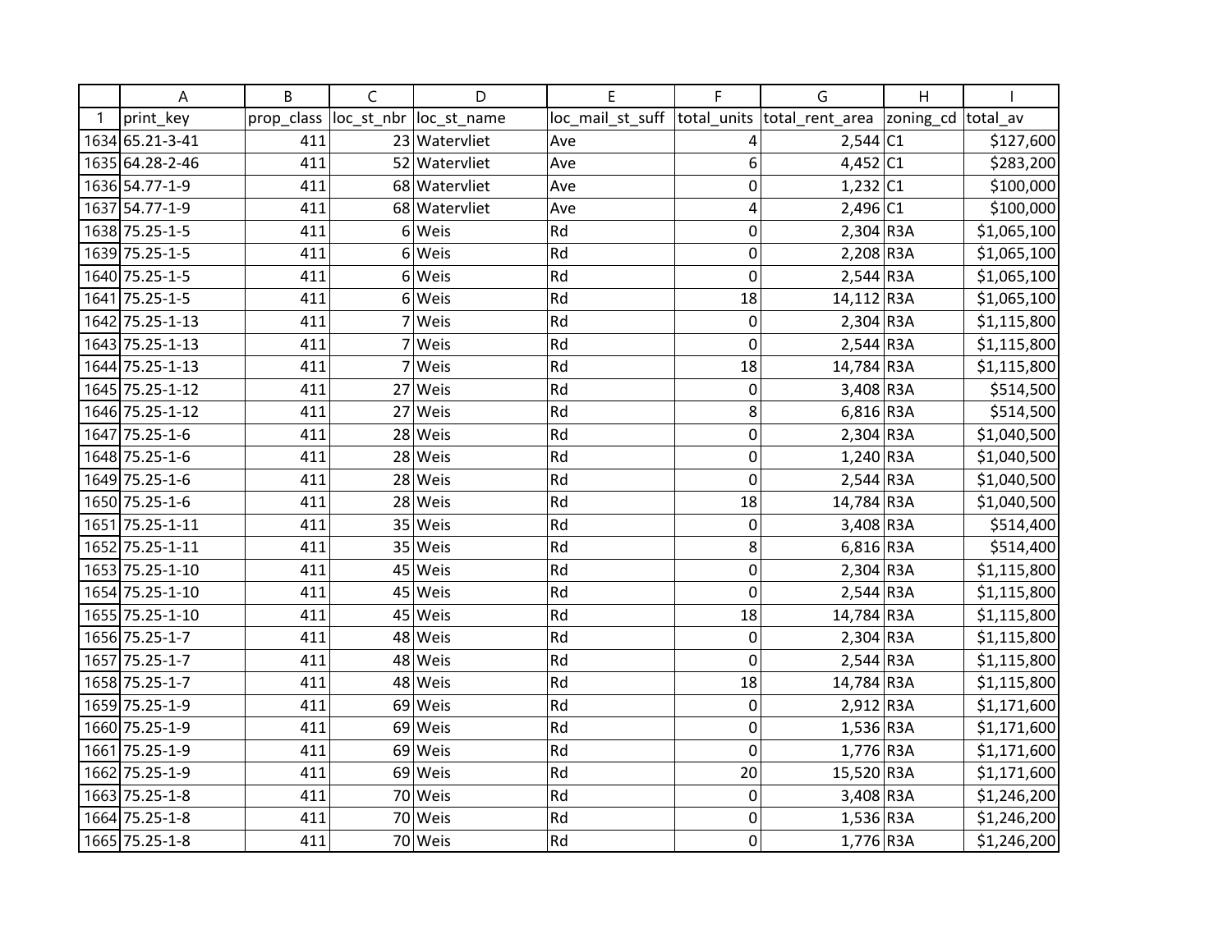| | A | B | C | D | E | F | G | H | I |
|---|---|---|---|---|---|---|---|---|---|
| 1 | print_key | prop_class | loc_st_nbr | loc_st_name | loc_mail_st_suff | total_units | total_rent_area | zoning_cd | total_av |
| 1634 | 65.21-3-41 | 411 | 23 | Watervliet | Ave | 4 | 2,544 | C1 | $127,600 |
| 1635 | 64.28-2-46 | 411 | 52 | Watervliet | Ave | 6 | 4,452 | C1 | $283,200 |
| 1636 | 54.77-1-9 | 411 | 68 | Watervliet | Ave | 0 | 1,232 | C1 | $100,000 |
| 1637 | 54.77-1-9 | 411 | 68 | Watervliet | Ave | 4 | 2,496 | C1 | $100,000 |
| 1638 | 75.25-1-5 | 411 | 6 | Weis | Rd | 0 | 2,304 | R3A | $1,065,100 |
| 1639 | 75.25-1-5 | 411 | 6 | Weis | Rd | 0 | 2,208 | R3A | $1,065,100 |
| 1640 | 75.25-1-5 | 411 | 6 | Weis | Rd | 0 | 2,544 | R3A | $1,065,100 |
| 1641 | 75.25-1-5 | 411 | 6 | Weis | Rd | 18 | 14,112 | R3A | $1,065,100 |
| 1642 | 75.25-1-13 | 411 | 7 | Weis | Rd | 0 | 2,304 | R3A | $1,115,800 |
| 1643 | 75.25-1-13 | 411 | 7 | Weis | Rd | 0 | 2,544 | R3A | $1,115,800 |
| 1644 | 75.25-1-13 | 411 | 7 | Weis | Rd | 18 | 14,784 | R3A | $1,115,800 |
| 1645 | 75.25-1-12 | 411 | 27 | Weis | Rd | 0 | 3,408 | R3A | $514,500 |
| 1646 | 75.25-1-12 | 411 | 27 | Weis | Rd | 8 | 6,816 | R3A | $514,500 |
| 1647 | 75.25-1-6 | 411 | 28 | Weis | Rd | 0 | 2,304 | R3A | $1,040,500 |
| 1648 | 75.25-1-6 | 411 | 28 | Weis | Rd | 0 | 1,240 | R3A | $1,040,500 |
| 1649 | 75.25-1-6 | 411 | 28 | Weis | Rd | 0 | 2,544 | R3A | $1,040,500 |
| 1650 | 75.25-1-6 | 411 | 28 | Weis | Rd | 18 | 14,784 | R3A | $1,040,500 |
| 1651 | 75.25-1-11 | 411 | 35 | Weis | Rd | 0 | 3,408 | R3A | $514,400 |
| 1652 | 75.25-1-11 | 411 | 35 | Weis | Rd | 8 | 6,816 | R3A | $514,400 |
| 1653 | 75.25-1-10 | 411 | 45 | Weis | Rd | 0 | 2,304 | R3A | $1,115,800 |
| 1654 | 75.25-1-10 | 411 | 45 | Weis | Rd | 0 | 2,544 | R3A | $1,115,800 |
| 1655 | 75.25-1-10 | 411 | 45 | Weis | Rd | 18 | 14,784 | R3A | $1,115,800 |
| 1656 | 75.25-1-7 | 411 | 48 | Weis | Rd | 0 | 2,304 | R3A | $1,115,800 |
| 1657 | 75.25-1-7 | 411 | 48 | Weis | Rd | 0 | 2,544 | R3A | $1,115,800 |
| 1658 | 75.25-1-7 | 411 | 48 | Weis | Rd | 18 | 14,784 | R3A | $1,115,800 |
| 1659 | 75.25-1-9 | 411 | 69 | Weis | Rd | 0 | 2,912 | R3A | $1,171,600 |
| 1660 | 75.25-1-9 | 411 | 69 | Weis | Rd | 0 | 1,536 | R3A | $1,171,600 |
| 1661 | 75.25-1-9 | 411 | 69 | Weis | Rd | 0 | 1,776 | R3A | $1,171,600 |
| 1662 | 75.25-1-9 | 411 | 69 | Weis | Rd | 20 | 15,520 | R3A | $1,171,600 |
| 1663 | 75.25-1-8 | 411 | 70 | Weis | Rd | 0 | 3,408 | R3A | $1,246,200 |
| 1664 | 75.25-1-8 | 411 | 70 | Weis | Rd | 0 | 1,536 | R3A | $1,246,200 |
| 1665 | 75.25-1-8 | 411 | 70 | Weis | Rd | 0 | 1,776 | R3A | $1,246,200 |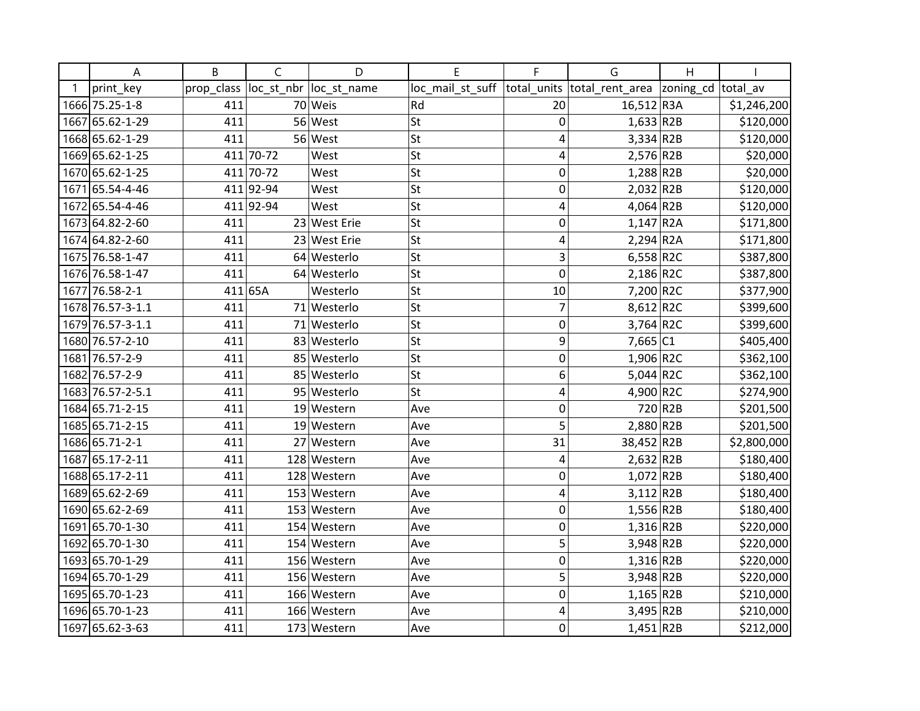| | A | B | C | D | E | F | G | H | I |
|---|---|---|---|---|---|---|---|---|---|
| 1 | print_key | prop_class | loc_st_nbr | loc_st_name | loc_mail_st_suff | total_units | total_rent_area | zoning_cd | total_av |
| 1666 | 75.25-1-8 | 411 | 70 | Weis | Rd | 20 | 16,512 | R3A | $1,246,200 |
| 1667 | 65.62-1-29 | 411 | 56 | West | St | 0 | 1,633 | R2B | $120,000 |
| 1668 | 65.62-1-29 | 411 | 56 | West | St | 4 | 3,334 | R2B | $120,000 |
| 1669 | 65.62-1-25 | 411 | 70-72 | West | St | 4 | 2,576 | R2B | $20,000 |
| 1670 | 65.62-1-25 | 411 | 70-72 | West | St | 0 | 1,288 | R2B | $20,000 |
| 1671 | 65.54-4-46 | 411 | 92-94 | West | St | 0 | 2,032 | R2B | $120,000 |
| 1672 | 65.54-4-46 | 411 | 92-94 | West | St | 4 | 4,064 | R2B | $120,000 |
| 1673 | 64.82-2-60 | 411 | 23 | West Erie | St | 0 | 1,147 | R2A | $171,800 |
| 1674 | 64.82-2-60 | 411 | 23 | West Erie | St | 4 | 2,294 | R2A | $171,800 |
| 1675 | 76.58-1-47 | 411 | 64 | Westerlo | St | 3 | 6,558 | R2C | $387,800 |
| 1676 | 76.58-1-47 | 411 | 64 | Westerlo | St | 0 | 2,186 | R2C | $387,800 |
| 1677 | 76.58-2-1 | 411 | 65A | Westerlo | St | 10 | 7,200 | R2C | $377,900 |
| 1678 | 76.57-3-1.1 | 411 | 71 | Westerlo | St | 7 | 8,612 | R2C | $399,600 |
| 1679 | 76.57-3-1.1 | 411 | 71 | Westerlo | St | 0 | 3,764 | R2C | $399,600 |
| 1680 | 76.57-2-10 | 411 | 83 | Westerlo | St | 9 | 7,665 | C1 | $405,400 |
| 1681 | 76.57-2-9 | 411 | 85 | Westerlo | St | 0 | 1,906 | R2C | $362,100 |
| 1682 | 76.57-2-9 | 411 | 85 | Westerlo | St | 6 | 5,044 | R2C | $362,100 |
| 1683 | 76.57-2-5.1 | 411 | 95 | Westerlo | St | 4 | 4,900 | R2C | $274,900 |
| 1684 | 65.71-2-15 | 411 | 19 | Western | Ave | 0 | 720 | R2B | $201,500 |
| 1685 | 65.71-2-15 | 411 | 19 | Western | Ave | 5 | 2,880 | R2B | $201,500 |
| 1686 | 65.71-2-1 | 411 | 27 | Western | Ave | 31 | 38,452 | R2B | $2,800,000 |
| 1687 | 65.17-2-11 | 411 | 128 | Western | Ave | 4 | 2,632 | R2B | $180,400 |
| 1688 | 65.17-2-11 | 411 | 128 | Western | Ave | 0 | 1,072 | R2B | $180,400 |
| 1689 | 65.62-2-69 | 411 | 153 | Western | Ave | 4 | 3,112 | R2B | $180,400 |
| 1690 | 65.62-2-69 | 411 | 153 | Western | Ave | 0 | 1,556 | R2B | $180,400 |
| 1691 | 65.70-1-30 | 411 | 154 | Western | Ave | 0 | 1,316 | R2B | $220,000 |
| 1692 | 65.70-1-30 | 411 | 154 | Western | Ave | 5 | 3,948 | R2B | $220,000 |
| 1693 | 65.70-1-29 | 411 | 156 | Western | Ave | 0 | 1,316 | R2B | $220,000 |
| 1694 | 65.70-1-29 | 411 | 156 | Western | Ave | 5 | 3,948 | R2B | $220,000 |
| 1695 | 65.70-1-23 | 411 | 166 | Western | Ave | 0 | 1,165 | R2B | $210,000 |
| 1696 | 65.70-1-23 | 411 | 166 | Western | Ave | 4 | 3,495 | R2B | $210,000 |
| 1697 | 65.62-3-63 | 411 | 173 | Western | Ave | 0 | 1,451 | R2B | $212,000 |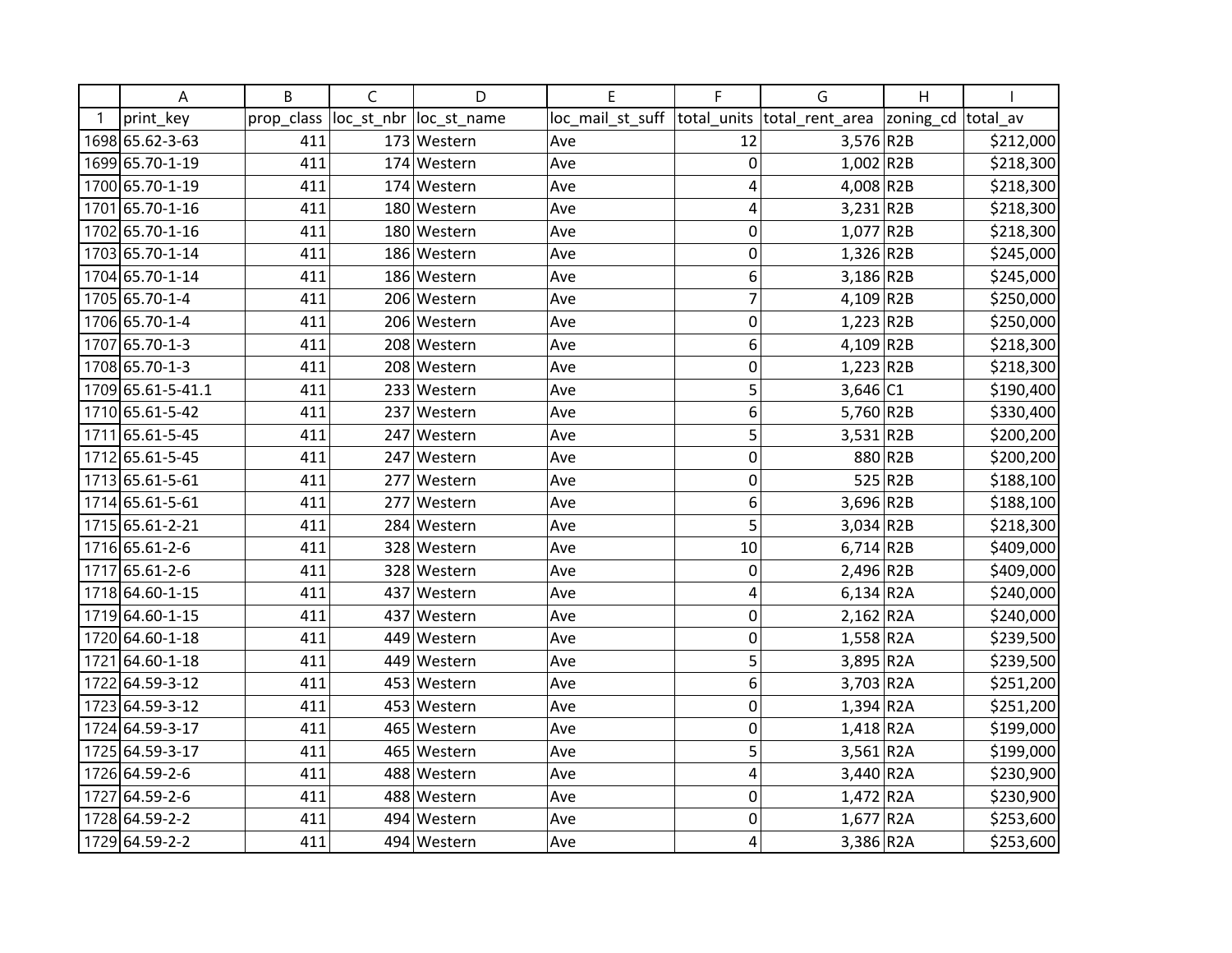| | A | B | C | D | E | F | G | H | I |
|---|---|---|---|---|---|---|---|---|---|
| 1 | print_key | prop_class | loc_st_nbr | loc_st_name | loc_mail_st_suff | total_units | total_rent_area | zoning_cd | total_av |
| 1698 | 65.62-3-63 | 411 | 173 | Western | Ave | 12 | 3,576 | R2B | $212,000 |
| 1699 | 65.70-1-19 | 411 | 174 | Western | Ave | 0 | 1,002 | R2B | $218,300 |
| 1700 | 65.70-1-19 | 411 | 174 | Western | Ave | 4 | 4,008 | R2B | $218,300 |
| 1701 | 65.70-1-16 | 411 | 180 | Western | Ave | 4 | 3,231 | R2B | $218,300 |
| 1702 | 65.70-1-16 | 411 | 180 | Western | Ave | 0 | 1,077 | R2B | $218,300 |
| 1703 | 65.70-1-14 | 411 | 186 | Western | Ave | 0 | 1,326 | R2B | $245,000 |
| 1704 | 65.70-1-14 | 411 | 186 | Western | Ave | 6 | 3,186 | R2B | $245,000 |
| 1705 | 65.70-1-4 | 411 | 206 | Western | Ave | 7 | 4,109 | R2B | $250,000 |
| 1706 | 65.70-1-4 | 411 | 206 | Western | Ave | 0 | 1,223 | R2B | $250,000 |
| 1707 | 65.70-1-3 | 411 | 208 | Western | Ave | 6 | 4,109 | R2B | $218,300 |
| 1708 | 65.70-1-3 | 411 | 208 | Western | Ave | 0 | 1,223 | R2B | $218,300 |
| 1709 | 65.61-5-41.1 | 411 | 233 | Western | Ave | 5 | 3,646 | C1 | $190,400 |
| 1710 | 65.61-5-42 | 411 | 237 | Western | Ave | 6 | 5,760 | R2B | $330,400 |
| 1711 | 65.61-5-45 | 411 | 247 | Western | Ave | 5 | 3,531 | R2B | $200,200 |
| 1712 | 65.61-5-45 | 411 | 247 | Western | Ave | 0 | 880 | R2B | $200,200 |
| 1713 | 65.61-5-61 | 411 | 277 | Western | Ave | 0 | 525 | R2B | $188,100 |
| 1714 | 65.61-5-61 | 411 | 277 | Western | Ave | 6 | 3,696 | R2B | $188,100 |
| 1715 | 65.61-2-21 | 411 | 284 | Western | Ave | 5 | 3,034 | R2B | $218,300 |
| 1716 | 65.61-2-6 | 411 | 328 | Western | Ave | 10 | 6,714 | R2B | $409,000 |
| 1717 | 65.61-2-6 | 411 | 328 | Western | Ave | 0 | 2,496 | R2B | $409,000 |
| 1718 | 64.60-1-15 | 411 | 437 | Western | Ave | 4 | 6,134 | R2A | $240,000 |
| 1719 | 64.60-1-15 | 411 | 437 | Western | Ave | 0 | 2,162 | R2A | $240,000 |
| 1720 | 64.60-1-18 | 411 | 449 | Western | Ave | 0 | 1,558 | R2A | $239,500 |
| 1721 | 64.60-1-18 | 411 | 449 | Western | Ave | 5 | 3,895 | R2A | $239,500 |
| 1722 | 64.59-3-12 | 411 | 453 | Western | Ave | 6 | 3,703 | R2A | $251,200 |
| 1723 | 64.59-3-12 | 411 | 453 | Western | Ave | 0 | 1,394 | R2A | $251,200 |
| 1724 | 64.59-3-17 | 411 | 465 | Western | Ave | 0 | 1,418 | R2A | $199,000 |
| 1725 | 64.59-3-17 | 411 | 465 | Western | Ave | 5 | 3,561 | R2A | $199,000 |
| 1726 | 64.59-2-6 | 411 | 488 | Western | Ave | 4 | 3,440 | R2A | $230,900 |
| 1727 | 64.59-2-6 | 411 | 488 | Western | Ave | 0 | 1,472 | R2A | $230,900 |
| 1728 | 64.59-2-2 | 411 | 494 | Western | Ave | 0 | 1,677 | R2A | $253,600 |
| 1729 | 64.59-2-2 | 411 | 494 | Western | Ave | 4 | 3,386 | R2A | $253,600 |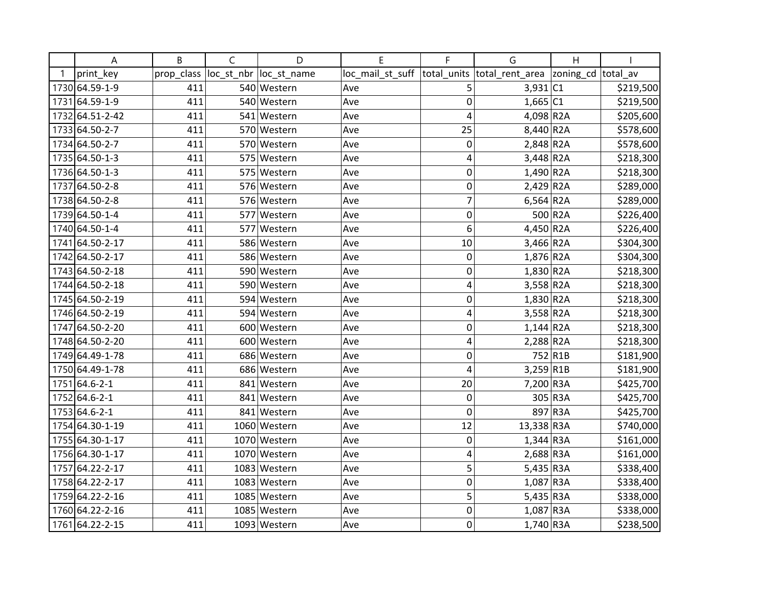| | A | B | C | D | E | F | G | H | I |
|---|---|---|---|---|---|---|---|---|---|
| 1 | print_key | prop_class | loc_st_nbr | loc_st_name | loc_mail_st_suff | total_units | total_rent_area | zoning_cd | total_av |
| 1730 | 64.59-1-9 | 411 | 540 | Western | Ave | 5 | 3,931 | C1 | $219,500 |
| 1731 | 64.59-1-9 | 411 | 540 | Western | Ave | 0 | 1,665 | C1 | $219,500 |
| 1732 | 64.51-2-42 | 411 | 541 | Western | Ave | 4 | 4,098 | R2A | $205,600 |
| 1733 | 64.50-2-7 | 411 | 570 | Western | Ave | 25 | 8,440 | R2A | $578,600 |
| 1734 | 64.50-2-7 | 411 | 570 | Western | Ave | 0 | 2,848 | R2A | $578,600 |
| 1735 | 64.50-1-3 | 411 | 575 | Western | Ave | 4 | 3,448 | R2A | $218,300 |
| 1736 | 64.50-1-3 | 411 | 575 | Western | Ave | 0 | 1,490 | R2A | $218,300 |
| 1737 | 64.50-2-8 | 411 | 576 | Western | Ave | 0 | 2,429 | R2A | $289,000 |
| 1738 | 64.50-2-8 | 411 | 576 | Western | Ave | 7 | 6,564 | R2A | $289,000 |
| 1739 | 64.50-1-4 | 411 | 577 | Western | Ave | 0 | 500 | R2A | $226,400 |
| 1740 | 64.50-1-4 | 411 | 577 | Western | Ave | 6 | 4,450 | R2A | $226,400 |
| 1741 | 64.50-2-17 | 411 | 586 | Western | Ave | 10 | 3,466 | R2A | $304,300 |
| 1742 | 64.50-2-17 | 411 | 586 | Western | Ave | 0 | 1,876 | R2A | $304,300 |
| 1743 | 64.50-2-18 | 411 | 590 | Western | Ave | 0 | 1,830 | R2A | $218,300 |
| 1744 | 64.50-2-18 | 411 | 590 | Western | Ave | 4 | 3,558 | R2A | $218,300 |
| 1745 | 64.50-2-19 | 411 | 594 | Western | Ave | 0 | 1,830 | R2A | $218,300 |
| 1746 | 64.50-2-19 | 411 | 594 | Western | Ave | 4 | 3,558 | R2A | $218,300 |
| 1747 | 64.50-2-20 | 411 | 600 | Western | Ave | 0 | 1,144 | R2A | $218,300 |
| 1748 | 64.50-2-20 | 411 | 600 | Western | Ave | 4 | 2,288 | R2A | $218,300 |
| 1749 | 64.49-1-78 | 411 | 686 | Western | Ave | 0 | 752 | R1B | $181,900 |
| 1750 | 64.49-1-78 | 411 | 686 | Western | Ave | 4 | 3,259 | R1B | $181,900 |
| 1751 | 64.6-2-1 | 411 | 841 | Western | Ave | 20 | 7,200 | R3A | $425,700 |
| 1752 | 64.6-2-1 | 411 | 841 | Western | Ave | 0 | 305 | R3A | $425,700 |
| 1753 | 64.6-2-1 | 411 | 841 | Western | Ave | 0 | 897 | R3A | $425,700 |
| 1754 | 64.30-1-19 | 411 | 1060 | Western | Ave | 12 | 13,338 | R3A | $740,000 |
| 1755 | 64.30-1-17 | 411 | 1070 | Western | Ave | 0 | 1,344 | R3A | $161,000 |
| 1756 | 64.30-1-17 | 411 | 1070 | Western | Ave | 4 | 2,688 | R3A | $161,000 |
| 1757 | 64.22-2-17 | 411 | 1083 | Western | Ave | 5 | 5,435 | R3A | $338,400 |
| 1758 | 64.22-2-17 | 411 | 1083 | Western | Ave | 0 | 1,087 | R3A | $338,400 |
| 1759 | 64.22-2-16 | 411 | 1085 | Western | Ave | 5 | 5,435 | R3A | $338,000 |
| 1760 | 64.22-2-16 | 411 | 1085 | Western | Ave | 0 | 1,087 | R3A | $338,000 |
| 1761 | 64.22-2-15 | 411 | 1093 | Western | Ave | 0 | 1,740 | R3A | $238,500 |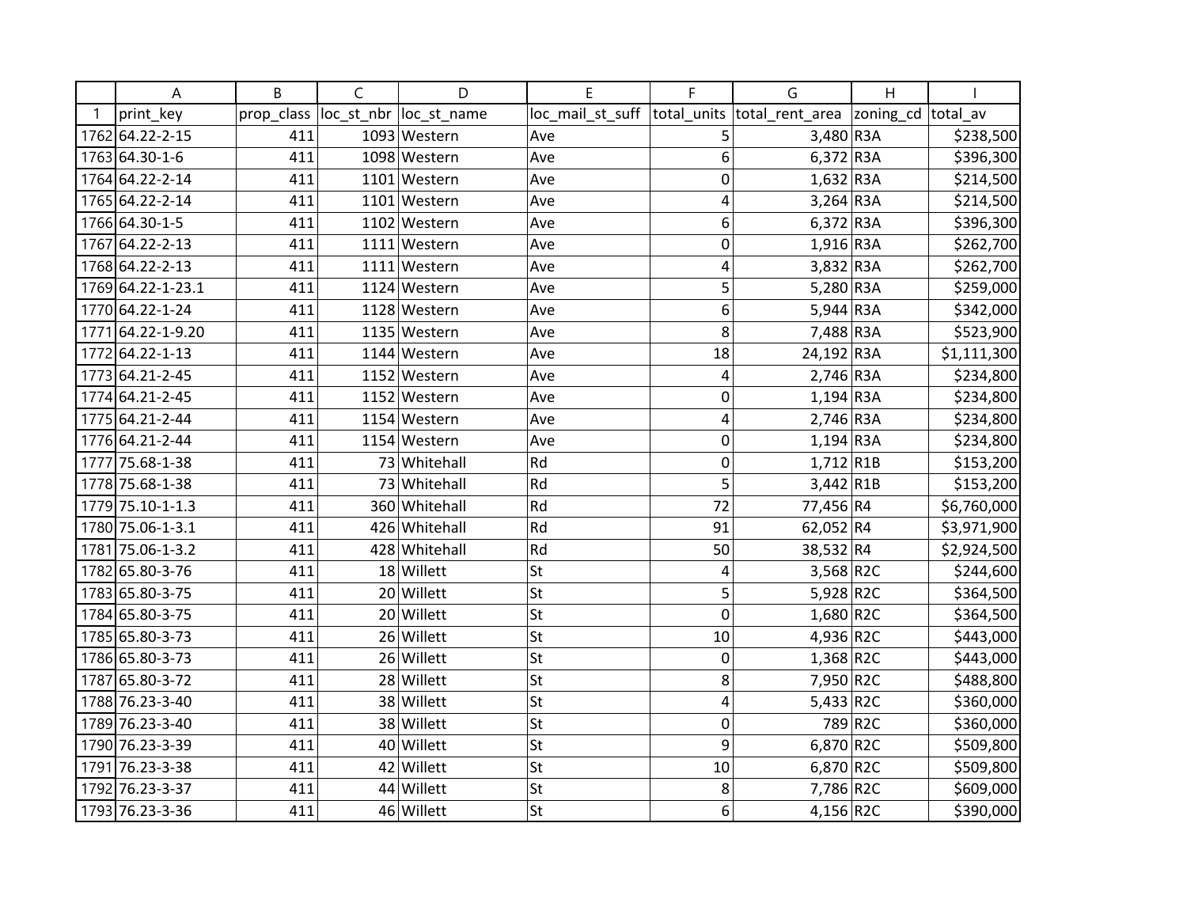| | A | B | C | D | E | F | G | H | I |
|---|---|---|---|---|---|---|---|---|---|
| 1 | print_key | prop_class | loc_st_nbr | loc_st_name | loc_mail_st_suff | total_units | total_rent_area | zoning_cd | total_av |
| 1762 | 64.22-2-15 | 411 | 1093 | Western | Ave | 5 | 3,480 | R3A | $238,500 |
| 1763 | 64.30-1-6 | 411 | 1098 | Western | Ave | 6 | 6,372 | R3A | $396,300 |
| 1764 | 64.22-2-14 | 411 | 1101 | Western | Ave | 0 | 1,632 | R3A | $214,500 |
| 1765 | 64.22-2-14 | 411 | 1101 | Western | Ave | 4 | 3,264 | R3A | $214,500 |
| 1766 | 64.30-1-5 | 411 | 1102 | Western | Ave | 6 | 6,372 | R3A | $396,300 |
| 1767 | 64.22-2-13 | 411 | 1111 | Western | Ave | 0 | 1,916 | R3A | $262,700 |
| 1768 | 64.22-2-13 | 411 | 1111 | Western | Ave | 4 | 3,832 | R3A | $262,700 |
| 1769 | 64.22-1-23.1 | 411 | 1124 | Western | Ave | 5 | 5,280 | R3A | $259,000 |
| 1770 | 64.22-1-24 | 411 | 1128 | Western | Ave | 6 | 5,944 | R3A | $342,000 |
| 1771 | 64.22-1-9.20 | 411 | 1135 | Western | Ave | 8 | 7,488 | R3A | $523,900 |
| 1772 | 64.22-1-13 | 411 | 1144 | Western | Ave | 18 | 24,192 | R3A | $1,111,300 |
| 1773 | 64.21-2-45 | 411 | 1152 | Western | Ave | 4 | 2,746 | R3A | $234,800 |
| 1774 | 64.21-2-45 | 411 | 1152 | Western | Ave | 0 | 1,194 | R3A | $234,800 |
| 1775 | 64.21-2-44 | 411 | 1154 | Western | Ave | 4 | 2,746 | R3A | $234,800 |
| 1776 | 64.21-2-44 | 411 | 1154 | Western | Ave | 0 | 1,194 | R3A | $234,800 |
| 1777 | 75.68-1-38 | 411 | 73 | Whitehall | Rd | 0 | 1,712 | R1B | $153,200 |
| 1778 | 75.68-1-38 | 411 | 73 | Whitehall | Rd | 5 | 3,442 | R1B | $153,200 |
| 1779 | 75.10-1-1.3 | 411 | 360 | Whitehall | Rd | 72 | 77,456 | R4 | $6,760,000 |
| 1780 | 75.06-1-3.1 | 411 | 426 | Whitehall | Rd | 91 | 62,052 | R4 | $3,971,900 |
| 1781 | 75.06-1-3.2 | 411 | 428 | Whitehall | Rd | 50 | 38,532 | R4 | $2,924,500 |
| 1782 | 65.80-3-76 | 411 | 18 | Willett | St | 4 | 3,568 | R2C | $244,600 |
| 1783 | 65.80-3-75 | 411 | 20 | Willett | St | 5 | 5,928 | R2C | $364,500 |
| 1784 | 65.80-3-75 | 411 | 20 | Willett | St | 0 | 1,680 | R2C | $364,500 |
| 1785 | 65.80-3-73 | 411 | 26 | Willett | St | 10 | 4,936 | R2C | $443,000 |
| 1786 | 65.80-3-73 | 411 | 26 | Willett | St | 0 | 1,368 | R2C | $443,000 |
| 1787 | 65.80-3-72 | 411 | 28 | Willett | St | 8 | 7,950 | R2C | $488,800 |
| 1788 | 76.23-3-40 | 411 | 38 | Willett | St | 4 | 5,433 | R2C | $360,000 |
| 1789 | 76.23-3-40 | 411 | 38 | Willett | St | 0 | 789 | R2C | $360,000 |
| 1790 | 76.23-3-39 | 411 | 40 | Willett | St | 9 | 6,870 | R2C | $509,800 |
| 1791 | 76.23-3-38 | 411 | 42 | Willett | St | 10 | 6,870 | R2C | $509,800 |
| 1792 | 76.23-3-37 | 411 | 44 | Willett | St | 8 | 7,786 | R2C | $609,000 |
| 1793 | 76.23-3-36 | 411 | 46 | Willett | St | 6 | 4,156 | R2C | $390,000 |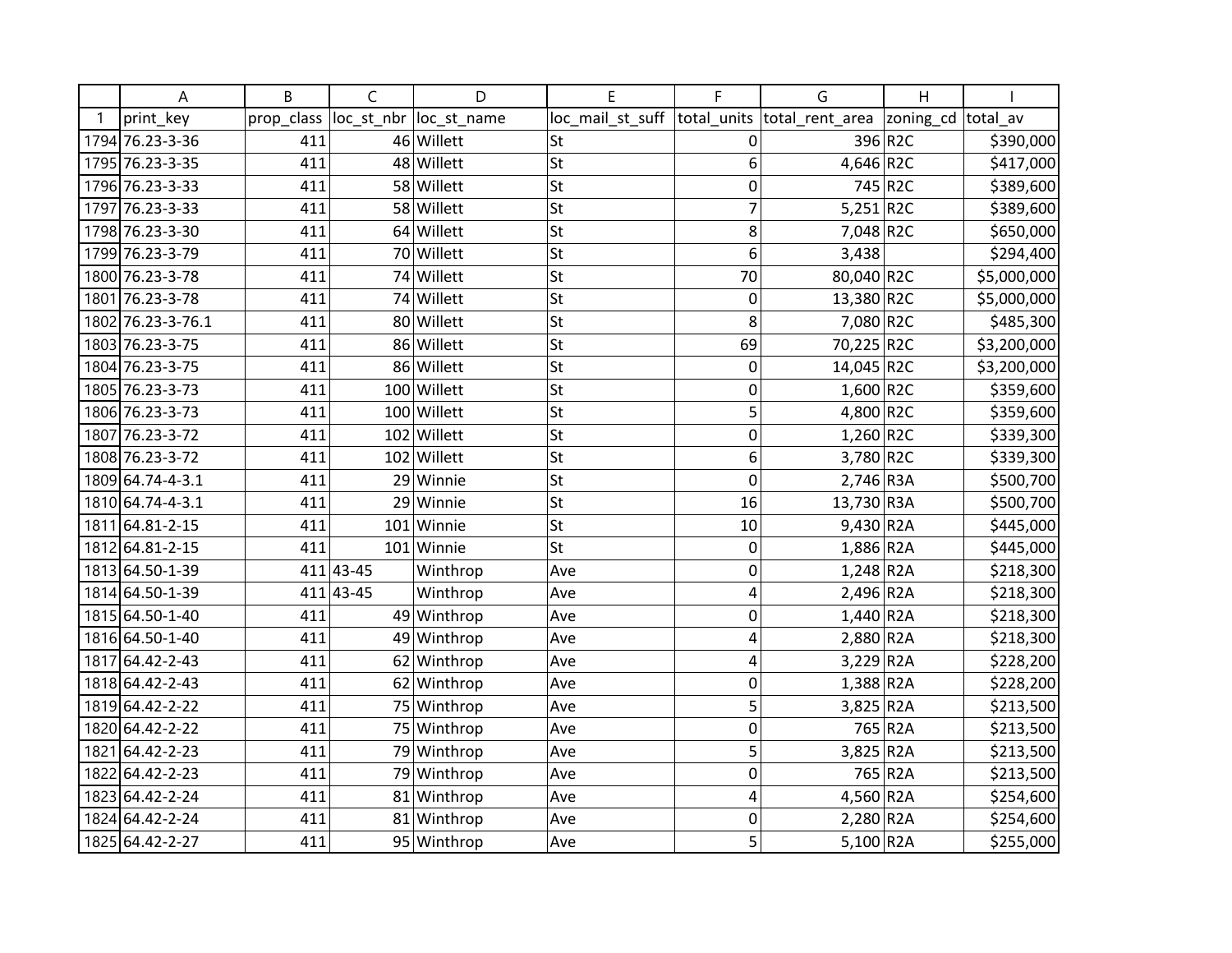| | A | B | C | D | E | F | G | H | I |
|---|---|---|---|---|---|---|---|---|---|
| 1 | print_key | prop_class | loc_st_nbr | loc_st_name | loc_mail_st_suff | total_units | total_rent_area | zoning_cd | total_av |
| 1794 | 76.23-3-36 | 411 | 46 | Willett | St | 0 | 396 | R2C | $390,000 |
| 1795 | 76.23-3-35 | 411 | 48 | Willett | St | 6 | 4,646 | R2C | $417,000 |
| 1796 | 76.23-3-33 | 411 | 58 | Willett | St | 0 | 745 | R2C | $389,600 |
| 1797 | 76.23-3-33 | 411 | 58 | Willett | St | 7 | 5,251 | R2C | $389,600 |
| 1798 | 76.23-3-30 | 411 | 64 | Willett | St | 8 | 7,048 | R2C | $650,000 |
| 1799 | 76.23-3-79 | 411 | 70 | Willett | St | 6 | 3,438 | | $294,400 |
| 1800 | 76.23-3-78 | 411 | 74 | Willett | St | 70 | 80,040 | R2C | $5,000,000 |
| 1801 | 76.23-3-78 | 411 | 74 | Willett | St | 0 | 13,380 | R2C | $5,000,000 |
| 1802 | 76.23-3-76.1 | 411 | 80 | Willett | St | 8 | 7,080 | R2C | $485,300 |
| 1803 | 76.23-3-75 | 411 | 86 | Willett | St | 69 | 70,225 | R2C | $3,200,000 |
| 1804 | 76.23-3-75 | 411 | 86 | Willett | St | 0 | 14,045 | R2C | $3,200,000 |
| 1805 | 76.23-3-73 | 411 | 100 | Willett | St | 0 | 1,600 | R2C | $359,600 |
| 1806 | 76.23-3-73 | 411 | 100 | Willett | St | 5 | 4,800 | R2C | $359,600 |
| 1807 | 76.23-3-72 | 411 | 102 | Willett | St | 0 | 1,260 | R2C | $339,300 |
| 1808 | 76.23-3-72 | 411 | 102 | Willett | St | 6 | 3,780 | R2C | $339,300 |
| 1809 | 64.74-4-3.1 | 411 | 29 | Winnie | St | 0 | 2,746 | R3A | $500,700 |
| 1810 | 64.74-4-3.1 | 411 | 29 | Winnie | St | 16 | 13,730 | R3A | $500,700 |
| 1811 | 64.81-2-15 | 411 | 101 | Winnie | St | 10 | 9,430 | R2A | $445,000 |
| 1812 | 64.81-2-15 | 411 | 101 | Winnie | St | 0 | 1,886 | R2A | $445,000 |
| 1813 | 64.50-1-39 | 411 | 43-45 | Winthrop | Ave | 0 | 1,248 | R2A | $218,300 |
| 1814 | 64.50-1-39 | 411 | 43-45 | Winthrop | Ave | 4 | 2,496 | R2A | $218,300 |
| 1815 | 64.50-1-40 | 411 | 49 | Winthrop | Ave | 0 | 1,440 | R2A | $218,300 |
| 1816 | 64.50-1-40 | 411 | 49 | Winthrop | Ave | 4 | 2,880 | R2A | $218,300 |
| 1817 | 64.42-2-43 | 411 | 62 | Winthrop | Ave | 4 | 3,229 | R2A | $228,200 |
| 1818 | 64.42-2-43 | 411 | 62 | Winthrop | Ave | 0 | 1,388 | R2A | $228,200 |
| 1819 | 64.42-2-22 | 411 | 75 | Winthrop | Ave | 5 | 3,825 | R2A | $213,500 |
| 1820 | 64.42-2-22 | 411 | 75 | Winthrop | Ave | 0 | 765 | R2A | $213,500 |
| 1821 | 64.42-2-23 | 411 | 79 | Winthrop | Ave | 5 | 3,825 | R2A | $213,500 |
| 1822 | 64.42-2-23 | 411 | 79 | Winthrop | Ave | 0 | 765 | R2A | $213,500 |
| 1823 | 64.42-2-24 | 411 | 81 | Winthrop | Ave | 4 | 4,560 | R2A | $254,600 |
| 1824 | 64.42-2-24 | 411 | 81 | Winthrop | Ave | 0 | 2,280 | R2A | $254,600 |
| 1825 | 64.42-2-27 | 411 | 95 | Winthrop | Ave | 5 | 5,100 | R2A | $255,000 |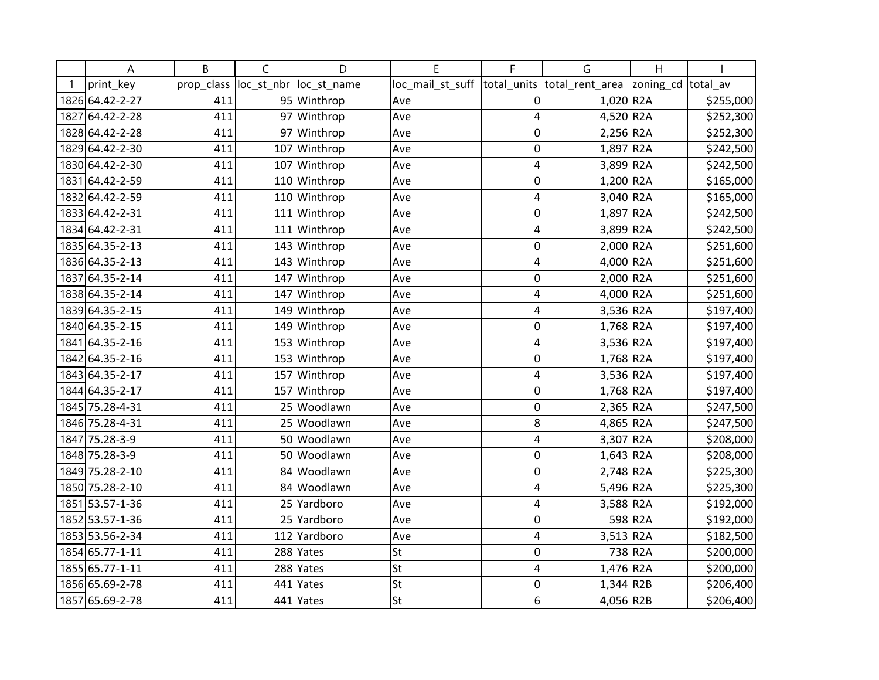| | A | B | C | D | E | F | G | H | I |
|---|---|---|---|---|---|---|---|---|---|
| 1 | print_key | prop_class | loc_st_nbr | loc_st_name | loc_mail_st_suff | total_units | total_rent_area | zoning_cd | total_av |
| 1826 | 64.42-2-27 | 411 | 95 | Winthrop | Ave | 0 | 1,020 | R2A | $255,000 |
| 1827 | 64.42-2-28 | 411 | 97 | Winthrop | Ave | 4 | 4,520 | R2A | $252,300 |
| 1828 | 64.42-2-28 | 411 | 97 | Winthrop | Ave | 0 | 2,256 | R2A | $252,300 |
| 1829 | 64.42-2-30 | 411 | 107 | Winthrop | Ave | 0 | 1,897 | R2A | $242,500 |
| 1830 | 64.42-2-30 | 411 | 107 | Winthrop | Ave | 4 | 3,899 | R2A | $242,500 |
| 1831 | 64.42-2-59 | 411 | 110 | Winthrop | Ave | 0 | 1,200 | R2A | $165,000 |
| 1832 | 64.42-2-59 | 411 | 110 | Winthrop | Ave | 4 | 3,040 | R2A | $165,000 |
| 1833 | 64.42-2-31 | 411 | 111 | Winthrop | Ave | 0 | 1,897 | R2A | $242,500 |
| 1834 | 64.42-2-31 | 411 | 111 | Winthrop | Ave | 4 | 3,899 | R2A | $242,500 |
| 1835 | 64.35-2-13 | 411 | 143 | Winthrop | Ave | 0 | 2,000 | R2A | $251,600 |
| 1836 | 64.35-2-13 | 411 | 143 | Winthrop | Ave | 4 | 4,000 | R2A | $251,600 |
| 1837 | 64.35-2-14 | 411 | 147 | Winthrop | Ave | 0 | 2,000 | R2A | $251,600 |
| 1838 | 64.35-2-14 | 411 | 147 | Winthrop | Ave | 4 | 4,000 | R2A | $251,600 |
| 1839 | 64.35-2-15 | 411 | 149 | Winthrop | Ave | 4 | 3,536 | R2A | $197,400 |
| 1840 | 64.35-2-15 | 411 | 149 | Winthrop | Ave | 0 | 1,768 | R2A | $197,400 |
| 1841 | 64.35-2-16 | 411 | 153 | Winthrop | Ave | 4 | 3,536 | R2A | $197,400 |
| 1842 | 64.35-2-16 | 411 | 153 | Winthrop | Ave | 0 | 1,768 | R2A | $197,400 |
| 1843 | 64.35-2-17 | 411 | 157 | Winthrop | Ave | 4 | 3,536 | R2A | $197,400 |
| 1844 | 64.35-2-17 | 411 | 157 | Winthrop | Ave | 0 | 1,768 | R2A | $197,400 |
| 1845 | 75.28-4-31 | 411 | 25 | Woodlawn | Ave | 0 | 2,365 | R2A | $247,500 |
| 1846 | 75.28-4-31 | 411 | 25 | Woodlawn | Ave | 8 | 4,865 | R2A | $247,500 |
| 1847 | 75.28-3-9 | 411 | 50 | Woodlawn | Ave | 4 | 3,307 | R2A | $208,000 |
| 1848 | 75.28-3-9 | 411 | 50 | Woodlawn | Ave | 0 | 1,643 | R2A | $208,000 |
| 1849 | 75.28-2-10 | 411 | 84 | Woodlawn | Ave | 0 | 2,748 | R2A | $225,300 |
| 1850 | 75.28-2-10 | 411 | 84 | Woodlawn | Ave | 4 | 5,496 | R2A | $225,300 |
| 1851 | 53.57-1-36 | 411 | 25 | Yardboro | Ave | 4 | 3,588 | R2A | $192,000 |
| 1852 | 53.57-1-36 | 411 | 25 | Yardboro | Ave | 0 | 598 | R2A | $192,000 |
| 1853 | 53.56-2-34 | 411 | 112 | Yardboro | Ave | 4 | 3,513 | R2A | $182,500 |
| 1854 | 65.77-1-11 | 411 | 288 | Yates | St | 0 | 738 | R2A | $200,000 |
| 1855 | 65.77-1-11 | 411 | 288 | Yates | St | 4 | 1,476 | R2A | $200,000 |
| 1856 | 65.69-2-78 | 411 | 441 | Yates | St | 0 | 1,344 | R2B | $206,400 |
| 1857 | 65.69-2-78 | 411 | 441 | Yates | St | 6 | 4,056 | R2B | $206,400 |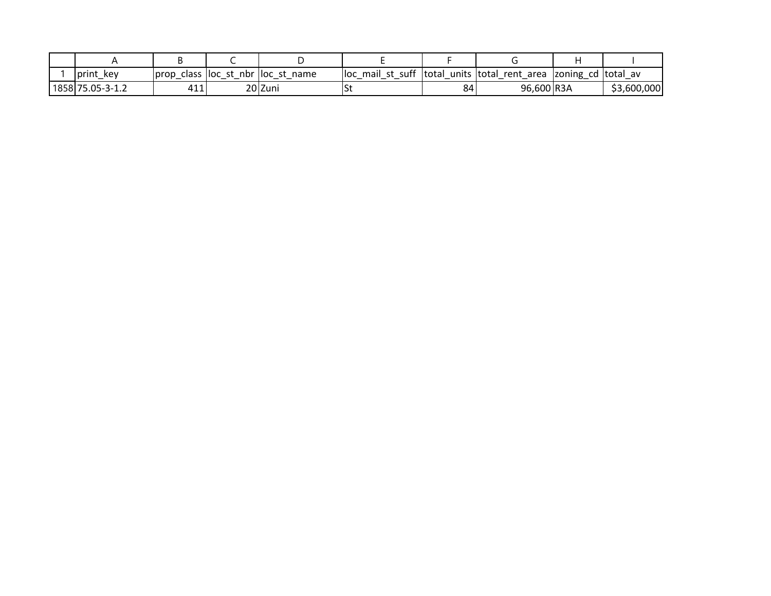| | A | B | C | D | E | F | G | H | I |
|---|---|---|---|---|---|---|---|---|---|
| 1 | print_key | prop_class | loc_st_nbr | loc_st_name | loc_mail_st_suff | total_units | total_rent_area | zoning_cd | total_av |
| 1858 | 75.05-3-1.2 | 411 | 20 | Zuni | St | 84 | 96,600 | R3A | $3,600,000 |